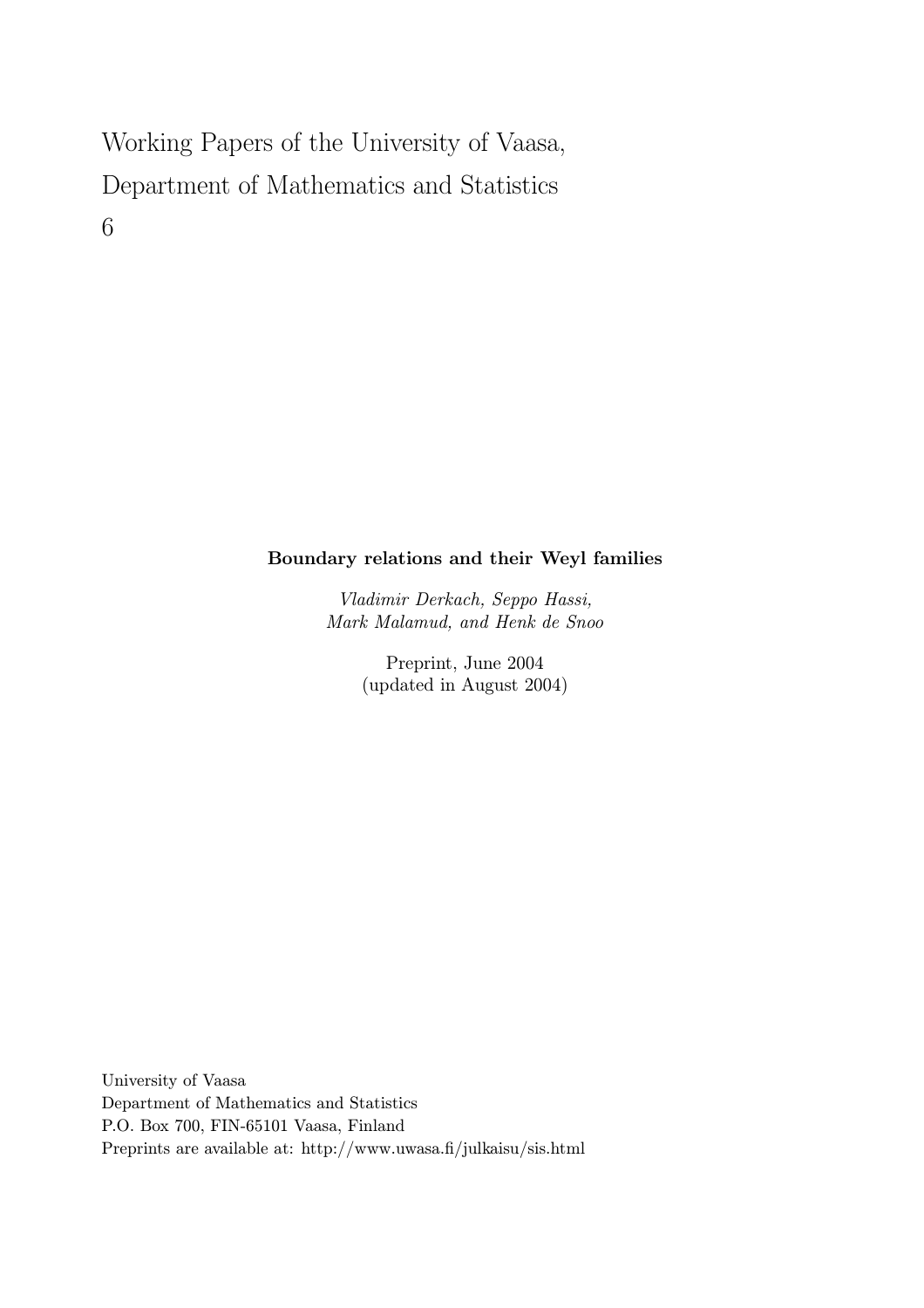Working Papers of the University of Vaasa,
Department of Mathematics and Statistics
6

**Boundary relations and their Weyl families**

*Vladimir Derkach, Seppo Hassi,*
*Mark Malamud, and Henk de Snoo*

Preprint, June 2004
(updated in August 2004)

University of Vaasa
Department of Mathematics and Statistics
P.O. Box 700, FIN-65101 Vaasa, Finland
Preprints are available at: http://www.uwasa.fi/julkaisu/sis.html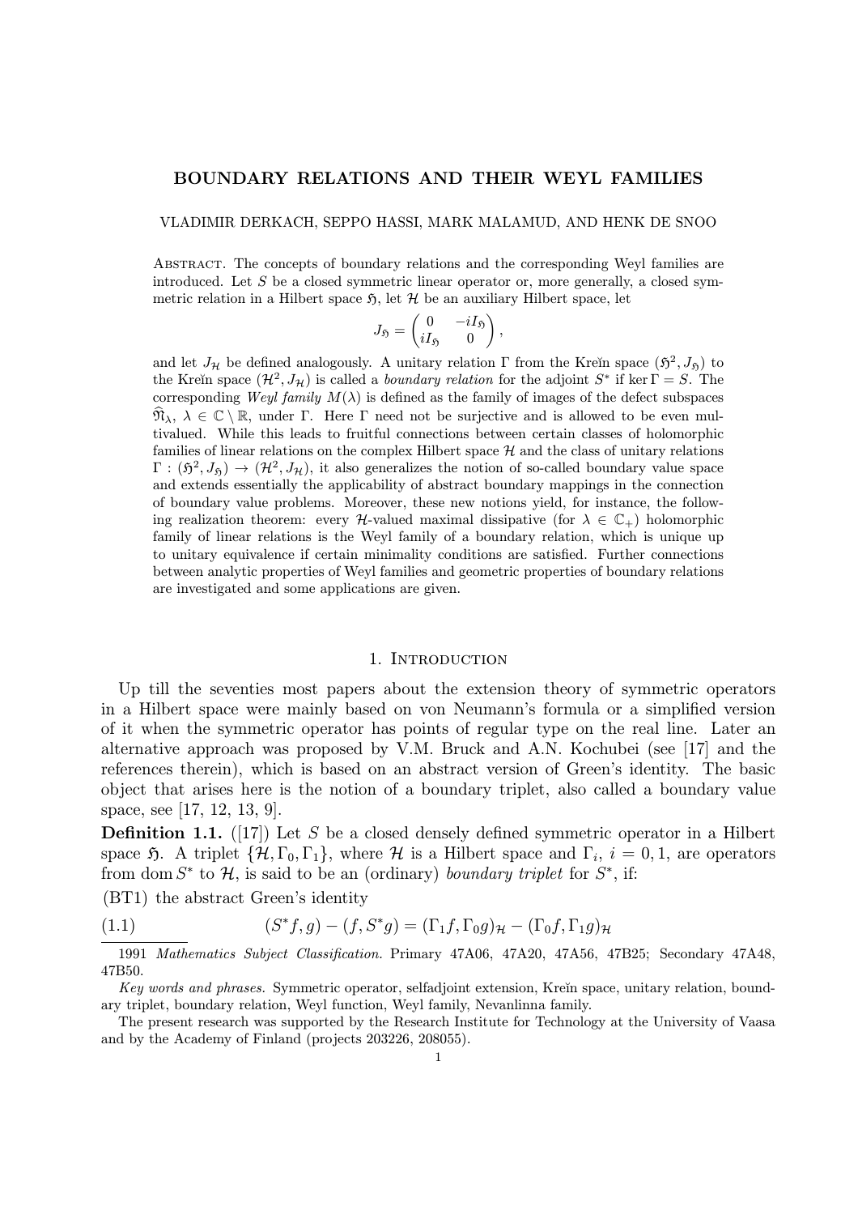# BOUNDARY RELATIONS AND THEIR WEYL FAMILIES

VLADIMIR DERKACH, SEPPO HASSI, MARK MALAMUD, AND HENK DE SNOO

Abstract. The concepts of boundary relations and the corresponding Weyl families are introduced. Let $S$ be a closed symmetric linear operator or, more generally, a closed symmetric relation in a Hilbert space $\mathfrak{H}$, let $\mathcal{H}$ be an auxiliary Hilbert space, let

$$J_{\mathfrak{H}} = \begin{pmatrix} 0 & -iI_{\mathfrak{H}} \\ iI_{\mathfrak{H}} & 0 \end{pmatrix},$$

and let $J_{\mathcal{H}}$ be defined analogously. A unitary relation $\Gamma$ from the Kreĭn space $(\mathfrak{H}^2, J_{\mathfrak{H}})$ to the Kreĭn space $(\mathcal{H}^2, J_{\mathcal{H}})$ is called a *boundary relation* for the adjoint $S^*$ if $\ker \Gamma = S$. The corresponding *Weyl family* $M(\lambda)$ is defined as the family of images of the defect subspaces $\widehat{\mathfrak{N}}_\lambda$, $\lambda \in \mathbb{C} \setminus \mathbb{R}$, under $\Gamma$. Here $\Gamma$ need not be surjective and is allowed to be even multivalued. While this leads to fruitful connections between certain classes of holomorphic families of linear relations on the complex Hilbert space $\mathcal{H}$ and the class of unitary relations $\Gamma : (\mathfrak{H}^2, J_{\mathfrak{H}}) \to (\mathcal{H}^2, J_{\mathcal{H}})$, it also generalizes the notion of so-called boundary value space and extends essentially the applicability of abstract boundary mappings in the connection of boundary value problems. Moreover, these new notions yield, for instance, the following realization theorem: every $\mathcal{H}$-valued maximal dissipative (for $\lambda \in \mathbb{C}_+$) holomorphic family of linear relations is the Weyl family of a boundary relation, which is unique up to unitary equivalence if certain minimality conditions are satisfied. Further connections between analytic properties of Weyl families and geometric properties of boundary relations are investigated and some applications are given.

## 1. Introduction

Up till the seventies most papers about the extension theory of symmetric operators in a Hilbert space were mainly based on von Neumann's formula or a simplified version of it when the symmetric operator has points of regular type on the real line. Later an alternative approach was proposed by V.M. Bruck and A.N. Kochubei (see [17] and the references therein), which is based on an abstract version of Green's identity. The basic object that arises here is the notion of a boundary triplet, also called a boundary value space, see [17, 12, 13, 9].

**Definition 1.1.** ([17]) Let $S$ be a closed densely defined symmetric operator in a Hilbert space $\mathfrak{H}$. A triplet $\{\mathcal{H}, \Gamma_0, \Gamma_1\}$, where $\mathcal{H}$ is a Hilbert space and $\Gamma_i$, $i = 0, 1$, are operators from $\operatorname{dom} S^*$ to $\mathcal{H}$, is said to be an (ordinary) *boundary triplet* for $S^*$, if:

(BT1) the abstract Green's identity

$$(S^* f, g) - (f, S^* g) = (\Gamma_1 f, \Gamma_0 g)_{\mathcal{H}} - (\Gamma_0 f, \Gamma_1 g)_{\mathcal{H}} \tag{1.1}$$

---

1991 *Mathematics Subject Classification.* Primary 47A06, 47A20, 47A56, 47B25; Secondary 47A48, 47B50.

*Key words and phrases.* Symmetric operator, selfadjoint extension, Kreĭn space, unitary relation, boundary triplet, boundary relation, Weyl function, Weyl family, Nevanlinna family.

The present research was supported by the Research Institute for Technology at the University of Vaasa and by the Academy of Finland (projects 203226, 208055).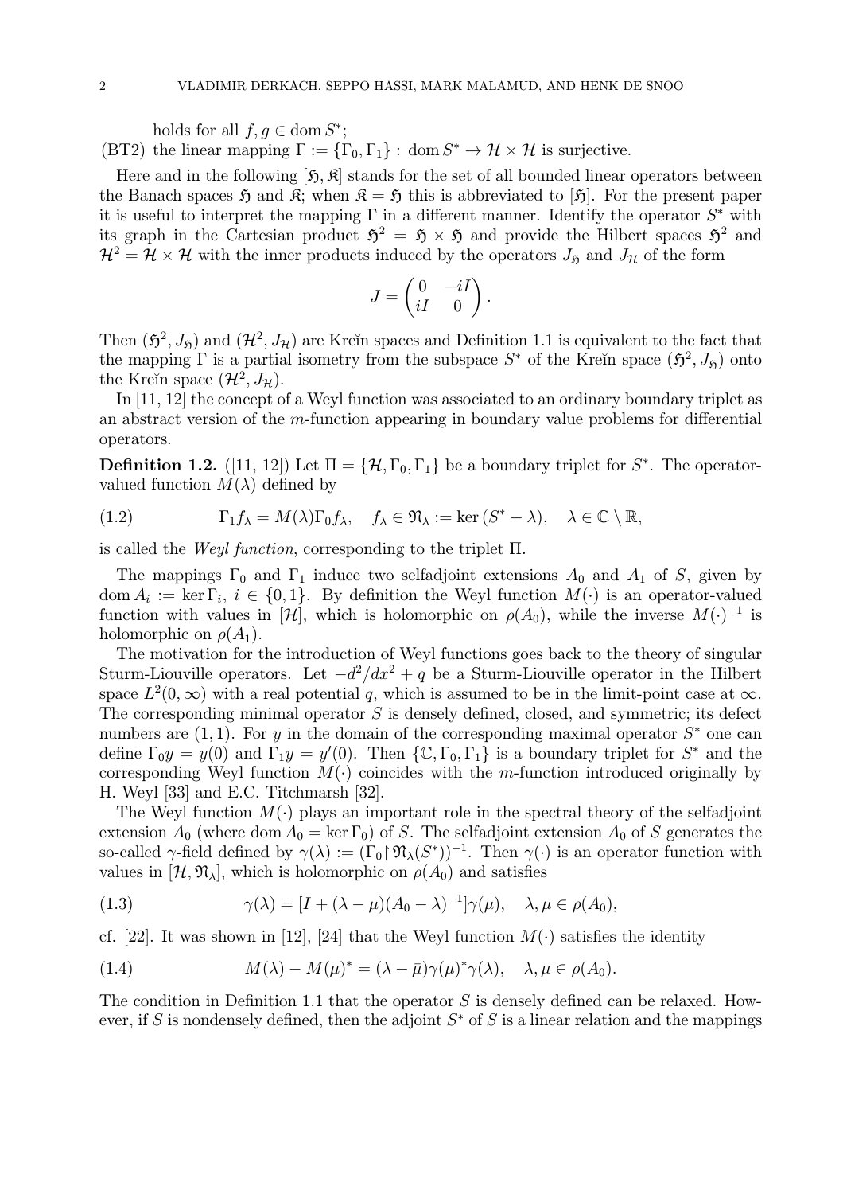holds for all $f, g \in \operatorname{dom} S^*$;

(BT2) the linear mapping $\Gamma := \{\Gamma_0, \Gamma_1\} : \operatorname{dom} S^* \to \mathcal{H} \times \mathcal{H}$ is surjective.

Here and in the following $[\mathfrak{H}, \mathfrak{K}]$ stands for the set of all bounded linear operators between the Banach spaces $\mathfrak{H}$ and $\mathfrak{K}$; when $\mathfrak{K} = \mathfrak{H}$ this is abbreviated to $[\mathfrak{H}]$. For the present paper it is useful to interpret the mapping $\Gamma$ in a different manner. Identify the operator $S^*$ with its graph in the Cartesian product $\mathfrak{H}^2 = \mathfrak{H} \times \mathfrak{H}$ and provide the Hilbert spaces $\mathfrak{H}^2$ and $\mathcal{H}^2 = \mathcal{H} \times \mathcal{H}$ with the inner products induced by the operators $J_{\mathfrak{H}}$ and $J_{\mathcal{H}}$ of the form

$$J = \begin{pmatrix} 0 & -iI \\ iI & 0 \end{pmatrix}.$$

Then $(\mathfrak{H}^2, J_{\mathfrak{H}})$ and $(\mathcal{H}^2, J_{\mathcal{H}})$ are Kreĭn spaces and Definition 1.1 is equivalent to the fact that the mapping $\Gamma$ is a partial isometry from the subspace $S^*$ of the Kreĭn space $(\mathfrak{H}^2, J_{\mathfrak{H}})$ onto the Kreĭn space $(\mathcal{H}^2, J_{\mathcal{H}})$.

In [11, 12] the concept of a Weyl function was associated to an ordinary boundary triplet as an abstract version of the $m$-function appearing in boundary value problems for differential operators.

**Definition 1.2.** ([11, 12]) Let $\Pi = \{\mathcal{H}, \Gamma_0, \Gamma_1\}$ be a boundary triplet for $S^*$. The operator-valued function $M(\lambda)$ defined by

$$\Gamma_1 f_\lambda = M(\lambda)\Gamma_0 f_\lambda, \quad f_\lambda \in \mathfrak{N}_\lambda := \ker(S^* - \lambda), \quad \lambda \in \mathbb{C} \setminus \mathbb{R}, \tag{1.2}$$

is called the *Weyl function*, corresponding to the triplet $\Pi$.

The mappings $\Gamma_0$ and $\Gamma_1$ induce two selfadjoint extensions $A_0$ and $A_1$ of $S$, given by $\operatorname{dom} A_i := \ker \Gamma_i$, $i \in \{0, 1\}$. By definition the Weyl function $M(\cdot)$ is an operator-valued function with values in $[\mathcal{H}]$, which is holomorphic on $\rho(A_0)$, while the inverse $M(\cdot)^{-1}$ is holomorphic on $\rho(A_1)$.

The motivation for the introduction of Weyl functions goes back to the theory of singular Sturm-Liouville operators. Let $-d^2/dx^2 + q$ be a Sturm-Liouville operator in the Hilbert space $L^2(0, \infty)$ with a real potential $q$, which is assumed to be in the limit-point case at $\infty$. The corresponding minimal operator $S$ is densely defined, closed, and symmetric; its defect numbers are $(1, 1)$. For $y$ in the domain of the corresponding maximal operator $S^*$ one can define $\Gamma_0 y = y(0)$ and $\Gamma_1 y = y'(0)$. Then $\{\mathbb{C}, \Gamma_0, \Gamma_1\}$ is a boundary triplet for $S^*$ and the corresponding Weyl function $M(\cdot)$ coincides with the $m$-function introduced originally by H. Weyl [33] and E.C. Titchmarsh [32].

The Weyl function $M(\cdot)$ plays an important role in the spectral theory of the selfadjoint extension $A_0$ (where $\operatorname{dom} A_0 = \ker \Gamma_0$) of $S$. The selfadjoint extension $A_0$ of $S$ generates the so-called $\gamma$-field defined by $\gamma(\lambda) := (\Gamma_0 \restriction \mathfrak{N}_\lambda(S^*))^{-1}$. Then $\gamma(\cdot)$ is an operator function with values in $[\mathcal{H}, \mathfrak{N}_\lambda]$, which is holomorphic on $\rho(A_0)$ and satisfies

$$\gamma(\lambda) = [I + (\lambda - \mu)(A_0 - \lambda)^{-1}]\gamma(\mu), \quad \lambda, \mu \in \rho(A_0), \tag{1.3}$$

cf. [22]. It was shown in [12], [24] that the Weyl function $M(\cdot)$ satisfies the identity

$$M(\lambda) - M(\mu)^* = (\lambda - \bar{\mu})\gamma(\mu)^*\gamma(\lambda), \quad \lambda, \mu \in \rho(A_0). \tag{1.4}$$

The condition in Definition 1.1 that the operator $S$ is densely defined can be relaxed. However, if $S$ is nondensely defined, then the adjoint $S^*$ of $S$ is a linear relation and the mappings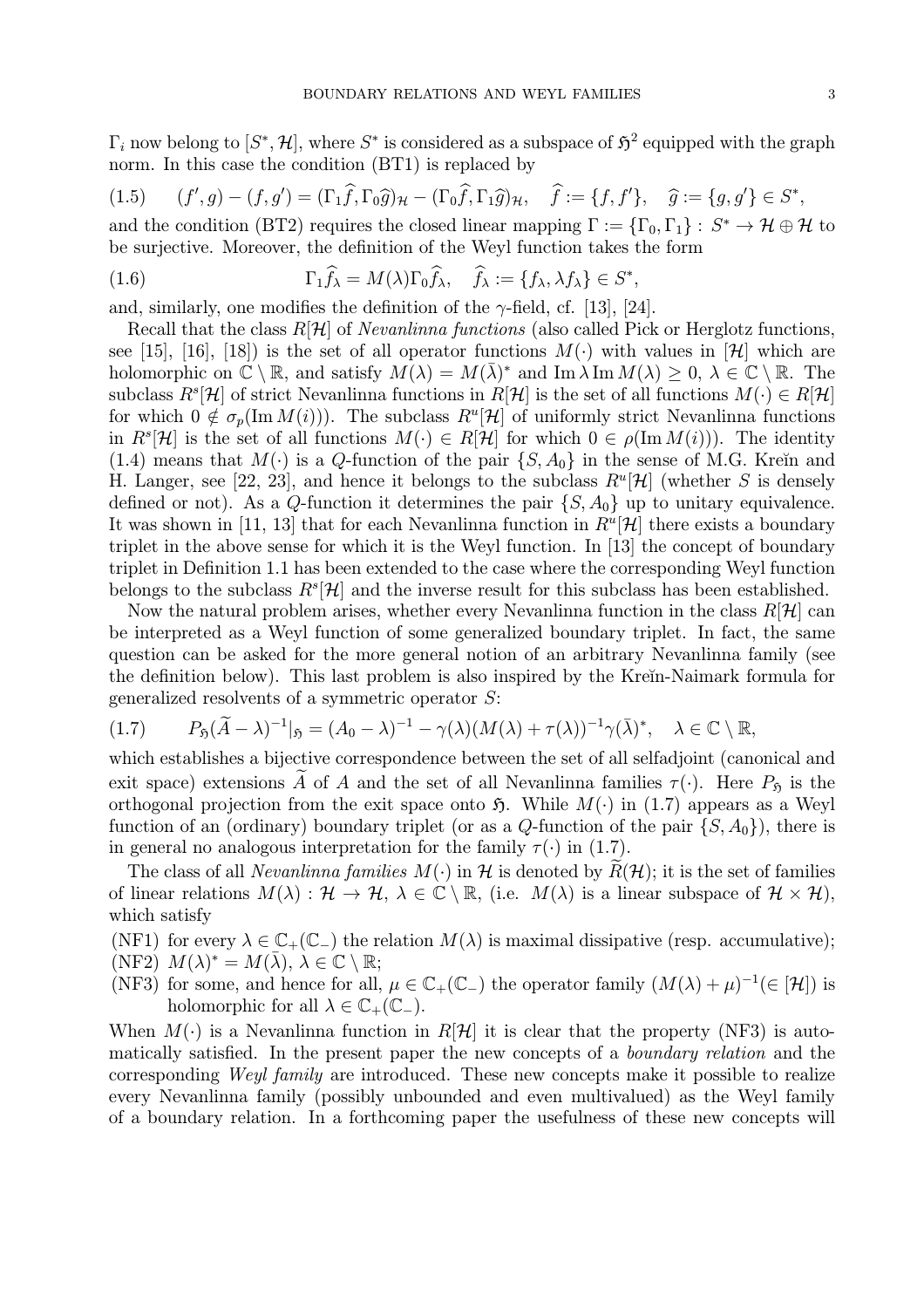$\Gamma_i$ now belong to $[S^*, \mathcal{H}]$, where $S^*$ is considered as a subspace of $\mathfrak{H}^2$ equipped with the graph norm. In this case the condition (BT1) is replaced by

$$(1.5)\qquad (f', g) - (f, g') = (\Gamma_1 \widehat{f}, \Gamma_0 \widehat{g})_{\mathcal{H}} - (\Gamma_0 \widehat{f}, \Gamma_1 \widehat{g})_{\mathcal{H}}, \quad \widehat{f} := \{f, f'\}, \quad \widehat{g} := \{g, g'\} \in S^*,$$

and the condition (BT2) requires the closed linear mapping $\Gamma := \{\Gamma_0, \Gamma_1\} : S^* \to \mathcal{H} \oplus \mathcal{H}$ to be surjective. Moreover, the definition of the Weyl function takes the form

$$(1.6)\qquad \Gamma_1 \widehat{f}_\lambda = M(\lambda) \Gamma_0 \widehat{f}_\lambda, \quad \widehat{f}_\lambda := \{f_\lambda, \lambda f_\lambda\} \in S^*,$$

and, similarly, one modifies the definition of the $\gamma$-field, cf. [13], [24].

Recall that the class $R[\mathcal{H}]$ of *Nevanlinna functions* (also called Pick or Herglotz functions, see [15], [16], [18]) is the set of all operator functions $M(\cdot)$ with values in $[\mathcal{H}]$ which are holomorphic on $\mathbb{C} \setminus \mathbb{R}$, and satisfy $M(\lambda) = M(\bar{\lambda})^*$ and $\operatorname{Im} \lambda \operatorname{Im} M(\lambda) \geq 0$, $\lambda \in \mathbb{C} \setminus \mathbb{R}$. The subclass $R^s[\mathcal{H}]$ of strict Nevanlinna functions in $R[\mathcal{H}]$ is the set of all functions $M(\cdot) \in R[\mathcal{H}]$ for which $0 \notin \sigma_p(\operatorname{Im} M(i))$). The subclass $R^u[\mathcal{H}]$ of uniformly strict Nevanlinna functions in $R^s[\mathcal{H}]$ is the set of all functions $M(\cdot) \in R[\mathcal{H}]$ for which $0 \in \rho(\operatorname{Im} M(i))$). The identity (1.4) means that $M(\cdot)$ is a $Q$-function of the pair $\{S, A_0\}$ in the sense of M.G. Kreĭn and H. Langer, see [22, 23], and hence it belongs to the subclass $R^u[\mathcal{H}]$ (whether $S$ is densely defined or not). As a $Q$-function it determines the pair $\{S, A_0\}$ up to unitary equivalence. It was shown in [11, 13] that for each Nevanlinna function in $R^u[\mathcal{H}]$ there exists a boundary triplet in the above sense for which it is the Weyl function. In [13] the concept of boundary triplet in Definition 1.1 has been extended to the case where the corresponding Weyl function belongs to the subclass $R^s[\mathcal{H}]$ and the inverse result for this subclass has been established.

Now the natural problem arises, whether every Nevanlinna function in the class $R[\mathcal{H}]$ can be interpreted as a Weyl function of some generalized boundary triplet. In fact, the same question can be asked for the more general notion of an arbitrary Nevanlinna family (see the definition below). This last problem is also inspired by the Kreĭn-Naimark formula for generalized resolvents of a symmetric operator $S$:

$$(1.7)\qquad P_{\mathfrak{H}}(\widetilde{A} - \lambda)^{-1}|_{\mathfrak{H}} = (A_0 - \lambda)^{-1} - \gamma(\lambda)(M(\lambda) + \tau(\lambda))^{-1}\gamma(\bar{\lambda})^*, \quad \lambda \in \mathbb{C} \setminus \mathbb{R},$$

which establishes a bijective correspondence between the set of all selfadjoint (canonical and exit space) extensions $\widetilde{A}$ of $A$ and the set of all Nevanlinna families $\tau(\cdot)$. Here $P_{\mathfrak{H}}$ is the orthogonal projection from the exit space onto $\mathfrak{H}$. While $M(\cdot)$ in (1.7) appears as a Weyl function of an (ordinary) boundary triplet (or as a $Q$-function of the pair $\{S, A_0\}$), there is in general no analogous interpretation for the family $\tau(\cdot)$ in (1.7).

The class of all *Nevanlinna families* $M(\cdot)$ in $\mathcal{H}$ is denoted by $\widetilde{R}(\mathcal{H})$; it is the set of families of linear relations $M(\lambda) : \mathcal{H} \to \mathcal{H}$, $\lambda \in \mathbb{C} \setminus \mathbb{R}$, (i.e. $M(\lambda)$ is a linear subspace of $\mathcal{H} \times \mathcal{H}$), which satisfy

- (NF1) for every $\lambda \in \mathbb{C}_+(\mathbb{C}_-)$ the relation $M(\lambda)$ is maximal dissipative (resp. accumulative);
- (NF2) $M(\lambda)^* = M(\bar{\lambda})$, $\lambda \in \mathbb{C} \setminus \mathbb{R}$;
- (NF3) for some, and hence for all, $\mu \in \mathbb{C}_+(\mathbb{C}_-)$ the operator family $(M(\lambda) + \mu)^{-1} (\in [\mathcal{H}])$ is holomorphic for all $\lambda \in \mathbb{C}_+(\mathbb{C}_-)$.

When $M(\cdot)$ is a Nevanlinna function in $R[\mathcal{H}]$ it is clear that the property (NF3) is automatically satisfied. In the present paper the new concepts of a *boundary relation* and the corresponding *Weyl family* are introduced. These new concepts make it possible to realize every Nevanlinna family (possibly unbounded and even multivalued) as the Weyl family of a boundary relation. In a forthcoming paper the usefulness of these new concepts will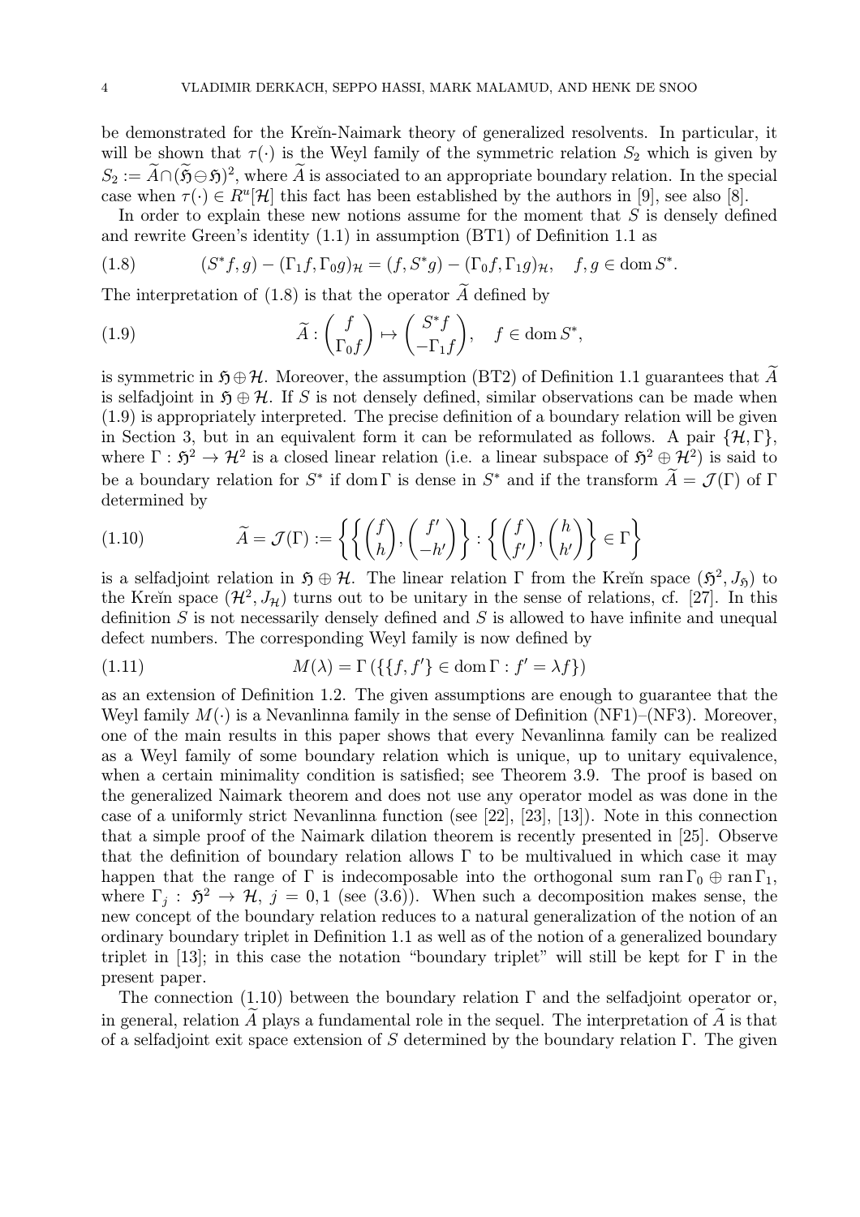be demonstrated for the Kreĭn-Naimark theory of generalized resolvents. In particular, it will be shown that $\tau(\cdot)$ is the Weyl family of the symmetric relation $S_2$ which is given by $S_2 := \widetilde{A} \cap (\widetilde{\mathfrak{H}} \ominus \mathfrak{H})^2$, where $\widetilde{A}$ is associated to an appropriate boundary relation. In the special case when $\tau(\cdot) \in R^u[\mathcal{H}]$ this fact has been established by the authors in [9], see also [8].

In order to explain these new notions assume for the moment that $S$ is densely defined and rewrite Green's identity (1.1) in assumption (BT1) of Definition 1.1 as

$$(S^*f, g) - (\Gamma_1 f, \Gamma_0 g)_{\mathcal{H}} = (f, S^*g) - (\Gamma_0 f, \Gamma_1 g)_{\mathcal{H}}, \quad f, g \in \operatorname{dom} S^*. \tag{1.8}$$

The interpretation of (1.8) is that the operator $\widetilde{A}$ defined by

$$\widetilde{A} : \begin{pmatrix} f \\ \Gamma_0 f \end{pmatrix} \mapsto \begin{pmatrix} S^* f \\ -\Gamma_1 f \end{pmatrix}, \quad f \in \operatorname{dom} S^*, \tag{1.9}$$

is symmetric in $\mathfrak{H} \oplus \mathcal{H}$. Moreover, the assumption (BT2) of Definition 1.1 guarantees that $\widetilde{A}$ is selfadjoint in $\mathfrak{H} \oplus \mathcal{H}$. If $S$ is not densely defined, similar observations can be made when (1.9) is appropriately interpreted. The precise definition of a boundary relation will be given in Section 3, but in an equivalent form it can be reformulated as follows. A pair $\{\mathcal{H}, \Gamma\}$, where $\Gamma : \mathfrak{H}^2 \to \mathcal{H}^2$ is a closed linear relation (i.e. a linear subspace of $\mathfrak{H}^2 \oplus \mathcal{H}^2$) is said to be a boundary relation for $S^*$ if $\operatorname{dom} \Gamma$ is dense in $S^*$ and if the transform $\widetilde{A} = \mathcal{J}(\Gamma)$ of $\Gamma$ determined by

$$\widetilde{A} = \mathcal{J}(\Gamma) := \left\{ \left\{ \begin{pmatrix} f \\ h \end{pmatrix}, \begin{pmatrix} f' \\ -h' \end{pmatrix} \right\} : \left\{ \begin{pmatrix} f \\ f' \end{pmatrix}, \begin{pmatrix} h \\ h' \end{pmatrix} \right\} \in \Gamma \right\} \tag{1.10}$$

is a selfadjoint relation in $\mathfrak{H} \oplus \mathcal{H}$. The linear relation $\Gamma$ from the Kreĭn space $(\mathfrak{H}^2, J_{\mathfrak{H}})$ to the Kreĭn space $(\mathcal{H}^2, J_{\mathcal{H}})$ turns out to be unitary in the sense of relations, cf. [27]. In this definition $S$ is not necessarily densely defined and $S$ is allowed to have infinite and unequal defect numbers. The corresponding Weyl family is now defined by

$$M(\lambda) = \Gamma\left(\{\{f, f'\} \in \operatorname{dom} \Gamma : f' = \lambda f\}\right) \tag{1.11}$$

as an extension of Definition 1.2. The given assumptions are enough to guarantee that the Weyl family $M(\cdot)$ is a Nevanlinna family in the sense of Definition (NF1)–(NF3). Moreover, one of the main results in this paper shows that every Nevanlinna family can be realized as a Weyl family of some boundary relation which is unique, up to unitary equivalence, when a certain minimality condition is satisfied; see Theorem 3.9. The proof is based on the generalized Naimark theorem and does not use any operator model as was done in the case of a uniformly strict Nevanlinna function (see [22], [23], [13]). Note in this connection that a simple proof of the Naimark dilation theorem is recently presented in [25]. Observe that the definition of boundary relation allows $\Gamma$ to be multivalued in which case it may happen that the range of $\Gamma$ is indecomposable into the orthogonal sum $\operatorname{ran} \Gamma_0 \oplus \operatorname{ran} \Gamma_1$, where $\Gamma_j : \mathfrak{H}^2 \to \mathcal{H}$, $j = 0, 1$ (see (3.6)). When such a decomposition makes sense, the new concept of the boundary relation reduces to a natural generalization of the notion of an ordinary boundary triplet in Definition 1.1 as well as of the notion of a generalized boundary triplet in [13]; in this case the notation "boundary triplet" will still be kept for $\Gamma$ in the present paper.

The connection (1.10) between the boundary relation $\Gamma$ and the selfadjoint operator or, in general, relation $\widetilde{A}$ plays a fundamental role in the sequel. The interpretation of $\widetilde{A}$ is that of a selfadjoint exit space extension of $S$ determined by the boundary relation $\Gamma$. The given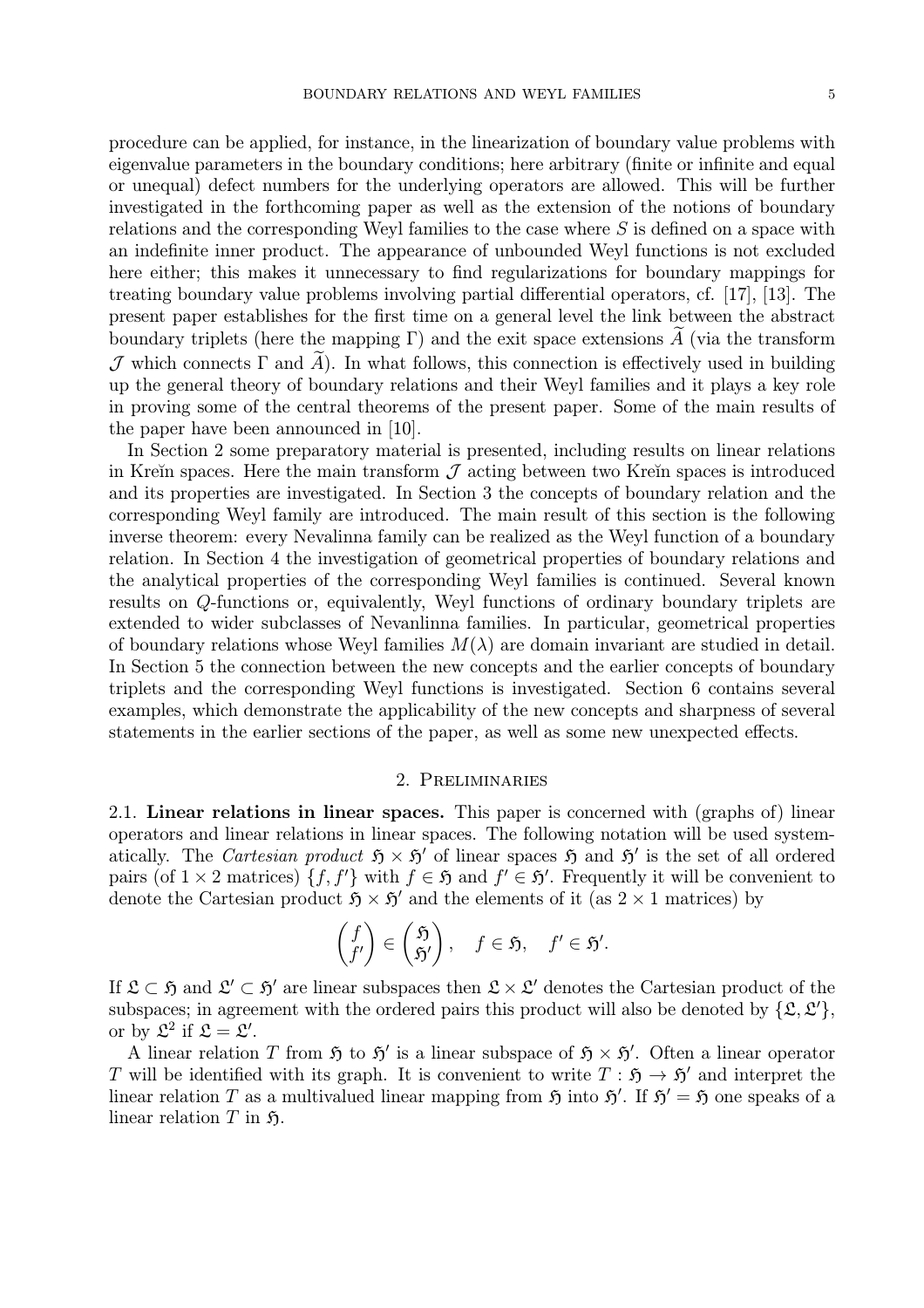procedure can be applied, for instance, in the linearization of boundary value problems with eigenvalue parameters in the boundary conditions; here arbitrary (finite or infinite and equal or unequal) defect numbers for the underlying operators are allowed. This will be further investigated in the forthcoming paper as well as the extension of the notions of boundary relations and the corresponding Weyl families to the case where $S$ is defined on a space with an indefinite inner product. The appearance of unbounded Weyl functions is not excluded here either; this makes it unnecessary to find regularizations for boundary mappings for treating boundary value problems involving partial differential operators, cf. [17], [13]. The present paper establishes for the first time on a general level the link between the abstract boundary triplets (here the mapping $\Gamma$) and the exit space extensions $\widetilde{A}$ (via the transform $\mathcal{J}$ which connects $\Gamma$ and $\widetilde{A}$). In what follows, this connection is effectively used in building up the general theory of boundary relations and their Weyl families and it plays a key role in proving some of the central theorems of the present paper. Some of the main results of the paper have been announced in [10].

In Section 2 some preparatory material is presented, including results on linear relations in Kreĭn spaces. Here the main transform $\mathcal{J}$ acting between two Kreĭn spaces is introduced and its properties are investigated. In Section 3 the concepts of boundary relation and the corresponding Weyl family are introduced. The main result of this section is the following inverse theorem: every Nevalinna family can be realized as the Weyl function of a boundary relation. In Section 4 the investigation of geometrical properties of boundary relations and the analytical properties of the corresponding Weyl families is continued. Several known results on $Q$-functions or, equivalently, Weyl functions of ordinary boundary triplets are extended to wider subclasses of Nevanlinna families. In particular, geometrical properties of boundary relations whose Weyl families $M(\lambda)$ are domain invariant are studied in detail. In Section 5 the connection between the new concepts and the earlier concepts of boundary triplets and the corresponding Weyl functions is investigated. Section 6 contains several examples, which demonstrate the applicability of the new concepts and sharpness of several statements in the earlier sections of the paper, as well as some new unexpected effects.

## 2. Preliminaries

2.1. **Linear relations in linear spaces.** This paper is concerned with (graphs of) linear operators and linear relations in linear spaces. The following notation will be used systematically. The *Cartesian product* $\mathfrak{H} \times \mathfrak{H}'$ of linear spaces $\mathfrak{H}$ and $\mathfrak{H}'$ is the set of all ordered pairs (of $1 \times 2$ matrices) $\{f, f'\}$ with $f \in \mathfrak{H}$ and $f' \in \mathfrak{H}'$. Frequently it will be convenient to denote the Cartesian product $\mathfrak{H} \times \mathfrak{H}'$ and the elements of it (as $2 \times 1$ matrices) by

$$\begin{pmatrix} f \\ f' \end{pmatrix} \in \begin{pmatrix} \mathfrak{H} \\ \mathfrak{H}' \end{pmatrix}, \quad f \in \mathfrak{H}, \quad f' \in \mathfrak{H}'.$$

If $\mathfrak{L} \subset \mathfrak{H}$ and $\mathfrak{L}' \subset \mathfrak{H}'$ are linear subspaces then $\mathfrak{L} \times \mathfrak{L}'$ denotes the Cartesian product of the subspaces; in agreement with the ordered pairs this product will also be denoted by $\{\mathfrak{L}, \mathfrak{L}'\}$, or by $\mathfrak{L}^2$ if $\mathfrak{L} = \mathfrak{L}'$.

A linear relation $T$ from $\mathfrak{H}$ to $\mathfrak{H}'$ is a linear subspace of $\mathfrak{H} \times \mathfrak{H}'$. Often a linear operator $T$ will be identified with its graph. It is convenient to write $T : \mathfrak{H} \to \mathfrak{H}'$ and interpret the linear relation $T$ as a multivalued linear mapping from $\mathfrak{H}$ into $\mathfrak{H}'$. If $\mathfrak{H}' = \mathfrak{H}$ one speaks of a linear relation $T$ in $\mathfrak{H}$.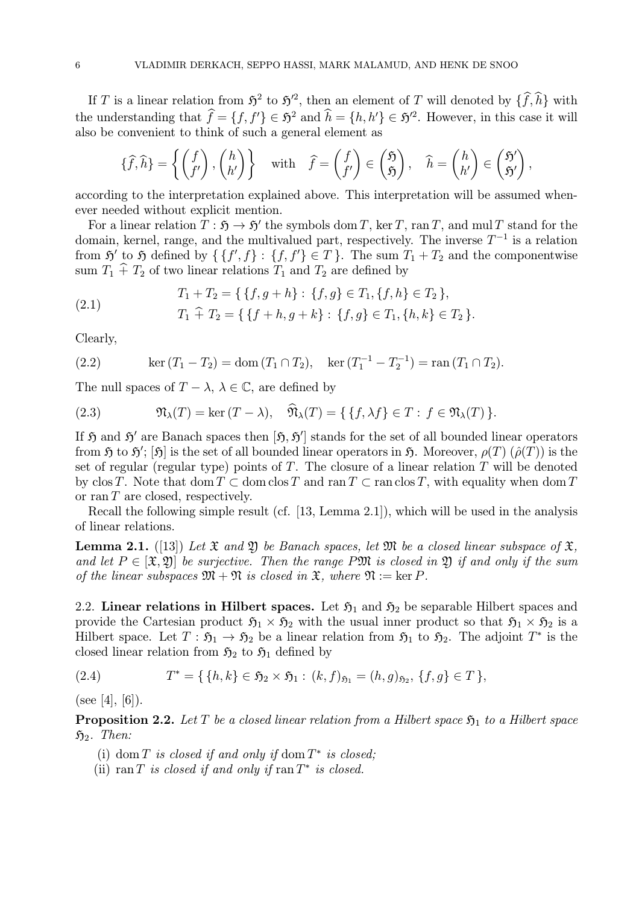If $T$ is a linear relation from $\mathfrak{H}^2$ to $\mathfrak{H}'^2$, then an element of $T$ will denoted by $\{\widehat{f}, \widehat{h}\}$ with the understanding that $\widehat{f} = \{f, f'\} \in \mathfrak{H}^2$ and $\widehat{h} = \{h, h'\} \in \mathfrak{H}'^2$. However, in this case it will also be convenient to think of such a general element as

$$\{\widehat{f}, \widehat{h}\} = \left\{ \begin{pmatrix} f \\ f' \end{pmatrix}, \begin{pmatrix} h \\ h' \end{pmatrix} \right\} \quad \text{with} \quad \widehat{f} = \begin{pmatrix} f \\ f' \end{pmatrix} \in \begin{pmatrix} \mathfrak{H} \\ \mathfrak{H} \end{pmatrix}, \quad \widehat{h} = \begin{pmatrix} h \\ h' \end{pmatrix} \in \begin{pmatrix} \mathfrak{H}' \\ \mathfrak{H}' \end{pmatrix},$$

according to the interpretation explained above. This interpretation will be assumed whenever needed without explicit mention.

For a linear relation $T : \mathfrak{H} \to \mathfrak{H}'$ the symbols $\operatorname{dom} T$, $\ker T$, $\operatorname{ran} T$, and $\operatorname{mul} T$ stand for the domain, kernel, range, and the multivalued part, respectively. The inverse $T^{-1}$ is a relation from $\mathfrak{H}'$ to $\mathfrak{H}$ defined by $\{ \{f', f\} : \{f, f'\} \in T \}$. The sum $T_1 + T_2$ and the componentwise sum $T_1 \mathbin{\widehat{+}} T_2$ of two linear relations $T_1$ and $T_2$ are defined by

$$\begin{aligned} T_1 + T_2 &= \{ \{f, g + h\} : \{f, g\} \in T_1, \{f, h\} \in T_2 \}, \\ T_1 \mathbin{\widehat{+}} T_2 &= \{ \{f + h, g + k\} : \{f, g\} \in T_1, \{h, k\} \in T_2 \}. \end{aligned} \tag{2.1}$$

Clearly,

$$\ker (T_1 - T_2) = \operatorname{dom} (T_1 \cap T_2), \quad \ker (T_1^{-1} - T_2^{-1}) = \operatorname{ran} (T_1 \cap T_2). \tag{2.2}$$

The null spaces of $T - \lambda$, $\lambda \in \mathbb{C}$, are defined by

$$\mathfrak{N}_\lambda(T) = \ker (T - \lambda), \quad \widehat{\mathfrak{N}}_\lambda(T) = \{ \{f, \lambda f\} \in T : f \in \mathfrak{N}_\lambda(T) \}. \tag{2.3}$$

If $\mathfrak{H}$ and $\mathfrak{H}'$ are Banach spaces then $[\mathfrak{H}, \mathfrak{H}']$ stands for the set of all bounded linear operators from $\mathfrak{H}$ to $\mathfrak{H}'$; $[\mathfrak{H}]$ is the set of all bounded linear operators in $\mathfrak{H}$. Moreover, $\rho(T)$ ($\hat{\rho}(T)$) is the set of regular (regular type) points of $T$. The closure of a linear relation $T$ will be denoted by $\operatorname{clos} T$. Note that $\operatorname{dom} T \subset \operatorname{dom} \operatorname{clos} T$ and $\operatorname{ran} T \subset \operatorname{ran} \operatorname{clos} T$, with equality when $\operatorname{dom} T$ or $\operatorname{ran} T$ are closed, respectively.

Recall the following simple result (cf. [13, Lemma 2.1]), which will be used in the analysis of linear relations.

**Lemma 2.1.** ([13]) *Let $\mathfrak{X}$ and $\mathfrak{Y}$ be Banach spaces, let $\mathfrak{M}$ be a closed linear subspace of $\mathfrak{X}$, and let $P \in [\mathfrak{X}, \mathfrak{Y}]$ be surjective. Then the range $P\mathfrak{M}$ is closed in $\mathfrak{Y}$ if and only if the sum of the linear subspaces $\mathfrak{M} + \mathfrak{N}$ is closed in $\mathfrak{X}$, where $\mathfrak{N} := \ker P$.*

2.2. **Linear relations in Hilbert spaces.** Let $\mathfrak{H}_1$ and $\mathfrak{H}_2$ be separable Hilbert spaces and provide the Cartesian product $\mathfrak{H}_1 \times \mathfrak{H}_2$ with the usual inner product so that $\mathfrak{H}_1 \times \mathfrak{H}_2$ is a Hilbert space. Let $T : \mathfrak{H}_1 \to \mathfrak{H}_2$ be a linear relation from $\mathfrak{H}_1$ to $\mathfrak{H}_2$. The adjoint $T^*$ is the closed linear relation from $\mathfrak{H}_2$ to $\mathfrak{H}_1$ defined by

$$T^* = \{ \{h, k\} \in \mathfrak{H}_2 \times \mathfrak{H}_1 : (k, f)_{\mathfrak{H}_1} = (h, g)_{\mathfrak{H}_2}, \{f, g\} \in T \}, \tag{2.4}$$

(see [4], [6]).

**Proposition 2.2.** *Let $T$ be a closed linear relation from a Hilbert space $\mathfrak{H}_1$ to a Hilbert space $\mathfrak{H}_2$. Then:*

(i) *$\operatorname{dom} T$ is closed if and only if $\operatorname{dom} T^*$ is closed;*
(ii) *$\operatorname{ran} T$ is closed if and only if $\operatorname{ran} T^*$ is closed.*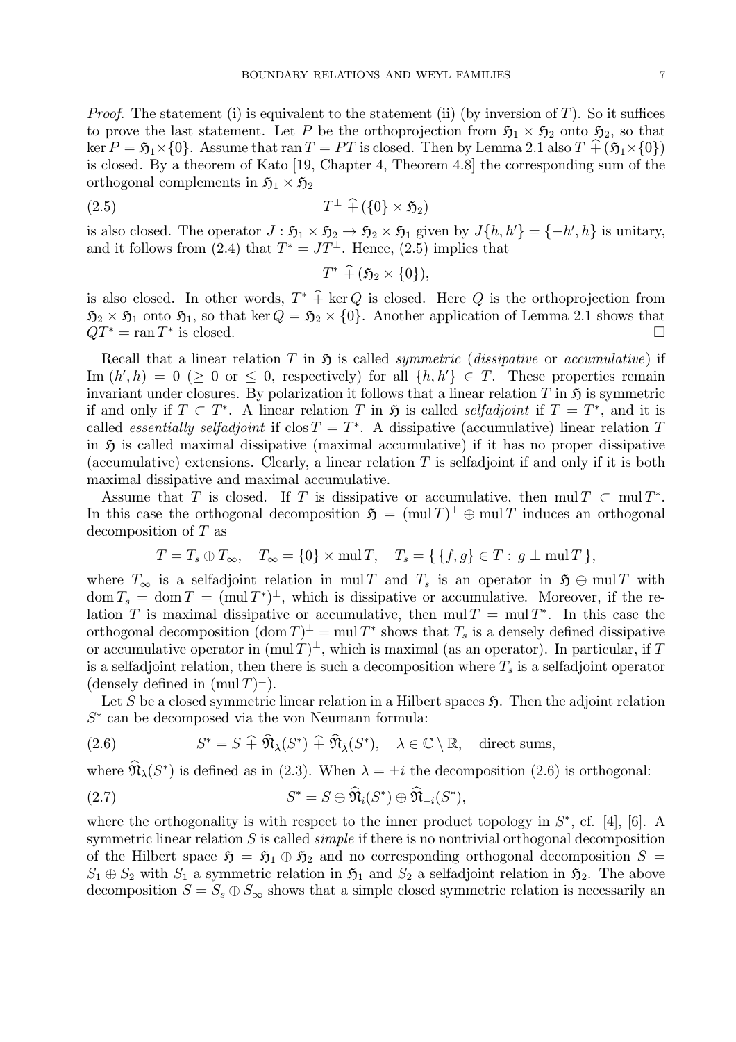*Proof.* The statement (i) is equivalent to the statement (ii) (by inversion of $T$). So it suffices to prove the last statement. Let $P$ be the orthoprojection from $\mathfrak{H}_1 \times \mathfrak{H}_2$ onto $\mathfrak{H}_2$, so that $\ker P = \mathfrak{H}_1 \times \{0\}$. Assume that $\operatorname{ran} T = PT$ is closed. Then by Lemma 2.1 also $T \,\widehat{+}\, (\mathfrak{H}_1 \times \{0\})$ is closed. By a theorem of Kato [19, Chapter 4, Theorem 4.8] the corresponding sum of the orthogonal complements in $\mathfrak{H}_1 \times \mathfrak{H}_2$

$$
T^{\perp} \,\widehat{+}\, (\{0\} \times \mathfrak{H}_2) \tag{2.5}
$$

is also closed. The operator $J : \mathfrak{H}_1 \times \mathfrak{H}_2 \to \mathfrak{H}_2 \times \mathfrak{H}_1$ given by $J\{h, h'\} = \{-h', h\}$ is unitary, and it follows from (2.4) that $T^* = JT^{\perp}$. Hence, (2.5) implies that

$$
T^* \,\widehat{+}\, (\mathfrak{H}_2 \times \{0\}),
$$

is also closed. In other words, $T^* \,\widehat{+}\, \ker Q$ is closed. Here $Q$ is the orthoprojection from $\mathfrak{H}_2 \times \mathfrak{H}_1$ onto $\mathfrak{H}_1$, so that $\ker Q = \mathfrak{H}_2 \times \{0\}$. Another application of Lemma 2.1 shows that $QT^* = \operatorname{ran} T^*$ is closed. $\square$

Recall that a linear relation $T$ in $\mathfrak{H}$ is called *symmetric* (*dissipative* or *accumulative*) if $\operatorname{Im}(h', h) = 0$ ($\geq 0$ or $\leq 0$, respectively) for all $\{h, h'\} \in T$. These properties remain invariant under closures. By polarization it follows that a linear relation $T$ in $\mathfrak{H}$ is symmetric if and only if $T \subset T^*$. A linear relation $T$ in $\mathfrak{H}$ is called *selfadjoint* if $T = T^*$, and it is called *essentially selfadjoint* if $\operatorname{clos} T = T^*$. A dissipative (accumulative) linear relation $T$ in $\mathfrak{H}$ is called maximal dissipative (maximal accumulative) if it has no proper dissipative (accumulative) extensions. Clearly, a linear relation $T$ is selfadjoint if and only if it is both maximal dissipative and maximal accumulative.

Assume that $T$ is closed. If $T$ is dissipative or accumulative, then $\operatorname{mul} T \subset \operatorname{mul} T^*$. In this case the orthogonal decomposition $\mathfrak{H} = (\operatorname{mul} T)^{\perp} \oplus \operatorname{mul} T$ induces an orthogonal decomposition of $T$ as

$$
T = T_s \oplus T_{\infty}, \quad T_{\infty} = \{0\} \times \operatorname{mul} T, \quad T_s = \{\, \{f, g\} \in T : \, g \perp \operatorname{mul} T \,\},
$$

where $T_{\infty}$ is a selfadjoint relation in $\operatorname{mul} T$ and $T_s$ is an operator in $\mathfrak{H} \ominus \operatorname{mul} T$ with $\overline{\operatorname{dom}}\, T_s = \overline{\operatorname{dom}}\, T = (\operatorname{mul} T^*)^{\perp}$, which is dissipative or accumulative. Moreover, if the relation $T$ is maximal dissipative or accumulative, then $\operatorname{mul} T = \operatorname{mul} T^*$. In this case the orthogonal decomposition $(\operatorname{dom} T)^{\perp} = \operatorname{mul} T^*$ shows that $T_s$ is a densely defined dissipative or accumulative operator in $(\operatorname{mul} T)^{\perp}$, which is maximal (as an operator). In particular, if $T$ is a selfadjoint relation, then there is such a decomposition where $T_s$ is a selfadjoint operator (densely defined in $(\operatorname{mul} T)^{\perp}$).

Let $S$ be a closed symmetric linear relation in a Hilbert spaces $\mathfrak{H}$. Then the adjoint relation $S^*$ can be decomposed via the von Neumann formula:

$$
S^* = S \,\widehat{+}\, \widehat{\mathfrak{N}}_{\lambda}(S^*) \,\widehat{+}\, \widehat{\mathfrak{N}}_{\bar{\lambda}}(S^*), \quad \lambda \in \mathbb{C} \setminus \mathbb{R}, \quad \text{direct sums}, \tag{2.6}
$$

where $\widehat{\mathfrak{N}}_{\lambda}(S^*)$ is defined as in (2.3). When $\lambda = \pm i$ the decomposition (2.6) is orthogonal:

$$
S^* = S \oplus \widehat{\mathfrak{N}}_{i}(S^*) \oplus \widehat{\mathfrak{N}}_{-i}(S^*), \tag{2.7}
$$

where the orthogonality is with respect to the inner product topology in $S^*$, cf. [4], [6]. A symmetric linear relation $S$ is called *simple* if there is no nontrivial orthogonal decomposition of the Hilbert space $\mathfrak{H} = \mathfrak{H}_1 \oplus \mathfrak{H}_2$ and no corresponding orthogonal decomposition $S = S_1 \oplus S_2$ with $S_1$ a symmetric relation in $\mathfrak{H}_1$ and $S_2$ a selfadjoint relation in $\mathfrak{H}_2$. The above decomposition $S = S_s \oplus S_{\infty}$ shows that a simple closed symmetric relation is necessarily an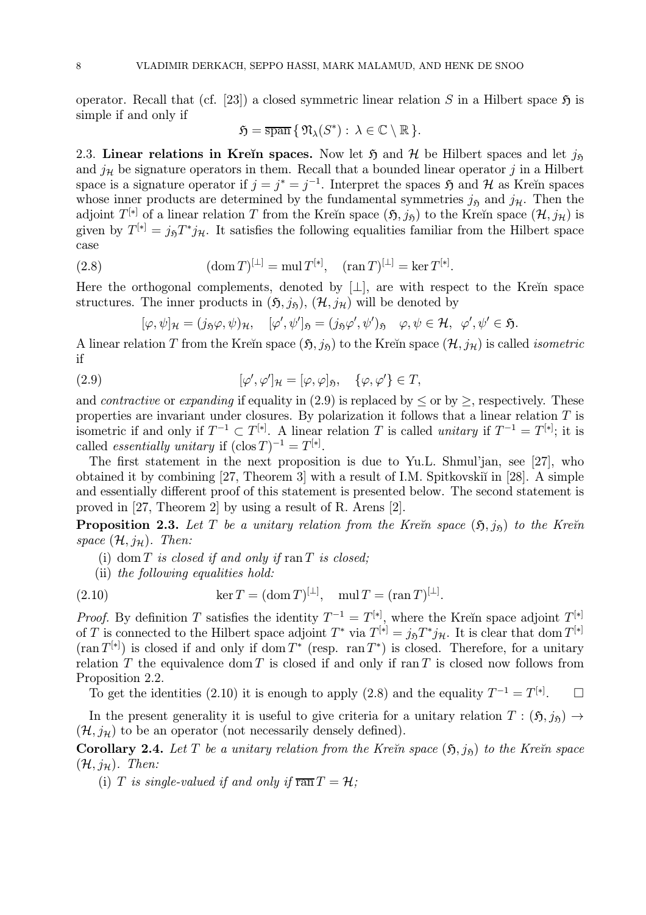operator. Recall that (cf. [23]) a closed symmetric linear relation $S$ in a Hilbert space $\mathfrak{H}$ is simple if and only if

$$\mathfrak{H} = \overline{\operatorname{span}}\{ \mathfrak{N}_\lambda(S^*) : \lambda \in \mathbb{C} \setminus \mathbb{R} \}.$$

**2.3. Linear relations in Kreĭn spaces.** Now let $\mathfrak{H}$ and $\mathcal{H}$ be Hilbert spaces and let $j_\mathfrak{H}$ and $j_\mathcal{H}$ be signature operators in them. Recall that a bounded linear operator $j$ in a Hilbert space is a signature operator if $j = j^* = j^{-1}$. Interpret the spaces $\mathfrak{H}$ and $\mathcal{H}$ as Kreĭn spaces whose inner products are determined by the fundamental symmetries $j_\mathfrak{H}$ and $j_\mathcal{H}$. Then the adjoint $T^{[*]}$ of a linear relation $T$ from the Kreĭn space $(\mathfrak{H}, j_\mathfrak{H})$ to the Kreĭn space $(\mathcal{H}, j_\mathcal{H})$ is given by $T^{[*]} = j_\mathfrak{H} T^* j_\mathcal{H}$. It satisfies the following equalities familiar from the Hilbert space case

$$(\operatorname{dom} T)^{[\perp]} = \operatorname{mul} T^{[*]}, \quad (\operatorname{ran} T)^{[\perp]} = \ker T^{[*]}. \tag{2.8}$$

Here the orthogonal complements, denoted by $[\perp]$, are with respect to the Kreĭn space structures. The inner products in $(\mathfrak{H}, j_\mathfrak{H})$, $(\mathcal{H}, j_\mathcal{H})$ will be denoted by

$$[\varphi, \psi]_\mathcal{H} = (j_\mathfrak{H}\varphi, \psi)_\mathcal{H}, \quad [\varphi', \psi']_\mathfrak{H} = (j_\mathfrak{H}\varphi', \psi')_\mathfrak{H} \quad \varphi, \psi \in \mathcal{H}, \ \varphi', \psi' \in \mathfrak{H}.$$

A linear relation $T$ from the Kreĭn space $(\mathfrak{H}, j_\mathfrak{H})$ to the Kreĭn space $(\mathcal{H}, j_\mathcal{H})$ is called *isometric* if

$$[\varphi', \varphi']_\mathcal{H} = [\varphi, \varphi]_\mathfrak{H}, \quad \{\varphi, \varphi'\} \in T, \tag{2.9}$$

and *contractive* or *expanding* if equality in (2.9) is replaced by $\leq$ or by $\geq$, respectively. These properties are invariant under closures. By polarization it follows that a linear relation $T$ is isometric if and only if $T^{-1} \subset T^{[*]}$. A linear relation $T$ is called *unitary* if $T^{-1} = T^{[*]}$; it is called *essentially unitary* if $(\operatorname{clos} T)^{-1} = T^{[*]}$.

The first statement in the next proposition is due to Yu.L. Shmul'jan, see [27], who obtained it by combining [27, Theorem 3] with a result of I.M. Spitkovskiĭ in [28]. A simple and essentially different proof of this statement is presented below. The second statement is proved in [27, Theorem 2] by using a result of R. Arens [2].

**Proposition 2.3.** *Let $T$ be a unitary relation from the Kreĭn space $(\mathfrak{H}, j_\mathfrak{H})$ to the Kreĭn space $(\mathcal{H}, j_\mathcal{H})$. Then:*

(i) $\operatorname{dom} T$ *is closed if and only if* $\operatorname{ran} T$ *is closed;*

(ii) *the following equalities hold:*

$$\ker T = (\operatorname{dom} T)^{[\perp]}, \quad \operatorname{mul} T = (\operatorname{ran} T)^{[\perp]}. \tag{2.10}$$

*Proof.* By definition $T$ satisfies the identity $T^{-1} = T^{[*]}$, where the Kreĭn space adjoint $T^{[*]}$ of $T$ is connected to the Hilbert space adjoint $T^*$ via $T^{[*]} = j_\mathfrak{H} T^* j_\mathcal{H}$. It is clear that $\operatorname{dom} T^{[*]}$ $(\operatorname{ran} T^{[*]})$ is closed if and only if $\operatorname{dom} T^*$ (resp. $\operatorname{ran} T^*$) is closed. Therefore, for a unitary relation $T$ the equivalence $\operatorname{dom} T$ is closed if and only if $\operatorname{ran} T$ is closed now follows from Proposition 2.2.

To get the identities (2.10) it is enough to apply (2.8) and the equality $T^{-1} = T^{[*]}$. $\square$

In the present generality it is useful to give criteria for a unitary relation $T : (\mathfrak{H}, j_\mathfrak{H}) \to (\mathcal{H}, j_\mathcal{H})$ to be an operator (not necessarily densely defined).

**Corollary 2.4.** *Let $T$ be a unitary relation from the Kreĭn space $(\mathfrak{H}, j_\mathfrak{H})$ to the Kreĭn space $(\mathcal{H}, j_\mathcal{H})$. Then:*

(i) *$T$ is single-valued if and only if $\overline{\operatorname{ran}}\, T = \mathcal{H}$;*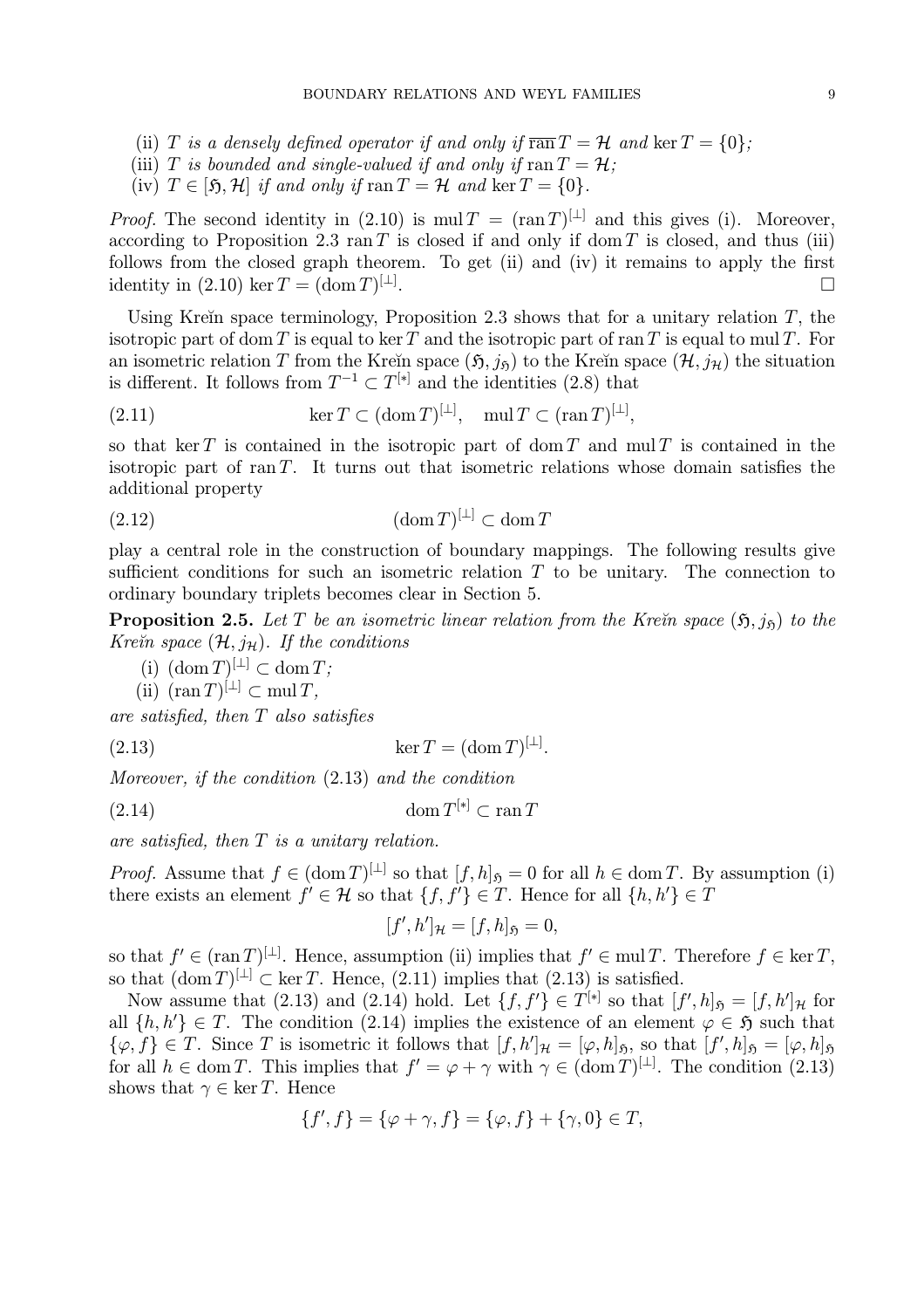(ii) $T$ *is a densely defined operator if and only if* $\overline{\operatorname{ran}}\, T = \mathcal{H}$ *and* $\ker T = \{0\}$*;*

(iii) $T$ *is bounded and single-valued if and only if* $\operatorname{ran} T = \mathcal{H}$*;*

(iv) $T \in [\mathfrak{H}, \mathcal{H}]$ *if and only if* $\operatorname{ran} T = \mathcal{H}$ *and* $\ker T = \{0\}$.

*Proof.* The second identity in (2.10) is $\operatorname{mul} T = (\operatorname{ran} T)^{[\perp]}$ and this gives (i). Moreover, according to Proposition 2.3 $\operatorname{ran} T$ is closed if and only if $\operatorname{dom} T$ is closed, and thus (iii) follows from the closed graph theorem. To get (ii) and (iv) it remains to apply the first identity in (2.10) $\ker T = (\operatorname{dom} T)^{[\perp]}$. □

Using Kreĭn space terminology, Proposition 2.3 shows that for a unitary relation $T$, the isotropic part of $\operatorname{dom} T$ is equal to $\ker T$ and the isotropic part of $\operatorname{ran} T$ is equal to $\operatorname{mul} T$. For an isometric relation $T$ from the Kreĭn space $(\mathfrak{H}, j_{\mathfrak{H}})$ to the Kreĭn space $(\mathcal{H}, j_{\mathcal{H}})$ the situation is different. It follows from $T^{-1} \subset T^{[*]}$ and the identities (2.8) that

$$\ker T \subset (\operatorname{dom} T)^{[\perp]}, \quad \operatorname{mul} T \subset (\operatorname{ran} T)^{[\perp]}, \tag{2.11}$$

so that $\ker T$ is contained in the isotropic part of $\operatorname{dom} T$ and $\operatorname{mul} T$ is contained in the isotropic part of $\operatorname{ran} T$. It turns out that isometric relations whose domain satisfies the additional property

$$(\operatorname{dom} T)^{[\perp]} \subset \operatorname{dom} T \tag{2.12}$$

play a central role in the construction of boundary mappings. The following results give sufficient conditions for such an isometric relation $T$ to be unitary. The connection to ordinary boundary triplets becomes clear in Section 5.

**Proposition 2.5.** *Let $T$ be an isometric linear relation from the Kreĭn space $(\mathfrak{H}, j_{\mathfrak{H}})$ to the Kreĭn space $(\mathcal{H}, j_{\mathcal{H}})$. If the conditions*

(i) $(\operatorname{dom} T)^{[\perp]} \subset \operatorname{dom} T$*;*

(ii) $(\operatorname{ran} T)^{[\perp]} \subset \operatorname{mul} T$*,*

*are satisfied, then $T$ also satisfies*

$$\ker T = (\operatorname{dom} T)^{[\perp]}. \tag{2.13}$$

*Moreover, if the condition* (2.13) *and the condition*

$$\operatorname{dom} T^{[*]} \subset \operatorname{ran} T \tag{2.14}$$

*are satisfied, then $T$ is a unitary relation.*

*Proof.* Assume that $f \in (\operatorname{dom} T)^{[\perp]}$ so that $[f, h]_{\mathfrak{H}} = 0$ for all $h \in \operatorname{dom} T$. By assumption (i) there exists an element $f' \in \mathcal{H}$ so that $\{f, f'\} \in T$. Hence for all $\{h, h'\} \in T$

$$[f', h']_{\mathcal{H}} = [f, h]_{\mathfrak{H}} = 0,$$

so that $f' \in (\operatorname{ran} T)^{[\perp]}$. Hence, assumption (ii) implies that $f' \in \operatorname{mul} T$. Therefore $f \in \ker T$, so that $(\operatorname{dom} T)^{[\perp]} \subset \ker T$. Hence, (2.11) implies that (2.13) is satisfied.

Now assume that (2.13) and (2.14) hold. Let $\{f, f'\} \in T^{[*]}$ so that $[f', h]_{\mathfrak{H}} = [f, h']_{\mathcal{H}}$ for all $\{h, h'\} \in T$. The condition (2.14) implies the existence of an element $\varphi \in \mathfrak{H}$ such that $\{\varphi, f\} \in T$. Since $T$ is isometric it follows that $[f, h']_{\mathcal{H}} = [\varphi, h]_{\mathfrak{H}}$, so that $[f', h]_{\mathfrak{H}} = [\varphi, h]_{\mathfrak{H}}$ for all $h \in \operatorname{dom} T$. This implies that $f' = \varphi + \gamma$ with $\gamma \in (\operatorname{dom} T)^{[\perp]}$. The condition (2.13) shows that $\gamma \in \ker T$. Hence

$$\{f', f\} = \{\varphi + \gamma, f\} = \{\varphi, f\} + \{\gamma, 0\} \in T,$$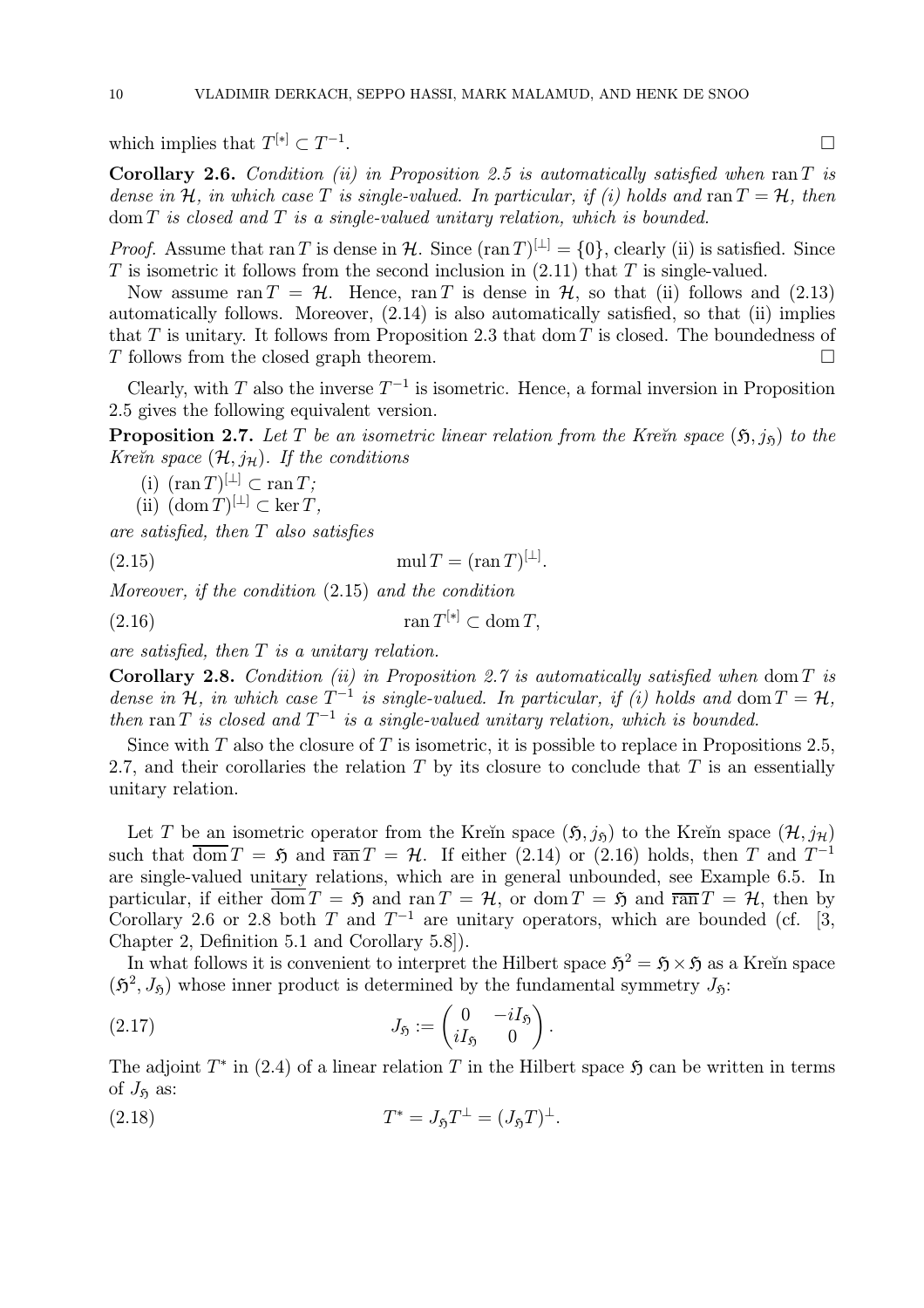which implies that $T^{[*]} \subset T^{-1}$. $\square$

**Corollary 2.6.** *Condition (ii) in Proposition 2.5 is automatically satisfied when* $\operatorname{ran} T$ *is dense in* $\mathcal{H}$*, in which case* $T$ *is single-valued. In particular, if (i) holds and* $\operatorname{ran} T = \mathcal{H}$*, then* $\operatorname{dom} T$ *is closed and* $T$ *is a single-valued unitary relation, which is bounded.*

*Proof.* Assume that $\operatorname{ran} T$ is dense in $\mathcal{H}$. Since $(\operatorname{ran} T)^{[\perp]} = \{0\}$, clearly (ii) is satisfied. Since $T$ is isometric it follows from the second inclusion in (2.11) that $T$ is single-valued.

Now assume $\operatorname{ran} T = \mathcal{H}$. Hence, $\operatorname{ran} T$ is dense in $\mathcal{H}$, so that (ii) follows and (2.13) automatically follows. Moreover, (2.14) is also automatically satisfied, so that (ii) implies that $T$ is unitary. It follows from Proposition 2.3 that $\operatorname{dom} T$ is closed. The boundedness of $T$ follows from the closed graph theorem. $\square$

Clearly, with $T$ also the inverse $T^{-1}$ is isometric. Hence, a formal inversion in Proposition 2.5 gives the following equivalent version.

**Proposition 2.7.** *Let* $T$ *be an isometric linear relation from the Kreĭn space* $(\mathfrak{H}, j_{\mathfrak{H}})$ *to the Kreĭn space* $(\mathcal{H}, j_{\mathcal{H}})$*. If the conditions*

(i) $(\operatorname{ran} T)^{[\perp]} \subset \operatorname{ran} T$;
(ii) $(\operatorname{dom} T)^{[\perp]} \subset \ker T$,

*are satisfied, then* $T$ *also satisfies*

$$\operatorname{mul} T = (\operatorname{ran} T)^{[\perp]}. \tag{2.15}$$

*Moreover, if the condition* (2.15) *and the condition*

$$\operatorname{ran} T^{[*]} \subset \operatorname{dom} T, \tag{2.16}$$

*are satisfied, then* $T$ *is a unitary relation.*

**Corollary 2.8.** *Condition (ii) in Proposition 2.7 is automatically satisfied when* $\operatorname{dom} T$ *is dense in* $\mathcal{H}$*, in which case* $T^{-1}$ *is single-valued. In particular, if (i) holds and* $\operatorname{dom} T = \mathcal{H}$*, then* $\operatorname{ran} T$ *is closed and* $T^{-1}$ *is a single-valued unitary relation, which is bounded.*

Since with $T$ also the closure of $T$ is isometric, it is possible to replace in Propositions 2.5, 2.7, and their corollaries the relation $T$ by its closure to conclude that $T$ is an essentially unitary relation.

Let $T$ be an isometric operator from the Kreĭn space $(\mathfrak{H}, j_{\mathfrak{H}})$ to the Kreĭn space $(\mathcal{H}, j_{\mathcal{H}})$ such that $\overline{\operatorname{dom}}\, T = \mathfrak{H}$ and $\overline{\operatorname{ran}}\, T = \mathcal{H}$. If either (2.14) or (2.16) holds, then $T$ and $T^{-1}$ are single-valued unitary relations, which are in general unbounded, see Example 6.5. In particular, if either $\overline{\operatorname{dom}}\, T = \mathfrak{H}$ and $\operatorname{ran} T = \mathcal{H}$, or $\operatorname{dom} T = \mathfrak{H}$ and $\overline{\operatorname{ran}}\, T = \mathcal{H}$, then by Corollary 2.6 or 2.8 both $T$ and $T^{-1}$ are unitary operators, which are bounded (cf. [3, Chapter 2, Definition 5.1 and Corollary 5.8]).

In what follows it is convenient to interpret the Hilbert space $\mathfrak{H}^2 = \mathfrak{H} \times \mathfrak{H}$ as a Kreĭn space $(\mathfrak{H}^2, J_{\mathfrak{H}})$ whose inner product is determined by the fundamental symmetry $J_{\mathfrak{H}}$:

$$J_{\mathfrak{H}} := \begin{pmatrix} 0 & -iI_{\mathfrak{H}} \\ iI_{\mathfrak{H}} & 0 \end{pmatrix}. \tag{2.17}$$

The adjoint $T^*$ in (2.4) of a linear relation $T$ in the Hilbert space $\mathfrak{H}$ can be written in terms of $J_{\mathfrak{H}}$ as:

$$T^* = J_{\mathfrak{H}} T^{\perp} = (J_{\mathfrak{H}} T)^{\perp}. \tag{2.18}$$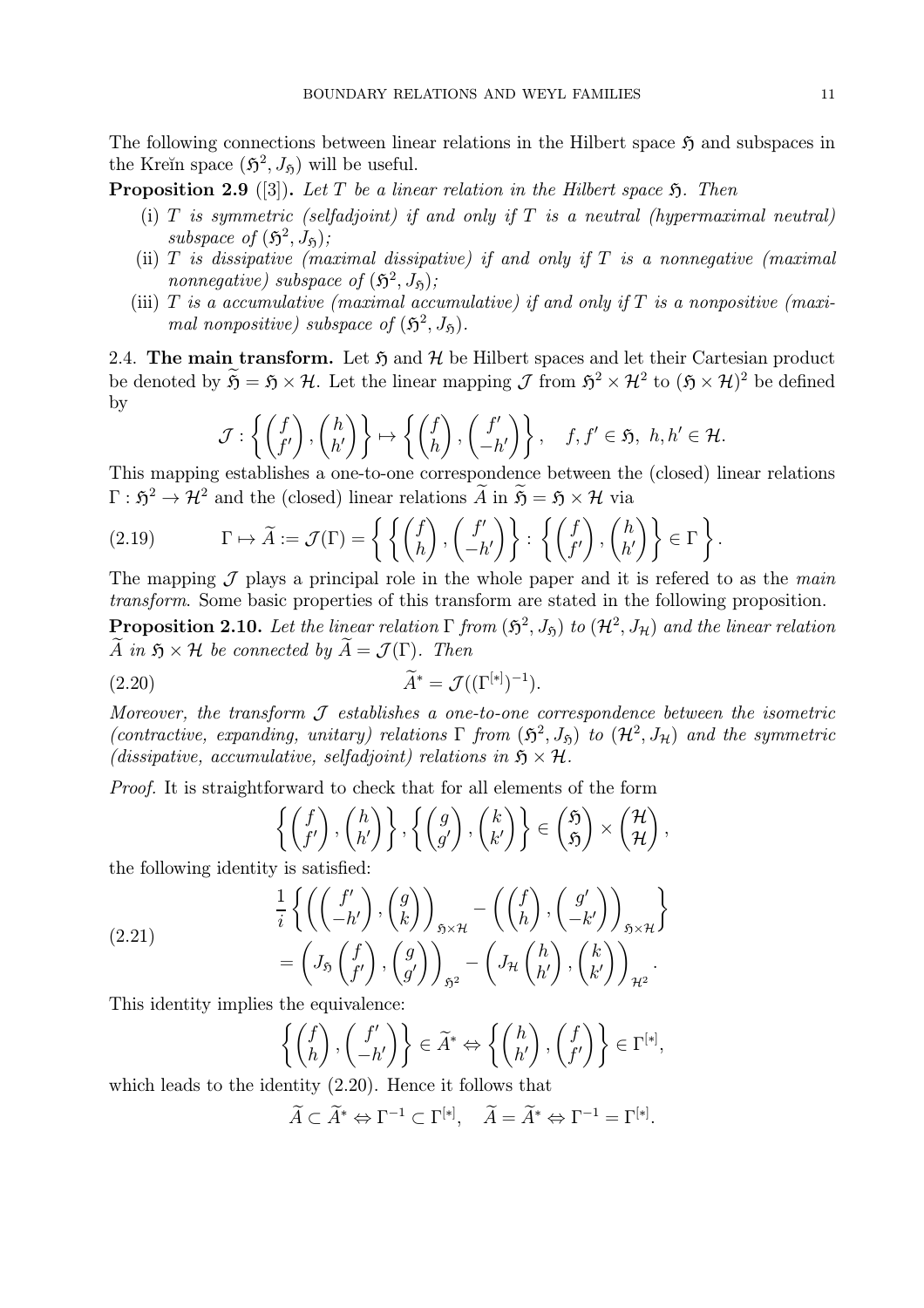The following connections between linear relations in the Hilbert space $\mathfrak{H}$ and subspaces in the Kreĭn space $(\mathfrak{H}^2, J_{\mathfrak{H}})$ will be useful.

**Proposition 2.9** ([3]). *Let $T$ be a linear relation in the Hilbert space $\mathfrak{H}$. Then*

- (i) *$T$ is symmetric (selfadjoint) if and only if $T$ is a neutral (hypermaximal neutral) subspace of $(\mathfrak{H}^2, J_{\mathfrak{H}})$;*
- (ii) *$T$ is dissipative (maximal dissipative) if and only if $T$ is a nonnegative (maximal nonnegative) subspace of $(\mathfrak{H}^2, J_{\mathfrak{H}})$;*
- (iii) *$T$ is a accumulative (maximal accumulative) if and only if $T$ is a nonpositive (maximal nonpositive) subspace of $(\mathfrak{H}^2, J_{\mathfrak{H}})$.*

2.4. **The main transform.** Let $\mathfrak{H}$ and $\mathcal{H}$ be Hilbert spaces and let their Cartesian product be denoted by $\widetilde{\mathfrak{H}} = \mathfrak{H} \times \mathcal{H}$. Let the linear mapping $\mathcal{J}$ from $\mathfrak{H}^2 \times \mathcal{H}^2$ to $(\mathfrak{H} \times \mathcal{H})^2$ be defined by

$$\mathcal{J} : \left\{ \begin{pmatrix} f \\ f' \end{pmatrix}, \begin{pmatrix} h \\ h' \end{pmatrix} \right\} \mapsto \left\{ \begin{pmatrix} f \\ h \end{pmatrix}, \begin{pmatrix} f' \\ -h' \end{pmatrix} \right\}, \quad f, f' \in \mathfrak{H}, \ h, h' \in \mathcal{H}.$$

This mapping establishes a one-to-one correspondence between the (closed) linear relations $\Gamma : \mathfrak{H}^2 \to \mathcal{H}^2$ and the (closed) linear relations $\widetilde{A}$ in $\widetilde{\mathfrak{H}} = \mathfrak{H} \times \mathcal{H}$ via

$$\Gamma \mapsto \widetilde{A} := \mathcal{J}(\Gamma) = \left\{ \left\{ \begin{pmatrix} f \\ h \end{pmatrix}, \begin{pmatrix} f' \\ -h' \end{pmatrix} \right\} : \left\{ \begin{pmatrix} f \\ f' \end{pmatrix}, \begin{pmatrix} h \\ h' \end{pmatrix} \right\} \in \Gamma \right\}. \tag{2.19}$$

The mapping $\mathcal{J}$ plays a principal role in the whole paper and it is refered to as the *main transform*. Some basic properties of this transform are stated in the following proposition.

**Proposition 2.10.** *Let the linear relation $\Gamma$ from $(\mathfrak{H}^2, J_{\mathfrak{H}})$ to $(\mathcal{H}^2, J_{\mathcal{H}})$ and the linear relation $\widetilde{A}$ in $\mathfrak{H} \times \mathcal{H}$ be connected by $\widetilde{A} = \mathcal{J}(\Gamma)$. Then*

$$\widetilde{A}^* = \mathcal{J}((\Gamma^{[*]})^{-1}). \tag{2.20}$$

*Moreover, the transform $\mathcal{J}$ establishes a one-to-one correspondence between the isometric (contractive, expanding, unitary) relations $\Gamma$ from $(\mathfrak{H}^2, J_{\mathfrak{H}})$ to $(\mathcal{H}^2, J_{\mathcal{H}})$ and the symmetric (dissipative, accumulative, selfadjoint) relations in $\mathfrak{H} \times \mathcal{H}$.*

*Proof.* It is straightforward to check that for all elements of the form

$$\left\{ \begin{pmatrix} f \\ f' \end{pmatrix}, \begin{pmatrix} h \\ h' \end{pmatrix} \right\}, \left\{ \begin{pmatrix} g \\ g' \end{pmatrix}, \begin{pmatrix} k \\ k' \end{pmatrix} \right\} \in \begin{pmatrix} \mathfrak{H} \\ \mathfrak{H} \end{pmatrix} \times \begin{pmatrix} \mathcal{H} \\ \mathcal{H} \end{pmatrix},$$

the following identity is satisfied:

$$\begin{aligned} &\frac{1}{i} \left\{ \left( \begin{pmatrix} f' \\ -h' \end{pmatrix}, \begin{pmatrix} g \\ k \end{pmatrix} \right)_{\mathfrak{H} \times \mathcal{H}} - \left( \begin{pmatrix} f \\ h \end{pmatrix}, \begin{pmatrix} g' \\ -k' \end{pmatrix} \right)_{\mathfrak{H} \times \mathcal{H}} \right\} \\ &= \left( J_{\mathfrak{H}} \begin{pmatrix} f \\ f' \end{pmatrix}, \begin{pmatrix} g \\ g' \end{pmatrix} \right)_{\mathfrak{H}^2} - \left( J_{\mathcal{H}} \begin{pmatrix} h \\ h' \end{pmatrix}, \begin{pmatrix} k \\ k' \end{pmatrix} \right)_{\mathcal{H}^2}. \end{aligned} \tag{2.21}$$

This identity implies the equivalence:

$$\left\{ \begin{pmatrix} f \\ h \end{pmatrix}, \begin{pmatrix} f' \\ -h' \end{pmatrix} \right\} \in \widetilde{A}^* \Leftrightarrow \left\{ \begin{pmatrix} h \\ h' \end{pmatrix}, \begin{pmatrix} f \\ f' \end{pmatrix} \right\} \in \Gamma^{[*]},$$

which leads to the identity (2.20). Hence it follows that

$$\widetilde{A} \subset \widetilde{A}^* \Leftrightarrow \Gamma^{-1} \subset \Gamma^{[*]}, \quad \widetilde{A} = \widetilde{A}^* \Leftrightarrow \Gamma^{-1} = \Gamma^{[*]}.$$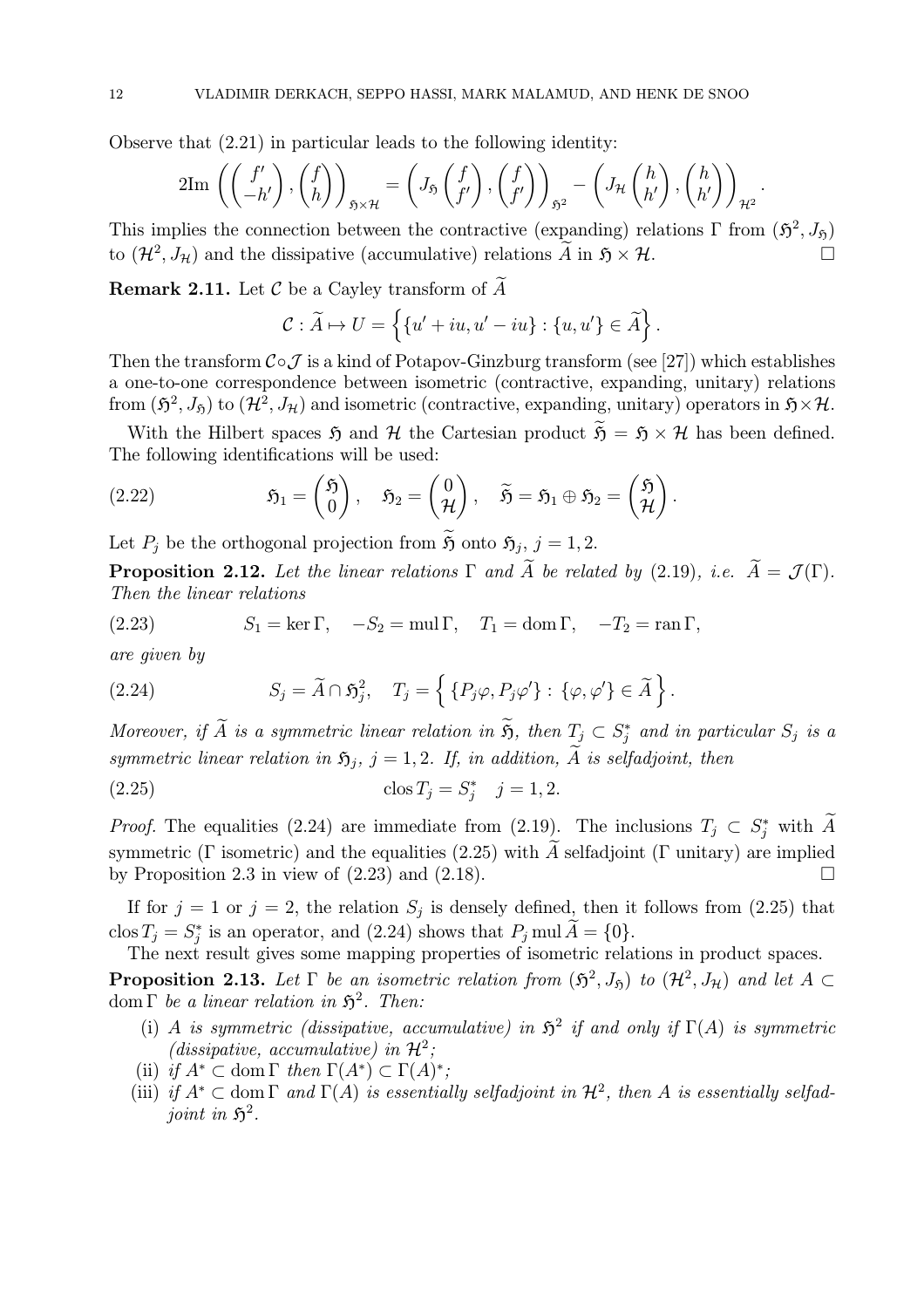Observe that (2.21) in particular leads to the following identity:

$$2\mathrm{Im}\left(\begin{pmatrix} f' \\ -h' \end{pmatrix}, \begin{pmatrix} f \\ h \end{pmatrix}\right)_{\mathfrak{H}\times\mathcal{H}} = \left(J_{\mathfrak{H}}\begin{pmatrix} f \\ f' \end{pmatrix}, \begin{pmatrix} f \\ f' \end{pmatrix}\right)_{\mathfrak{H}^2} - \left(J_{\mathcal{H}}\begin{pmatrix} h \\ h' \end{pmatrix}, \begin{pmatrix} h \\ h' \end{pmatrix}\right)_{\mathcal{H}^2}.$$

This implies the connection between the contractive (expanding) relations $\Gamma$ from $(\mathfrak{H}^2, J_{\mathfrak{H}})$ to $(\mathcal{H}^2, J_{\mathcal{H}})$ and the dissipative (accumulative) relations $\widetilde{A}$ in $\mathfrak{H}\times\mathcal{H}$. $\square$

**Remark 2.11.** Let $\mathcal{C}$ be a Cayley transform of $\widetilde{A}$

$$\mathcal{C} : \widetilde{A} \mapsto U = \left\{\{u' + iu, u' - iu\} : \{u, u'\} \in \widetilde{A}\right\}.$$

Then the transform $\mathcal{C}\circ\mathcal{J}$ is a kind of Potapov-Ginzburg transform (see [27]) which establishes a one-to-one correspondence between isometric (contractive, expanding, unitary) relations from $(\mathfrak{H}^2, J_{\mathfrak{H}})$ to $(\mathcal{H}^2, J_{\mathcal{H}})$ and isometric (contractive, expanding, unitary) operators in $\mathfrak{H}\times\mathcal{H}$.

With the Hilbert spaces $\mathfrak{H}$ and $\mathcal{H}$ the Cartesian product $\widetilde{\mathfrak{H}} = \mathfrak{H}\times\mathcal{H}$ has been defined. The following identifications will be used:

$$\mathfrak{H}_1 = \begin{pmatrix} \mathfrak{H} \\ 0 \end{pmatrix}, \quad \mathfrak{H}_2 = \begin{pmatrix} 0 \\ \mathcal{H} \end{pmatrix}, \quad \widetilde{\mathfrak{H}} = \mathfrak{H}_1 \oplus \mathfrak{H}_2 = \begin{pmatrix} \mathfrak{H} \\ \mathcal{H} \end{pmatrix}. \tag{2.22}$$

Let $P_j$ be the orthogonal projection from $\widetilde{\mathfrak{H}}$ onto $\mathfrak{H}_j$, $j = 1, 2$.

**Proposition 2.12.** *Let the linear relations $\Gamma$ and $\widetilde{A}$ be related by (2.19), i.e. $\widetilde{A} = \mathcal{J}(\Gamma)$. Then the linear relations*

$$S_1 = \ker\Gamma, \quad -S_2 = \mathrm{mul}\,\Gamma, \quad T_1 = \mathrm{dom}\,\Gamma, \quad -T_2 = \mathrm{ran}\,\Gamma, \tag{2.23}$$

*are given by*

$$S_j = \widetilde{A} \cap \mathfrak{H}_j^2, \quad T_j = \left\{\{P_j\varphi, P_j\varphi'\} : \{\varphi, \varphi'\} \in \widetilde{A}\right\}. \tag{2.24}$$

*Moreover, if $\widetilde{A}$ is a symmetric linear relation in $\widetilde{\mathfrak{H}}$, then $T_j \subset S_j^*$ and in particular $S_j$ is a symmetric linear relation in $\mathfrak{H}_j$, $j = 1, 2$. If, in addition, $\widetilde{A}$ is selfadjoint, then*

$$\mathrm{clos}\,T_j = S_j^* \quad j = 1, 2. \tag{2.25}$$

*Proof.* The equalities (2.24) are immediate from (2.19). The inclusions $T_j \subset S_j^*$ with $\widetilde{A}$ symmetric ($\Gamma$ isometric) and the equalities (2.25) with $\widetilde{A}$ selfadjoint ($\Gamma$ unitary) are implied by Proposition 2.3 in view of (2.23) and (2.18). $\square$

If for $j = 1$ or $j = 2$, the relation $S_j$ is densely defined, then it follows from (2.25) that $\mathrm{clos}\,T_j = S_j^*$ is an operator, and (2.24) shows that $P_j\,\mathrm{mul}\,\widetilde{A} = \{0\}$.

The next result gives some mapping properties of isometric relations in product spaces.

**Proposition 2.13.** *Let $\Gamma$ be an isometric relation from $(\mathfrak{H}^2, J_{\mathfrak{H}})$ to $(\mathcal{H}^2, J_{\mathcal{H}})$ and let $A \subset \mathrm{dom}\,\Gamma$ be a linear relation in $\mathfrak{H}^2$. Then:*

- (i) *$A$ is symmetric (dissipative, accumulative) in $\mathfrak{H}^2$ if and only if $\Gamma(A)$ is symmetric (dissipative, accumulative) in $\mathcal{H}^2$;*
- (ii) *if $A^* \subset \mathrm{dom}\,\Gamma$ then $\Gamma(A^*) \subset \Gamma(A)^*$;*
- (iii) *if $A^* \subset \mathrm{dom}\,\Gamma$ and $\Gamma(A)$ is essentially selfadjoint in $\mathcal{H}^2$, then $A$ is essentially selfadjoint in $\mathfrak{H}^2$.*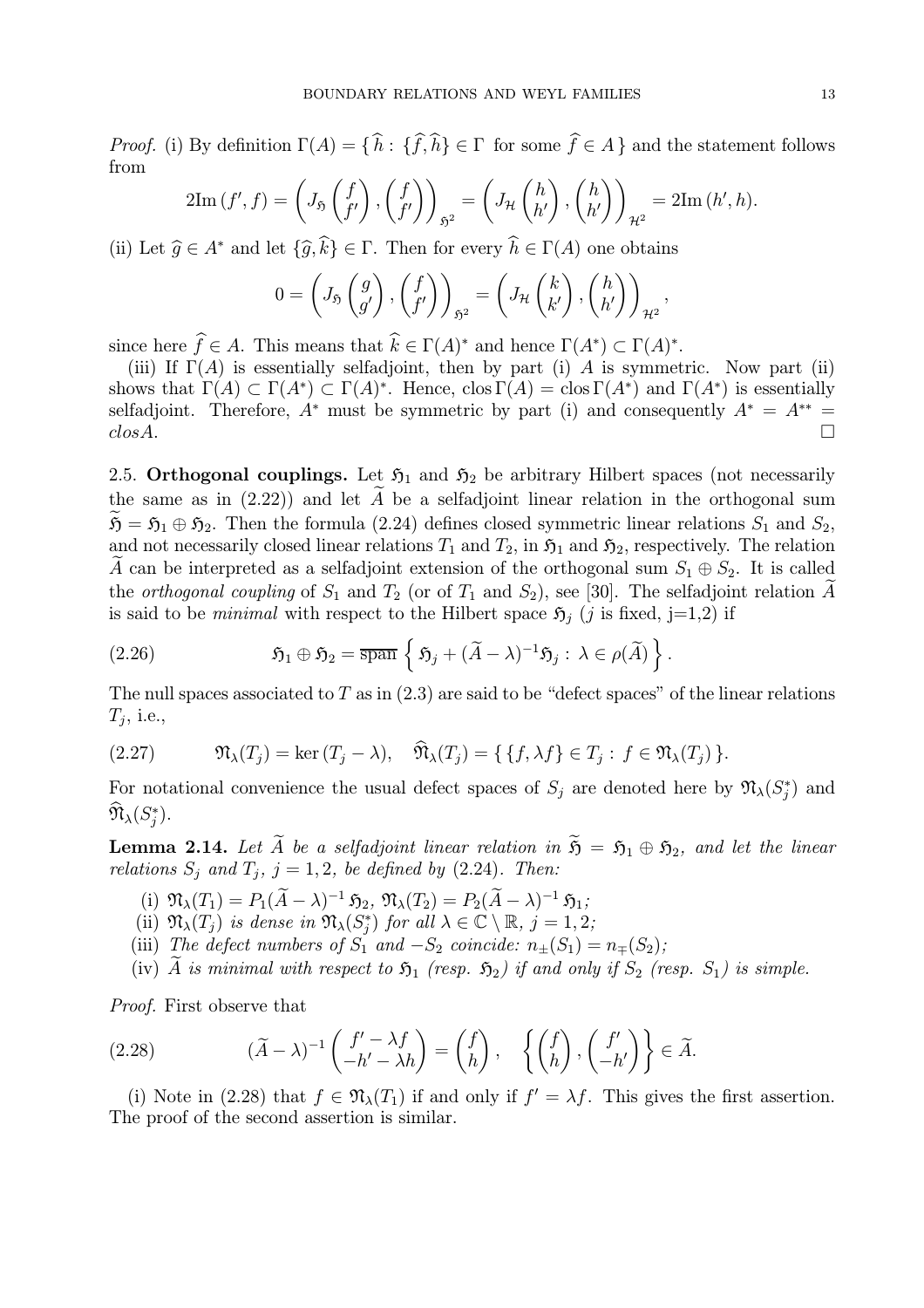*Proof.* (i) By definition $\Gamma(A) = \{ \widehat{h} : \{\widehat{f}, \widehat{h}\} \in \Gamma \text{ for some } \widehat{f} \in A \}$ and the statement follows from

$$2\text{Im}\,(f', f) = \left( J_{\mathfrak{H}} \begin{pmatrix} f \\ f' \end{pmatrix}, \begin{pmatrix} f \\ f' \end{pmatrix} \right)_{\mathfrak{H}^2} = \left( J_{\mathcal{H}} \begin{pmatrix} h \\ h' \end{pmatrix}, \begin{pmatrix} h \\ h' \end{pmatrix} \right)_{\mathcal{H}^2} = 2\text{Im}\,(h', h).$$

(ii) Let $\widehat{g} \in A^*$ and let $\{\widehat{g}, \widehat{k}\} \in \Gamma$. Then for every $\widehat{h} \in \Gamma(A)$ one obtains

$$0 = \left( J_{\mathfrak{H}} \begin{pmatrix} g \\ g' \end{pmatrix}, \begin{pmatrix} f \\ f' \end{pmatrix} \right)_{\mathfrak{H}^2} = \left( J_{\mathcal{H}} \begin{pmatrix} k \\ k' \end{pmatrix}, \begin{pmatrix} h \\ h' \end{pmatrix} \right)_{\mathcal{H}^2},$$

since here $\widehat{f} \in A$. This means that $\widehat{k} \in \Gamma(A)^*$ and hence $\Gamma(A^*) \subset \Gamma(A)^*$.

(iii) If $\Gamma(A)$ is essentially selfadjoint, then by part (i) $A$ is symmetric. Now part (ii) shows that $\Gamma(A) \subset \Gamma(A^*) \subset \Gamma(A)^*$. Hence, $\text{clos}\,\Gamma(A) = \text{clos}\,\Gamma(A^*)$ and $\Gamma(A^*)$ is essentially selfadjoint. Therefore, $A^*$ must be symmetric by part (i) and consequently $A^* = A^{**} = \text{clos}A$. $\square$

**2.5. Orthogonal couplings.** Let $\mathfrak{H}_1$ and $\mathfrak{H}_2$ be arbitrary Hilbert spaces (not necessarily the same as in (2.22)) and let $\widetilde{A}$ be a selfadjoint linear relation in the orthogonal sum $\widetilde{\mathfrak{H}} = \mathfrak{H}_1 \oplus \mathfrak{H}_2$. Then the formula (2.24) defines closed symmetric linear relations $S_1$ and $S_2$, and not necessarily closed linear relations $T_1$ and $T_2$, in $\mathfrak{H}_1$ and $\mathfrak{H}_2$, respectively. The relation $\widetilde{A}$ can be interpreted as a selfadjoint extension of the orthogonal sum $S_1 \oplus S_2$. It is called the *orthogonal coupling* of $S_1$ and $T_2$ (or of $T_1$ and $S_2$), see [30]. The selfadjoint relation $\widetilde{A}$ is said to be *minimal* with respect to the Hilbert space $\mathfrak{H}_j$ ($j$ is fixed, j=1,2) if

$$\mathfrak{H}_1 \oplus \mathfrak{H}_2 = \overline{\text{span}} \left\{ \mathfrak{H}_j + (\widetilde{A} - \lambda)^{-1}\mathfrak{H}_j : \lambda \in \rho(\widetilde{A}) \right\}. \tag{2.26}$$

The null spaces associated to $T$ as in (2.3) are said to be "defect spaces" of the linear relations $T_j$, i.e.,

$$\mathfrak{N}_\lambda(T_j) = \ker(T_j - \lambda), \quad \widehat{\mathfrak{N}}_\lambda(T_j) = \{ \{f, \lambda f\} \in T_j : f \in \mathfrak{N}_\lambda(T_j) \}. \tag{2.27}$$

For notational convenience the usual defect spaces of $S_j$ are denoted here by $\mathfrak{N}_\lambda(S_j^*)$ and $\widehat{\mathfrak{N}}_\lambda(S_j^*)$.

**Lemma 2.14.** *Let $\widetilde{A}$ be a selfadjoint linear relation in $\widetilde{\mathfrak{H}} = \mathfrak{H}_1 \oplus \mathfrak{H}_2$, and let the linear relations $S_j$ and $T_j$, $j = 1, 2$, be defined by (2.24). Then:*

(i) *$\mathfrak{N}_\lambda(T_1) = P_1(\widetilde{A} - \lambda)^{-1}\mathfrak{H}_2$, $\mathfrak{N}_\lambda(T_2) = P_2(\widetilde{A} - \lambda)^{-1}\mathfrak{H}_1$;*

(ii) *$\mathfrak{N}_\lambda(T_j)$ is dense in $\mathfrak{N}_\lambda(S_j^*)$ for all $\lambda \in \mathbb{C} \setminus \mathbb{R}$, $j = 1, 2$;*

(iii) *The defect numbers of $S_1$ and $-S_2$ coincide: $n_\pm(S_1) = n_\mp(S_2)$;*

(iv) *$\widetilde{A}$ is minimal with respect to $\mathfrak{H}_1$ (resp. $\mathfrak{H}_2$) if and only if $S_2$ (resp. $S_1$) is simple.*

*Proof.* First observe that

$$(\widetilde{A} - \lambda)^{-1} \begin{pmatrix} f' - \lambda f \\ -h' - \lambda h \end{pmatrix} = \begin{pmatrix} f \\ h \end{pmatrix}, \quad \left\{ \begin{pmatrix} f \\ h \end{pmatrix}, \begin{pmatrix} f' \\ -h' \end{pmatrix} \right\} \in \widetilde{A}. \tag{2.28}$$

(i) Note in (2.28) that $f \in \mathfrak{N}_\lambda(T_1)$ if and only if $f' = \lambda f$. This gives the first assertion. The proof of the second assertion is similar.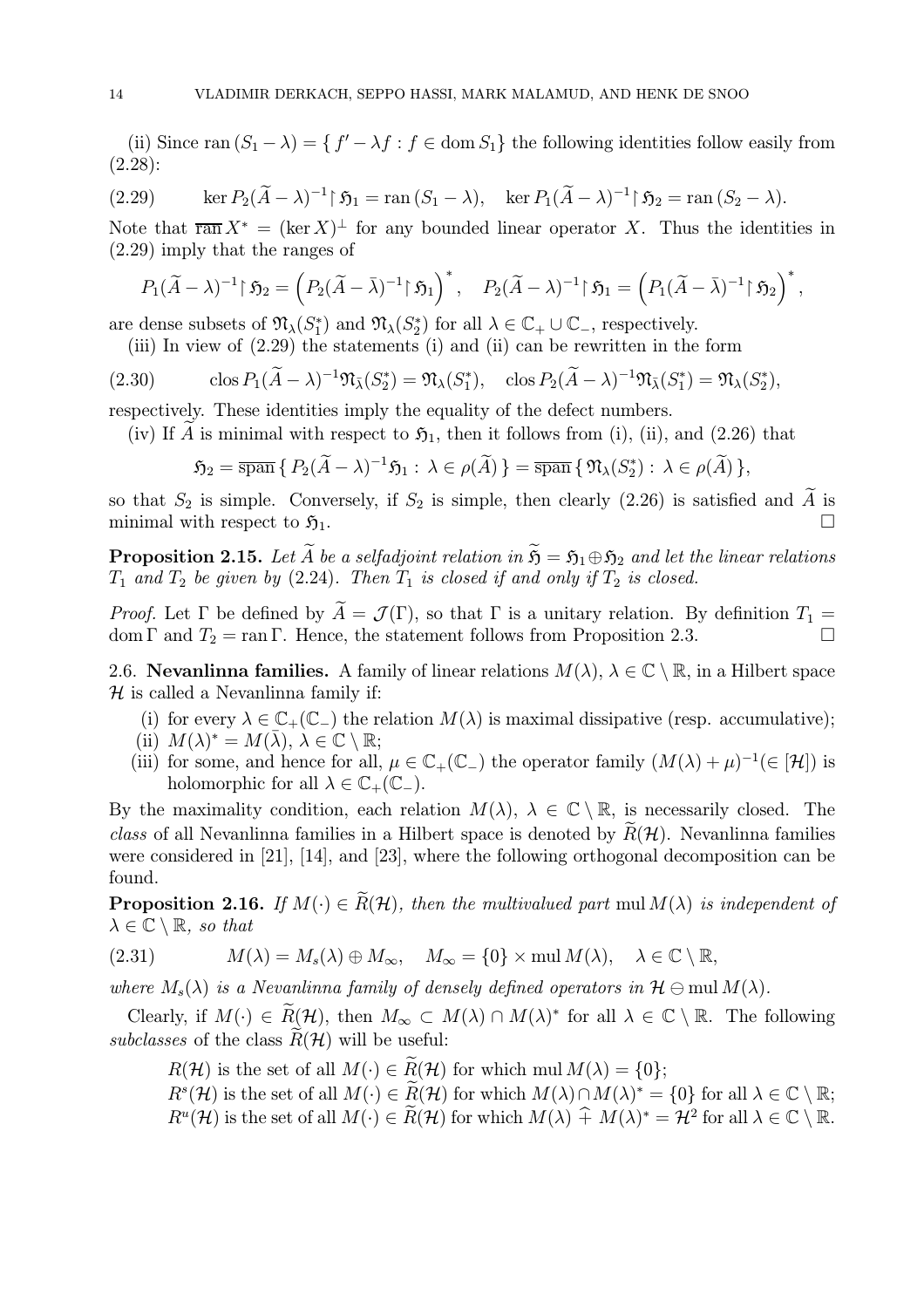(ii) Since $\operatorname{ran}(S_1 - \lambda) = \{ f' - \lambda f : f \in \operatorname{dom} S_1 \}$ the following identities follow easily from (2.28):

$$\ker P_2(\widetilde{A} - \lambda)^{-1} \upharpoonright \mathfrak{H}_1 = \operatorname{ran}(S_1 - \lambda), \quad \ker P_1(\widetilde{A} - \lambda)^{-1} \upharpoonright \mathfrak{H}_2 = \operatorname{ran}(S_2 - \lambda). \tag{2.29}$$

Note that $\overline{\operatorname{ran}}\, X^* = (\ker X)^\perp$ for any bounded linear operator $X$. Thus the identities in (2.29) imply that the ranges of

$$P_1(\widetilde{A} - \lambda)^{-1} \upharpoonright \mathfrak{H}_2 = \left( P_2(\widetilde{A} - \bar{\lambda})^{-1} \upharpoonright \mathfrak{H}_1 \right)^*, \quad P_2(\widetilde{A} - \lambda)^{-1} \upharpoonright \mathfrak{H}_1 = \left( P_1(\widetilde{A} - \bar{\lambda})^{-1} \upharpoonright \mathfrak{H}_2 \right)^*,$$

are dense subsets of $\mathfrak{N}_\lambda(S_1^*)$ and $\mathfrak{N}_\lambda(S_2^*)$ for all $\lambda \in \mathbb{C}_+ \cup \mathbb{C}_-$, respectively.

(iii) In view of (2.29) the statements (i) and (ii) can be rewritten in the form

$$\operatorname{clos} P_1(\widetilde{A} - \lambda)^{-1} \mathfrak{N}_{\bar{\lambda}}(S_2^*) = \mathfrak{N}_\lambda(S_1^*), \quad \operatorname{clos} P_2(\widetilde{A} - \lambda)^{-1} \mathfrak{N}_{\bar{\lambda}}(S_1^*) = \mathfrak{N}_\lambda(S_2^*), \tag{2.30}$$

respectively. These identities imply the equality of the defect numbers.

(iv) If $\widetilde{A}$ is minimal with respect to $\mathfrak{H}_1$, then it follows from (i), (ii), and (2.26) that

$$\mathfrak{H}_2 = \overline{\operatorname{span}} \{ P_2(\widetilde{A} - \lambda)^{-1} \mathfrak{H}_1 : \lambda \in \rho(\widetilde{A}) \} = \overline{\operatorname{span}} \{ \mathfrak{N}_\lambda(S_2^*) : \lambda \in \rho(\widetilde{A}) \},$$

so that $S_2$ is simple. Conversely, if $S_2$ is simple, then clearly (2.26) is satisfied and $\widetilde{A}$ is minimal with respect to $\mathfrak{H}_1$. □

**Proposition 2.15.** *Let $\widetilde{A}$ be a selfadjoint relation in $\widetilde{\mathfrak{H}} = \mathfrak{H}_1 \oplus \mathfrak{H}_2$ and let the linear relations $T_1$ and $T_2$ be given by (2.24). Then $T_1$ is closed if and only if $T_2$ is closed.*

*Proof.* Let $\Gamma$ be defined by $\widetilde{A} = \mathcal{J}(\Gamma)$, so that $\Gamma$ is a unitary relation. By definition $T_1 = \operatorname{dom}\Gamma$ and $T_2 = \operatorname{ran}\Gamma$. Hence, the statement follows from Proposition 2.3. □

2.6. **Nevanlinna families.** A family of linear relations $M(\lambda)$, $\lambda \in \mathbb{C} \setminus \mathbb{R}$, in a Hilbert space $\mathcal{H}$ is called a Nevanlinna family if:

(i) for every $\lambda \in \mathbb{C}_+(\mathbb{C}_-)$ the relation $M(\lambda)$ is maximal dissipative (resp. accumulative);
(ii) $M(\lambda)^* = M(\bar{\lambda})$, $\lambda \in \mathbb{C} \setminus \mathbb{R}$;
(iii) for some, and hence for all, $\mu \in \mathbb{C}_+(\mathbb{C}_-)$ the operator family $(M(\lambda) + \mu)^{-1} (\in [\mathcal{H}])$ is holomorphic for all $\lambda \in \mathbb{C}_+(\mathbb{C}_-)$.

By the maximality condition, each relation $M(\lambda)$, $\lambda \in \mathbb{C} \setminus \mathbb{R}$, is necessarily closed. The *class* of all Nevanlinna families in a Hilbert space is denoted by $\widetilde{R}(\mathcal{H})$. Nevanlinna families were considered in [21], [14], and [23], where the following orthogonal decomposition can be found.

**Proposition 2.16.** *If $M(\cdot) \in \widetilde{R}(\mathcal{H})$, then the multivalued part $\operatorname{mul} M(\lambda)$ is independent of $\lambda \in \mathbb{C} \setminus \mathbb{R}$, so that*

$$M(\lambda) = M_s(\lambda) \oplus M_\infty, \quad M_\infty = \{0\} \times \operatorname{mul} M(\lambda), \quad \lambda \in \mathbb{C} \setminus \mathbb{R}, \tag{2.31}$$

*where $M_s(\lambda)$ is a Nevanlinna family of densely defined operators in $\mathcal{H} \ominus \operatorname{mul} M(\lambda)$.*

Clearly, if $M(\cdot) \in \widetilde{R}(\mathcal{H})$, then $M_\infty \subset M(\lambda) \cap M(\lambda)^*$ for all $\lambda \in \mathbb{C} \setminus \mathbb{R}$. The following *subclasses* of the class $\widetilde{R}(\mathcal{H})$ will be useful:

$R(\mathcal{H})$ is the set of all $M(\cdot) \in \widetilde{R}(\mathcal{H})$ for which $\operatorname{mul} M(\lambda) = \{0\}$;
$R^s(\mathcal{H})$ is the set of all $M(\cdot) \in \widetilde{R}(\mathcal{H})$ for which $M(\lambda) \cap M(\lambda)^* = \{0\}$ for all $\lambda \in \mathbb{C} \setminus \mathbb{R}$;
$R^u(\mathcal{H})$ is the set of all $M(\cdot) \in \widetilde{R}(\mathcal{H})$ for which $M(\lambda) \hat{+} M(\lambda)^* = \mathcal{H}^2$ for all $\lambda \in \mathbb{C} \setminus \mathbb{R}$.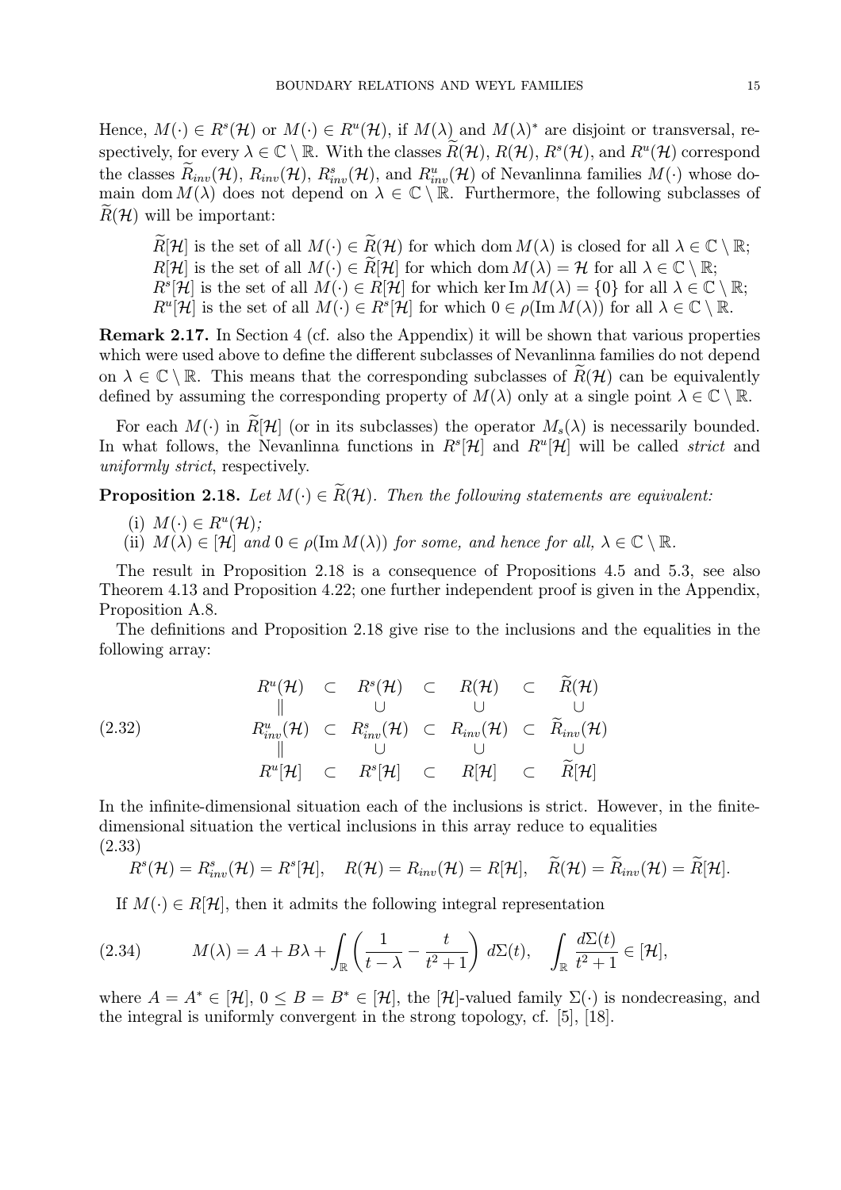Hence, $M(\cdot) \in R^s(\mathcal{H})$ or $M(\cdot) \in R^u(\mathcal{H})$, if $M(\lambda)$ and $M(\lambda)^*$ are disjoint or transversal, respectively, for every $\lambda \in \mathbb{C} \setminus \mathbb{R}$. With the classes $\widetilde{R}(\mathcal{H})$, $R(\mathcal{H})$, $R^s(\mathcal{H})$, and $R^u(\mathcal{H})$ correspond the classes $\widetilde{R}_{inv}(\mathcal{H})$, $R_{inv}(\mathcal{H})$, $R^s_{inv}(\mathcal{H})$, and $R^u_{inv}(\mathcal{H})$ of Nevanlinna families $M(\cdot)$ whose domain $\operatorname{dom} M(\lambda)$ does not depend on $\lambda \in \mathbb{C} \setminus \mathbb{R}$. Furthermore, the following subclasses of $\widetilde{R}(\mathcal{H})$ will be important:

> $\widetilde{R}[\mathcal{H}]$ is the set of all $M(\cdot) \in \widetilde{R}(\mathcal{H})$ for which $\operatorname{dom} M(\lambda)$ is closed for all $\lambda \in \mathbb{C} \setminus \mathbb{R}$;
> $R[\mathcal{H}]$ is the set of all $M(\cdot) \in \widetilde{R}[\mathcal{H}]$ for which $\operatorname{dom} M(\lambda) = \mathcal{H}$ for all $\lambda \in \mathbb{C} \setminus \mathbb{R}$;
> $R^s[\mathcal{H}]$ is the set of all $M(\cdot) \in R[\mathcal{H}]$ for which $\ker \operatorname{Im} M(\lambda) = \{0\}$ for all $\lambda \in \mathbb{C} \setminus \mathbb{R}$;
> $R^u[\mathcal{H}]$ is the set of all $M(\cdot) \in R^s[\mathcal{H}]$ for which $0 \in \rho(\operatorname{Im} M(\lambda))$ for all $\lambda \in \mathbb{C} \setminus \mathbb{R}$.

**Remark 2.17.** In Section 4 (cf. also the Appendix) it will be shown that various properties which were used above to define the different subclasses of Nevanlinna families do not depend on $\lambda \in \mathbb{C} \setminus \mathbb{R}$. This means that the corresponding subclasses of $\widetilde{R}(\mathcal{H})$ can be equivalently defined by assuming the corresponding property of $M(\lambda)$ only at a single point $\lambda \in \mathbb{C} \setminus \mathbb{R}$.

For each $M(\cdot)$ in $\widetilde{R}[\mathcal{H}]$ (or in its subclasses) the operator $M_s(\lambda)$ is necessarily bounded. In what follows, the Nevanlinna functions in $R^s[\mathcal{H}]$ and $R^u[\mathcal{H}]$ will be called *strict* and *uniformly strict*, respectively.

**Proposition 2.18.** *Let $M(\cdot) \in \widetilde{R}(\mathcal{H})$. Then the following statements are equivalent:*

(i) *$M(\cdot) \in R^u(\mathcal{H})$;*
(ii) *$M(\lambda) \in [\mathcal{H}]$ and $0 \in \rho(\operatorname{Im} M(\lambda))$ for some, and hence for all, $\lambda \in \mathbb{C} \setminus \mathbb{R}$.*

The result in Proposition 2.18 is a consequence of Propositions 4.5 and 5.3, see also Theorem 4.13 and Proposition 4.22; one further independent proof is given in the Appendix, Proposition A.8.

The definitions and Proposition 2.18 give rise to the inclusions and the equalities in the following array:

$$
\begin{array}{ccccccc}
R^u(\mathcal{H}) & \subset & R^s(\mathcal{H}) & \subset & R(\mathcal{H}) & \subset & \widetilde{R}(\mathcal{H}) \\
\| & & \cup & & \cup & & \cup \\
R^u_{inv}(\mathcal{H}) & \subset & R^s_{inv}(\mathcal{H}) & \subset & R_{inv}(\mathcal{H}) & \subset & \widetilde{R}_{inv}(\mathcal{H}) \\
\| & & \cup & & \cup & & \cup \\
R^u[\mathcal{H}] & \subset & R^s[\mathcal{H}] & \subset & R[\mathcal{H}] & \subset & \widetilde{R}[\mathcal{H}]
\end{array}
\tag{2.32}
$$

In the infinite-dimensional situation each of the inclusions is strict. However, in the finite-dimensional situation the vertical inclusions in this array reduce to equalities

$$
R^s(\mathcal{H}) = R^s_{inv}(\mathcal{H}) = R^s[\mathcal{H}], \quad R(\mathcal{H}) = R_{inv}(\mathcal{H}) = R[\mathcal{H}], \quad \widetilde{R}(\mathcal{H}) = \widetilde{R}_{inv}(\mathcal{H}) = \widetilde{R}[\mathcal{H}].
\tag{2.33}
$$

If $M(\cdot) \in R[\mathcal{H}]$, then it admits the following integral representation

$$
M(\lambda) = A + B\lambda + \int_{\mathbb{R}} \left( \frac{1}{t-\lambda} - \frac{t}{t^2+1} \right) d\Sigma(t), \quad \int_{\mathbb{R}} \frac{d\Sigma(t)}{t^2+1} \in [\mathcal{H}],
\tag{2.34}
$$

where $A = A^* \in [\mathcal{H}]$, $0 \leq B = B^* \in [\mathcal{H}]$, the $[\mathcal{H}]$-valued family $\Sigma(\cdot)$ is nondecreasing, and the integral is uniformly convergent in the strong topology, cf. [5], [18].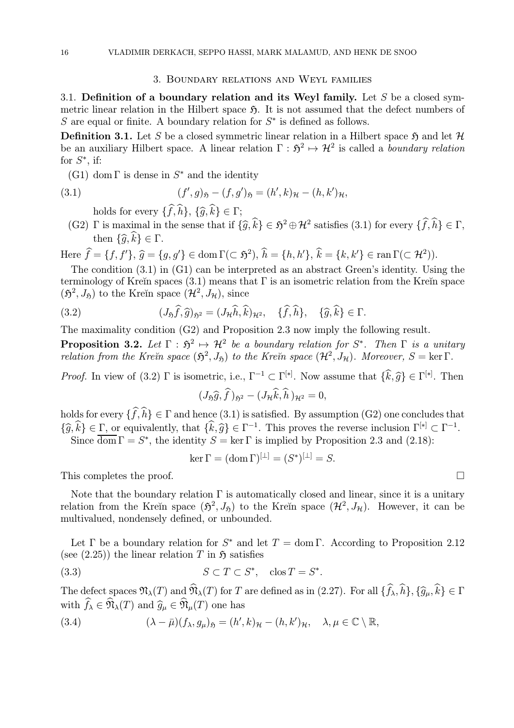## 3. Boundary relations and Weyl families

3.1. **Definition of a boundary relation and its Weyl family.** Let $S$ be a closed symmetric linear relation in the Hilbert space $\mathfrak{H}$. It is not assumed that the defect numbers of $S$ are equal or finite. A boundary relation for $S^*$ is defined as follows.

**Definition 3.1.** Let $S$ be a closed symmetric linear relation in a Hilbert space $\mathfrak{H}$ and let $\mathcal{H}$ be an auxiliary Hilbert space. A linear relation $\Gamma : \mathfrak{H}^2 \mapsto \mathcal{H}^2$ is called a *boundary relation* for $S^*$, if:

(G1) $\operatorname{dom} \Gamma$ is dense in $S^*$ and the identity

$$(f', g)_{\mathfrak{H}} - (f, g')_{\mathfrak{H}} = (h', k)_{\mathcal{H}} - (h, k')_{\mathcal{H}}, \tag{3.1}$$

holds for every $\{\widehat{f}, \widehat{h}\}$, $\{\widehat{g}, \widehat{k}\} \in \Gamma$;

(G2) $\Gamma$ is maximal in the sense that if $\{\widehat{g}, \widehat{k}\} \in \mathfrak{H}^2 \oplus \mathcal{H}^2$ satisfies (3.1) for every $\{\widehat{f}, \widehat{h}\} \in \Gamma$, then $\{\widehat{g}, \widehat{k}\} \in \Gamma$.

Here $\widehat{f} = \{f, f'\}$, $\widehat{g} = \{g, g'\} \in \operatorname{dom} \Gamma (\subset \mathfrak{H}^2)$, $\widehat{h} = \{h, h'\}$, $\widehat{k} = \{k, k'\} \in \operatorname{ran} \Gamma (\subset \mathcal{H}^2)$).

The condition (3.1) in (G1) can be interpreted as an abstract Green's identity. Using the terminology of Kreĭn spaces (3.1) means that $\Gamma$ is an isometric relation from the Kreĭn space $(\mathfrak{H}^2, J_{\mathfrak{H}})$ to the Kreĭn space $(\mathcal{H}^2, J_{\mathcal{H}})$, since

$$(J_{\mathfrak{H}} \widehat{f}, \widehat{g})_{\mathfrak{H}^2} = (J_{\mathcal{H}} \widehat{h}, \widehat{k})_{\mathcal{H}^2}, \quad \{\widehat{f}, \widehat{h}\}, \quad \{\widehat{g}, \widehat{k}\} \in \Gamma. \tag{3.2}$$

The maximality condition (G2) and Proposition 2.3 now imply the following result.

**Proposition 3.2.** *Let $\Gamma : \mathfrak{H}^2 \mapsto \mathcal{H}^2$ be a boundary relation for $S^*$. Then $\Gamma$ is a unitary relation from the Kreĭn space $(\mathfrak{H}^2, J_{\mathfrak{H}})$ to the Kreĭn space $(\mathcal{H}^2, J_{\mathcal{H}})$. Moreover, $S = \ker \Gamma$.*

*Proof.* In view of (3.2) $\Gamma$ is isometric, i.e., $\Gamma^{-1} \subset \Gamma^{[*]}$. Now assume that $\{\widehat{k}, \widehat{g}\} \in \Gamma^{[*]}$. Then

$$(J_{\mathfrak{H}} \widehat{g}, \widehat{f})_{\mathfrak{H}^2} - (J_{\mathcal{H}} \widehat{k}, \widehat{h})_{\mathcal{H}^2} = 0,$$

holds for every $\{\widehat{f}, \widehat{h}\} \in \Gamma$ and hence (3.1) is satisfied. By assumption (G2) one concludes that $\{\widehat{g}, \widehat{k}\} \in \Gamma$, or equivalently, that $\{\widehat{k}, \widehat{g}\} \in \Gamma^{-1}$. This proves the reverse inclusion $\Gamma^{[*]} \subset \Gamma^{-1}$.

Since $\overline{\operatorname{dom}}\, \Gamma = S^*$, the identity $S = \ker \Gamma$ is implied by Proposition 2.3 and (2.18):

$$\ker \Gamma = (\operatorname{dom} \Gamma)^{[\perp]} = (S^*)^{[\perp]} = S.$$

This completes the proof. $\square$

Note that the boundary relation $\Gamma$ is automatically closed and linear, since it is a unitary relation from the Kreĭn space $(\mathfrak{H}^2, J_{\mathfrak{H}})$ to the Kreĭn space $(\mathcal{H}^2, J_{\mathcal{H}})$. However, it can be multivalued, nondensely defined, or unbounded.

Let $\Gamma$ be a boundary relation for $S^*$ and let $T = \operatorname{dom} \Gamma$. According to Proposition 2.12 (see (2.25)) the linear relation $T$ in $\mathfrak{H}$ satisfies

$$S \subset T \subset S^*, \quad \operatorname{clos} T = S^*. \tag{3.3}$$

The defect spaces $\mathfrak{N}_\lambda(T)$ and $\widehat{\mathfrak{N}}_\lambda(T)$ for $T$ are defined as in (2.27). For all $\{\widehat{f}_\lambda, \widehat{h}\}, \{\widehat{g}_\mu, \widehat{k}\} \in \Gamma$ with $\widehat{f}_\lambda \in \widehat{\mathfrak{N}}_\lambda(T)$ and $\widehat{g}_\mu \in \widehat{\mathfrak{N}}_\mu(T)$ one has

$$(\lambda - \bar{\mu})(f_\lambda, g_\mu)_{\mathfrak{H}} = (h', k)_{\mathcal{H}} - (h, k')_{\mathcal{H}}, \quad \lambda, \mu \in \mathbb{C} \setminus \mathbb{R}, \tag{3.4}$$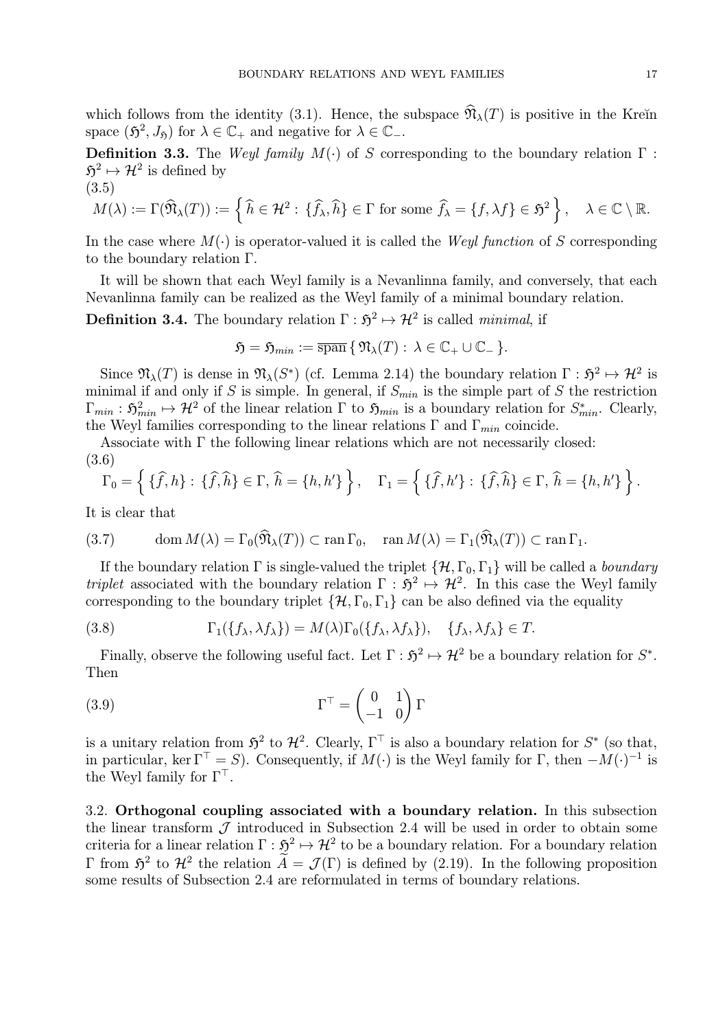which follows from the identity (3.1). Hence, the subspace $\widehat{\mathfrak{N}}_\lambda(T)$ is positive in the Kreĭn space $(\mathfrak{H}^2, J_{\mathfrak{H}})$ for $\lambda \in \mathbb{C}_+$ and negative for $\lambda \in \mathbb{C}_-$.

**Definition 3.3.** The *Weyl family* $M(\cdot)$ of $S$ corresponding to the boundary relation $\Gamma : \mathfrak{H}^2 \mapsto \mathcal{H}^2$ is defined by

$$
M(\lambda) := \Gamma(\widehat{\mathfrak{N}}_\lambda(T)) := \left\{ \widehat{h} \in \mathcal{H}^2 : \{\widehat{f}_\lambda, \widehat{h}\} \in \Gamma \text{ for some } \widehat{f}_\lambda = \{f, \lambda f\} \in \mathfrak{H}^2 \right\}, \quad \lambda \in \mathbb{C} \setminus \mathbb{R}. \tag{3.5}
$$

In the case where $M(\cdot)$ is operator-valued it is called the *Weyl function* of $S$ corresponding to the boundary relation $\Gamma$.

It will be shown that each Weyl family is a Nevanlinna family, and conversely, that each Nevanlinna family can be realized as the Weyl family of a minimal boundary relation.

**Definition 3.4.** The boundary relation $\Gamma : \mathfrak{H}^2 \mapsto \mathcal{H}^2$ is called *minimal*, if

$$
\mathfrak{H} = \mathfrak{H}_{min} := \overline{\operatorname{span}}\, \{ \mathfrak{N}_\lambda(T) : \lambda \in \mathbb{C}_+ \cup \mathbb{C}_- \}.
$$

Since $\mathfrak{N}_\lambda(T)$ is dense in $\mathfrak{N}_\lambda(S^*)$ (cf. Lemma 2.14) the boundary relation $\Gamma : \mathfrak{H}^2 \mapsto \mathcal{H}^2$ is minimal if and only if $S$ is simple. In general, if $S_{min}$ is the simple part of $S$ the restriction $\Gamma_{min} : \mathfrak{H}^2_{min} \mapsto \mathcal{H}^2$ of the linear relation $\Gamma$ to $\mathfrak{H}_{min}$ is a boundary relation for $S^*_{min}$. Clearly, the Weyl families corresponding to the linear relations $\Gamma$ and $\Gamma_{min}$ coincide.

Associate with $\Gamma$ the following linear relations which are not necessarily closed:

$$
\Gamma_0 = \left\{ \{\widehat{f}, h\} : \{\widehat{f}, \widehat{h}\} \in \Gamma,\, \widehat{h} = \{h, h'\} \right\}, \quad \Gamma_1 = \left\{ \{\widehat{f}, h'\} : \{\widehat{f}, \widehat{h}\} \in \Gamma,\, \widehat{h} = \{h, h'\} \right\}. \tag{3.6}
$$

It is clear that

$$
\operatorname{dom} M(\lambda) = \Gamma_0(\widehat{\mathfrak{N}}_\lambda(T)) \subset \operatorname{ran} \Gamma_0, \quad \operatorname{ran} M(\lambda) = \Gamma_1(\widehat{\mathfrak{N}}_\lambda(T)) \subset \operatorname{ran} \Gamma_1. \tag{3.7}
$$

If the boundary relation $\Gamma$ is single-valued the triplet $\{\mathcal{H}, \Gamma_0, \Gamma_1\}$ will be called a *boundary triplet* associated with the boundary relation $\Gamma : \mathfrak{H}^2 \mapsto \mathcal{H}^2$. In this case the Weyl family corresponding to the boundary triplet $\{\mathcal{H}, \Gamma_0, \Gamma_1\}$ can be also defined via the equality

$$
\Gamma_1(\{f_\lambda, \lambda f_\lambda\}) = M(\lambda) \Gamma_0(\{f_\lambda, \lambda f_\lambda\}), \quad \{f_\lambda, \lambda f_\lambda\} \in T. \tag{3.8}
$$

Finally, observe the following useful fact. Let $\Gamma : \mathfrak{H}^2 \mapsto \mathcal{H}^2$ be a boundary relation for $S^*$. Then

$$
\Gamma^\top = \begin{pmatrix} 0 & 1 \\ -1 & 0 \end{pmatrix} \Gamma \tag{3.9}
$$

is a unitary relation from $\mathfrak{H}^2$ to $\mathcal{H}^2$. Clearly, $\Gamma^\top$ is also a boundary relation for $S^*$ (so that, in particular, $\ker \Gamma^\top = S$). Consequently, if $M(\cdot)$ is the Weyl family for $\Gamma$, then $-M(\cdot)^{-1}$ is the Weyl family for $\Gamma^\top$.

3.2. **Orthogonal coupling associated with a boundary relation.** In this subsection the linear transform $\mathcal{J}$ introduced in Subsection 2.4 will be used in order to obtain some criteria for a linear relation $\Gamma : \mathfrak{H}^2 \mapsto \mathcal{H}^2$ to be a boundary relation. For a boundary relation $\Gamma$ from $\mathfrak{H}^2$ to $\mathcal{H}^2$ the relation $\widetilde{A} = \mathcal{J}(\Gamma)$ is defined by (2.19). In the following proposition some results of Subsection 2.4 are reformulated in terms of boundary relations.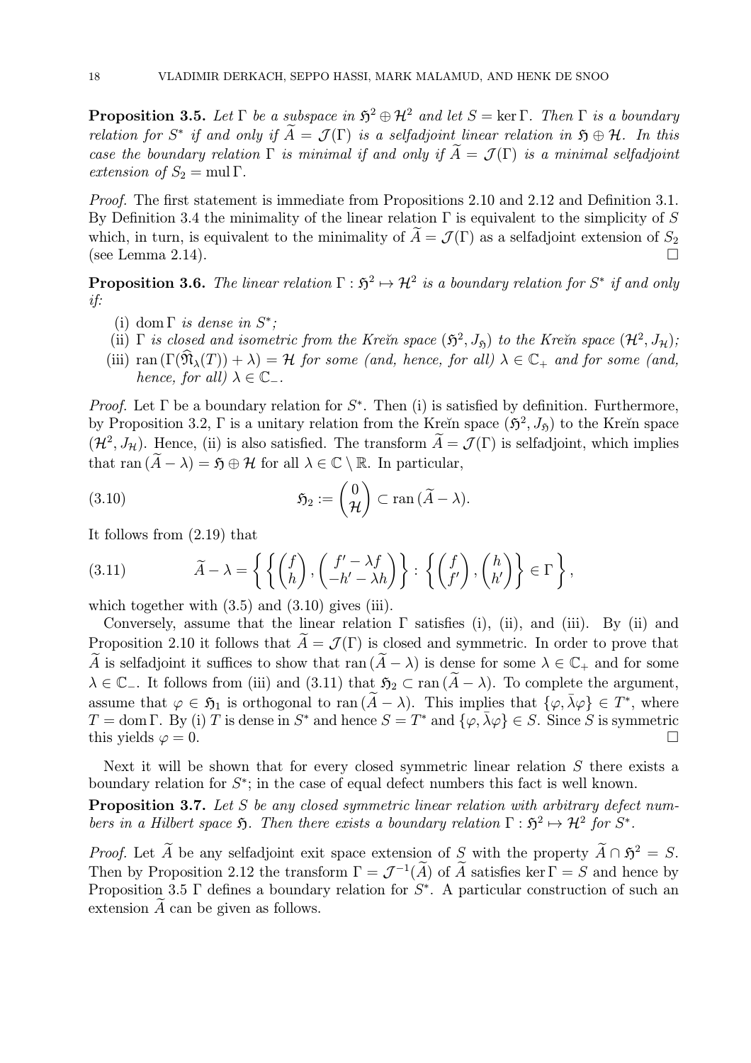**Proposition 3.5.** *Let $\Gamma$ be a subspace in $\mathfrak{H}^2 \oplus \mathcal{H}^2$ and let $S = \ker \Gamma$. Then $\Gamma$ is a boundary relation for $S^*$ if and only if $\widetilde{A} = \mathcal{J}(\Gamma)$ is a selfadjoint linear relation in $\mathfrak{H} \oplus \mathcal{H}$. In this case the boundary relation $\Gamma$ is minimal if and only if $\widetilde{A} = \mathcal{J}(\Gamma)$ is a minimal selfadjoint extension of $S_2 = \operatorname{mul} \Gamma$.*

*Proof.* The first statement is immediate from Propositions 2.10 and 2.12 and Definition 3.1. By Definition 3.4 the minimality of the linear relation $\Gamma$ is equivalent to the simplicity of $S$ which, in turn, is equivalent to the minimality of $\widetilde{A} = \mathcal{J}(\Gamma)$ as a selfadjoint extension of $S_2$ (see Lemma 2.14). $\square$

**Proposition 3.6.** *The linear relation $\Gamma : \mathfrak{H}^2 \mapsto \mathcal{H}^2$ is a boundary relation for $S^*$ if and only if:*

- (i) *$\operatorname{dom} \Gamma$ is dense in $S^*$;*
- (ii) *$\Gamma$ is closed and isometric from the Kreĭn space $(\mathfrak{H}^2, J_{\mathfrak{H}})$ to the Kreĭn space $(\mathcal{H}^2, J_{\mathcal{H}})$;*
- (iii) *$\operatorname{ran}(\Gamma(\widehat{\mathfrak{N}}_\lambda(T)) + \lambda) = \mathcal{H}$ for some (and, hence, for all) $\lambda \in \mathbb{C}_+$ and for some (and, hence, for all) $\lambda \in \mathbb{C}_-$.*

*Proof.* Let $\Gamma$ be a boundary relation for $S^*$. Then (i) is satisfied by definition. Furthermore, by Proposition 3.2, $\Gamma$ is a unitary relation from the Kreĭn space $(\mathfrak{H}^2, J_{\mathfrak{H}})$ to the Kreĭn space $(\mathcal{H}^2, J_{\mathcal{H}})$. Hence, (ii) is also satisfied. The transform $\widetilde{A} = \mathcal{J}(\Gamma)$ is selfadjoint, which implies that $\operatorname{ran}(\widetilde{A} - \lambda) = \mathfrak{H} \oplus \mathcal{H}$ for all $\lambda \in \mathbb{C} \setminus \mathbb{R}$. In particular,

$$\mathfrak{H}_2 := \begin{pmatrix} 0 \\ \mathcal{H} \end{pmatrix} \subset \operatorname{ran}(\widetilde{A} - \lambda). \tag{3.10}$$

It follows from (2.19) that

$$\widetilde{A} - \lambda = \left\{ \left\{ \begin{pmatrix} f \\ h \end{pmatrix}, \begin{pmatrix} f' - \lambda f \\ -h' - \lambda h \end{pmatrix} \right\} : \left\{ \begin{pmatrix} f \\ f' \end{pmatrix}, \begin{pmatrix} h \\ h' \end{pmatrix} \right\} \in \Gamma \right\}, \tag{3.11}$$

which together with (3.5) and (3.10) gives (iii).

Conversely, assume that the linear relation $\Gamma$ satisfies (i), (ii), and (iii). By (ii) and Proposition 2.10 it follows that $\widetilde{A} = \mathcal{J}(\Gamma)$ is closed and symmetric. In order to prove that $\widetilde{A}$ is selfadjoint it suffices to show that $\operatorname{ran}(\widetilde{A} - \lambda)$ is dense for some $\lambda \in \mathbb{C}_+$ and for some $\lambda \in \mathbb{C}_-$. It follows from (iii) and (3.11) that $\mathfrak{H}_2 \subset \operatorname{ran}(\widetilde{A} - \lambda)$. To complete the argument, assume that $\varphi \in \mathfrak{H}_1$ is orthogonal to $\operatorname{ran}(\widetilde{A} - \lambda)$. This implies that $\{\varphi, \bar{\lambda}\varphi\} \in T^*$, where $T = \operatorname{dom} \Gamma$. By (i) $T$ is dense in $S^*$ and hence $S = T^*$ and $\{\varphi, \bar{\lambda}\varphi\} \in S$. Since $S$ is symmetric this yields $\varphi = 0$. $\square$

Next it will be shown that for every closed symmetric linear relation $S$ there exists a boundary relation for $S^*$; in the case of equal defect numbers this fact is well known.

**Proposition 3.7.** *Let $S$ be any closed symmetric linear relation with arbitrary defect numbers in a Hilbert space $\mathfrak{H}$. Then there exists a boundary relation $\Gamma : \mathfrak{H}^2 \mapsto \mathcal{H}^2$ for $S^*$.*

*Proof.* Let $\widetilde{A}$ be any selfadjoint exit space extension of $S$ with the property $\widetilde{A} \cap \mathfrak{H}^2 = S$. Then by Proposition 2.12 the transform $\Gamma = \mathcal{J}^{-1}(\widetilde{A})$ of $\widetilde{A}$ satisfies $\ker \Gamma = S$ and hence by Proposition 3.5 $\Gamma$ defines a boundary relation for $S^*$. A particular construction of such an extension $\widetilde{A}$ can be given as follows.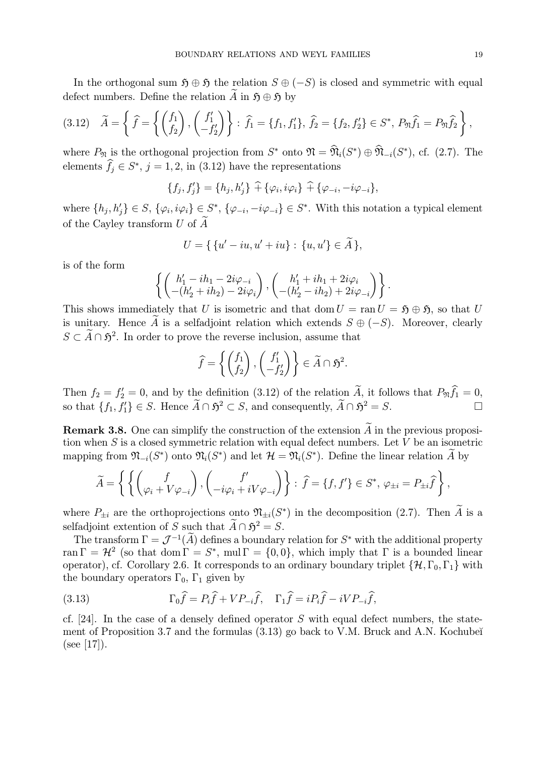In the orthogonal sum $\mathfrak{H} \oplus \mathfrak{H}$ the relation $S \oplus (-S)$ is closed and symmetric with equal defect numbers. Define the relation $\widetilde{A}$ in $\mathfrak{H} \oplus \mathfrak{H}$ by

$$
\widetilde{A} = \left\{ \widehat{f} = \left\{ \begin{pmatrix} f_1 \\ f_2 \end{pmatrix}, \begin{pmatrix} f_1' \\ -f_2' \end{pmatrix} \right\} : \widehat{f}_1 = \{f_1, f_1'\},\ \widehat{f}_2 = \{f_2, f_2'\} \in S^*,\ P_{\mathfrak{N}}\widehat{f}_1 = P_{\mathfrak{N}}\widehat{f}_2 \right\}, \tag{3.12}
$$

where $P_{\mathfrak{N}}$ is the orthogonal projection from $S^*$ onto $\mathfrak{N} = \widehat{\mathfrak{N}}_i(S^*) \oplus \widehat{\mathfrak{N}}_{-i}(S^*)$, cf. (2.7). The elements $\widehat{f}_j \in S^*$, $j = 1, 2$, in (3.12) have the representations

$$
\{f_j, f_j'\} = \{h_j, h_j'\} \,\widehat{+}\, \{\varphi_i, i\varphi_i\} \,\widehat{+}\, \{\varphi_{-i}, -i\varphi_{-i}\},
$$

where $\{h_j, h_j'\} \in S$, $\{\varphi_i, i\varphi_i\} \in S^*$, $\{\varphi_{-i}, -i\varphi_{-i}\} \in S^*$. With this notation a typical element of the Cayley transform $U$ of $\widetilde{A}$

$$
U = \{\, \{u' - iu, u' + iu\} : \{u, u'\} \in \widetilde{A} \,\},
$$

is of the form

$$
\left\{ \begin{pmatrix} h_1' - ih_1 - 2i\varphi_{-i} \\ -(h_2' + ih_2) - 2i\varphi_i \end{pmatrix}, \begin{pmatrix} h_1' + ih_1 + 2i\varphi_i \\ -(h_2' - ih_2) + 2i\varphi_{-i} \end{pmatrix} \right\}.
$$

This shows immediately that $U$ is isometric and that $\operatorname{dom} U = \operatorname{ran} U = \mathfrak{H} \oplus \mathfrak{H}$, so that $U$ is unitary. Hence $\widetilde{A}$ is a selfadjoint relation which extends $S \oplus (-S)$. Moreover, clearly $S \subset \widetilde{A} \cap \mathfrak{H}^2$. In order to prove the reverse inclusion, assume that

$$
\widehat{f} = \left\{ \begin{pmatrix} f_1 \\ f_2 \end{pmatrix}, \begin{pmatrix} f_1' \\ -f_2' \end{pmatrix} \right\} \in \widetilde{A} \cap \mathfrak{H}^2.
$$

Then $f_2 = f_2' = 0$, and by the definition (3.12) of the relation $\widetilde{A}$, it follows that $P_{\mathfrak{N}}\widehat{f}_1 = 0$, so that $\{f_1, f_1'\} \in S$. Hence $\widetilde{A} \cap \mathfrak{H}^2 \subset S$, and consequently, $\widetilde{A} \cap \mathfrak{H}^2 = S$. $\square$

**Remark 3.8.** One can simplify the construction of the extension $\widetilde{A}$ in the previous proposition when $S$ is a closed symmetric relation with equal defect numbers. Let $V$ be an isometric mapping from $\mathfrak{N}_{-i}(S^*)$ onto $\mathfrak{N}_i(S^*)$ and let $\mathcal{H} = \mathfrak{N}_i(S^*)$. Define the linear relation $\widetilde{A}$ by

$$
\widetilde{A} = \left\{ \left\{ \begin{pmatrix} f \\ \varphi_i + V\varphi_{-i} \end{pmatrix}, \begin{pmatrix} f' \\ -i\varphi_i + iV\varphi_{-i} \end{pmatrix} \right\} : \widehat{f} = \{f, f'\} \in S^*,\ \varphi_{\pm i} = P_{\pm i}\widehat{f} \right\},
$$

where $P_{\pm i}$ are the orthoprojections onto $\mathfrak{N}_{\pm i}(S^*)$ in the decomposition (2.7). Then $\widetilde{A}$ is a selfadjoint extension of $S$ such that $\widetilde{A} \cap \mathfrak{H}^2 = S$.

The transform $\Gamma = \mathcal{J}^{-1}(\widetilde{A})$ defines a boundary relation for $S^*$ with the additional property $\operatorname{ran} \Gamma = \mathcal{H}^2$ (so that $\operatorname{dom} \Gamma = S^*$, $\operatorname{mul} \Gamma = \{0, 0\}$, which imply that $\Gamma$ is a bounded linear operator), cf. Corollary 2.6. It corresponds to an ordinary boundary triplet $\{\mathcal{H}, \Gamma_0, \Gamma_1\}$ with the boundary operators $\Gamma_0$, $\Gamma_1$ given by

$$
\Gamma_0\widehat{f} = P_i\widehat{f} + VP_{-i}\widehat{f}, \quad \Gamma_1\widehat{f} = iP_i\widehat{f} - iVP_{-i}\widehat{f}, \tag{3.13}
$$

cf. [24]. In the case of a densely defined operator $S$ with equal defect numbers, the statement of Proposition 3.7 and the formulas (3.13) go back to V.M. Bruck and A.N. Kochubeĭ (see [17]).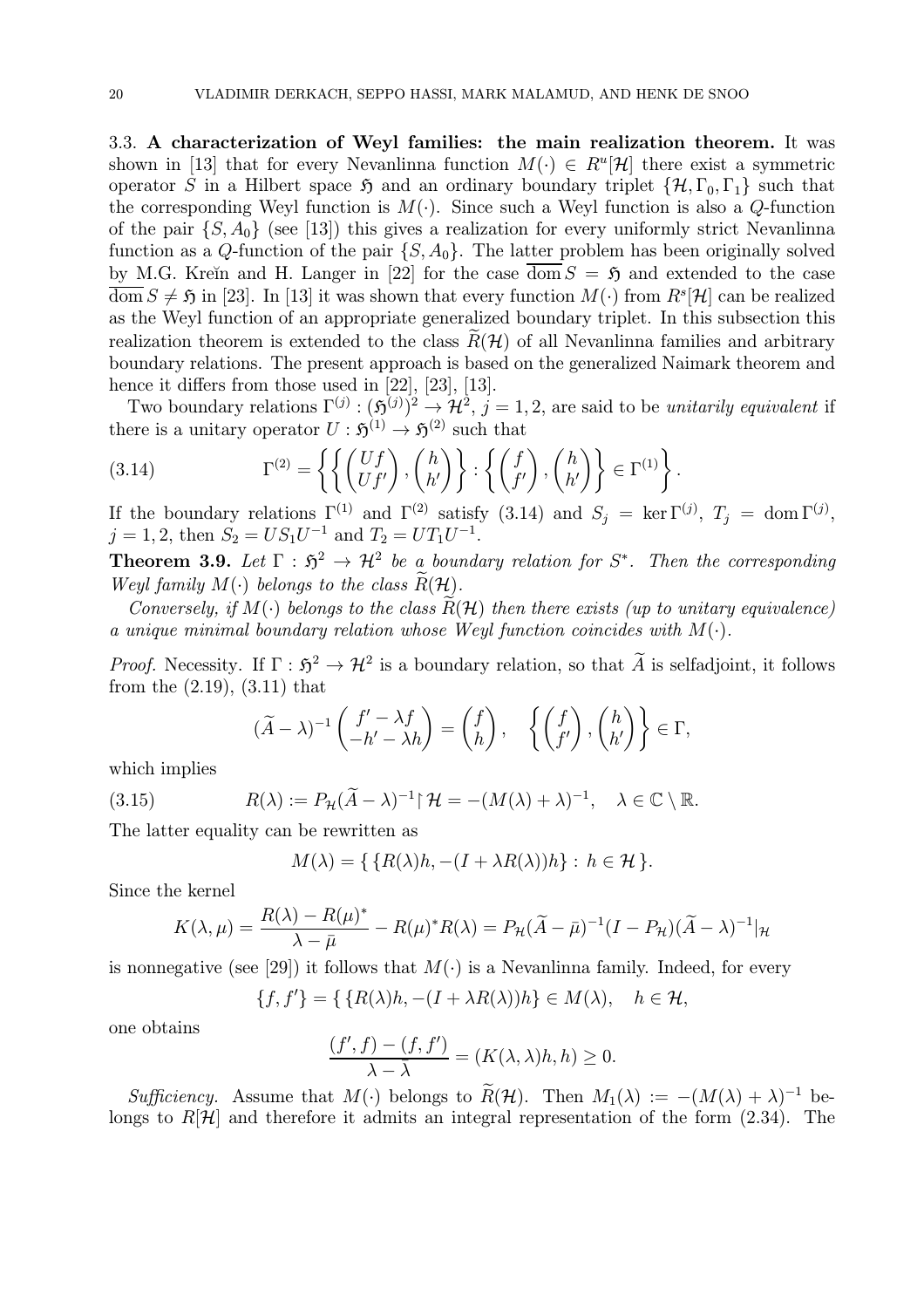3.3. **A characterization of Weyl families: the main realization theorem.** It was shown in [13] that for every Nevanlinna function $M(\cdot) \in R^u[\mathcal{H}]$ there exist a symmetric operator $S$ in a Hilbert space $\mathfrak{H}$ and an ordinary boundary triplet $\{\mathcal{H}, \Gamma_0, \Gamma_1\}$ such that the corresponding Weyl function is $M(\cdot)$. Since such a Weyl function is also a $Q$-function of the pair $\{S, A_0\}$ (see [13]) this gives a realization for every uniformly strict Nevanlinna function as a $Q$-function of the pair $\{S, A_0\}$. The latter problem has been originally solved by M.G. Kreĭn and H. Langer in [22] for the case $\overline{\operatorname{dom} S} = \mathfrak{H}$ and extended to the case $\overline{\operatorname{dom} S} \neq \mathfrak{H}$ in [23]. In [13] it was shown that every function $M(\cdot)$ from $R^s[\mathcal{H}]$ can be realized as the Weyl function of an appropriate generalized boundary triplet. In this subsection this realization theorem is extended to the class $\widetilde{R}(\mathcal{H})$ of all Nevanlinna families and arbitrary boundary relations. The present approach is based on the generalized Naimark theorem and hence it differs from those used in [22], [23], [13].

Two boundary relations $\Gamma^{(j)} : (\mathfrak{H}^{(j)})^2 \to \mathcal{H}^2$, $j = 1, 2$, are said to be *unitarily equivalent* if there is a unitary operator $U : \mathfrak{H}^{(1)} \to \mathfrak{H}^{(2)}$ such that

$$
\Gamma^{(2)} = \left\{ \left\{ \begin{pmatrix} Uf \\ Uf' \end{pmatrix}, \begin{pmatrix} h \\ h' \end{pmatrix} \right\} : \left\{ \begin{pmatrix} f \\ f' \end{pmatrix}, \begin{pmatrix} h \\ h' \end{pmatrix} \right\} \in \Gamma^{(1)} \right\}. \tag{3.14}
$$

If the boundary relations $\Gamma^{(1)}$ and $\Gamma^{(2)}$ satisfy (3.14) and $S_j = \ker \Gamma^{(j)}$, $T_j = \operatorname{dom} \Gamma^{(j)}$, $j = 1, 2$, then $S_2 = US_1U^{-1}$ and $T_2 = UT_1U^{-1}$.

**Theorem 3.9.** *Let $\Gamma : \mathfrak{H}^2 \to \mathcal{H}^2$ be a boundary relation for $S^*$. Then the corresponding Weyl family $M(\cdot)$ belongs to the class $\widetilde{R}(\mathcal{H})$.*

*Conversely, if $M(\cdot)$ belongs to the class $\widetilde{R}(\mathcal{H})$ then there exists (up to unitary equivalence) a unique minimal boundary relation whose Weyl function coincides with $M(\cdot)$.*

*Proof.* Necessity. If $\Gamma : \mathfrak{H}^2 \to \mathcal{H}^2$ is a boundary relation, so that $\widetilde{A}$ is selfadjoint, it follows from the (2.19), (3.11) that

$$
(\widetilde{A} - \lambda)^{-1} \begin{pmatrix} f' - \lambda f \\ -h' - \lambda h \end{pmatrix} = \begin{pmatrix} f \\ h \end{pmatrix}, \quad \left\{ \begin{pmatrix} f \\ f' \end{pmatrix}, \begin{pmatrix} h \\ h' \end{pmatrix} \right\} \in \Gamma,
$$

which implies

$$
R(\lambda) := P_{\mathcal{H}} (\widetilde{A} - \lambda)^{-1} \upharpoonright \mathcal{H} = -(M(\lambda) + \lambda)^{-1}, \quad \lambda \in \mathbb{C} \setminus \mathbb{R}. \tag{3.15}
$$

The latter equality can be rewritten as

$$
M(\lambda) = \{ \{ R(\lambda)h, -(I + \lambda R(\lambda))h \} : h \in \mathcal{H} \}.
$$

Since the kernel

$$
K(\lambda, \mu) = \frac{R(\lambda) - R(\mu)^*}{\lambda - \bar{\mu}} - R(\mu)^* R(\lambda) = P_{\mathcal{H}} (\widetilde{A} - \bar{\mu})^{-1} (I - P_{\mathcal{H}}) (\widetilde{A} - \lambda)^{-1} |_{\mathcal{H}}
$$

is nonnegative (see [29]) it follows that $M(\cdot)$ is a Nevanlinna family. Indeed, for every

$$
\{f, f'\} = \{ \{ R(\lambda)h, -(I + \lambda R(\lambda))h \} \in M(\lambda), \quad h \in \mathcal{H},
$$

one obtains

$$
\frac{(f', f) - (f, f')}{\lambda - \bar{\lambda}} = (K(\lambda, \lambda)h, h) \geq 0.
$$

*Sufficiency.* Assume that $M(\cdot)$ belongs to $\widetilde{R}(\mathcal{H})$. Then $M_1(\lambda) := -(M(\lambda) + \lambda)^{-1}$ belongs to $R[\mathcal{H}]$ and therefore it admits an integral representation of the form (2.34). The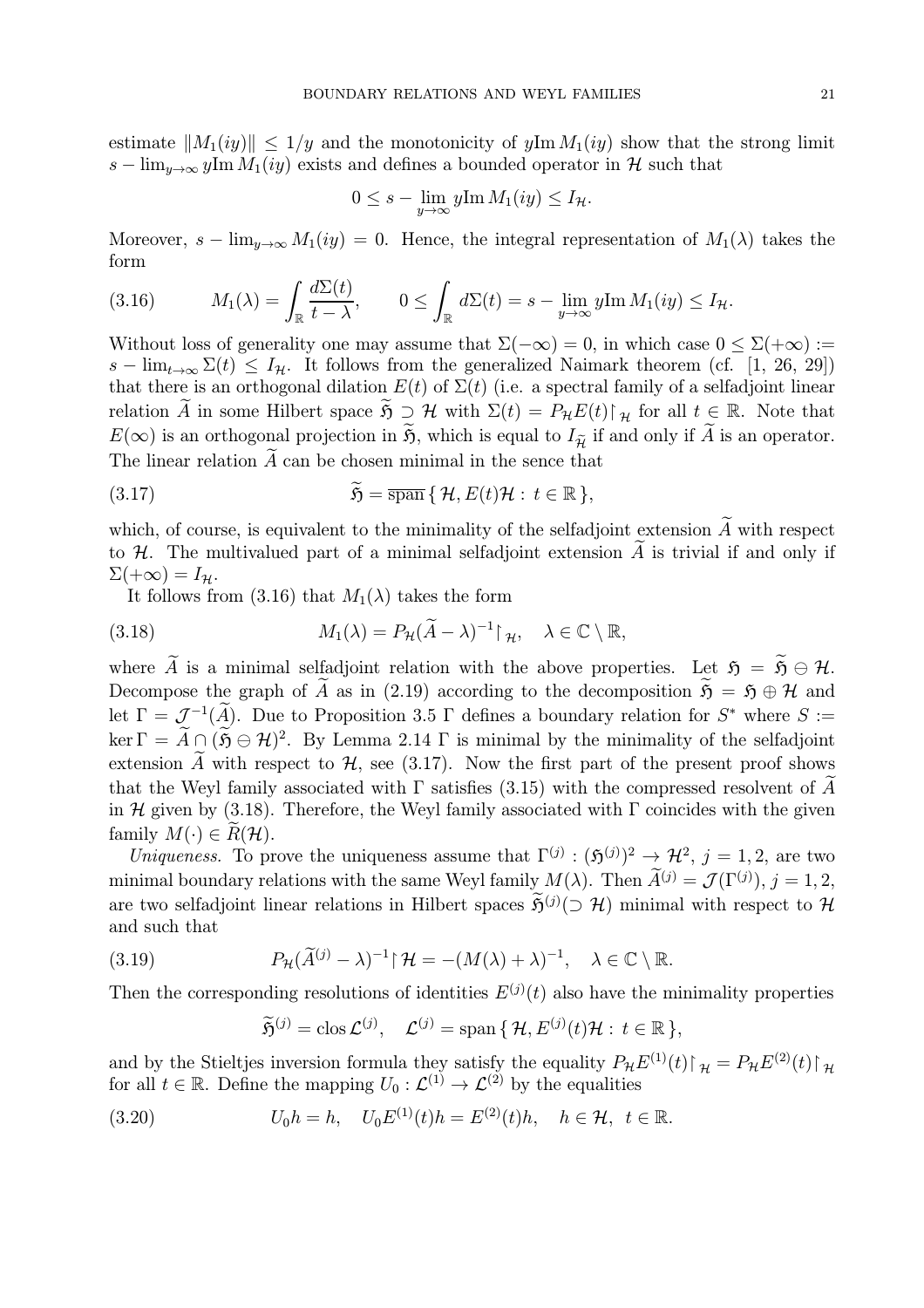estimate $\|M_1(iy)\| \le 1/y$ and the monotonicity of $y\mathrm{Im}\, M_1(iy)$ show that the strong limit $s-\lim_{y\to\infty} y\mathrm{Im}\, M_1(iy)$ exists and defines a bounded operator in $\mathcal{H}$ such that

$$0 \le s - \lim_{y\to\infty} y\mathrm{Im}\, M_1(iy) \le I_{\mathcal{H}}.$$

Moreover, $s-\lim_{y\to\infty} M_1(iy) = 0$. Hence, the integral representation of $M_1(\lambda)$ takes the form

$$M_1(\lambda) = \int_{\mathbb{R}} \frac{d\Sigma(t)}{t-\lambda}, \qquad 0 \le \int_{\mathbb{R}} d\Sigma(t) = s - \lim_{y\to\infty} y\mathrm{Im}\, M_1(iy) \le I_{\mathcal{H}}. \tag{3.16}$$

Without loss of generality one may assume that $\Sigma(-\infty) = 0$, in which case $0 \le \Sigma(+\infty) := s-\lim_{t\to\infty} \Sigma(t) \le I_{\mathcal{H}}$. It follows from the generalized Naimark theorem (cf. [1, 26, 29]) that there is an orthogonal dilation $E(t)$ of $\Sigma(t)$ (i.e. a spectral family of a selfadjoint linear relation $\widetilde{A}$ in some Hilbert space $\widetilde{\mathfrak{H}} \supset \mathcal{H}$ with $\Sigma(t) = P_{\mathcal{H}} E(t)\upharpoonright_{\mathcal{H}}$ for all $t \in \mathbb{R}$. Note that $E(\infty)$ is an orthogonal projection in $\widetilde{\mathfrak{H}}$, which is equal to $I_{\widetilde{\mathcal{H}}}$ if and only if $\widetilde{A}$ is an operator. The linear relation $\widetilde{A}$ can be chosen minimal in the sence that

$$\widetilde{\mathfrak{H}} = \overline{\mathrm{span}}\,\{\, \mathcal{H}, E(t)\mathcal{H} :\, t \in \mathbb{R}\,\}, \tag{3.17}$$

which, of course, is equivalent to the minimality of the selfadjoint extension $\widetilde{A}$ with respect to $\mathcal{H}$. The multivalued part of a minimal selfadjoint extension $\widetilde{A}$ is trivial if and only if $\Sigma(+\infty) = I_{\mathcal{H}}$.

It follows from (3.16) that $M_1(\lambda)$ takes the form

$$M_1(\lambda) = P_{\mathcal{H}}(\widetilde{A}-\lambda)^{-1}\upharpoonright_{\mathcal{H}}, \quad \lambda \in \mathbb{C}\setminus\mathbb{R}, \tag{3.18}$$

where $\widetilde{A}$ is a minimal selfadjoint relation with the above properties. Let $\mathfrak{H} = \widetilde{\mathfrak{H}} \ominus \mathcal{H}$. Decompose the graph of $\widetilde{A}$ as in (2.19) according to the decomposition $\widetilde{\mathfrak{H}} = \mathfrak{H} \oplus \mathcal{H}$ and let $\Gamma = \mathcal{J}^{-1}(\widetilde{A})$. Due to Proposition 3.5 $\Gamma$ defines a boundary relation for $S^*$ where $S := \ker \Gamma = \widetilde{A} \cap (\widetilde{\mathfrak{H}} \ominus \mathcal{H})^2$. By Lemma 2.14 $\Gamma$ is minimal by the minimality of the selfadjoint extension $\widetilde{A}$ with respect to $\mathcal{H}$, see (3.17). Now the first part of the present proof shows that the Weyl family associated with $\Gamma$ satisfies (3.15) with the compressed resolvent of $\widetilde{A}$ in $\mathcal{H}$ given by (3.18). Therefore, the Weyl family associated with $\Gamma$ coincides with the given family $M(\cdot) \in \widetilde{R}(\mathcal{H})$.

*Uniqueness.* To prove the uniqueness assume that $\Gamma^{(j)} : (\mathfrak{H}^{(j)})^2 \to \mathcal{H}^2$, $j = 1, 2$, are two minimal boundary relations with the same Weyl family $M(\lambda)$. Then $\widetilde{A}^{(j)} = \mathcal{J}(\Gamma^{(j)})$, $j = 1, 2$, are two selfadjoint linear relations in Hilbert spaces $\widetilde{\mathfrak{H}}^{(j)}(\supset \mathcal{H})$ minimal with respect to $\mathcal{H}$ and such that

$$P_{\mathcal{H}}(\widetilde{A}^{(j)}-\lambda)^{-1}\upharpoonright \mathcal{H} = -(M(\lambda)+\lambda)^{-1}, \quad \lambda \in \mathbb{C}\setminus\mathbb{R}. \tag{3.19}$$

Then the corresponding resolutions of identities $E^{(j)}(t)$ also have the minimality properties

$$\widetilde{\mathfrak{H}}^{(j)} = \mathrm{clos}\,\mathcal{L}^{(j)}, \quad \mathcal{L}^{(j)} = \mathrm{span}\,\{\, \mathcal{H}, E^{(j)}(t)\mathcal{H} :\, t \in \mathbb{R}\,\},$$

and by the Stieltjes inversion formula they satisfy the equality $P_{\mathcal{H}} E^{(1)}(t)\upharpoonright_{\mathcal{H}} = P_{\mathcal{H}} E^{(2)}(t)\upharpoonright_{\mathcal{H}}$ for all $t \in \mathbb{R}$. Define the mapping $U_0 : \mathcal{L}^{(1)} \to \mathcal{L}^{(2)}$ by the equalities

$$U_0 h = h, \quad U_0 E^{(1)}(t)h = E^{(2)}(t)h, \quad h \in \mathcal{H}, \ t \in \mathbb{R}. \tag{3.20}$$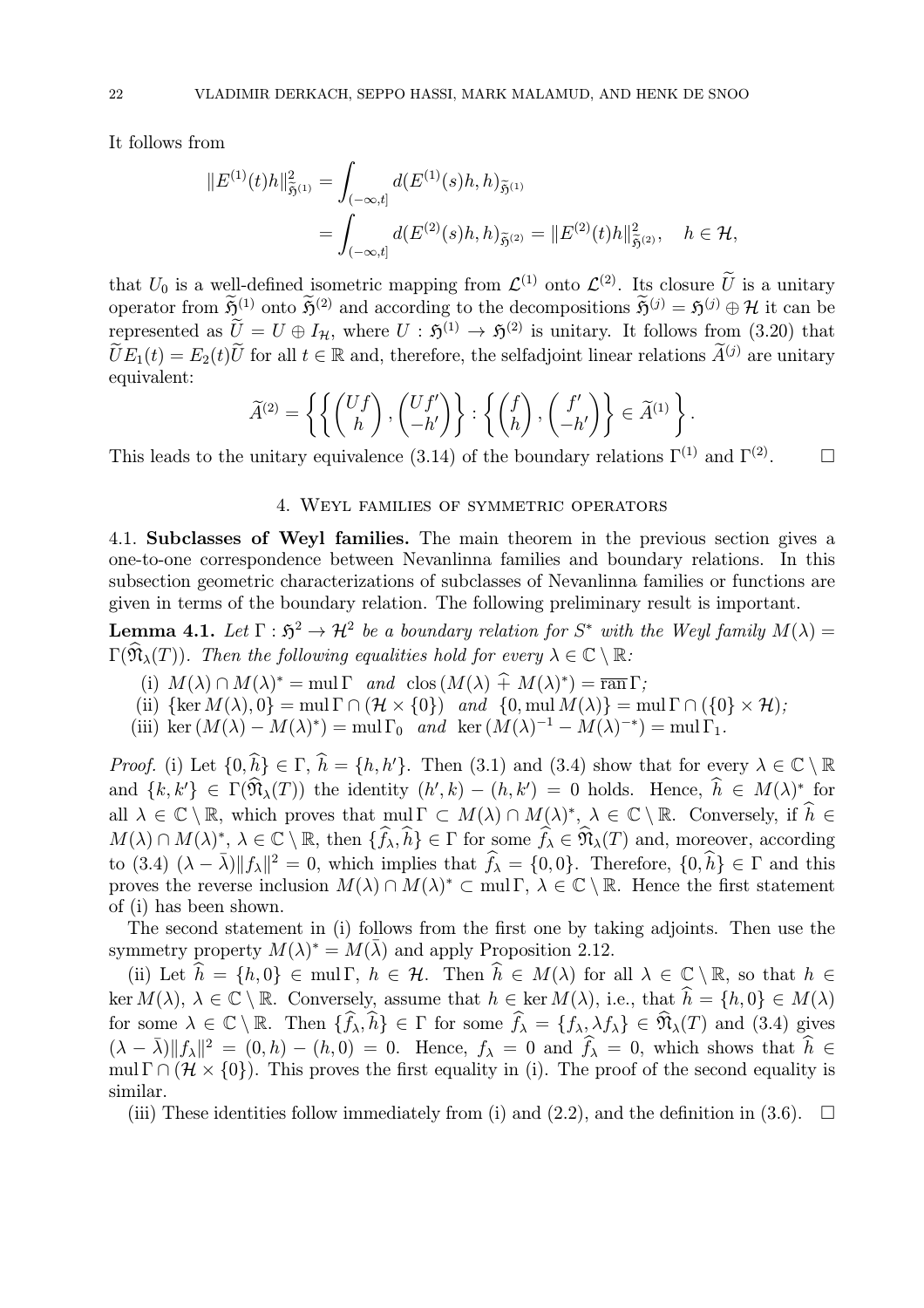It follows from

$$
\begin{aligned}
\|E^{(1)}(t)h\|^2_{\widetilde{\mathfrak{H}}^{(1)}} &= \int_{(-\infty,t]} d(E^{(1)}(s)h,h)_{\widetilde{\mathfrak{H}}^{(1)}} \\
&= \int_{(-\infty,t]} d(E^{(2)}(s)h,h)_{\widetilde{\mathfrak{H}}^{(2)}} = \|E^{(2)}(t)h\|^2_{\widetilde{\mathfrak{H}}^{(2)}}, \quad h \in \mathcal{H},
\end{aligned}
$$

that $U_0$ is a well-defined isometric mapping from $\mathcal{L}^{(1)}$ onto $\mathcal{L}^{(2)}$. Its closure $\widetilde{U}$ is a unitary operator from $\widetilde{\mathfrak{H}}^{(1)}$ onto $\widetilde{\mathfrak{H}}^{(2)}$ and according to the decompositions $\widetilde{\mathfrak{H}}^{(j)} = \mathfrak{H}^{(j)} \oplus \mathcal{H}$ it can be represented as $\widetilde{U} = U \oplus I_{\mathcal{H}}$, where $U : \mathfrak{H}^{(1)} \to \mathfrak{H}^{(2)}$ is unitary. It follows from (3.20) that $\widetilde{U}E_1(t) = E_2(t)\widetilde{U}$ for all $t \in \mathbb{R}$ and, therefore, the selfadjoint linear relations $\widetilde{A}^{(j)}$ are unitary equivalent:

$$
\widetilde{A}^{(2)} = \left\{ \left\{ \begin{pmatrix} Uf \\ h \end{pmatrix}, \begin{pmatrix} Uf' \\ -h' \end{pmatrix} \right\} : \left\{ \begin{pmatrix} f \\ h \end{pmatrix}, \begin{pmatrix} f' \\ -h' \end{pmatrix} \right\} \in \widetilde{A}^{(1)} \right\}.
$$

This leads to the unitary equivalence (3.14) of the boundary relations $\Gamma^{(1)}$ and $\Gamma^{(2)}$. $\square$

## 4. Weyl families of symmetric operators

4.1. **Subclasses of Weyl families.** The main theorem in the previous section gives a one-to-one correspondence between Nevanlinna families and boundary relations. In this subsection geometric characterizations of subclasses of Nevanlinna families or functions are given in terms of the boundary relation. The following preliminary result is important.

**Lemma 4.1.** *Let $\Gamma : \mathfrak{H}^2 \to \mathcal{H}^2$ be a boundary relation for $S^*$ with the Weyl family $M(\lambda) = \Gamma(\widehat{\mathfrak{N}}_\lambda(T))$. Then the following equalities hold for every $\lambda \in \mathbb{C} \setminus \mathbb{R}$:*

(i) $M(\lambda) \cap M(\lambda)^* = \operatorname{mul}\Gamma$ *and* $\operatorname{clos}(M(\lambda) \mathbin{\widehat{+}} M(\lambda)^*) = \overline{\operatorname{ran}}\,\Gamma$*;*

(ii) $\{\ker M(\lambda), 0\} = \operatorname{mul}\Gamma \cap (\mathcal{H} \times \{0\})$ *and* $\{0, \operatorname{mul} M(\lambda)\} = \operatorname{mul}\Gamma \cap (\{0\} \times \mathcal{H})$*;*

(iii) $\ker(M(\lambda) - M(\lambda)^*) = \operatorname{mul}\Gamma_0$ *and* $\ker(M(\lambda)^{-1} - M(\lambda)^{-*}) = \operatorname{mul}\Gamma_1$.

*Proof.* (i) Let $\{0, \widehat{h}\} \in \Gamma$, $\widehat{h} = \{h, h'\}$. Then (3.1) and (3.4) show that for every $\lambda \in \mathbb{C} \setminus \mathbb{R}$ and $\{k, k'\} \in \Gamma(\widehat{\mathfrak{N}}_\lambda(T))$ the identity $(h', k) - (h, k') = 0$ holds. Hence, $\widehat{h} \in M(\lambda)^*$ for all $\lambda \in \mathbb{C} \setminus \mathbb{R}$, which proves that $\operatorname{mul}\Gamma \subset M(\lambda) \cap M(\lambda)^*$, $\lambda \in \mathbb{C} \setminus \mathbb{R}$. Conversely, if $\widehat{h} \in M(\lambda) \cap M(\lambda)^*$, $\lambda \in \mathbb{C} \setminus \mathbb{R}$, then $\{\widehat{f}_\lambda, \widehat{h}\} \in \Gamma$ for some $\widehat{f}_\lambda \in \widehat{\mathfrak{N}}_\lambda(T)$ and, moreover, according to (3.4) $(\lambda - \bar{\lambda})\|f_\lambda\|^2 = 0$, which implies that $\widehat{f}_\lambda = \{0, 0\}$. Therefore, $\{0, \widehat{h}\} \in \Gamma$ and this proves the reverse inclusion $M(\lambda) \cap M(\lambda)^* \subset \operatorname{mul}\Gamma$, $\lambda \in \mathbb{C} \setminus \mathbb{R}$. Hence the first statement of (i) has been shown.

The second statement in (i) follows from the first one by taking adjoints. Then use the symmetry property $M(\lambda)^* = M(\bar{\lambda})$ and apply Proposition 2.12.

(ii) Let $\widehat{h} = \{h, 0\} \in \operatorname{mul}\Gamma$, $h \in \mathcal{H}$. Then $\widehat{h} \in M(\lambda)$ for all $\lambda \in \mathbb{C} \setminus \mathbb{R}$, so that $h \in \ker M(\lambda)$, $\lambda \in \mathbb{C} \setminus \mathbb{R}$. Conversely, assume that $h \in \ker M(\lambda)$, i.e., that $\widehat{h} = \{h, 0\} \in M(\lambda)$ for some $\lambda \in \mathbb{C} \setminus \mathbb{R}$. Then $\{\widehat{f}_\lambda, \widehat{h}\} \in \Gamma$ for some $\widehat{f}_\lambda = \{f_\lambda, \lambda f_\lambda\} \in \widehat{\mathfrak{N}}_\lambda(T)$ and (3.4) gives $(\lambda - \bar{\lambda})\|f_\lambda\|^2 = (0, h) - (h, 0) = 0$. Hence, $f_\lambda = 0$ and $\widehat{f}_\lambda = 0$, which shows that $\widehat{h} \in \operatorname{mul}\Gamma \cap (\mathcal{H} \times \{0\})$. This proves the first equality in (i). The proof of the second equality is similar.

(iii) These identities follow immediately from (i) and (2.2), and the definition in (3.6). $\square$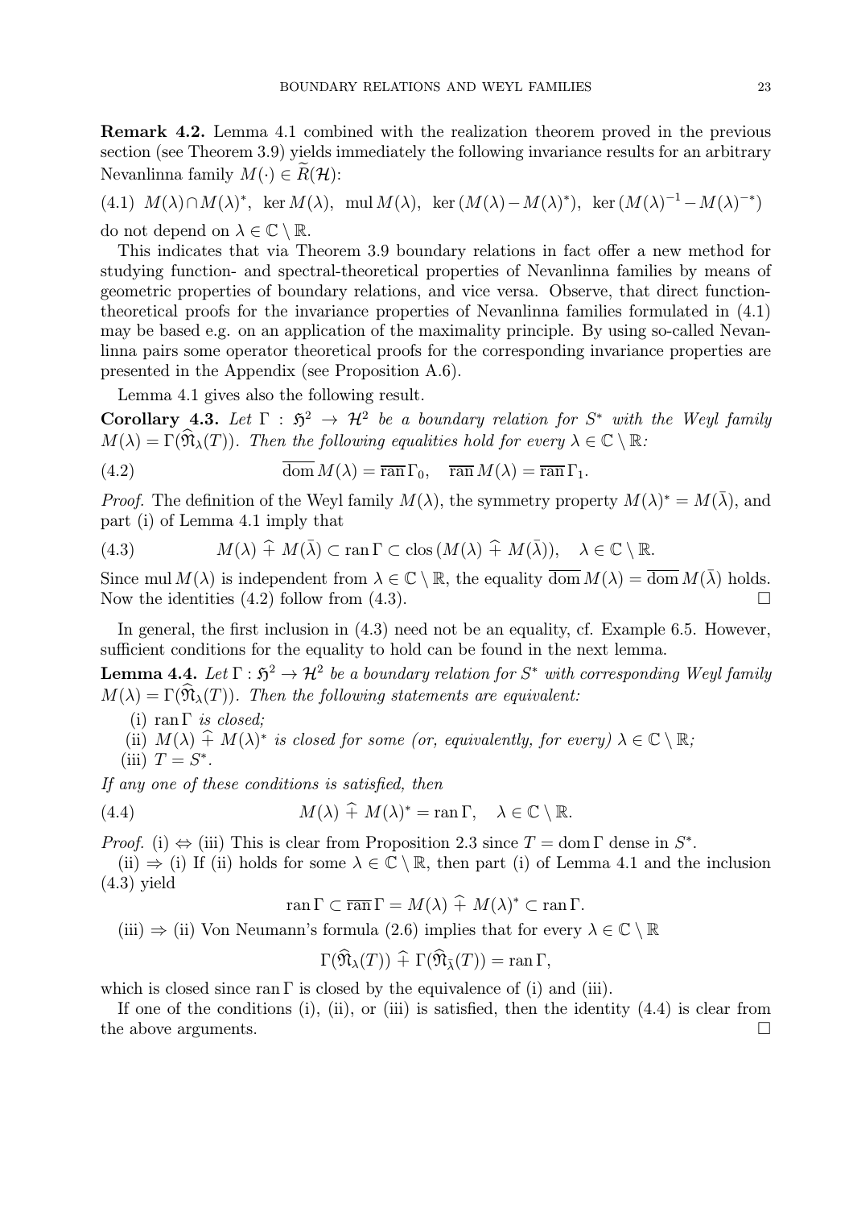**Remark 4.2.** Lemma 4.1 combined with the realization theorem proved in the previous section (see Theorem 3.9) yields immediately the following invariance results for an arbitrary Nevanlinna family $M(\cdot) \in \widetilde{R}(\mathcal{H})$:

$$\text{(4.1)} \quad M(\lambda) \cap M(\lambda)^*, \;\; \ker M(\lambda), \;\; \operatorname{mul} M(\lambda), \;\; \ker (M(\lambda) - M(\lambda)^*), \;\; \ker (M(\lambda)^{-1} - M(\lambda)^{-*})$$

do not depend on $\lambda \in \mathbb{C} \setminus \mathbb{R}$.

This indicates that via Theorem 3.9 boundary relations in fact offer a new method for studying function- and spectral-theoretical properties of Nevanlinna families by means of geometric properties of boundary relations, and vice versa. Observe, that direct function-theoretical proofs for the invariance properties of Nevanlinna families formulated in (4.1) may be based e.g. on an application of the maximality principle. By using so-called Nevanlinna pairs some operator theoretical proofs for the corresponding invariance properties are presented in the Appendix (see Proposition A.6).

Lemma 4.1 gives also the following result.

**Corollary 4.3.** *Let $\Gamma : \mathfrak{H}^2 \to \mathcal{H}^2$ be a boundary relation for $S^*$ with the Weyl family $M(\lambda) = \Gamma(\widehat{\mathfrak{N}}_\lambda(T))$. Then the following equalities hold for every $\lambda \in \mathbb{C} \setminus \mathbb{R}$:*

$$\overline{\operatorname{dom}}\, M(\lambda) = \overline{\operatorname{ran}}\, \Gamma_0, \quad \overline{\operatorname{ran}}\, M(\lambda) = \overline{\operatorname{ran}}\, \Gamma_1. \tag{4.2}$$

*Proof.* The definition of the Weyl family $M(\lambda)$, the symmetry property $M(\lambda)^* = M(\bar{\lambda})$, and part (i) of Lemma 4.1 imply that

$$M(\lambda) \,\widehat{+}\, M(\bar{\lambda}) \subset \operatorname{ran} \Gamma \subset \operatorname{clos} (M(\lambda) \,\widehat{+}\, M(\bar{\lambda})), \quad \lambda \in \mathbb{C} \setminus \mathbb{R}. \tag{4.3}$$

Since $\operatorname{mul} M(\lambda)$ is independent from $\lambda \in \mathbb{C} \setminus \mathbb{R}$, the equality $\overline{\operatorname{dom}}\, M(\lambda) = \overline{\operatorname{dom}}\, M(\bar{\lambda})$ holds. Now the identities (4.2) follow from (4.3). $\square$

In general, the first inclusion in (4.3) need not be an equality, cf. Example 6.5. However, sufficient conditions for the equality to hold can be found in the next lemma.

**Lemma 4.4.** *Let $\Gamma : \mathfrak{H}^2 \to \mathcal{H}^2$ be a boundary relation for $S^*$ with corresponding Weyl family $M(\lambda) = \Gamma(\widehat{\mathfrak{N}}_\lambda(T))$. Then the following statements are equivalent:*

(i) *$\operatorname{ran} \Gamma$ is closed;*
(ii) *$M(\lambda) \,\widehat{+}\, M(\lambda)^*$ is closed for some (or, equivalently, for every) $\lambda \in \mathbb{C} \setminus \mathbb{R}$;*
(iii) *$T = S^*$.*

*If any one of these conditions is satisfied, then*

$$M(\lambda) \,\widehat{+}\, M(\lambda)^* = \operatorname{ran} \Gamma, \quad \lambda \in \mathbb{C} \setminus \mathbb{R}. \tag{4.4}$$

*Proof.* (i) $\Leftrightarrow$ (iii) This is clear from Proposition 2.3 since $T = \operatorname{dom} \Gamma$ dense in $S^*$.

(ii) $\Rightarrow$ (i) If (ii) holds for some $\lambda \in \mathbb{C} \setminus \mathbb{R}$, then part (i) of Lemma 4.1 and the inclusion (4.3) yield

$$\operatorname{ran} \Gamma \subset \overline{\operatorname{ran}}\, \Gamma = M(\lambda) \,\widehat{+}\, M(\lambda)^* \subset \operatorname{ran} \Gamma.$$

(iii) $\Rightarrow$ (ii) Von Neumann's formula (2.6) implies that for every $\lambda \in \mathbb{C} \setminus \mathbb{R}$

$$\Gamma(\widehat{\mathfrak{N}}_\lambda(T)) \,\widehat{+}\, \Gamma(\widehat{\mathfrak{N}}_{\bar{\lambda}}(T)) = \operatorname{ran} \Gamma,$$

which is closed since $\operatorname{ran} \Gamma$ is closed by the equivalence of (i) and (iii).

If one of the conditions (i), (ii), or (iii) is satisfied, then the identity (4.4) is clear from the above arguments. $\square$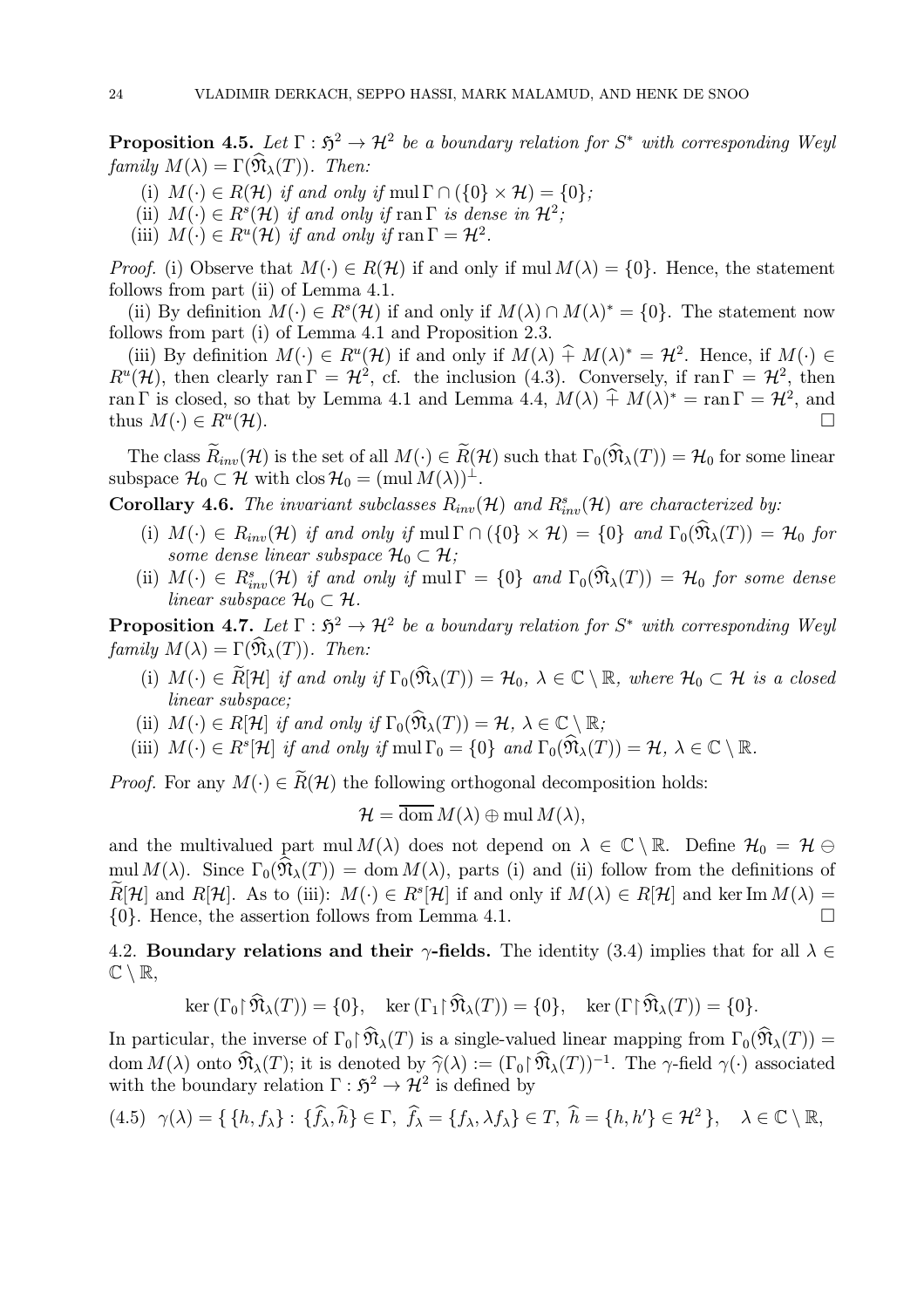**Proposition 4.5.** *Let $\Gamma : \mathfrak{H}^2 \to \mathcal{H}^2$ be a boundary relation for $S^*$ with corresponding Weyl family $M(\lambda) = \Gamma(\widehat{\mathfrak{N}}_\lambda(T))$. Then:*

(i) *$M(\cdot) \in R(\mathcal{H})$ if and only if $\operatorname{mul} \Gamma \cap (\{0\} \times \mathcal{H}) = \{0\}$;*
(ii) *$M(\cdot) \in R^s(\mathcal{H})$ if and only if $\operatorname{ran} \Gamma$ is dense in $\mathcal{H}^2$;*
(iii) *$M(\cdot) \in R^u(\mathcal{H})$ if and only if $\operatorname{ran} \Gamma = \mathcal{H}^2$.*

*Proof.* (i) Observe that $M(\cdot) \in R(\mathcal{H})$ if and only if $\operatorname{mul} M(\lambda) = \{0\}$. Hence, the statement follows from part (ii) of Lemma 4.1.

(ii) By definition $M(\cdot) \in R^s(\mathcal{H})$ if and only if $M(\lambda) \cap M(\lambda)^* = \{0\}$. The statement now follows from part (i) of Lemma 4.1 and Proposition 2.3.

(iii) By definition $M(\cdot) \in R^u(\mathcal{H})$ if and only if $M(\lambda) \,\widehat{+}\, M(\lambda)^* = \mathcal{H}^2$. Hence, if $M(\cdot) \in R^u(\mathcal{H})$, then clearly $\operatorname{ran} \Gamma = \mathcal{H}^2$, cf. the inclusion (4.3). Conversely, if $\operatorname{ran} \Gamma = \mathcal{H}^2$, then $\operatorname{ran} \Gamma$ is closed, so that by Lemma 4.1 and Lemma 4.4, $M(\lambda) \,\widehat{+}\, M(\lambda)^* = \operatorname{ran} \Gamma = \mathcal{H}^2$, and thus $M(\cdot) \in R^u(\mathcal{H})$. □

The class $\widetilde{R}_{inv}(\mathcal{H})$ is the set of all $M(\cdot) \in \widetilde{R}(\mathcal{H})$ such that $\Gamma_0(\widehat{\mathfrak{N}}_\lambda(T)) = \mathcal{H}_0$ for some linear subspace $\mathcal{H}_0 \subset \mathcal{H}$ with $\operatorname{clos} \mathcal{H}_0 = (\operatorname{mul} M(\lambda))^\perp$.

**Corollary 4.6.** *The invariant subclasses $R_{inv}(\mathcal{H})$ and $R^s_{inv}(\mathcal{H})$ are characterized by:*

(i) *$M(\cdot) \in R_{inv}(\mathcal{H})$ if and only if $\operatorname{mul} \Gamma \cap (\{0\} \times \mathcal{H}) = \{0\}$ and $\Gamma_0(\widehat{\mathfrak{N}}_\lambda(T)) = \mathcal{H}_0$ for some dense linear subspace $\mathcal{H}_0 \subset \mathcal{H}$;*
(ii) *$M(\cdot) \in R^s_{inv}(\mathcal{H})$ if and only if $\operatorname{mul} \Gamma = \{0\}$ and $\Gamma_0(\widehat{\mathfrak{N}}_\lambda(T)) = \mathcal{H}_0$ for some dense linear subspace $\mathcal{H}_0 \subset \mathcal{H}$.*

**Proposition 4.7.** *Let $\Gamma : \mathfrak{H}^2 \to \mathcal{H}^2$ be a boundary relation for $S^*$ with corresponding Weyl family $M(\lambda) = \Gamma(\widehat{\mathfrak{N}}_\lambda(T))$. Then:*

(i) *$M(\cdot) \in \widetilde{R}[\mathcal{H}]$ if and only if $\Gamma_0(\widehat{\mathfrak{N}}_\lambda(T)) = \mathcal{H}_0$, $\lambda \in \mathbb{C} \setminus \mathbb{R}$, where $\mathcal{H}_0 \subset \mathcal{H}$ is a closed linear subspace;*
(ii) *$M(\cdot) \in R[\mathcal{H}]$ if and only if $\Gamma_0(\widehat{\mathfrak{N}}_\lambda(T)) = \mathcal{H}$, $\lambda \in \mathbb{C} \setminus \mathbb{R}$;*
(iii) *$M(\cdot) \in R^s[\mathcal{H}]$ if and only if $\operatorname{mul} \Gamma_0 = \{0\}$ and $\Gamma_0(\widehat{\mathfrak{N}}_\lambda(T)) = \mathcal{H}$, $\lambda \in \mathbb{C} \setminus \mathbb{R}$.*

*Proof.* For any $M(\cdot) \in \widetilde{R}(\mathcal{H})$ the following orthogonal decomposition holds:

$$\mathcal{H} = \overline{\operatorname{dom}}\, M(\lambda) \oplus \operatorname{mul} M(\lambda),$$

and the multivalued part $\operatorname{mul} M(\lambda)$ does not depend on $\lambda \in \mathbb{C} \setminus \mathbb{R}$. Define $\mathcal{H}_0 = \mathcal{H} \ominus \operatorname{mul} M(\lambda)$. Since $\Gamma_0(\widehat{\mathfrak{N}}_\lambda(T)) = \operatorname{dom} M(\lambda)$, parts (i) and (ii) follow from the definitions of $\widetilde{R}[\mathcal{H}]$ and $R[\mathcal{H}]$. As to (iii): $M(\cdot) \in R^s[\mathcal{H}]$ if and only if $M(\lambda) \in R[\mathcal{H}]$ and $\ker \operatorname{Im} M(\lambda) = \{0\}$. Hence, the assertion follows from Lemma 4.1. □

4.2. **Boundary relations and their $\gamma$-fields.** The identity (3.4) implies that for all $\lambda \in \mathbb{C} \setminus \mathbb{R}$,

$$\ker (\Gamma_0 {\upharpoonright} \widehat{\mathfrak{N}}_\lambda(T)) = \{0\}, \quad \ker (\Gamma_1 {\upharpoonright} \widehat{\mathfrak{N}}_\lambda(T)) = \{0\}, \quad \ker (\Gamma {\upharpoonright} \widehat{\mathfrak{N}}_\lambda(T)) = \{0\}.$$

In particular, the inverse of $\Gamma_0 {\upharpoonright} \widehat{\mathfrak{N}}_\lambda(T)$ is a single-valued linear mapping from $\Gamma_0(\widehat{\mathfrak{N}}_\lambda(T)) = \operatorname{dom} M(\lambda)$ onto $\widehat{\mathfrak{N}}_\lambda(T)$; it is denoted by $\widehat{\gamma}(\lambda) := (\Gamma_0 {\upharpoonright} \widehat{\mathfrak{N}}_\lambda(T))^{-1}$. The $\gamma$-field $\gamma(\cdot)$ associated with the boundary relation $\Gamma : \mathfrak{H}^2 \to \mathcal{H}^2$ is defined by

$$\gamma(\lambda) = \{\, \{h, f_\lambda\} : \{\widehat{f}_\lambda, \widehat{h}\} \in \Gamma,\ \widehat{f}_\lambda = \{f_\lambda, \lambda f_\lambda\} \in T,\ \widehat{h} = \{h, h'\} \in \mathcal{H}^2 \,\}, \quad \lambda \in \mathbb{C} \setminus \mathbb{R}, \tag{4.5}$$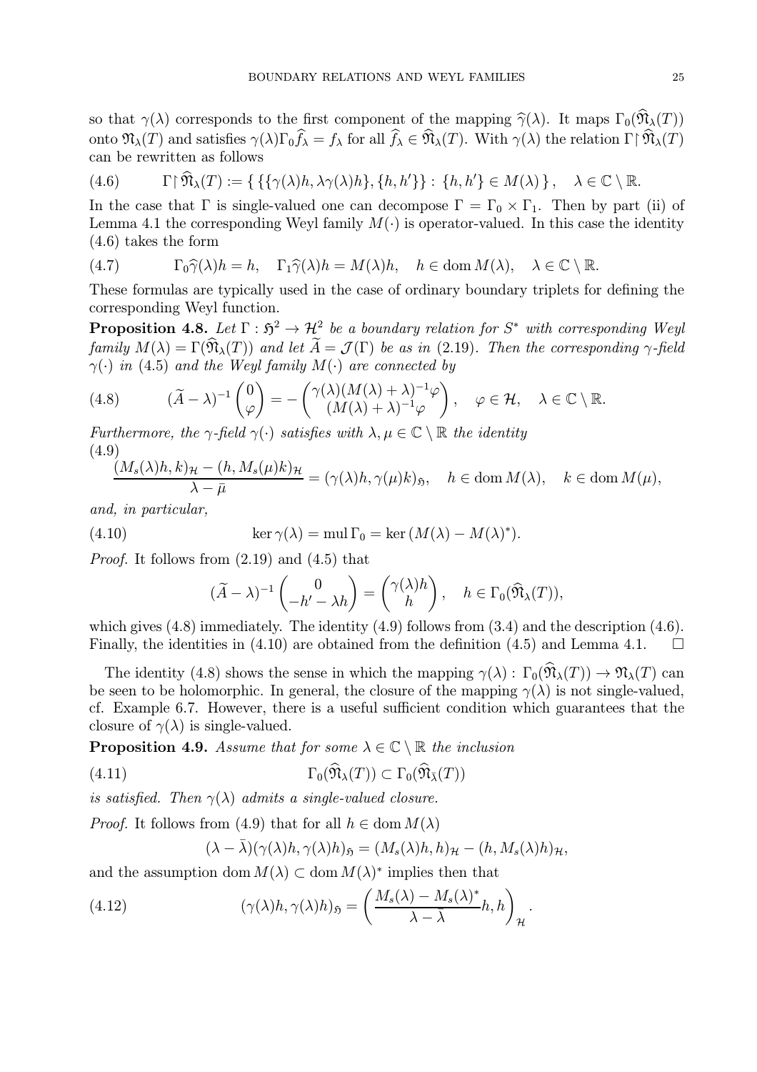so that $\gamma(\lambda)$ corresponds to the first component of the mapping $\widehat{\gamma}(\lambda)$. It maps $\Gamma_0(\widehat{\mathfrak{N}}_\lambda(T))$ onto $\mathfrak{N}_\lambda(T)$ and satisfies $\gamma(\lambda)\Gamma_0\widehat{f}_\lambda = f_\lambda$ for all $\widehat{f}_\lambda \in \widehat{\mathfrak{N}}_\lambda(T)$. With $\gamma(\lambda)$ the relation $\Gamma{\upharpoonright}\widehat{\mathfrak{N}}_\lambda(T)$ can be rewritten as follows

$$\Gamma{\upharpoonright}\widehat{\mathfrak{N}}_\lambda(T) := \{\, \{\{\gamma(\lambda)h, \lambda\gamma(\lambda)h\}, \{h, h'\}\} : \{h, h'\} \in M(\lambda)\,\}, \quad \lambda \in \mathbb{C}\setminus\mathbb{R}. \tag{4.6}$$

In the case that $\Gamma$ is single-valued one can decompose $\Gamma = \Gamma_0 \times \Gamma_1$. Then by part (ii) of Lemma 4.1 the corresponding Weyl family $M(\cdot)$ is operator-valued. In this case the identity (4.6) takes the form

$$\Gamma_0\widehat{\gamma}(\lambda)h = h, \quad \Gamma_1\widehat{\gamma}(\lambda)h = M(\lambda)h, \quad h \in \operatorname{dom} M(\lambda), \quad \lambda \in \mathbb{C}\setminus\mathbb{R}. \tag{4.7}$$

These formulas are typically used in the case of ordinary boundary triplets for defining the corresponding Weyl function.

**Proposition 4.8.** *Let $\Gamma : \mathfrak{H}^2 \to \mathcal{H}^2$ be a boundary relation for $S^*$ with corresponding Weyl family $M(\lambda) = \Gamma(\widehat{\mathfrak{N}}_\lambda(T))$ and let $\widetilde{A} = \mathcal{J}(\Gamma)$ be as in (2.19). Then the corresponding $\gamma$-field $\gamma(\cdot)$ in (4.5) and the Weyl family $M(\cdot)$ are connected by*

$$(\widetilde{A} - \lambda)^{-1}\begin{pmatrix} 0 \\ \varphi \end{pmatrix} = -\begin{pmatrix} \gamma(\lambda)(M(\lambda)+\lambda)^{-1}\varphi \\ (M(\lambda)+\lambda)^{-1}\varphi \end{pmatrix}, \quad \varphi \in \mathcal{H}, \quad \lambda \in \mathbb{C}\setminus\mathbb{R}. \tag{4.8}$$

*Furthermore, the $\gamma$-field $\gamma(\cdot)$ satisfies with $\lambda, \mu \in \mathbb{C}\setminus\mathbb{R}$ the identity*

$$\frac{(M_s(\lambda)h, k)_{\mathcal{H}} - (h, M_s(\mu)k)_{\mathcal{H}}}{\lambda - \bar{\mu}} = (\gamma(\lambda)h, \gamma(\mu)k)_{\mathfrak{H}}, \quad h \in \operatorname{dom} M(\lambda), \quad k \in \operatorname{dom} M(\mu), \tag{4.9}$$

*and, in particular,*

$$\ker \gamma(\lambda) = \operatorname{mul} \Gamma_0 = \ker (M(\lambda) - M(\lambda)^*). \tag{4.10}$$

*Proof.* It follows from (2.19) and (4.5) that

$$(\widetilde{A} - \lambda)^{-1}\begin{pmatrix} 0 \\ -h' - \lambda h \end{pmatrix} = \begin{pmatrix} \gamma(\lambda)h \\ h \end{pmatrix}, \quad h \in \Gamma_0(\widehat{\mathfrak{N}}_\lambda(T)),$$

which gives (4.8) immediately. The identity (4.9) follows from (3.4) and the description (4.6). Finally, the identities in (4.10) are obtained from the definition (4.5) and Lemma 4.1. □

The identity (4.8) shows the sense in which the mapping $\gamma(\lambda) : \Gamma_0(\widehat{\mathfrak{N}}_\lambda(T)) \to \mathfrak{N}_\lambda(T)$ can be seen to be holomorphic. In general, the closure of the mapping $\gamma(\lambda)$ is not single-valued, cf. Example 6.7. However, there is a useful sufficient condition which guarantees that the closure of $\gamma(\lambda)$ is single-valued.

**Proposition 4.9.** *Assume that for some $\lambda \in \mathbb{C}\setminus\mathbb{R}$ the inclusion*

$$\Gamma_0(\widehat{\mathfrak{N}}_\lambda(T)) \subset \Gamma_0(\widehat{\mathfrak{N}}_{\bar{\lambda}}(T)) \tag{4.11}$$

*is satisfied. Then $\gamma(\lambda)$ admits a single-valued closure.*

*Proof.* It follows from (4.9) that for all $h \in \operatorname{dom} M(\lambda)$

$$(\lambda - \bar{\lambda})(\gamma(\lambda)h, \gamma(\lambda)h)_{\mathfrak{H}} = (M_s(\lambda)h, h)_{\mathcal{H}} - (h, M_s(\lambda)h)_{\mathcal{H}},$$

and the assumption $\operatorname{dom} M(\lambda) \subset \operatorname{dom} M(\lambda)^*$ implies then that

$$(\gamma(\lambda)h, \gamma(\lambda)h)_{\mathfrak{H}} = \left(\frac{M_s(\lambda) - M_s(\lambda)^*}{\lambda - \bar{\lambda}}h, h\right)_{\mathcal{H}}. \tag{4.12}$$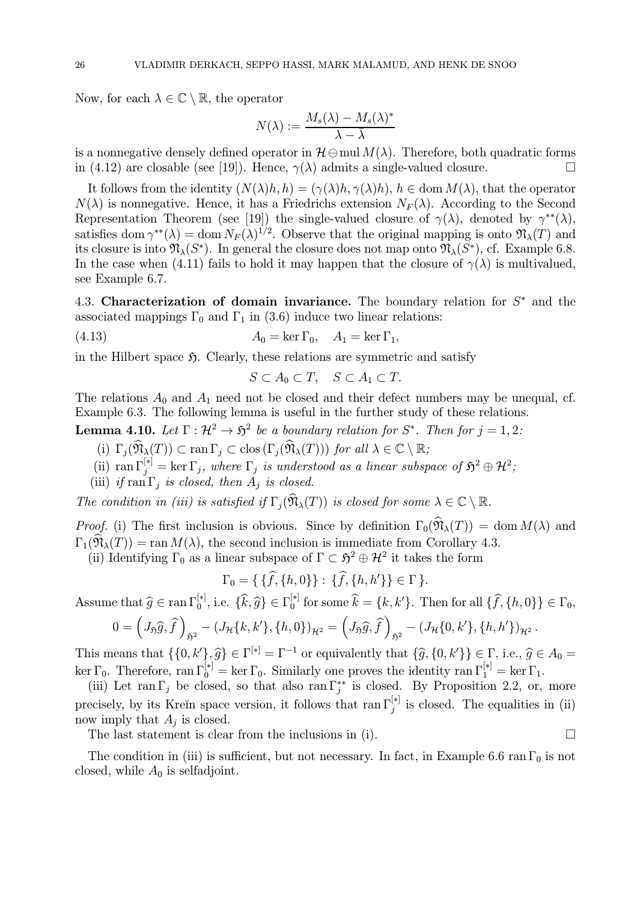Now, for each $\lambda \in \mathbb{C} \setminus \mathbb{R}$, the operator

$$N(\lambda) := \frac{M_s(\lambda) - M_s(\lambda)^*}{\lambda - \bar{\lambda}}$$

is a nonnegative densely defined operator in $\mathcal{H} \ominus \operatorname{mul} M(\lambda)$. Therefore, both quadratic forms in (4.12) are closable (see [19]). Hence, $\gamma(\lambda)$ admits a single-valued closure. $\square$

It follows from the identity $(N(\lambda)h, h) = (\gamma(\lambda)h, \gamma(\lambda)h)$, $h \in \operatorname{dom} M(\lambda)$, that the operator $N(\lambda)$ is nonnegative. Hence, it has a Friedrichs extension $N_F(\lambda)$. According to the Second Representation Theorem (see [19]) the single-valued closure of $\gamma(\lambda)$, denoted by $\gamma^{**}(\lambda)$, satisfies $\operatorname{dom} \gamma^{**}(\lambda) = \operatorname{dom} N_F(\lambda)^{1/2}$. Observe that the original mapping is onto $\mathfrak{N}_\lambda(T)$ and its closure is into $\mathfrak{N}_\lambda(S^*)$. In general the closure does not map onto $\mathfrak{N}_\lambda(S^*)$, cf. Example 6.8. In the case when (4.11) fails to hold it may happen that the closure of $\gamma(\lambda)$ is multivalued, see Example 6.7.

4.3. **Characterization of domain invariance.** The boundary relation for $S^*$ and the associated mappings $\Gamma_0$ and $\Gamma_1$ in (3.6) induce two linear relations:

$$A_0 = \ker \Gamma_0, \quad A_1 = \ker \Gamma_1, \tag{4.13}$$

in the Hilbert space $\mathfrak{H}$. Clearly, these relations are symmetric and satisfy

$$S \subset A_0 \subset T, \quad S \subset A_1 \subset T.$$

The relations $A_0$ and $A_1$ need not be closed and their defect numbers may be unequal, cf. Example 6.3. The following lemma is useful in the further study of these relations.

**Lemma 4.10.** *Let $\Gamma : \mathcal{H}^2 \to \mathfrak{H}^2$ be a boundary relation for $S^*$. Then for $j = 1, 2$:*

(i) *$\Gamma_j(\widehat{\mathfrak{N}}_\lambda(T)) \subset \operatorname{ran} \Gamma_j \subset \operatorname{clos}(\Gamma_j(\widehat{\mathfrak{N}}_\lambda(T)))$ for all $\lambda \in \mathbb{C} \setminus \mathbb{R}$;*

(ii) *$\operatorname{ran} \Gamma_j^{[*]} = \ker \Gamma_j$, where $\Gamma_j$ is understood as a linear subspace of $\mathfrak{H}^2 \oplus \mathcal{H}^2$;*

(iii) *if $\operatorname{ran} \Gamma_j$ is closed, then $A_j$ is closed.*

*The condition in (iii) is satisfied if $\Gamma_j(\widehat{\mathfrak{N}}_\lambda(T))$ is closed for some $\lambda \in \mathbb{C} \setminus \mathbb{R}$.*

*Proof.* (i) The first inclusion is obvious. Since by definition $\Gamma_0(\widehat{\mathfrak{N}}_\lambda(T)) = \operatorname{dom} M(\lambda)$ and $\Gamma_1(\widehat{\mathfrak{N}}_\lambda(T)) = \operatorname{ran} M(\lambda)$, the second inclusion is immediate from Corollary 4.3.

(ii) Identifying $\Gamma_0$ as a linear subspace of $\Gamma \subset \mathfrak{H}^2 \oplus \mathcal{H}^2$ it takes the form

$$\Gamma_0 = \{\, \{\widehat{f}, \{h, 0\}\} : \{\widehat{f}, \{h, h'\}\} \in \Gamma \,\}.$$

Assume that $\widehat{g} \in \operatorname{ran} \Gamma_0^{[*]}$, i.e. $\{\widehat{k}, \widehat{g}\} \in \Gamma_0^{[*]}$ for some $\widehat{k} = \{k, k'\}$. Then for all $\{\widehat{f}, \{h, 0\}\} \in \Gamma_0$,

$$0 = \left(J_{\mathfrak{H}}\widehat{g}, \widehat{f}\right)_{\mathfrak{H}^2} - (J_{\mathcal{H}}\{k, k'\}, \{h, 0\})_{\mathcal{H}^2} = \left(J_{\mathfrak{H}}\widehat{g}, \widehat{f}\right)_{\mathfrak{H}^2} - (J_{\mathcal{H}}\{0, k'\}, \{h, h'\})_{\mathcal{H}^2}.$$

This means that $\{\{0, k'\}, \widehat{g}\} \in \Gamma^{[*]} = \Gamma^{-1}$ or equivalently that $\{\widehat{g}, \{0, k'\}\} \in \Gamma$, i.e., $\widehat{g} \in A_0 = \ker \Gamma_0$. Therefore, $\operatorname{ran} \Gamma_0^{[*]} = \ker \Gamma_0$. Similarly one proves the identity $\operatorname{ran} \Gamma_1^{[*]} = \ker \Gamma_1$.

(iii) Let $\operatorname{ran} \Gamma_j$ be closed, so that also $\operatorname{ran} \Gamma_j^{**}$ is closed. By Proposition 2.2, or, more precisely, by its Kreĭn space version, it follows that $\operatorname{ran} \Gamma_j^{[*]}$ is closed. The equalities in (ii) now imply that $A_j$ is closed.

The last statement is clear from the inclusions in (i). $\square$

The condition in (iii) is sufficient, but not necessary. In fact, in Example 6.6 $\operatorname{ran} \Gamma_0$ is not closed, while $A_0$ is selfadjoint.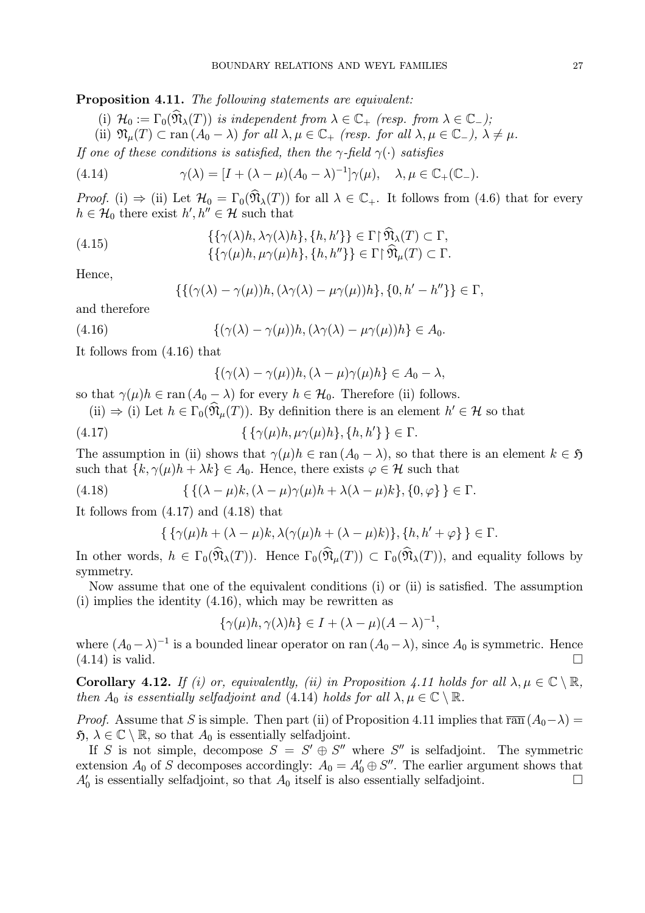**Proposition 4.11.** *The following statements are equivalent:*

(i) $\mathcal{H}_0 := \Gamma_0(\widehat{\mathfrak{N}}_\lambda(T))$ *is independent from* $\lambda \in \mathbb{C}_+$ *(resp. from* $\lambda \in \mathbb{C}_-$*);*

(ii) $\mathfrak{N}_\mu(T) \subset \operatorname{ran}(A_0 - \lambda)$ *for all* $\lambda, \mu \in \mathbb{C}_+$ *(resp. for all* $\lambda, \mu \in \mathbb{C}_-$*),* $\lambda \neq \mu$.

*If one of these conditions is satisfied, then the* $\gamma$*-field* $\gamma(\cdot)$ *satisfies*

$$\gamma(\lambda) = [I + (\lambda - \mu)(A_0 - \lambda)^{-1}]\gamma(\mu), \quad \lambda, \mu \in \mathbb{C}_+(\mathbb{C}_-). \tag{4.14}$$

*Proof.* (i) $\Rightarrow$ (ii) Let $\mathcal{H}_0 = \Gamma_0(\widehat{\mathfrak{N}}_\lambda(T))$ for all $\lambda \in \mathbb{C}_+$. It follows from (4.6) that for every $h \in \mathcal{H}_0$ there exist $h', h'' \in \mathcal{H}$ such that

$$\begin{aligned} &\{\{\gamma(\lambda)h, \lambda\gamma(\lambda)h\}, \{h, h'\}\} \in \Gamma \upharpoonright \widehat{\mathfrak{N}}_\lambda(T) \subset \Gamma, \\ &\{\{\gamma(\mu)h, \mu\gamma(\mu)h\}, \{h, h''\}\} \in \Gamma \upharpoonright \widehat{\mathfrak{N}}_\mu(T) \subset \Gamma. \end{aligned} \tag{4.15}$$

Hence,

$$\{\{(\gamma(\lambda) - \gamma(\mu))h, (\lambda\gamma(\lambda) - \mu\gamma(\mu))h\}, \{0, h' - h''\}\} \in \Gamma,$$

and therefore

$$\{(\gamma(\lambda) - \gamma(\mu))h, (\lambda\gamma(\lambda) - \mu\gamma(\mu))h\} \in A_0. \tag{4.16}$$

It follows from (4.16) that

$$\{(\gamma(\lambda) - \gamma(\mu))h, (\lambda - \mu)\gamma(\mu)h\} \in A_0 - \lambda,$$

so that $\gamma(\mu)h \in \operatorname{ran}(A_0 - \lambda)$ for every $h \in \mathcal{H}_0$. Therefore (ii) follows.

(ii) $\Rightarrow$ (i) Let $h \in \Gamma_0(\widehat{\mathfrak{N}}_\mu(T))$. By definition there is an element $h' \in \mathcal{H}$ so that

$$\{\,\{\gamma(\mu)h, \mu\gamma(\mu)h\}, \{h, h'\}\,\} \in \Gamma. \tag{4.17}$$

The assumption in (ii) shows that $\gamma(\mu)h \in \operatorname{ran}(A_0 - \lambda)$, so that there is an element $k \in \mathfrak{H}$ such that $\{k, \gamma(\mu)h + \lambda k\} \in A_0$. Hence, there exists $\varphi \in \mathcal{H}$ such that

$$\{\,\{(\lambda - \mu)k, (\lambda - \mu)\gamma(\mu)h + \lambda(\lambda - \mu)k\}, \{0, \varphi\}\,\} \in \Gamma. \tag{4.18}$$

It follows from (4.17) and (4.18) that

$$\{\,\{\gamma(\mu)h + (\lambda - \mu)k, \lambda(\gamma(\mu)h + (\lambda - \mu)k)\}, \{h, h' + \varphi\}\,\} \in \Gamma.$$

In other words, $h \in \Gamma_0(\widehat{\mathfrak{N}}_\lambda(T))$. Hence $\Gamma_0(\widehat{\mathfrak{N}}_\mu(T)) \subset \Gamma_0(\widehat{\mathfrak{N}}_\lambda(T))$, and equality follows by symmetry.

Now assume that one of the equivalent conditions (i) or (ii) is satisfied. The assumption (i) implies the identity (4.16), which may be rewritten as

$$\{\gamma(\mu)h, \gamma(\lambda)h\} \in I + (\lambda - \mu)(A - \lambda)^{-1},$$

where $(A_0 - \lambda)^{-1}$ is a bounded linear operator on $\operatorname{ran}(A_0 - \lambda)$, since $A_0$ is symmetric. Hence (4.14) is valid. $\square$

**Corollary 4.12.** *If (i) or, equivalently, (ii) in Proposition 4.11 holds for all* $\lambda, \mu \in \mathbb{C} \setminus \mathbb{R}$*, then* $A_0$ *is essentially selfadjoint and* (4.14) *holds for all* $\lambda, \mu \in \mathbb{C} \setminus \mathbb{R}$.

*Proof.* Assume that $S$ is simple. Then part (ii) of Proposition 4.11 implies that $\overline{\operatorname{ran}}\,(A_0 - \lambda) = \mathfrak{H}$, $\lambda \in \mathbb{C} \setminus \mathbb{R}$, so that $A_0$ is essentially selfadjoint.

If $S$ is not simple, decompose $S = S' \oplus S''$ where $S''$ is selfadjoint. The symmetric extension $A_0$ of $S$ decomposes accordingly: $A_0 = A_0' \oplus S''$. The earlier argument shows that $A_0'$ is essentially selfadjoint, so that $A_0$ itself is also essentially selfadjoint. $\square$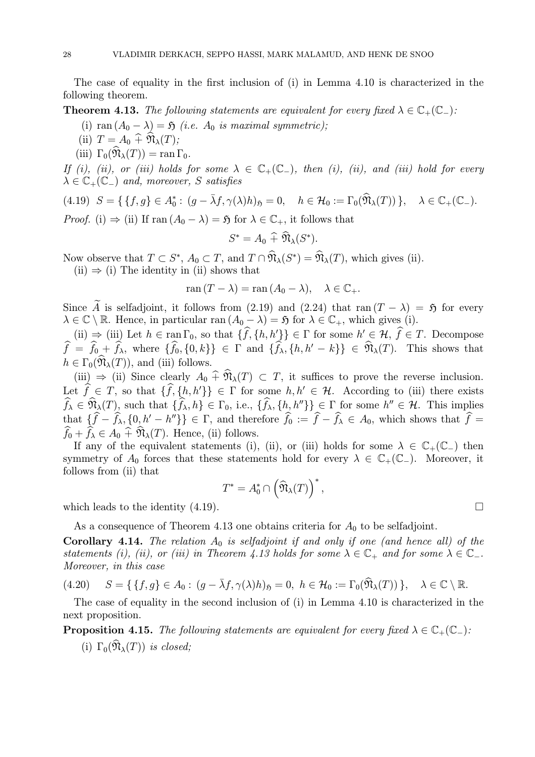The case of equality in the first inclusion of (i) in Lemma 4.10 is characterized in the following theorem.

**Theorem 4.13.** *The following statements are equivalent for every fixed $\lambda \in \mathbb{C}_+(\mathbb{C}_-)$:*

(i) $\operatorname{ran}(A_0 - \lambda) = \mathfrak{H}$ *(i.e. $A_0$ is maximal symmetric);*

(ii) $T = A_0 \,\widehat{+}\, \widehat{\mathfrak{N}}_\lambda(T)$*;*

(iii) $\Gamma_0(\widehat{\mathfrak{N}}_\lambda(T)) = \operatorname{ran} \Gamma_0$.

*If (i), (ii), or (iii) holds for some $\lambda \in \mathbb{C}_+(\mathbb{C}_-)$, then (i), (ii), and (iii) hold for every $\lambda \in \mathbb{C}_+(\mathbb{C}_-)$ and, moreover, $S$ satisfies*

$$S = \{ \{f, g\} \in A_0^* : (g - \bar{\lambda} f, \gamma(\lambda) h)_{\mathfrak{H}} = 0, \quad h \in \mathcal{H}_0 := \Gamma_0(\widehat{\mathfrak{N}}_\lambda(T)) \}, \quad \lambda \in \mathbb{C}_+(\mathbb{C}_-). \tag{4.19}$$

*Proof.* (i) $\Rightarrow$ (ii) If $\operatorname{ran}(A_0 - \lambda) = \mathfrak{H}$ for $\lambda \in \mathbb{C}_+$, it follows that

$$S^* = A_0 \,\widehat{+}\, \widehat{\mathfrak{N}}_\lambda(S^*).$$

Now observe that $T \subset S^*$, $A_0 \subset T$, and $T \cap \widehat{\mathfrak{N}}_\lambda(S^*) = \widehat{\mathfrak{N}}_\lambda(T)$, which gives (ii).

(ii) $\Rightarrow$ (i) The identity in (ii) shows that

$$\operatorname{ran}(T - \lambda) = \operatorname{ran}(A_0 - \lambda), \quad \lambda \in \mathbb{C}_+.$$

Since $\widetilde{A}$ is selfadjoint, it follows from (2.19) and (2.24) that $\operatorname{ran}(T - \lambda) = \mathfrak{H}$ for every $\lambda \in \mathbb{C} \setminus \mathbb{R}$. Hence, in particular $\operatorname{ran}(A_0 - \lambda) = \mathfrak{H}$ for $\lambda \in \mathbb{C}_+$, which gives (i).

(ii) $\Rightarrow$ (iii) Let $h \in \operatorname{ran} \Gamma_0$, so that $\{\widehat{f}, \{h, h'\}\} \in \Gamma$ for some $h' \in \mathcal{H}$, $\widehat{f} \in T$. Decompose $\widehat{f} = \widehat{f}_0 + \widehat{f}_\lambda$, where $\{\widehat{f}_0, \{0, k\}\} \in \Gamma$ and $\{\widehat{f}_\lambda, \{h, h' - k\}\} \in \widehat{\mathfrak{N}}_\lambda(T)$. This shows that $h \in \Gamma_0(\widehat{\mathfrak{N}}_\lambda(T))$, and (iii) follows.

(iii) $\Rightarrow$ (ii) Since clearly $A_0 \,\widehat{+}\, \widehat{\mathfrak{N}}_\lambda(T) \subset T$, it suffices to prove the reverse inclusion. Let $\widehat{f} \in T$, so that $\{\widehat{f}, \{h, h'\}\} \in \Gamma$ for some $h, h' \in \mathcal{H}$. According to (iii) there exists $\widehat{f}_\lambda \in \widehat{\mathfrak{N}}_\lambda(T)$, such that $\{\widehat{f}_\lambda, h\} \in \Gamma_0$, i.e., $\{\widehat{f}_\lambda, \{h, h''\}\} \in \Gamma$ for some $h'' \in \mathcal{H}$. This implies that $\{\widehat{f} - \widehat{f}_\lambda, \{0, h' - h''\}\} \in \Gamma$, and therefore $\widehat{f}_0 := \widehat{f} - \widehat{f}_\lambda \in A_0$, which shows that $\widehat{f} = \widehat{f}_0 + \widehat{f}_\lambda \in A_0 \,\widehat{+}\, \widehat{\mathfrak{N}}_\lambda(T)$. Hence, (ii) follows.

If any of the equivalent statements (i), (ii), or (iii) holds for some $\lambda \in \mathbb{C}_+(\mathbb{C}_-)$ then symmetry of $A_0$ forces that these statements hold for every $\lambda \in \mathbb{C}_+(\mathbb{C}_-)$. Moreover, it follows from (ii) that

$$T^* = A_0^* \cap \left(\widehat{\mathfrak{N}}_\lambda(T)\right)^*,$$

which leads to the identity (4.19). $\square$

As a consequence of Theorem 4.13 one obtains criteria for $A_0$ to be selfadjoint.

**Corollary 4.14.** *The relation $A_0$ is selfadjoint if and only if one (and hence all) of the statements (i), (ii), or (iii) in Theorem 4.13 holds for some $\lambda \in \mathbb{C}_+$ and for some $\lambda \in \mathbb{C}_-$. Moreover, in this case*

$$S = \{ \{f, g\} \in A_0 : (g - \bar{\lambda} f, \gamma(\lambda) h)_{\mathfrak{H}} = 0, \ h \in \mathcal{H}_0 := \Gamma_0(\widehat{\mathfrak{N}}_\lambda(T)) \}, \quad \lambda \in \mathbb{C} \setminus \mathbb{R}. \tag{4.20}$$

The case of equality in the second inclusion of (i) in Lemma 4.10 is characterized in the next proposition.

**Proposition 4.15.** *The following statements are equivalent for every fixed $\lambda \in \mathbb{C}_+(\mathbb{C}_-)$:*

(i) $\Gamma_0(\widehat{\mathfrak{N}}_\lambda(T))$ *is closed;*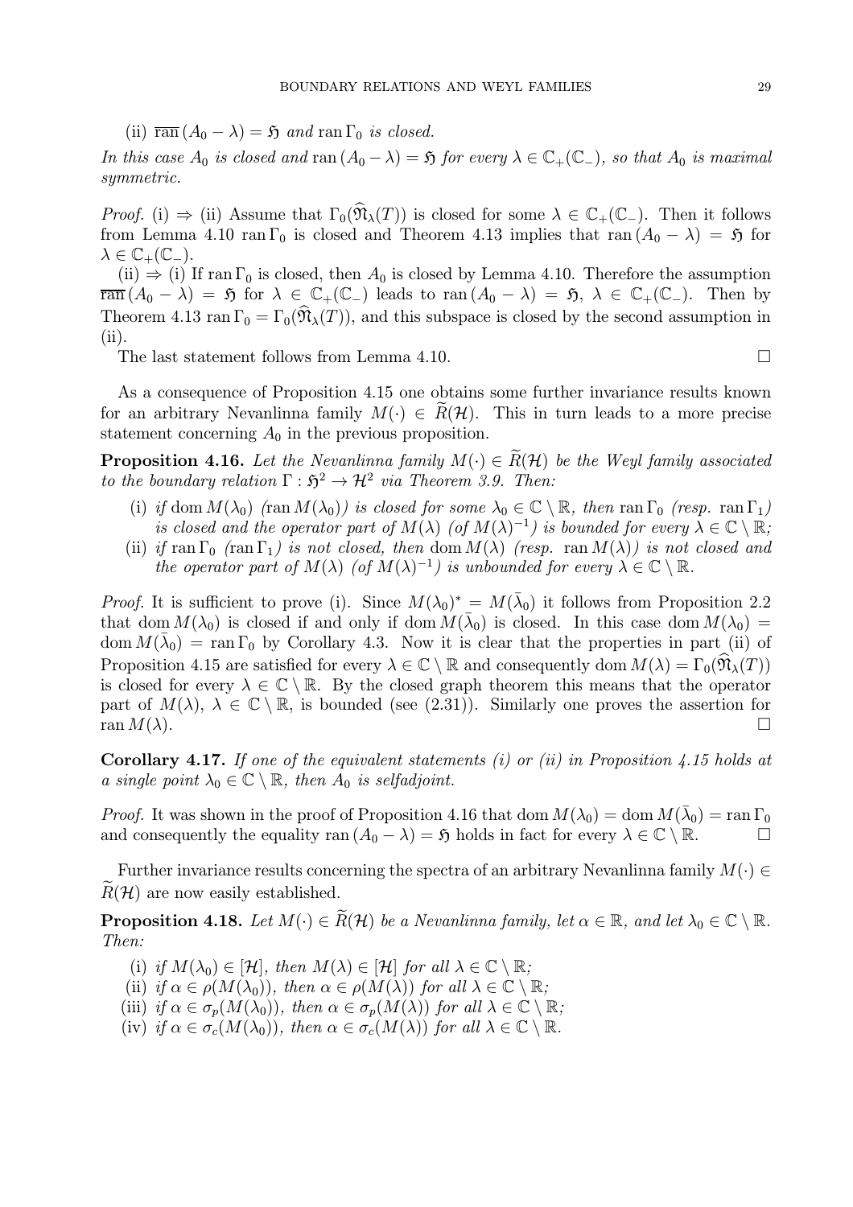(ii) $\overline{\operatorname{ran}}\,(A_0 - \lambda) = \mathfrak{H}$ *and* $\operatorname{ran}\Gamma_0$ *is closed.*

*In this case* $A_0$ *is closed and* $\operatorname{ran}(A_0 - \lambda) = \mathfrak{H}$ *for every* $\lambda \in \mathbb{C}_+(\mathbb{C}_-)$*, so that* $A_0$ *is maximal symmetric.*

*Proof.* (i) $\Rightarrow$ (ii) Assume that $\Gamma_0(\widehat{\mathfrak{N}}_\lambda(T))$ is closed for some $\lambda \in \mathbb{C}_+(\mathbb{C}_-)$. Then it follows from Lemma 4.10 $\operatorname{ran}\Gamma_0$ is closed and Theorem 4.13 implies that $\operatorname{ran}(A_0 - \lambda) = \mathfrak{H}$ for $\lambda \in \mathbb{C}_+(\mathbb{C}_-)$.

(ii) $\Rightarrow$ (i) If $\operatorname{ran}\Gamma_0$ is closed, then $A_0$ is closed by Lemma 4.10. Therefore the assumption $\overline{\operatorname{ran}}\,(A_0 - \lambda) = \mathfrak{H}$ for $\lambda \in \mathbb{C}_+(\mathbb{C}_-)$ leads to $\operatorname{ran}(A_0 - \lambda) = \mathfrak{H}$, $\lambda \in \mathbb{C}_+(\mathbb{C}_-)$. Then by Theorem 4.13 $\operatorname{ran}\Gamma_0 = \Gamma_0(\widehat{\mathfrak{N}}_\lambda(T))$, and this subspace is closed by the second assumption in (ii).

The last statement follows from Lemma 4.10. □

As a consequence of Proposition 4.15 one obtains some further invariance results known for an arbitrary Nevanlinna family $M(\cdot) \in \widetilde{R}(\mathcal{H})$. This in turn leads to a more precise statement concerning $A_0$ in the previous proposition.

**Proposition 4.16.** *Let the Nevanlinna family* $M(\cdot) \in \widetilde{R}(\mathcal{H})$ *be the Weyl family associated to the boundary relation* $\Gamma : \mathfrak{H}^2 \to \mathcal{H}^2$ *via Theorem 3.9. Then:*

(i) *if* $\operatorname{dom} M(\lambda_0)$ *(*$\operatorname{ran} M(\lambda_0)$*) is closed for some* $\lambda_0 \in \mathbb{C} \setminus \mathbb{R}$*, then* $\operatorname{ran}\Gamma_0$ *(resp.* $\operatorname{ran}\Gamma_1$*) is closed and the operator part of* $M(\lambda)$ *(of* $M(\lambda)^{-1}$*) is bounded for every* $\lambda \in \mathbb{C} \setminus \mathbb{R}$*;*

(ii) *if* $\operatorname{ran}\Gamma_0$ *(*$\operatorname{ran}\Gamma_1$*) is not closed, then* $\operatorname{dom} M(\lambda)$ *(resp.* $\operatorname{ran} M(\lambda)$*) is not closed and the operator part of* $M(\lambda)$ *(of* $M(\lambda)^{-1}$*) is unbounded for every* $\lambda \in \mathbb{C} \setminus \mathbb{R}$*.*

*Proof.* It is sufficient to prove (i). Since $M(\lambda_0)^* = M(\bar{\lambda}_0)$ it follows from Proposition 2.2 that $\operatorname{dom} M(\lambda_0)$ is closed if and only if $\operatorname{dom} M(\bar{\lambda}_0)$ is closed. In this case $\operatorname{dom} M(\lambda_0) = \operatorname{dom} M(\bar{\lambda}_0) = \operatorname{ran}\Gamma_0$ by Corollary 4.3. Now it is clear that the properties in part (ii) of Proposition 4.15 are satisfied for every $\lambda \in \mathbb{C} \setminus \mathbb{R}$ and consequently $\operatorname{dom} M(\lambda) = \Gamma_0(\widehat{\mathfrak{N}}_\lambda(T))$ is closed for every $\lambda \in \mathbb{C} \setminus \mathbb{R}$. By the closed graph theorem this means that the operator part of $M(\lambda)$, $\lambda \in \mathbb{C} \setminus \mathbb{R}$, is bounded (see (2.31)). Similarly one proves the assertion for $\operatorname{ran} M(\lambda)$. □

**Corollary 4.17.** *If one of the equivalent statements (i) or (ii) in Proposition 4.15 holds at a single point* $\lambda_0 \in \mathbb{C} \setminus \mathbb{R}$*, then* $A_0$ *is selfadjoint.*

*Proof.* It was shown in the proof of Proposition 4.16 that $\operatorname{dom} M(\lambda_0) = \operatorname{dom} M(\bar{\lambda}_0) = \operatorname{ran}\Gamma_0$ and consequently the equality $\operatorname{ran}(A_0 - \lambda) = \mathfrak{H}$ holds in fact for every $\lambda \in \mathbb{C} \setminus \mathbb{R}$. □

Further invariance results concerning the spectra of an arbitrary Nevanlinna family $M(\cdot) \in \widetilde{R}(\mathcal{H})$ are now easily established.

**Proposition 4.18.** *Let* $M(\cdot) \in \widetilde{R}(\mathcal{H})$ *be a Nevanlinna family, let* $\alpha \in \mathbb{R}$*, and let* $\lambda_0 \in \mathbb{C} \setminus \mathbb{R}$*. Then:*

(i) *if* $M(\lambda_0) \in [\mathcal{H}]$*, then* $M(\lambda) \in [\mathcal{H}]$ *for all* $\lambda \in \mathbb{C} \setminus \mathbb{R}$*;*

(ii) *if* $\alpha \in \rho(M(\lambda_0))$*, then* $\alpha \in \rho(M(\lambda))$ *for all* $\lambda \in \mathbb{C} \setminus \mathbb{R}$*;*

(iii) *if* $\alpha \in \sigma_p(M(\lambda_0))$*, then* $\alpha \in \sigma_p(M(\lambda))$ *for all* $\lambda \in \mathbb{C} \setminus \mathbb{R}$*;*

(iv) *if* $\alpha \in \sigma_c(M(\lambda_0))$*, then* $\alpha \in \sigma_c(M(\lambda))$ *for all* $\lambda \in \mathbb{C} \setminus \mathbb{R}$*.*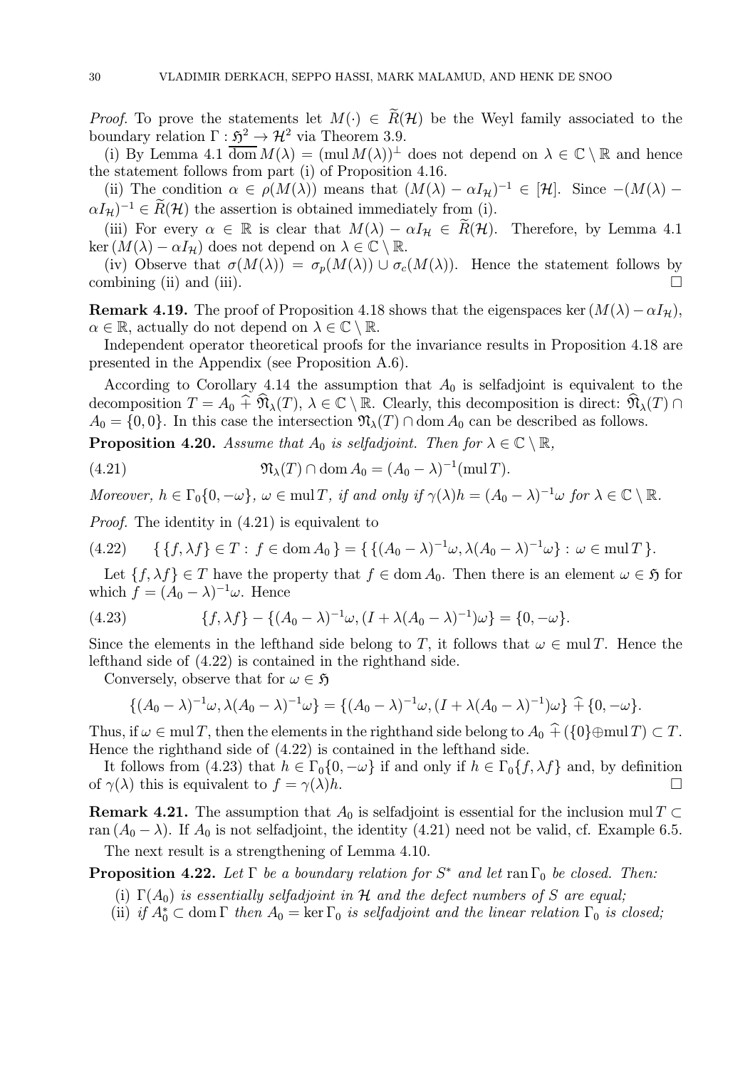*Proof.* To prove the statements let $M(\cdot) \in \widetilde{R}(\mathcal{H})$ be the Weyl family associated to the boundary relation $\Gamma : \mathfrak{H}^2 \to \mathcal{H}^2$ via Theorem 3.9.

(i) By Lemma 4.1 $\overline{\operatorname{dom}}\, M(\lambda) = (\operatorname{mul} M(\lambda))^\perp$ does not depend on $\lambda \in \mathbb{C} \setminus \mathbb{R}$ and hence the statement follows from part (i) of Proposition 4.16.

(ii) The condition $\alpha \in \rho(M(\lambda))$ means that $(M(\lambda) - \alpha I_{\mathcal{H}})^{-1} \in [\mathcal{H}]$. Since $-(M(\lambda) - \alpha I_{\mathcal{H}})^{-1} \in \widetilde{R}(\mathcal{H})$ the assertion is obtained immediately from (i).

(iii) For every $\alpha \in \mathbb{R}$ is clear that $M(\lambda) - \alpha I_{\mathcal{H}} \in \widetilde{R}(\mathcal{H})$. Therefore, by Lemma 4.1 $\ker (M(\lambda) - \alpha I_{\mathcal{H}})$ does not depend on $\lambda \in \mathbb{C} \setminus \mathbb{R}$.

(iv) Observe that $\sigma(M(\lambda)) = \sigma_p(M(\lambda)) \cup \sigma_c(M(\lambda))$. Hence the statement follows by combining (ii) and (iii). □

**Remark 4.19.** The proof of Proposition 4.18 shows that the eigenspaces $\ker (M(\lambda) - \alpha I_{\mathcal{H}})$, $\alpha \in \mathbb{R}$, actually do not depend on $\lambda \in \mathbb{C} \setminus \mathbb{R}$.

Independent operator theoretical proofs for the invariance results in Proposition 4.18 are presented in the Appendix (see Proposition A.6).

According to Corollary 4.14 the assumption that $A_0$ is selfadjoint is equivalent to the decomposition $T = A_0 \,\widehat{+}\, \widehat{\mathfrak{N}}_\lambda(T)$, $\lambda \in \mathbb{C} \setminus \mathbb{R}$. Clearly, this decomposition is direct: $\widehat{\mathfrak{N}}_\lambda(T) \cap A_0 = \{0, 0\}$. In this case the intersection $\mathfrak{N}_\lambda(T) \cap \operatorname{dom} A_0$ can be described as follows.

**Proposition 4.20.** *Assume that $A_0$ is selfadjoint. Then for $\lambda \in \mathbb{C} \setminus \mathbb{R}$,*

$$\mathfrak{N}_\lambda(T) \cap \operatorname{dom} A_0 = (A_0 - \lambda)^{-1}(\operatorname{mul} T). \tag{4.21}$$

*Moreover, $h \in \Gamma_0\{0, -\omega\}$, $\omega \in \operatorname{mul} T$, if and only if $\gamma(\lambda)h = (A_0 - \lambda)^{-1}\omega$ for $\lambda \in \mathbb{C} \setminus \mathbb{R}$.*

*Proof.* The identity in (4.21) is equivalent to

$$\{\, \{f, \lambda f\} \in T : \, f \in \operatorname{dom} A_0 \,\} = \{\, \{(A_0 - \lambda)^{-1}\omega, \lambda (A_0 - \lambda)^{-1}\omega\} : \, \omega \in \operatorname{mul} T \,\}. \tag{4.22}$$

Let $\{f, \lambda f\} \in T$ have the property that $f \in \operatorname{dom} A_0$. Then there is an element $\omega \in \mathfrak{H}$ for which $f = (A_0 - \lambda)^{-1}\omega$. Hence

$$\{f, \lambda f\} - \{(A_0 - \lambda)^{-1}\omega, (I + \lambda (A_0 - \lambda)^{-1})\omega\} = \{0, -\omega\}. \tag{4.23}$$

Since the elements in the lefthand side belong to $T$, it follows that $\omega \in \operatorname{mul} T$. Hence the lefthand side of (4.22) is contained in the righthand side.

Conversely, observe that for $\omega \in \mathfrak{H}$

$$\{(A_0 - \lambda)^{-1}\omega, \lambda (A_0 - \lambda)^{-1}\omega\} = \{(A_0 - \lambda)^{-1}\omega, (I + \lambda (A_0 - \lambda)^{-1})\omega\} \,\widehat{+}\, \{0, -\omega\}.$$

Thus, if $\omega \in \operatorname{mul} T$, then the elements in the righthand side belong to $A_0 \,\widehat{+}\, (\{0\} \oplus \operatorname{mul} T) \subset T$. Hence the righthand side of (4.22) is contained in the lefthand side.

It follows from (4.23) that $h \in \Gamma_0\{0, -\omega\}$ if and only if $h \in \Gamma_0\{f, \lambda f\}$ and, by definition of $\gamma(\lambda)$ this is equivalent to $f = \gamma(\lambda)h$. □

**Remark 4.21.** The assumption that $A_0$ is selfadjoint is essential for the inclusion $\operatorname{mul} T \subset \operatorname{ran} (A_0 - \lambda)$. If $A_0$ is not selfadjoint, the identity (4.21) need not be valid, cf. Example 6.5.

The next result is a strengthening of Lemma 4.10.

**Proposition 4.22.** *Let $\Gamma$ be a boundary relation for $S^*$ and let $\operatorname{ran} \Gamma_0$ be closed. Then:*

(i) *$\Gamma(A_0)$ is essentially selfadjoint in $\mathcal{H}$ and the defect numbers of $S$ are equal;*
(ii) *if $A_0^* \subset \operatorname{dom} \Gamma$ then $A_0 = \ker \Gamma_0$ is selfadjoint and the linear relation $\Gamma_0$ is closed;*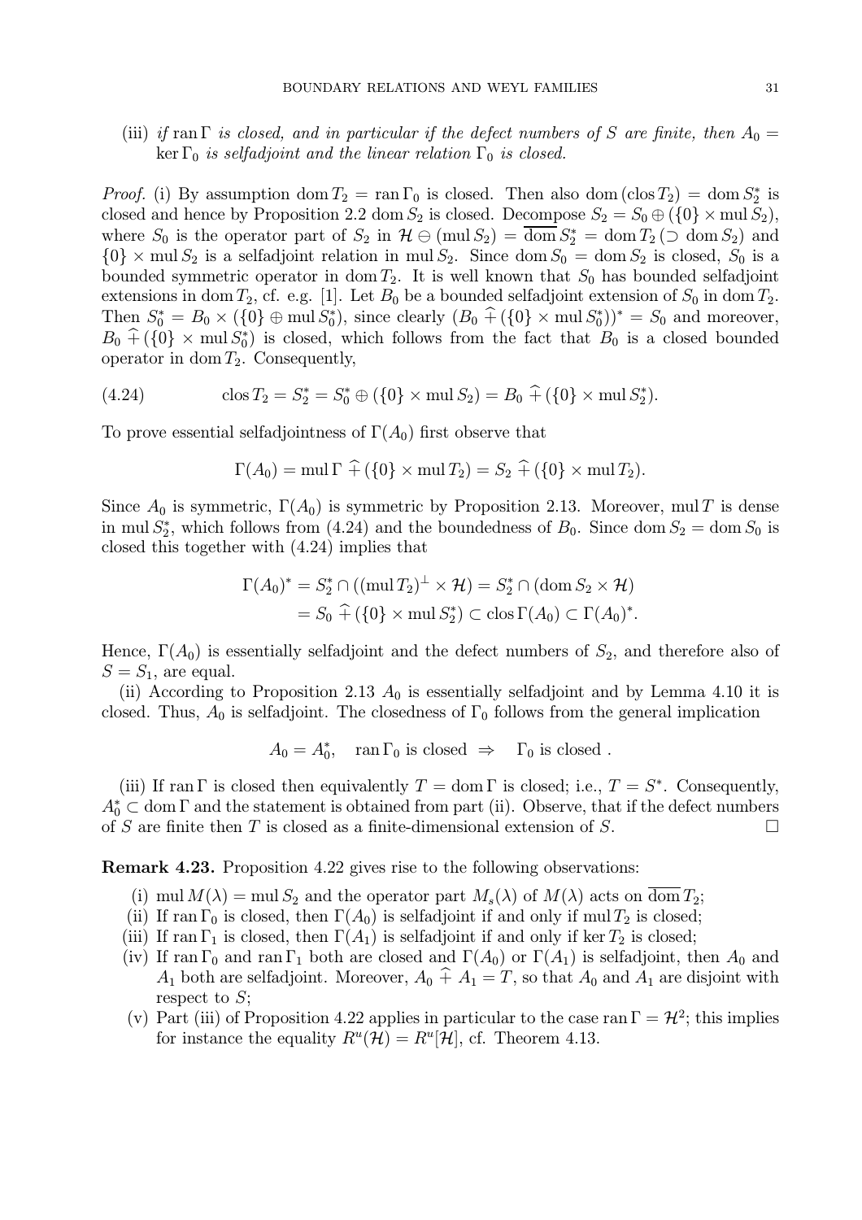(iii) *if* $\operatorname{ran}\Gamma$ *is closed, and in particular if the defect numbers of* $S$ *are finite, then* $A_0 = \ker \Gamma_0$ *is selfadjoint and the linear relation* $\Gamma_0$ *is closed.*

*Proof.* (i) By assumption $\operatorname{dom} T_2 = \operatorname{ran}\Gamma_0$ is closed. Then also $\operatorname{dom}(\operatorname{clos} T_2) = \operatorname{dom} S_2^*$ is closed and hence by Proposition 2.2 $\operatorname{dom} S_2$ is closed. Decompose $S_2 = S_0 \oplus (\{0\} \times \operatorname{mul} S_2)$, where $S_0$ is the operator part of $S_2$ in $\mathcal{H} \ominus (\operatorname{mul} S_2) = \overline{\operatorname{dom}}\, S_2^* = \operatorname{dom} T_2 \,(\supset \operatorname{dom} S_2)$ and $\{0\} \times \operatorname{mul} S_2$ is a selfadjoint relation in $\operatorname{mul} S_2$. Since $\operatorname{dom} S_0 = \operatorname{dom} S_2$ is closed, $S_0$ is a bounded symmetric operator in $\operatorname{dom} T_2$. It is well known that $S_0$ has bounded selfadjoint extensions in $\operatorname{dom} T_2$, cf. e.g. [1]. Let $B_0$ be a bounded selfadjoint extension of $S_0$ in $\operatorname{dom} T_2$. Then $S_0^* = B_0 \times (\{0\} \oplus \operatorname{mul} S_0^*)$, since clearly $(B_0 \,\widehat{+}\, (\{0\} \times \operatorname{mul} S_0^*))^* = S_0$ and moreover, $B_0 \,\widehat{+}\, (\{0\} \times \operatorname{mul} S_0^*)$ is closed, which follows from the fact that $B_0$ is a closed bounded operator in $\operatorname{dom} T_2$. Consequently,

$$\operatorname{clos} T_2 = S_2^* = S_0^* \oplus (\{0\} \times \operatorname{mul} S_2) = B_0 \,\widehat{+}\, (\{0\} \times \operatorname{mul} S_2^*). \tag{4.24}$$

To prove essential selfadjointness of $\Gamma(A_0)$ first observe that

$$\Gamma(A_0) = \operatorname{mul}\Gamma \,\widehat{+}\, (\{0\} \times \operatorname{mul} T_2) = S_2 \,\widehat{+}\, (\{0\} \times \operatorname{mul} T_2).$$

Since $A_0$ is symmetric, $\Gamma(A_0)$ is symmetric by Proposition 2.13. Moreover, $\operatorname{mul} T$ is dense in $\operatorname{mul} S_2^*$, which follows from (4.24) and the boundedness of $B_0$. Since $\operatorname{dom} S_2 = \operatorname{dom} S_0$ is closed this together with (4.24) implies that

$$\begin{aligned}
\Gamma(A_0)^* &= S_2^* \cap ((\operatorname{mul} T_2)^\perp \times \mathcal{H}) = S_2^* \cap (\operatorname{dom} S_2 \times \mathcal{H}) \\
&= S_0 \,\widehat{+}\, (\{0\} \times \operatorname{mul} S_2^*) \subset \operatorname{clos}\Gamma(A_0) \subset \Gamma(A_0)^*.
\end{aligned}$$

Hence, $\Gamma(A_0)$ is essentially selfadjoint and the defect numbers of $S_2$, and therefore also of $S = S_1$, are equal.

(ii) According to Proposition 2.13 $A_0$ is essentially selfadjoint and by Lemma 4.10 it is closed. Thus, $A_0$ is selfadjoint. The closedness of $\Gamma_0$ follows from the general implication

$$A_0 = A_0^*, \quad \operatorname{ran}\Gamma_0 \text{ is closed } \Rightarrow \quad \Gamma_0 \text{ is closed }.$$

(iii) If $\operatorname{ran}\Gamma$ is closed then equivalently $T = \operatorname{dom}\Gamma$ is closed; i.e., $T = S^*$. Consequently, $A_0^* \subset \operatorname{dom}\Gamma$ and the statement is obtained from part (ii). Observe, that if the defect numbers of $S$ are finite then $T$ is closed as a finite-dimensional extension of $S$. □

**Remark 4.23.** Proposition 4.22 gives rise to the following observations:

(i) $\operatorname{mul} M(\lambda) = \operatorname{mul} S_2$ and the operator part $M_s(\lambda)$ of $M(\lambda)$ acts on $\overline{\operatorname{dom}}\, T_2$;
(ii) If $\operatorname{ran}\Gamma_0$ is closed, then $\Gamma(A_0)$ is selfadjoint if and only if $\operatorname{mul} T_2$ is closed;
(iii) If $\operatorname{ran}\Gamma_1$ is closed, then $\Gamma(A_1)$ is selfadjoint if and only if $\ker T_2$ is closed;
(iv) If $\operatorname{ran}\Gamma_0$ and $\operatorname{ran}\Gamma_1$ both are closed and $\Gamma(A_0)$ or $\Gamma(A_1)$ is selfadjoint, then $A_0$ and $A_1$ both are selfadjoint. Moreover, $A_0 \,\widehat{+}\, A_1 = T$, so that $A_0$ and $A_1$ are disjoint with respect to $S$;
(v) Part (iii) of Proposition 4.22 applies in particular to the case $\operatorname{ran}\Gamma = \mathcal{H}^2$; this implies for instance the equality $R^u(\mathcal{H}) = R^u[\mathcal{H}]$, cf. Theorem 4.13.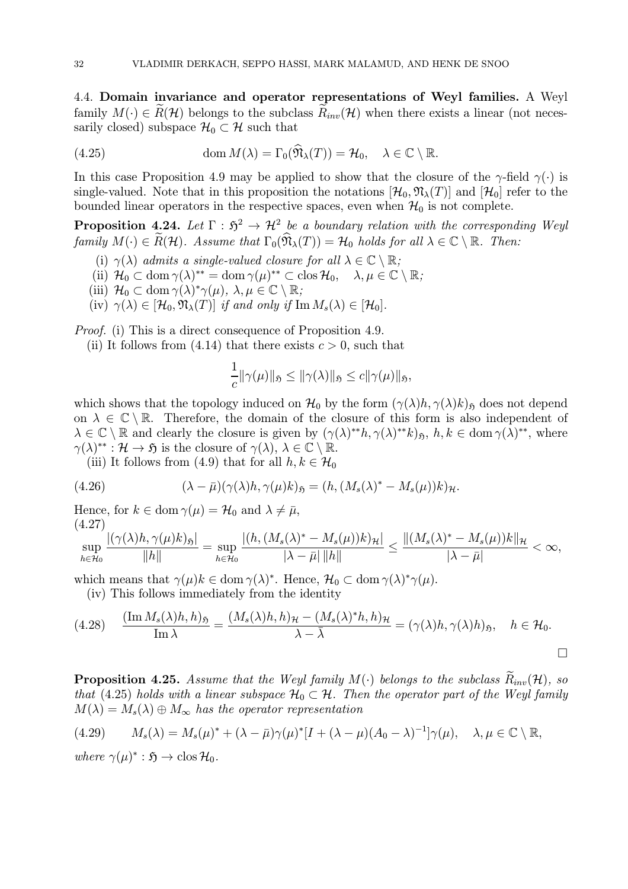4.4. **Domain invariance and operator representations of Weyl families.** A Weyl family $M(\cdot) \in \widetilde{R}(\mathcal{H})$ belongs to the subclass $\widetilde{R}_{inv}(\mathcal{H})$ when there exists a linear (not necessarily closed) subspace $\mathcal{H}_0 \subset \mathcal{H}$ such that

$$\operatorname{dom} M(\lambda) = \Gamma_0(\widehat{\mathfrak{N}}_\lambda(T)) = \mathcal{H}_0, \quad \lambda \in \mathbb{C} \setminus \mathbb{R}. \tag{4.25}$$

In this case Proposition 4.9 may be applied to show that the closure of the $\gamma$-field $\gamma(\cdot)$ is single-valued. Note that in this proposition the notations $[\mathcal{H}_0, \mathfrak{N}_\lambda(T)]$ and $[\mathcal{H}_0]$ refer to the bounded linear operators in the respective spaces, even when $\mathcal{H}_0$ is not complete.

**Proposition 4.24.** *Let $\Gamma : \mathfrak{H}^2 \to \mathcal{H}^2$ be a boundary relation with the corresponding Weyl family $M(\cdot) \in \widetilde{R}(\mathcal{H})$. Assume that $\Gamma_0(\widehat{\mathfrak{N}}_\lambda(T)) = \mathcal{H}_0$ holds for all $\lambda \in \mathbb{C} \setminus \mathbb{R}$. Then:*

(i) *$\gamma(\lambda)$ admits a single-valued closure for all $\lambda \in \mathbb{C} \setminus \mathbb{R}$;*

(ii) *$\mathcal{H}_0 \subset \operatorname{dom} \gamma(\lambda)^{**} = \operatorname{dom} \gamma(\mu)^{**} \subset \operatorname{clos} \mathcal{H}_0, \quad \lambda, \mu \in \mathbb{C} \setminus \mathbb{R}$;*

(iii) *$\mathcal{H}_0 \subset \operatorname{dom} \gamma(\lambda)^* \gamma(\mu)$, $\lambda, \mu \in \mathbb{C} \setminus \mathbb{R}$;*

(iv) *$\gamma(\lambda) \in [\mathcal{H}_0, \mathfrak{N}_\lambda(T)]$ if and only if $\operatorname{Im} M_s(\lambda) \in [\mathcal{H}_0]$.*

*Proof.* (i) This is a direct consequence of Proposition 4.9.

(ii) It follows from (4.14) that there exists $c > 0$, such that

$$\frac{1}{c} \|\gamma(\mu)\|_{\mathfrak{H}} \le \|\gamma(\lambda)\|_{\mathfrak{H}} \le c \|\gamma(\mu)\|_{\mathfrak{H}},$$

which shows that the topology induced on $\mathcal{H}_0$ by the form $(\gamma(\lambda)h, \gamma(\lambda)k)_{\mathfrak{H}}$ does not depend on $\lambda \in \mathbb{C} \setminus \mathbb{R}$. Therefore, the domain of the closure of this form is also independent of $\lambda \in \mathbb{C} \setminus \mathbb{R}$ and clearly the closure is given by $(\gamma(\lambda)^{**}h, \gamma(\lambda)^{**}k)_{\mathfrak{H}}$, $h, k \in \operatorname{dom} \gamma(\lambda)^{**}$, where $\gamma(\lambda)^{**} : \mathcal{H} \to \mathfrak{H}$ is the closure of $\gamma(\lambda)$, $\lambda \in \mathbb{C} \setminus \mathbb{R}$.

(iii) It follows from (4.9) that for all $h, k \in \mathcal{H}_0$

$$(\lambda - \bar{\mu})(\gamma(\lambda)h, \gamma(\mu)k)_{\mathfrak{H}} = (h, (M_s(\lambda)^* - M_s(\mu))k)_{\mathcal{H}}. \tag{4.26}$$

Hence, for $k \in \operatorname{dom} \gamma(\mu) = \mathcal{H}_0$ and $\lambda \ne \bar{\mu}$,

$$\sup_{h \in \mathcal{H}_0} \frac{|(\gamma(\lambda)h, \gamma(\mu)k)_{\mathfrak{H}}|}{\|h\|} = \sup_{h \in \mathcal{H}_0} \frac{|(h, (M_s(\lambda)^* - M_s(\mu))k)_{\mathcal{H}}|}{|\lambda - \bar{\mu}| \, \|h\|} \le \frac{\|(M_s(\lambda)^* - M_s(\mu))k\|_{\mathcal{H}}}{|\lambda - \bar{\mu}|} < \infty, \tag{4.27}$$

which means that $\gamma(\mu)k \in \operatorname{dom} \gamma(\lambda)^*$. Hence, $\mathcal{H}_0 \subset \operatorname{dom} \gamma(\lambda)^* \gamma(\mu)$.

(iv) This follows immediately from the identity

$$\frac{(\operatorname{Im} M_s(\lambda)h, h)_{\mathfrak{H}}}{\operatorname{Im} \lambda} = \frac{(M_s(\lambda)h, h)_{\mathcal{H}} - (M_s(\lambda)^*h, h)_{\mathcal{H}}}{\lambda - \bar{\lambda}} = (\gamma(\lambda)h, \gamma(\lambda)h)_{\mathfrak{H}}, \quad h \in \mathcal{H}_0. \tag{4.28}$$

$\square$

**Proposition 4.25.** *Assume that the Weyl family $M(\cdot)$ belongs to the subclass $\widetilde{R}_{inv}(\mathcal{H})$, so that (4.25) holds with a linear subspace $\mathcal{H}_0 \subset \mathcal{H}$. Then the operator part of the Weyl family $M(\lambda) = M_s(\lambda) \oplus M_\infty$ has the operator representation*

$$M_s(\lambda) = M_s(\mu)^* + (\lambda - \bar{\mu})\gamma(\mu)^*[I + (\lambda - \mu)(A_0 - \lambda)^{-1}]\gamma(\mu), \quad \lambda, \mu \in \mathbb{C} \setminus \mathbb{R}, \tag{4.29}$$

*where $\gamma(\mu)^* : \mathfrak{H} \to \operatorname{clos} \mathcal{H}_0$.*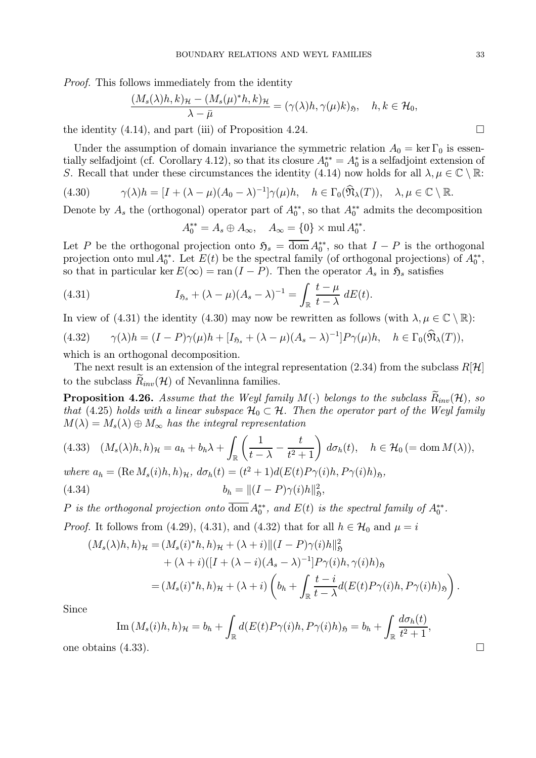*Proof.* This follows immediately from the identity

$$\frac{(M_s(\lambda)h,k)_{\mathcal{H}} - (M_s(\mu)^*h,k)_{\mathcal{H}}}{\lambda - \bar{\mu}} = (\gamma(\lambda)h, \gamma(\mu)k)_{\mathfrak{H}}, \quad h,k \in \mathcal{H}_0,$$

the identity (4.14), and part (iii) of Proposition 4.24. $\square$

Under the assumption of domain invariance the symmetric relation $A_0 = \ker \Gamma_0$ is essentially selfadjoint (cf. Corollary 4.12), so that its closure $A_0^{**} = A_0^*$ is a selfadjoint extension of $S$. Recall that under these circumstances the identity (4.14) now holds for all $\lambda, \mu \in \mathbb{C} \setminus \mathbb{R}$:

$$\gamma(\lambda)h = [I + (\lambda - \mu)(A_0 - \lambda)^{-1}]\gamma(\mu)h, \quad h \in \Gamma_0(\widehat{\mathfrak{N}}_\lambda(T)), \quad \lambda, \mu \in \mathbb{C} \setminus \mathbb{R}. \tag{4.30}$$

Denote by $A_s$ the (orthogonal) operator part of $A_0^{**}$, so that $A_0^{**}$ admits the decomposition

$$A_0^{**} = A_s \oplus A_\infty, \quad A_\infty = \{0\} \times \operatorname{mul} A_0^{**}.$$

Let $P$ be the orthogonal projection onto $\mathfrak{H}_s = \overline{\operatorname{dom}}\, A_0^{**}$, so that $I - P$ is the orthogonal projection onto $\operatorname{mul} A_0^{**}$. Let $E(t)$ be the spectral family (of orthogonal projections) of $A_0^{**}$, so that in particular $\ker E(\infty) = \operatorname{ran}(I - P)$. Then the operator $A_s$ in $\mathfrak{H}_s$ satisfies

$$I_{\mathfrak{H}_s} + (\lambda - \mu)(A_s - \lambda)^{-1} = \int_{\mathbb{R}} \frac{t - \mu}{t - \lambda}\, dE(t). \tag{4.31}$$

In view of (4.31) the identity (4.30) may now be rewritten as follows (with $\lambda, \mu \in \mathbb{C} \setminus \mathbb{R}$):

$$\gamma(\lambda)h = (I - P)\gamma(\mu)h + [I_{\mathfrak{H}_s} + (\lambda - \mu)(A_s - \lambda)^{-1}]P\gamma(\mu)h, \quad h \in \Gamma_0(\widehat{\mathfrak{N}}_\lambda(T)), \tag{4.32}$$

which is an orthogonal decomposition.

The next result is an extension of the integral representation (2.34) from the subclass $R[\mathcal{H}]$ to the subclass $\widetilde{R}_{inv}(\mathcal{H})$ of Nevanlinna families.

**Proposition 4.26.** *Assume that the Weyl family $M(\cdot)$ belongs to the subclass $\widetilde{R}_{inv}(\mathcal{H})$, so that (4.25) holds with a linear subspace $\mathcal{H}_0 \subset \mathcal{H}$. Then the operator part of the Weyl family $M(\lambda) = M_s(\lambda) \oplus M_\infty$ has the integral representation*

$$(M_s(\lambda)h,h)_{\mathcal{H}} = a_h + b_h\lambda + \int_{\mathbb{R}} \left( \frac{1}{t-\lambda} - \frac{t}{t^2+1} \right) d\sigma_h(t), \quad h \in \mathcal{H}_0 \, (= \operatorname{dom} M(\lambda)), \tag{4.33}$$

*where $a_h = (\operatorname{Re} M_s(i)h,h)_{\mathcal{H}}$, $d\sigma_h(t) = (t^2+1)d(E(t)P\gamma(i)h, P\gamma(i)h)_{\mathfrak{H}}$,*

$$b_h = \|(I-P)\gamma(i)h\|_{\mathfrak{H}}^2, \tag{4.34}$$

*$P$ is the orthogonal projection onto $\overline{\operatorname{dom}}\, A_0^{**}$, and $E(t)$ is the spectral family of $A_0^{**}$.*

*Proof.* It follows from (4.29), (4.31), and (4.32) that for all $h \in \mathcal{H}_0$ and $\mu = i$

$$\begin{aligned}
(M_s(\lambda)h,h)_{\mathcal{H}} &= (M_s(i)^*h,h)_{\mathcal{H}} + (\lambda + i)\|(I-P)\gamma(i)h\|_{\mathfrak{H}}^2 \\
&\quad + (\lambda + i)([I + (\lambda - i)(A_s - \lambda)^{-1}]P\gamma(i)h, \gamma(i)h)_{\mathfrak{H}} \\
&= (M_s(i)^*h,h)_{\mathcal{H}} + (\lambda + i)\left( b_h + \int_{\mathbb{R}} \frac{t-i}{t-\lambda} d(E(t)P\gamma(i)h, P\gamma(i)h)_{\mathfrak{H}} \right).
\end{aligned}$$

Since

$$\operatorname{Im}(M_s(i)h,h)_{\mathcal{H}} = b_h + \int_{\mathbb{R}} d(E(t)P\gamma(i)h, P\gamma(i)h)_{\mathfrak{H}} = b_h + \int_{\mathbb{R}} \frac{d\sigma_h(t)}{t^2+1},$$

one obtains (4.33). $\square$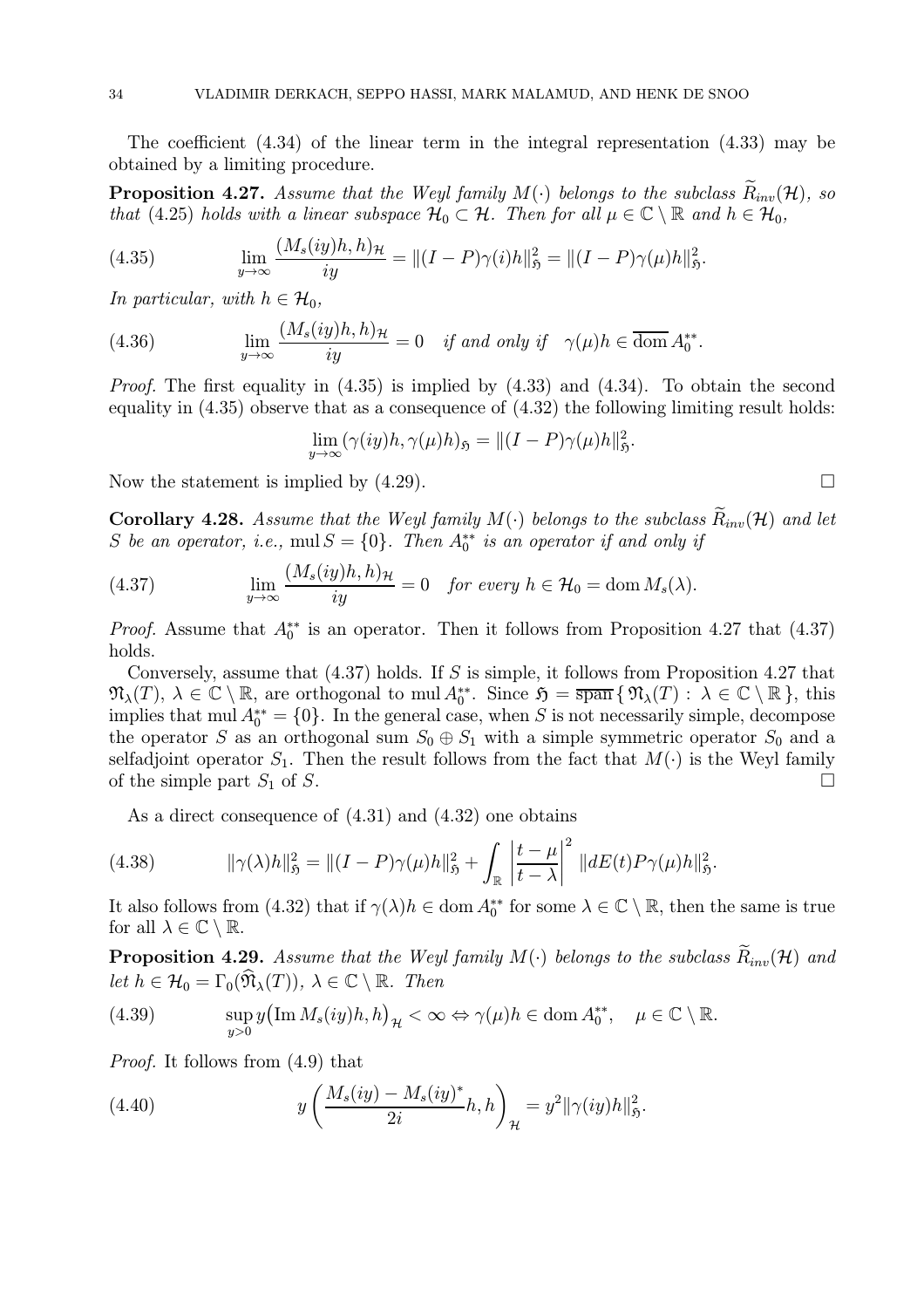The coefficient (4.34) of the linear term in the integral representation (4.33) may be obtained by a limiting procedure.

**Proposition 4.27.** *Assume that the Weyl family $M(\cdot)$ belongs to the subclass $\widetilde{R}_{inv}(\mathcal{H})$, so that (4.25) holds with a linear subspace $\mathcal{H}_0 \subset \mathcal{H}$. Then for all $\mu \in \mathbb{C}\setminus\mathbb{R}$ and $h \in \mathcal{H}_0$,*

$$
\lim_{y\to\infty} \frac{(M_s(iy)h,h)_{\mathcal{H}}}{iy} = \|(I-P)\gamma(i)h\|_{\mathfrak{H}}^2 = \|(I-P)\gamma(\mu)h\|_{\mathfrak{H}}^2. \tag{4.35}
$$

*In particular, with $h \in \mathcal{H}_0$,*

$$
\lim_{y\to\infty} \frac{(M_s(iy)h,h)_{\mathcal{H}}}{iy} = 0 \quad \text{if and only if} \quad \gamma(\mu)h \in \overline{\operatorname{dom}}\, A_0^{**}. \tag{4.36}
$$

*Proof.* The first equality in (4.35) is implied by (4.33) and (4.34). To obtain the second equality in (4.35) observe that as a consequence of (4.32) the following limiting result holds:

$$
\lim_{y\to\infty} (\gamma(iy)h, \gamma(\mu)h)_{\mathfrak{H}} = \|(I-P)\gamma(\mu)h\|_{\mathfrak{H}}^2.
$$

Now the statement is implied by (4.29). $\square$

**Corollary 4.28.** *Assume that the Weyl family $M(\cdot)$ belongs to the subclass $\widetilde{R}_{inv}(\mathcal{H})$ and let $S$ be an operator, i.e., $\operatorname{mul} S = \{0\}$. Then $A_0^{**}$ is an operator if and only if*

$$
\lim_{y\to\infty} \frac{(M_s(iy)h,h)_{\mathcal{H}}}{iy} = 0 \quad \text{for every } h \in \mathcal{H}_0 = \operatorname{dom} M_s(\lambda). \tag{4.37}
$$

*Proof.* Assume that $A_0^{**}$ is an operator. Then it follows from Proposition 4.27 that (4.37) holds.

Conversely, assume that (4.37) holds. If $S$ is simple, it follows from Proposition 4.27 that $\mathfrak{N}_\lambda(T)$, $\lambda \in \mathbb{C}\setminus\mathbb{R}$, are orthogonal to $\operatorname{mul} A_0^{**}$. Since $\mathfrak{H} = \overline{\operatorname{span}}\{\, \mathfrak{N}_\lambda(T) : \lambda \in \mathbb{C}\setminus\mathbb{R}\,\}$, this implies that $\operatorname{mul} A_0^{**} = \{0\}$. In the general case, when $S$ is not necessarily simple, decompose the operator $S$ as an orthogonal sum $S_0 \oplus S_1$ with a simple symmetric operator $S_0$ and a selfadjoint operator $S_1$. Then the result follows from the fact that $M(\cdot)$ is the Weyl family of the simple part $S_1$ of $S$. $\square$

As a direct consequence of (4.31) and (4.32) one obtains

$$
\|\gamma(\lambda)h\|_{\mathfrak{H}}^2 = \|(I-P)\gamma(\mu)h\|_{\mathfrak{H}}^2 + \int_{\mathbb{R}} \left|\frac{t-\mu}{t-\lambda}\right|^2 \|dE(t)P\gamma(\mu)h\|_{\mathfrak{H}}^2. \tag{4.38}
$$

It also follows from (4.32) that if $\gamma(\lambda)h \in \operatorname{dom} A_0^{**}$ for some $\lambda \in \mathbb{C}\setminus\mathbb{R}$, then the same is true for all $\lambda \in \mathbb{C}\setminus\mathbb{R}$.

**Proposition 4.29.** *Assume that the Weyl family $M(\cdot)$ belongs to the subclass $\widetilde{R}_{inv}(\mathcal{H})$ and let $h \in \mathcal{H}_0 = \Gamma_0(\widehat{\mathfrak{N}}_\lambda(T))$, $\lambda \in \mathbb{C}\setminus\mathbb{R}$. Then*

$$
\sup_{y>0} y\big(\operatorname{Im} M_s(iy)h, h\big)_{\mathcal{H}} < \infty \Leftrightarrow \gamma(\mu)h \in \operatorname{dom} A_0^{**}, \quad \mu \in \mathbb{C}\setminus\mathbb{R}. \tag{4.39}
$$

*Proof.* It follows from (4.9) that

$$
y\left(\frac{M_s(iy)-M_s(iy)^*}{2i}h, h\right)_{\mathcal{H}} = y^2\|\gamma(iy)h\|_{\mathfrak{H}}^2. \tag{4.40}
$$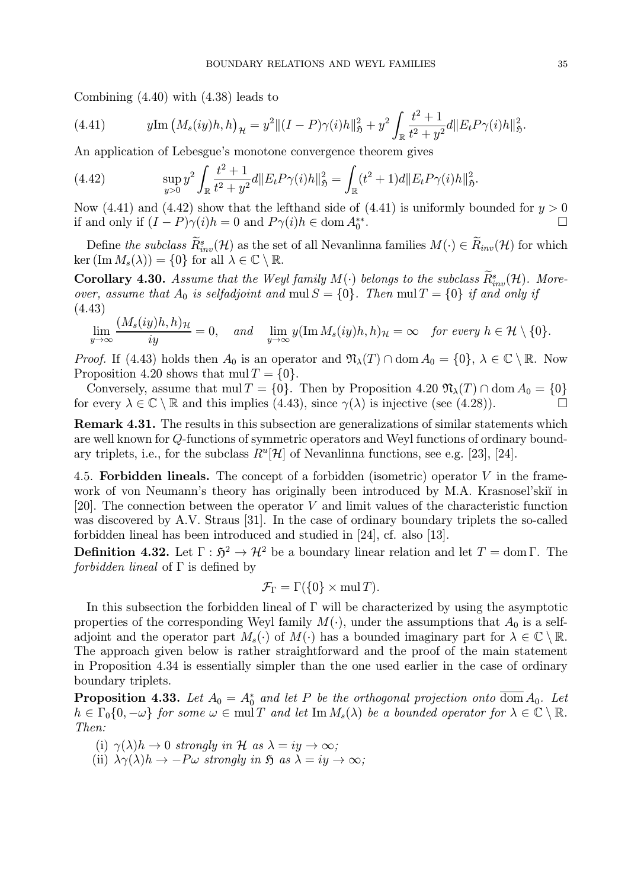Combining (4.40) with (4.38) leads to

$$y\mathrm{Im}\left(M_s(iy)h,h\right)_{\mathcal{H}} = y^2\|(I-P)\gamma(i)h\|_{\mathfrak{H}}^2 + y^2\int_{\mathbb{R}}\frac{t^2+1}{t^2+y^2}d\|E_tP\gamma(i)h\|_{\mathfrak{H}}^2. \tag{4.41}$$

An application of Lebesgue's monotone convergence theorem gives

$$\sup_{y>0} y^2\int_{\mathbb{R}}\frac{t^2+1}{t^2+y^2}d\|E_tP\gamma(i)h\|_{\mathfrak{H}}^2 = \int_{\mathbb{R}}(t^2+1)d\|E_tP\gamma(i)h\|_{\mathfrak{H}}^2. \tag{4.42}$$

Now (4.41) and (4.42) show that the lefthand side of (4.41) is uniformly bounded for $y>0$ if and only if $(I-P)\gamma(i)h=0$ and $P\gamma(i)h \in \mathrm{dom}\,A_0^{**}$. $\square$

Define *the subclass* $\widetilde{R}_{inv}^s(\mathcal{H})$ as the set of all Nevanlinna families $M(\cdot)\in\widetilde{R}_{inv}(\mathcal{H})$ for which $\ker(\mathrm{Im}\,M_s(\lambda))=\{0\}$ for all $\lambda\in\mathbb{C}\setminus\mathbb{R}$.

**Corollary 4.30.** *Assume that the Weyl family $M(\cdot)$ belongs to the subclass $\widetilde{R}_{inv}^s(\mathcal{H})$. Moreover, assume that $A_0$ is selfadjoint and $\mathrm{mul}\,S=\{0\}$. Then $\mathrm{mul}\,T=\{0\}$ if and only if*

$$\lim_{y\to\infty}\frac{(M_s(iy)h,h)_{\mathcal{H}}}{iy}=0, \quad \text{and} \quad \lim_{y\to\infty} y(\mathrm{Im}\,M_s(iy)h,h)_{\mathcal{H}}=\infty \quad \text{for every } h\in\mathcal{H}\setminus\{0\}. \tag{4.43}$$

*Proof.* If (4.43) holds then $A_0$ is an operator and $\mathfrak{N}_\lambda(T)\cap\mathrm{dom}\,A_0=\{0\}$, $\lambda\in\mathbb{C}\setminus\mathbb{R}$. Now Proposition 4.20 shows that $\mathrm{mul}\,T=\{0\}$.

Conversely, assume that $\mathrm{mul}\,T=\{0\}$. Then by Proposition 4.20 $\mathfrak{N}_\lambda(T)\cap\mathrm{dom}\,A_0=\{0\}$ for every $\lambda\in\mathbb{C}\setminus\mathbb{R}$ and this implies (4.43), since $\gamma(\lambda)$ is injective (see (4.28)). $\square$

**Remark 4.31.** The results in this subsection are generalizations of similar statements which are well known for $Q$-functions of symmetric operators and Weyl functions of ordinary boundary triplets, i.e., for the subclass $R^u[\mathcal{H}]$ of Nevanlinna functions, see e.g. [23], [24].

4.5. **Forbidden lineals.** The concept of a forbidden (isometric) operator $V$ in the framework of von Neumann's theory has originally been introduced by M.A. Krasnosel'skiĭ in [20]. The connection between the operator $V$ and limit values of the characteristic function was discovered by A.V. Straus [31]. In the case of ordinary boundary triplets the so-called forbidden lineal has been introduced and studied in [24], cf. also [13].

**Definition 4.32.** Let $\Gamma:\mathfrak{H}^2\to\mathcal{H}^2$ be a boundary linear relation and let $T=\mathrm{dom}\,\Gamma$. The *forbidden lineal* of $\Gamma$ is defined by

$$\mathcal{F}_\Gamma=\Gamma(\{0\}\times\mathrm{mul}\,T).$$

In this subsection the forbidden lineal of $\Gamma$ will be characterized by using the asymptotic properties of the corresponding Weyl family $M(\cdot)$, under the assumptions that $A_0$ is a selfadjoint and the operator part $M_s(\cdot)$ of $M(\cdot)$ has a bounded imaginary part for $\lambda\in\mathbb{C}\setminus\mathbb{R}$. The approach given below is rather straightforward and the proof of the main statement in Proposition 4.34 is essentially simpler than the one used earlier in the case of ordinary boundary triplets.

**Proposition 4.33.** *Let $A_0=A_0^*$ and let $P$ be the orthogonal projection onto $\overline{\mathrm{dom}}\,A_0$. Let $h\in\Gamma_0\{0,-\omega\}$ for some $\omega\in\mathrm{mul}\,T$ and let $\mathrm{Im}\,M_s(\lambda)$ be a bounded operator for $\lambda\in\mathbb{C}\setminus\mathbb{R}$. Then:*

(i) *$\gamma(\lambda)h\to 0$ strongly in $\mathcal{H}$ as $\lambda=iy\to\infty$;*
(ii) *$\lambda\gamma(\lambda)h\to -P\omega$ strongly in $\mathfrak{H}$ as $\lambda=iy\to\infty$;*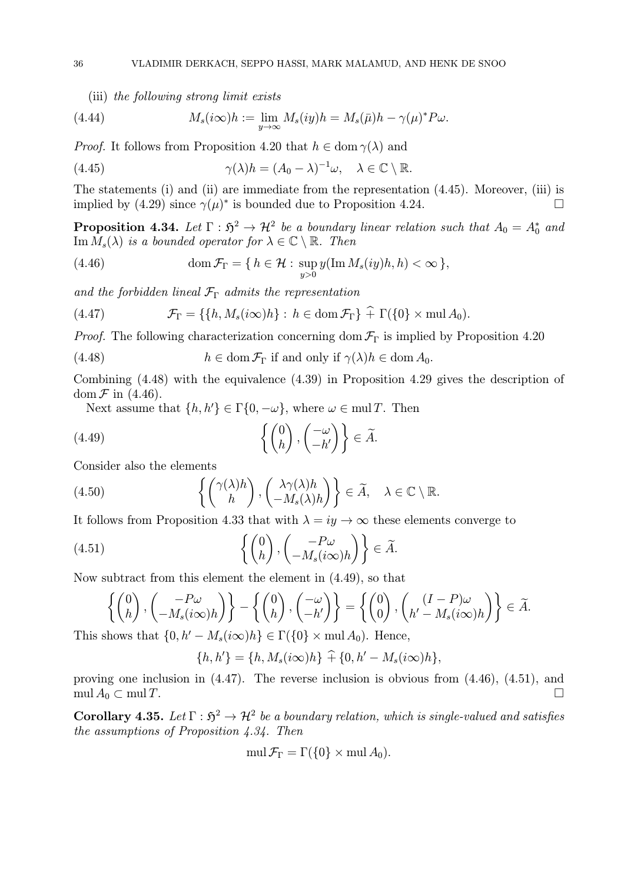(iii) *the following strong limit exists*

$$M_s(i\infty)h := \lim_{y\to\infty} M_s(iy)h = M_s(\bar{\mu})h - \gamma(\mu)^* P\omega. \tag{4.44}$$

*Proof.* It follows from Proposition 4.20 that $h \in \operatorname{dom}\gamma(\lambda)$ and

$$\gamma(\lambda)h = (A_0 - \lambda)^{-1}\omega, \quad \lambda \in \mathbb{C}\setminus\mathbb{R}. \tag{4.45}$$

The statements (i) and (ii) are immediate from the representation (4.45). Moreover, (iii) is implied by (4.29) since $\gamma(\mu)^*$ is bounded due to Proposition 4.24. $\square$

**Proposition 4.34.** *Let $\Gamma : \mathfrak{H}^2 \to \mathcal{H}^2$ be a boundary linear relation such that $A_0 = A_0^*$ and $\operatorname{Im} M_s(\lambda)$ is a bounded operator for $\lambda \in \mathbb{C}\setminus\mathbb{R}$. Then*

$$\operatorname{dom}\mathcal{F}_\Gamma = \{\, h \in \mathcal{H} : \sup_{y>0} y(\operatorname{Im} M_s(iy)h, h) < \infty \,\}, \tag{4.46}$$

*and the forbidden lineal $\mathcal{F}_\Gamma$ admits the representation*

$$\mathcal{F}_\Gamma = \{\{h, M_s(i\infty)h\} : h \in \operatorname{dom}\mathcal{F}_\Gamma\} \;\widehat{+}\; \Gamma(\{0\}\times \operatorname{mul} A_0). \tag{4.47}$$

*Proof.* The following characterization concerning $\operatorname{dom}\mathcal{F}_\Gamma$ is implied by Proposition 4.20

$$h \in \operatorname{dom}\mathcal{F}_\Gamma \text{ if and only if } \gamma(\lambda)h \in \operatorname{dom} A_0. \tag{4.48}$$

Combining (4.48) with the equivalence (4.39) in Proposition 4.29 gives the description of $\operatorname{dom}\mathcal{F}$ in (4.46).

Next assume that $\{h, h'\} \in \Gamma\{0, -\omega\}$, where $\omega \in \operatorname{mul} T$. Then

$$\left\{ \begin{pmatrix} 0 \\ h \end{pmatrix}, \begin{pmatrix} -\omega \\ -h' \end{pmatrix} \right\} \in \widetilde{A}. \tag{4.49}$$

Consider also the elements

$$\left\{ \begin{pmatrix} \gamma(\lambda)h \\ h \end{pmatrix}, \begin{pmatrix} \lambda\gamma(\lambda)h \\ -M_s(\lambda)h \end{pmatrix} \right\} \in \widetilde{A}, \quad \lambda \in \mathbb{C}\setminus\mathbb{R}. \tag{4.50}$$

It follows from Proposition 4.33 that with $\lambda = iy \to \infty$ these elements converge to

$$\left\{ \begin{pmatrix} 0 \\ h \end{pmatrix}, \begin{pmatrix} -P\omega \\ -M_s(i\infty)h \end{pmatrix} \right\} \in \widetilde{A}. \tag{4.51}$$

Now subtract from this element the element in (4.49), so that

$$\left\{ \begin{pmatrix} 0 \\ h \end{pmatrix}, \begin{pmatrix} -P\omega \\ -M_s(i\infty)h \end{pmatrix} \right\} - \left\{ \begin{pmatrix} 0 \\ h \end{pmatrix}, \begin{pmatrix} -\omega \\ -h' \end{pmatrix} \right\} = \left\{ \begin{pmatrix} 0 \\ 0 \end{pmatrix}, \begin{pmatrix} (I-P)\omega \\ h' - M_s(i\infty)h \end{pmatrix} \right\} \in \widetilde{A}.$$

This shows that $\{0, h' - M_s(i\infty)h\} \in \Gamma(\{0\}\times \operatorname{mul} A_0)$. Hence,

$$\{h, h'\} = \{h, M_s(i\infty)h\} \;\widehat{+}\; \{0, h' - M_s(i\infty)h\},$$

proving one inclusion in (4.47). The reverse inclusion is obvious from (4.46), (4.51), and $\operatorname{mul} A_0 \subset \operatorname{mul} T$. $\square$

**Corollary 4.35.** *Let $\Gamma : \mathfrak{H}^2 \to \mathcal{H}^2$ be a boundary relation, which is single-valued and satisfies the assumptions of Proposition 4.34. Then*

$$\operatorname{mul}\mathcal{F}_\Gamma = \Gamma(\{0\}\times \operatorname{mul} A_0).$$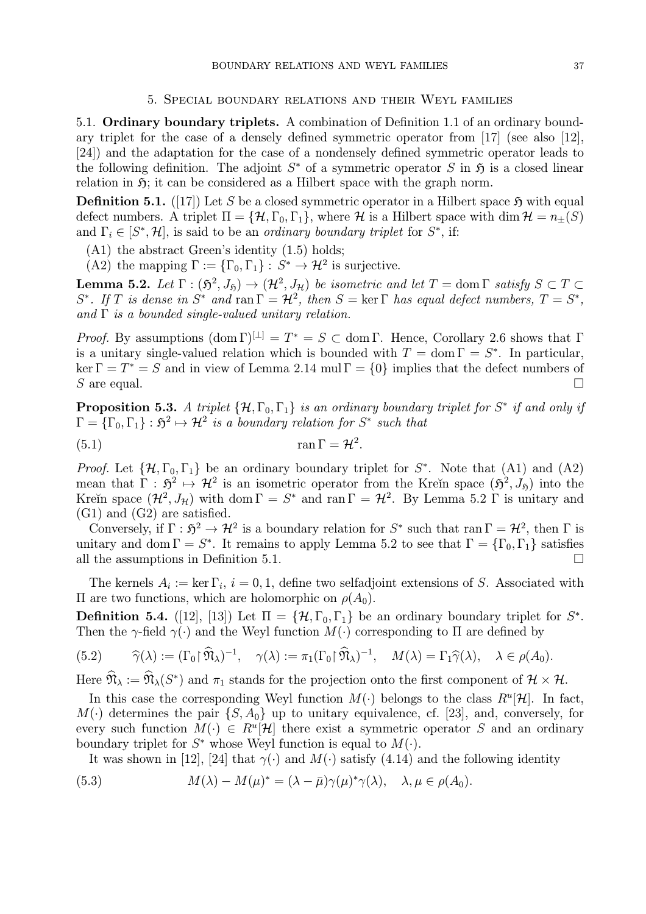## 5. Special boundary relations and their Weyl families

**5.1. Ordinary boundary triplets.** A combination of Definition 1.1 of an ordinary boundary triplet for the case of a densely defined symmetric operator from [17] (see also [12], [24]) and the adaptation for the case of a nondensely defined symmetric operator leads to the following definition. The adjoint $S^*$ of a symmetric operator $S$ in $\mathfrak{H}$ is a closed linear relation in $\mathfrak{H}$; it can be considered as a Hilbert space with the graph norm.

**Definition 5.1.** ([17]) Let $S$ be a closed symmetric operator in a Hilbert space $\mathfrak{H}$ with equal defect numbers. A triplet $\Pi = \{\mathcal{H}, \Gamma_0, \Gamma_1\}$, where $\mathcal{H}$ is a Hilbert space with $\dim \mathcal{H} = n_\pm(S)$ and $\Gamma_i \in [S^*, \mathcal{H}]$, is said to be an *ordinary boundary triplet* for $S^*$, if:

(A1) the abstract Green's identity (1.5) holds;

(A2) the mapping $\Gamma := \{\Gamma_0, \Gamma_1\} : S^* \to \mathcal{H}^2$ is surjective.

**Lemma 5.2.** *Let $\Gamma : (\mathfrak{H}^2, J_\mathfrak{H}) \to (\mathcal{H}^2, J_\mathcal{H})$ be isometric and let $T = \operatorname{dom} \Gamma$ satisfy $S \subset T \subset S^*$. If $T$ is dense in $S^*$ and $\operatorname{ran} \Gamma = \mathcal{H}^2$, then $S = \ker \Gamma$ has equal defect numbers, $T = S^*$, and $\Gamma$ is a bounded single-valued unitary relation.*

*Proof.* By assumptions $(\operatorname{dom} \Gamma)^{[\perp]} = T^* = S \subset \operatorname{dom} \Gamma$. Hence, Corollary 2.6 shows that $\Gamma$ is a unitary single-valued relation which is bounded with $T = \operatorname{dom} \Gamma = S^*$. In particular, $\ker \Gamma = T^* = S$ and in view of Lemma 2.14 $\operatorname{mul} \Gamma = \{0\}$ implies that the defect numbers of $S$ are equal. □

**Proposition 5.3.** *A triplet $\{\mathcal{H}, \Gamma_0, \Gamma_1\}$ is an ordinary boundary triplet for $S^*$ if and only if $\Gamma = \{\Gamma_0, \Gamma_1\} : \mathfrak{H}^2 \mapsto \mathcal{H}^2$ is a boundary relation for $S^*$ such that*

$$\operatorname{ran} \Gamma = \mathcal{H}^2. \tag{5.1}$$

*Proof.* Let $\{\mathcal{H}, \Gamma_0, \Gamma_1\}$ be an ordinary boundary triplet for $S^*$. Note that (A1) and (A2) mean that $\Gamma : \mathfrak{H}^2 \mapsto \mathcal{H}^2$ is an isometric operator from the Kreĭn space $(\mathfrak{H}^2, J_\mathfrak{H})$ into the Kreĭn space $(\mathcal{H}^2, J_\mathcal{H})$ with $\operatorname{dom} \Gamma = S^*$ and $\operatorname{ran} \Gamma = \mathcal{H}^2$. By Lemma 5.2 $\Gamma$ is unitary and (G1) and (G2) are satisfied.

Conversely, if $\Gamma : \mathfrak{H}^2 \to \mathcal{H}^2$ is a boundary relation for $S^*$ such that $\operatorname{ran} \Gamma = \mathcal{H}^2$, then $\Gamma$ is unitary and $\operatorname{dom} \Gamma = S^*$. It remains to apply Lemma 5.2 to see that $\Gamma = \{\Gamma_0, \Gamma_1\}$ satisfies all the assumptions in Definition 5.1. □

The kernels $A_i := \ker \Gamma_i$, $i = 0, 1$, define two selfadjoint extensions of $S$. Associated with $\Pi$ are two functions, which are holomorphic on $\rho(A_0)$.

**Definition 5.4.** ([12], [13]) Let $\Pi = \{\mathcal{H}, \Gamma_0, \Gamma_1\}$ be an ordinary boundary triplet for $S^*$. Then the $\gamma$-field $\gamma(\cdot)$ and the Weyl function $M(\cdot)$ corresponding to $\Pi$ are defined by

$$\widehat{\gamma}(\lambda) := (\Gamma_0 \upharpoonright \widehat{\mathfrak{N}}_\lambda)^{-1}, \quad \gamma(\lambda) := \pi_1 (\Gamma_0 \upharpoonright \widehat{\mathfrak{N}}_\lambda)^{-1}, \quad M(\lambda) = \Gamma_1 \widehat{\gamma}(\lambda), \quad \lambda \in \rho(A_0). \tag{5.2}$$

Here $\widehat{\mathfrak{N}}_\lambda := \widehat{\mathfrak{N}}_\lambda(S^*)$ and $\pi_1$ stands for the projection onto the first component of $\mathcal{H} \times \mathcal{H}$.

In this case the corresponding Weyl function $M(\cdot)$ belongs to the class $R^u[\mathcal{H}]$. In fact, $M(\cdot)$ determines the pair $\{S, A_0\}$ up to unitary equivalence, cf. [23], and, conversely, for every such function $M(\cdot) \in R^u[\mathcal{H}]$ there exist a symmetric operator $S$ and an ordinary boundary triplet for $S^*$ whose Weyl function is equal to $M(\cdot)$.

It was shown in [12], [24] that $\gamma(\cdot)$ and $M(\cdot)$ satisfy (4.14) and the following identity

$$M(\lambda) - M(\mu)^* = (\lambda - \bar{\mu}) \gamma(\mu)^* \gamma(\lambda), \quad \lambda, \mu \in \rho(A_0). \tag{5.3}$$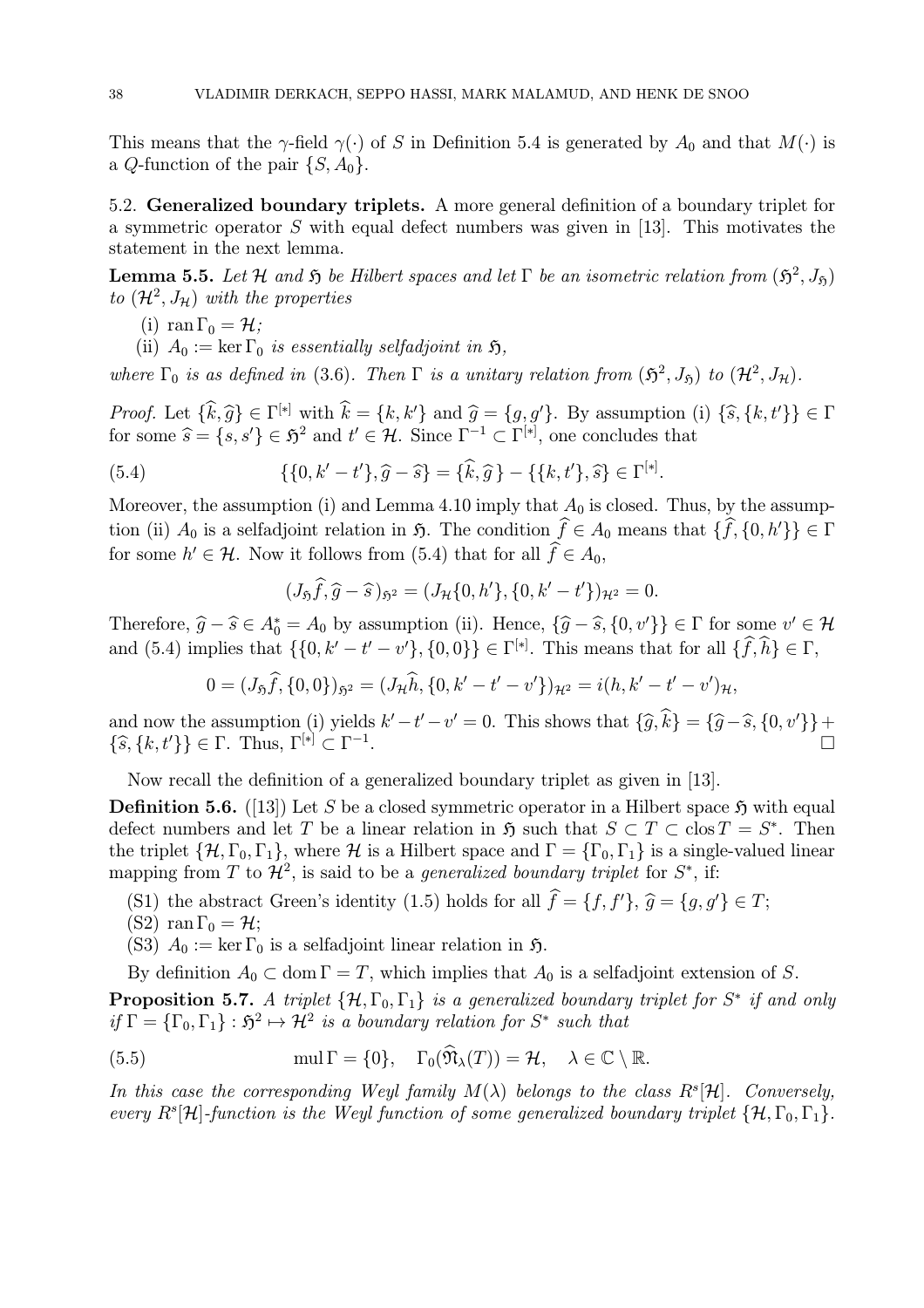This means that the $\gamma$-field $\gamma(\cdot)$ of $S$ in Definition 5.4 is generated by $A_0$ and that $M(\cdot)$ is a $Q$-function of the pair $\{S, A_0\}$.

### 5.2. Generalized boundary triplets.

A more general definition of a boundary triplet for a symmetric operator $S$ with equal defect numbers was given in [13]. This motivates the statement in the next lemma.

**Lemma 5.5.** *Let $\mathcal{H}$ and $\mathfrak{H}$ be Hilbert spaces and let $\Gamma$ be an isometric relation from $(\mathfrak{H}^2, J_{\mathfrak{H}})$ to $(\mathcal{H}^2, J_{\mathcal{H}})$ with the properties*

(i) $\operatorname{ran} \Gamma_0 = \mathcal{H}$;

(ii) $A_0 := \ker \Gamma_0$ *is essentially selfadjoint in* $\mathfrak{H}$,

*where $\Gamma_0$ is as defined in (3.6). Then $\Gamma$ is a unitary relation from $(\mathfrak{H}^2, J_{\mathfrak{H}})$ to $(\mathcal{H}^2, J_{\mathcal{H}})$.*

*Proof.* Let $\{\widehat{k}, \widehat{g}\} \in \Gamma^{[*]}$ with $\widehat{k} = \{k, k'\}$ and $\widehat{g} = \{g, g'\}$. By assumption (i) $\{\widehat{s}, \{k, t'\}\} \in \Gamma$ for some $\widehat{s} = \{s, s'\} \in \mathfrak{H}^2$ and $t' \in \mathcal{H}$. Since $\Gamma^{-1} \subset \Gamma^{[*]}$, one concludes that

$$\{\{0, k' - t'\}, \widehat{g} - \widehat{s}\} = \{\widehat{k}, \widehat{g}\} - \{\{k, t'\}, \widehat{s}\} \in \Gamma^{[*]}. \tag{5.4}$$

Moreover, the assumption (i) and Lemma 4.10 imply that $A_0$ is closed. Thus, by the assumption (ii) $A_0$ is a selfadjoint relation in $\mathfrak{H}$. The condition $\widehat{f} \in A_0$ means that $\{\widehat{f}, \{0, h'\}\} \in \Gamma$ for some $h' \in \mathcal{H}$. Now it follows from (5.4) that for all $\widehat{f} \in A_0$,

$$(J_{\mathfrak{H}} \widehat{f}, \widehat{g} - \widehat{s})_{\mathfrak{H}^2} = (J_{\mathcal{H}} \{0, h'\}, \{0, k' - t'\})_{\mathcal{H}^2} = 0.$$

Therefore, $\widehat{g} - \widehat{s} \in A_0^* = A_0$ by assumption (ii). Hence, $\{\widehat{g} - \widehat{s}, \{0, v'\}\} \in \Gamma$ for some $v' \in \mathcal{H}$ and (5.4) implies that $\{\{0, k' - t' - v'\}, \{0, 0\}\} \in \Gamma^{[*]}$. This means that for all $\{\widehat{f}, \widehat{h}\} \in \Gamma$,

$$0 = (J_{\mathfrak{H}} \widehat{f}, \{0, 0\})_{\mathfrak{H}^2} = (J_{\mathcal{H}} \widehat{h}, \{0, k' - t' - v'\})_{\mathcal{H}^2} = i(h, k' - t' - v')_{\mathcal{H}},$$

and now the assumption (i) yields $k' - t' - v' = 0$. This shows that $\{\widehat{g}, \widehat{k}\} = \{\widehat{g} - \widehat{s}, \{0, v'\}\} + \{\widehat{s}, \{k, t'\}\} \in \Gamma$. Thus, $\Gamma^{[*]} \subset \Gamma^{-1}$. □

Now recall the definition of a generalized boundary triplet as given in [13].

**Definition 5.6.** ([13]) Let $S$ be a closed symmetric operator in a Hilbert space $\mathfrak{H}$ with equal defect numbers and let $T$ be a linear relation in $\mathfrak{H}$ such that $S \subset T \subset \operatorname{clos} T = S^*$. Then the triplet $\{\mathcal{H}, \Gamma_0, \Gamma_1\}$, where $\mathcal{H}$ is a Hilbert space and $\Gamma = \{\Gamma_0, \Gamma_1\}$ is a single-valued linear mapping from $T$ to $\mathcal{H}^2$, is said to be a *generalized boundary triplet* for $S^*$, if:

(S1) the abstract Green's identity (1.5) holds for all $\widehat{f} = \{f, f'\}$, $\widehat{g} = \{g, g'\} \in T$;

(S2) $\operatorname{ran} \Gamma_0 = \mathcal{H}$;

(S3) $A_0 := \ker \Gamma_0$ is a selfadjoint linear relation in $\mathfrak{H}$.

By definition $A_0 \subset \operatorname{dom} \Gamma = T$, which implies that $A_0$ is a selfadjoint extension of $S$.

**Proposition 5.7.** *A triplet $\{\mathcal{H}, \Gamma_0, \Gamma_1\}$ is a generalized boundary triplet for $S^*$ if and only if $\Gamma = \{\Gamma_0, \Gamma_1\} : \mathfrak{H}^2 \mapsto \mathcal{H}^2$ is a boundary relation for $S^*$ such that*

$$\operatorname{mul} \Gamma = \{0\}, \quad \Gamma_0(\widehat{\mathfrak{N}}_\lambda(T)) = \mathcal{H}, \quad \lambda \in \mathbb{C} \setminus \mathbb{R}. \tag{5.5}$$

*In this case the corresponding Weyl family $M(\lambda)$ belongs to the class $R^s[\mathcal{H}]$. Conversely, every $R^s[\mathcal{H}]$-function is the Weyl function of some generalized boundary triplet $\{\mathcal{H}, \Gamma_0, \Gamma_1\}$.*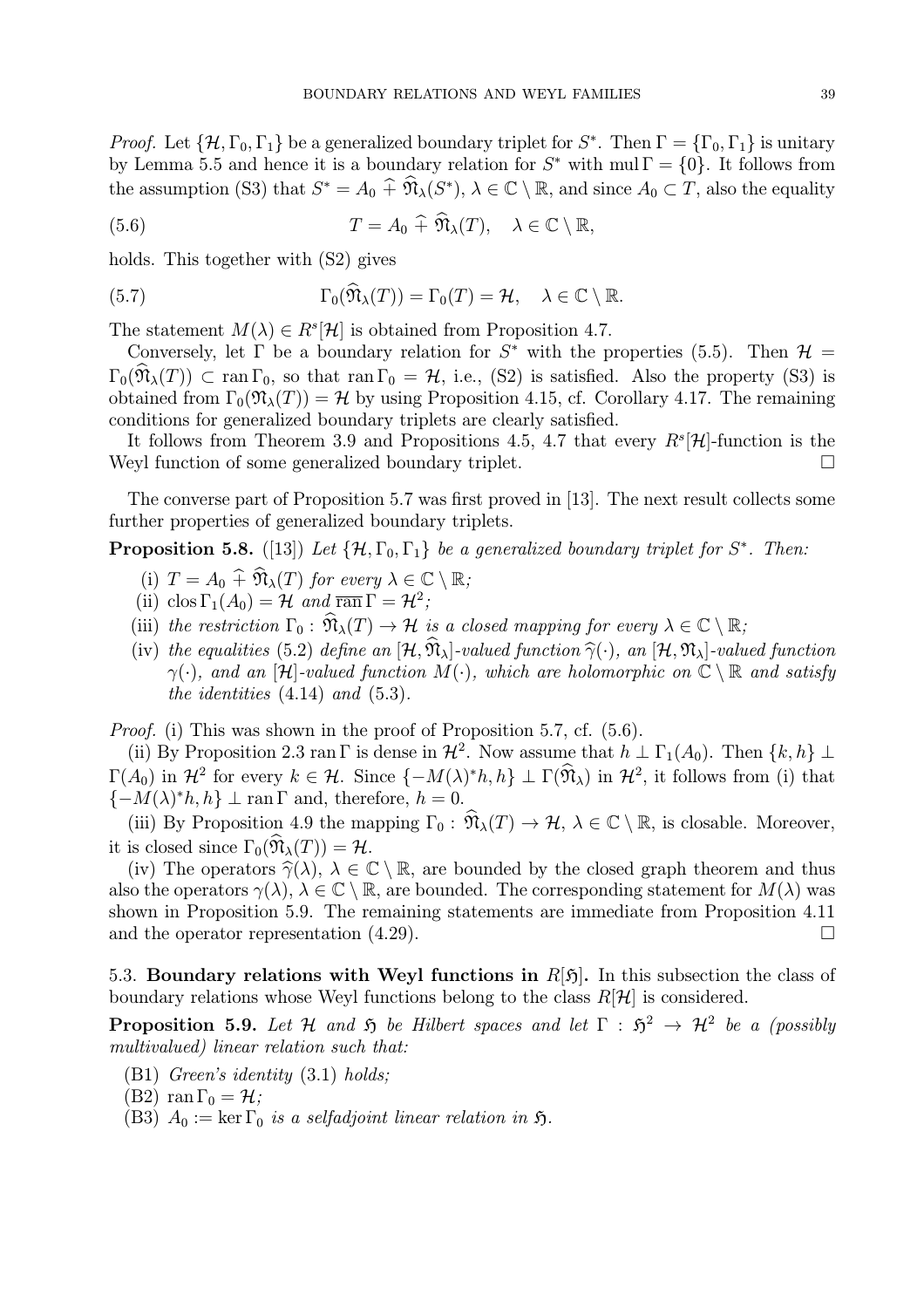*Proof.* Let $\{\mathcal{H}, \Gamma_0, \Gamma_1\}$ be a generalized boundary triplet for $S^*$. Then $\Gamma = \{\Gamma_0, \Gamma_1\}$ is unitary by Lemma 5.5 and hence it is a boundary relation for $S^*$ with $\operatorname{mul} \Gamma = \{0\}$. It follows from the assumption (S3) that $S^* = A_0 \,\widehat{+}\, \widehat{\mathfrak{N}}_\lambda(S^*)$, $\lambda \in \mathbb{C} \setminus \mathbb{R}$, and since $A_0 \subset T$, also the equality

$$T = A_0 \,\widehat{+}\, \widehat{\mathfrak{N}}_\lambda(T), \quad \lambda \in \mathbb{C} \setminus \mathbb{R}, \tag{5.6}$$

holds. This together with (S2) gives

$$\Gamma_0(\widehat{\mathfrak{N}}_\lambda(T)) = \Gamma_0(T) = \mathcal{H}, \quad \lambda \in \mathbb{C} \setminus \mathbb{R}. \tag{5.7}$$

The statement $M(\lambda) \in R^s[\mathcal{H}]$ is obtained from Proposition 4.7.

Conversely, let $\Gamma$ be a boundary relation for $S^*$ with the properties (5.5). Then $\mathcal{H} = \Gamma_0(\widehat{\mathfrak{N}}_\lambda(T)) \subset \operatorname{ran} \Gamma_0$, so that $\operatorname{ran} \Gamma_0 = \mathcal{H}$, i.e., (S2) is satisfied. Also the property (S3) is obtained from $\Gamma_0(\mathfrak{N}_\lambda(T)) = \mathcal{H}$ by using Proposition 4.15, cf. Corollary 4.17. The remaining conditions for generalized boundary triplets are clearly satisfied.

It follows from Theorem 3.9 and Propositions 4.5, 4.7 that every $R^s[\mathcal{H}]$-function is the Weyl function of some generalized boundary triplet. $\square$

The converse part of Proposition 5.7 was first proved in [13]. The next result collects some further properties of generalized boundary triplets.

**Proposition 5.8.** ([13]) *Let $\{\mathcal{H}, \Gamma_0, \Gamma_1\}$ be a generalized boundary triplet for $S^*$. Then:*

- (i) *$T = A_0 \,\widehat{+}\, \widehat{\mathfrak{N}}_\lambda(T)$ for every $\lambda \in \mathbb{C} \setminus \mathbb{R}$;*
- (ii) *$\operatorname{clos} \Gamma_1(A_0) = \mathcal{H}$ and $\overline{\operatorname{ran}}\, \Gamma = \mathcal{H}^2$;*
- (iii) *the restriction $\Gamma_0 : \widehat{\mathfrak{N}}_\lambda(T) \to \mathcal{H}$ is a closed mapping for every $\lambda \in \mathbb{C} \setminus \mathbb{R}$;*
- (iv) *the equalities (5.2) define an $[\mathcal{H}, \widehat{\mathfrak{N}}_\lambda]$-valued function $\widehat{\gamma}(\cdot)$, an $[\mathcal{H}, \mathfrak{N}_\lambda]$-valued function $\gamma(\cdot)$, and an $[\mathcal{H}]$-valued function $M(\cdot)$, which are holomorphic on $\mathbb{C} \setminus \mathbb{R}$ and satisfy the identities (4.14) and (5.3).*

*Proof.* (i) This was shown in the proof of Proposition 5.7, cf. (5.6).

(ii) By Proposition 2.3 $\operatorname{ran} \Gamma$ is dense in $\mathcal{H}^2$. Now assume that $h \perp \Gamma_1(A_0)$. Then $\{k, h\} \perp \Gamma(A_0)$ in $\mathcal{H}^2$ for every $k \in \mathcal{H}$. Since $\{-M(\lambda)^* h, h\} \perp \Gamma(\widehat{\mathfrak{N}}_\lambda)$ in $\mathcal{H}^2$, it follows from (i) that $\{-M(\lambda)^* h, h\} \perp \operatorname{ran} \Gamma$ and, therefore, $h = 0$.

(iii) By Proposition 4.9 the mapping $\Gamma_0 : \widehat{\mathfrak{N}}_\lambda(T) \to \mathcal{H}$, $\lambda \in \mathbb{C} \setminus \mathbb{R}$, is closable. Moreover, it is closed since $\Gamma_0(\widehat{\mathfrak{N}}_\lambda(T)) = \mathcal{H}$.

(iv) The operators $\widehat{\gamma}(\lambda)$, $\lambda \in \mathbb{C} \setminus \mathbb{R}$, are bounded by the closed graph theorem and thus also the operators $\gamma(\lambda)$, $\lambda \in \mathbb{C} \setminus \mathbb{R}$, are bounded. The corresponding statement for $M(\lambda)$ was shown in Proposition 5.9. The remaining statements are immediate from Proposition 4.11 and the operator representation (4.29). $\square$

5.3. **Boundary relations with Weyl functions in $R[\mathfrak{H}]$.** In this subsection the class of boundary relations whose Weyl functions belong to the class $R[\mathcal{H}]$ is considered.

**Proposition 5.9.** *Let $\mathcal{H}$ and $\mathfrak{H}$ be Hilbert spaces and let $\Gamma : \mathfrak{H}^2 \to \mathcal{H}^2$ be a (possibly multivalued) linear relation such that:*

- (B1) *Green's identity* (3.1) *holds;*
- (B2) *$\operatorname{ran} \Gamma_0 = \mathcal{H}$;*
- (B3) *$A_0 := \ker \Gamma_0$ is a selfadjoint linear relation in $\mathfrak{H}$.*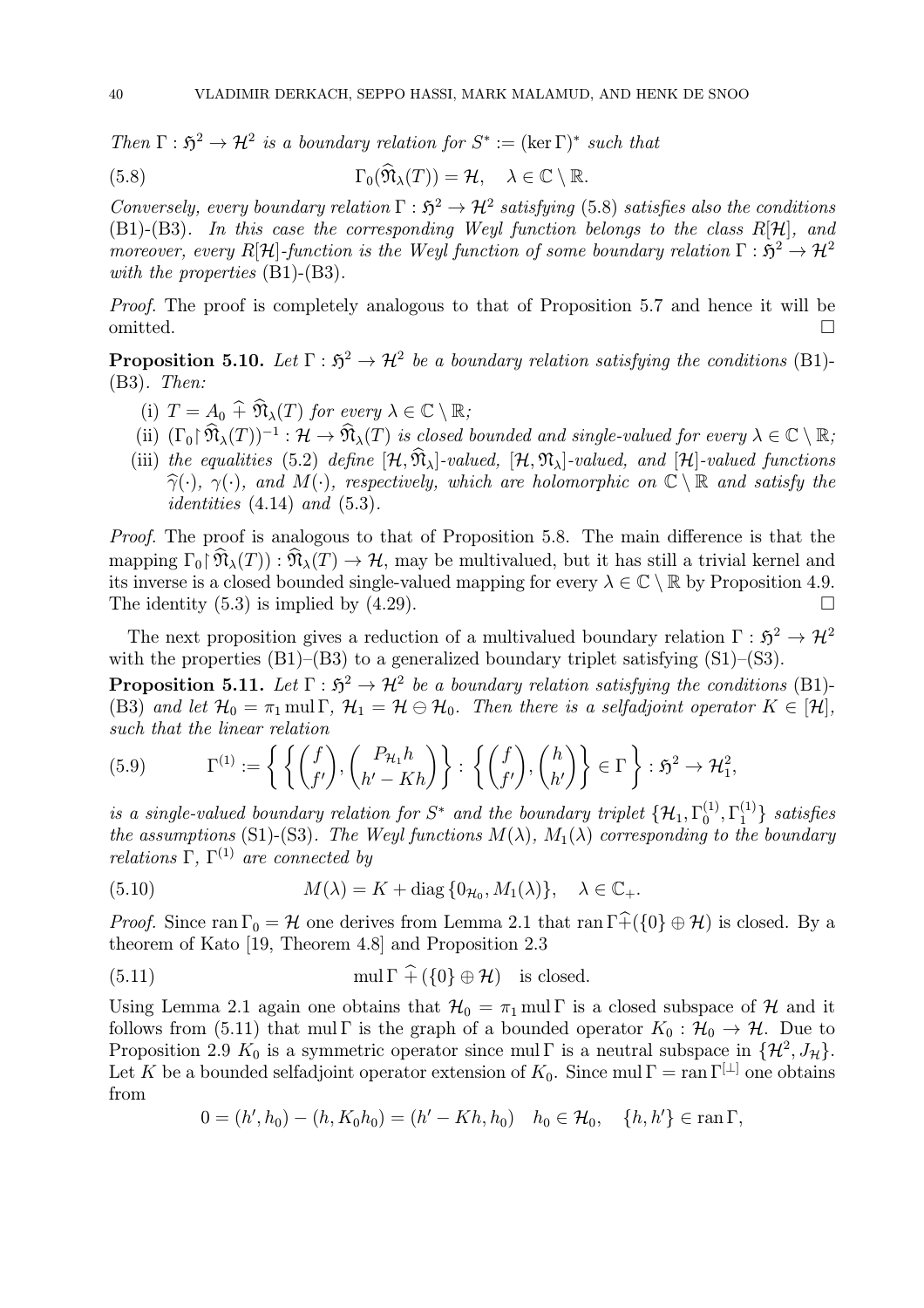*Then* $\Gamma : \mathfrak{H}^2 \to \mathcal{H}^2$ *is a boundary relation for* $S^* := (\ker \Gamma)^*$ *such that*

$$
\Gamma_0(\widehat{\mathfrak{N}}_\lambda(T)) = \mathcal{H}, \quad \lambda \in \mathbb{C} \setminus \mathbb{R}. \tag{5.8}
$$

*Conversely, every boundary relation* $\Gamma : \mathfrak{H}^2 \to \mathcal{H}^2$ *satisfying* (5.8) *satisfies also the conditions* (B1)-(B3). *In this case the corresponding Weyl function belongs to the class* $R[\mathcal{H}]$*, and moreover, every* $R[\mathcal{H}]$*-function is the Weyl function of some boundary relation* $\Gamma : \mathfrak{H}^2 \to \mathcal{H}^2$ *with the properties* (B1)-(B3).

*Proof.* The proof is completely analogous to that of Proposition 5.7 and hence it will be omitted. $\square$

**Proposition 5.10.** *Let* $\Gamma : \mathfrak{H}^2 \to \mathcal{H}^2$ *be a boundary relation satisfying the conditions* (B1)-(B3). *Then:*

- (i) $T = A_0 \widehat{+} \widehat{\mathfrak{N}}_\lambda(T)$ *for every* $\lambda \in \mathbb{C} \setminus \mathbb{R}$*;*
- (ii) $(\Gamma_0 \restriction \widehat{\mathfrak{N}}_\lambda(T))^{-1} : \mathcal{H} \to \widehat{\mathfrak{N}}_\lambda(T)$ *is closed bounded and single-valued for every* $\lambda \in \mathbb{C} \setminus \mathbb{R}$*;*
- (iii) *the equalities* (5.2) *define* $[\mathcal{H}, \widehat{\mathfrak{N}}_\lambda]$*-valued,* $[\mathcal{H}, \mathfrak{N}_\lambda]$*-valued, and* $[\mathcal{H}]$*-valued functions* $\widehat{\gamma}(\cdot)$*,* $\gamma(\cdot)$*, and* $M(\cdot)$*, respectively, which are holomorphic on* $\mathbb{C} \setminus \mathbb{R}$ *and satisfy the identities* (4.14) *and* (5.3).

*Proof.* The proof is analogous to that of Proposition 5.8. The main difference is that the mapping $\Gamma_0 \restriction \widehat{\mathfrak{N}}_\lambda(T)) : \widehat{\mathfrak{N}}_\lambda(T) \to \mathcal{H}$, may be multivalued, but it has still a trivial kernel and its inverse is a closed bounded single-valued mapping for every $\lambda \in \mathbb{C} \setminus \mathbb{R}$ by Proposition 4.9. The identity (5.3) is implied by (4.29). $\square$

The next proposition gives a reduction of a multivalued boundary relation $\Gamma : \mathfrak{H}^2 \to \mathcal{H}^2$ with the properties (B1)–(B3) to a generalized boundary triplet satisfying (S1)–(S3).

**Proposition 5.11.** *Let* $\Gamma : \mathfrak{H}^2 \to \mathcal{H}^2$ *be a boundary relation satisfying the conditions* (B1)-(B3) *and let* $\mathcal{H}_0 = \pi_1 \operatorname{mul} \Gamma$*,* $\mathcal{H}_1 = \mathcal{H} \ominus \mathcal{H}_0$*. Then there is a selfadjoint operator* $K \in [\mathcal{H}]$*, such that the linear relation*

$$
\Gamma^{(1)} := \left\{ \left\{ \begin{pmatrix} f \\ f' \end{pmatrix}, \begin{pmatrix} P_{\mathcal{H}_1} h \\ h' - Kh \end{pmatrix} \right\} : \left\{ \begin{pmatrix} f \\ f' \end{pmatrix}, \begin{pmatrix} h \\ h' \end{pmatrix} \right\} \in \Gamma \right\} : \mathfrak{H}^2 \to \mathcal{H}_1^2, \tag{5.9}
$$

*is a single-valued boundary relation for* $S^*$ *and the boundary triplet* $\{\mathcal{H}_1, \Gamma_0^{(1)}, \Gamma_1^{(1)}\}$ *satisfies the assumptions* (S1)-(S3). *The Weyl functions* $M(\lambda)$*,* $M_1(\lambda)$ *corresponding to the boundary relations* $\Gamma$*,* $\Gamma^{(1)}$ *are connected by*

$$
M(\lambda) = K + \operatorname{diag}\{0_{\mathcal{H}_0}, M_1(\lambda)\}, \quad \lambda \in \mathbb{C}_+. \tag{5.10}
$$

*Proof.* Since $\operatorname{ran} \Gamma_0 = \mathcal{H}$ one derives from Lemma 2.1 that $\operatorname{ran} \Gamma \widehat{+} (\{0\} \oplus \mathcal{H})$ is closed. By a theorem of Kato [19, Theorem 4.8] and Proposition 2.3

$$
\operatorname{mul} \Gamma \;\widehat{+}\; (\{0\} \oplus \mathcal{H}) \quad \text{is closed.} \tag{5.11}
$$

Using Lemma 2.1 again one obtains that $\mathcal{H}_0 = \pi_1 \operatorname{mul} \Gamma$ is a closed subspace of $\mathcal{H}$ and it follows from (5.11) that $\operatorname{mul} \Gamma$ is the graph of a bounded operator $K_0 : \mathcal{H}_0 \to \mathcal{H}$. Due to Proposition 2.9 $K_0$ is a symmetric operator since $\operatorname{mul} \Gamma$ is a neutral subspace in $\{\mathcal{H}^2, J_{\mathcal{H}}\}$. Let $K$ be a bounded selfadjoint operator extension of $K_0$. Since $\operatorname{mul} \Gamma = \operatorname{ran} \Gamma^{[\perp]}$ one obtains from

$$
0 = (h', h_0) - (h, K_0 h_0) = (h' - Kh, h_0) \quad h_0 \in \mathcal{H}_0, \quad \{h, h'\} \in \operatorname{ran} \Gamma,
$$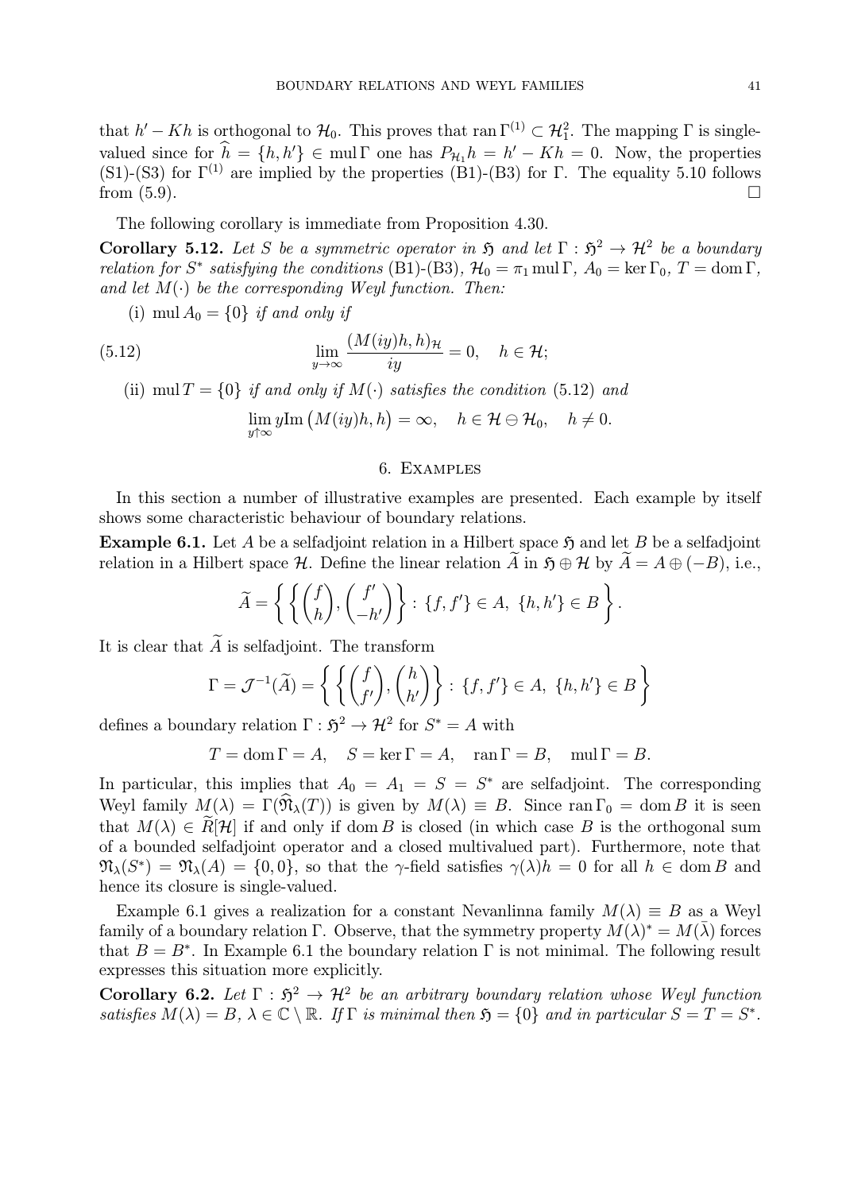that $h' - Kh$ is orthogonal to $\mathcal{H}_0$. This proves that $\operatorname{ran}\Gamma^{(1)} \subset \mathcal{H}_1^2$. The mapping $\Gamma$ is single-valued since for $\widehat{h} = \{h, h'\} \in \operatorname{mul}\Gamma$ one has $P_{\mathcal{H}_1} h = h' - Kh = 0$. Now, the properties (S1)-(S3) for $\Gamma^{(1)}$ are implied by the properties (B1)-(B3) for $\Gamma$. The equality 5.10 follows from (5.9). $\square$

The following corollary is immediate from Proposition 4.30.

**Corollary 5.12.** *Let $S$ be a symmetric operator in $\mathfrak{H}$ and let $\Gamma : \mathfrak{H}^2 \to \mathcal{H}^2$ be a boundary relation for $S^*$ satisfying the conditions* (B1)-(B3)*, $\mathcal{H}_0 = \pi_1 \operatorname{mul}\Gamma$, $A_0 = \ker \Gamma_0$, $T = \operatorname{dom}\Gamma$, and let $M(\cdot)$ be the corresponding Weyl function. Then:*

(i) $\operatorname{mul} A_0 = \{0\}$ *if and only if*

$$\lim_{y \to \infty} \frac{(M(iy)h, h)_{\mathcal{H}}}{iy} = 0, \quad h \in \mathcal{H}; \tag{5.12}$$

(ii) $\operatorname{mul} T = \{0\}$ *if and only if $M(\cdot)$ satisfies the condition* (5.12) *and*

$$\lim_{y \uparrow \infty} y \operatorname{Im}\big(M(iy)h, h\big) = \infty, \quad h \in \mathcal{H} \ominus \mathcal{H}_0, \quad h \neq 0.$$

## 6. Examples

In this section a number of illustrative examples are presented. Each example by itself shows some characteristic behaviour of boundary relations.

**Example 6.1.** Let $A$ be a selfadjoint relation in a Hilbert space $\mathfrak{H}$ and let $B$ be a selfadjoint relation in a Hilbert space $\mathcal{H}$. Define the linear relation $\widetilde{A}$ in $\mathfrak{H} \oplus \mathcal{H}$ by $\widetilde{A} = A \oplus (-B)$, i.e.,

$$\widetilde{A} = \left\{ \left\{ \begin{pmatrix} f \\ h \end{pmatrix}, \begin{pmatrix} f' \\ -h' \end{pmatrix} \right\} : \{f, f'\} \in A, \ \{h, h'\} \in B \right\}.$$

It is clear that $\widetilde{A}$ is selfadjoint. The transform

$$\Gamma = \mathcal{J}^{-1}(\widetilde{A}) = \left\{ \left\{ \begin{pmatrix} f \\ f' \end{pmatrix}, \begin{pmatrix} h \\ h' \end{pmatrix} \right\} : \{f, f'\} \in A, \ \{h, h'\} \in B \right\}$$

defines a boundary relation $\Gamma : \mathfrak{H}^2 \to \mathcal{H}^2$ for $S^* = A$ with

$$T = \operatorname{dom}\Gamma = A, \quad S = \ker \Gamma = A, \quad \operatorname{ran}\Gamma = B, \quad \operatorname{mul}\Gamma = B.$$

In particular, this implies that $A_0 = A_1 = S = S^*$ are selfadjoint. The corresponding Weyl family $M(\lambda) = \Gamma(\widehat{\mathfrak{N}}_\lambda(T))$ is given by $M(\lambda) \equiv B$. Since $\operatorname{ran}\Gamma_0 = \operatorname{dom} B$ it is seen that $M(\lambda) \in \widetilde{R}[\mathcal{H}]$ if and only if $\operatorname{dom} B$ is closed (in which case $B$ is the orthogonal sum of a bounded selfadjoint operator and a closed multivalued part). Furthermore, note that $\mathfrak{N}_\lambda(S^*) = \mathfrak{N}_\lambda(A) = \{0, 0\}$, so that the $\gamma$-field satisfies $\gamma(\lambda)h = 0$ for all $h \in \operatorname{dom} B$ and hence its closure is single-valued.

Example 6.1 gives a realization for a constant Nevanlinna family $M(\lambda) \equiv B$ as a Weyl family of a boundary relation $\Gamma$. Observe, that the symmetry property $M(\lambda)^* = M(\bar{\lambda})$ forces that $B = B^*$. In Example 6.1 the boundary relation $\Gamma$ is not minimal. The following result expresses this situation more explicitly.

**Corollary 6.2.** *Let $\Gamma : \mathfrak{H}^2 \to \mathcal{H}^2$ be an arbitrary boundary relation whose Weyl function satisfies $M(\lambda) = B$, $\lambda \in \mathbb{C} \setminus \mathbb{R}$. If $\Gamma$ is minimal then $\mathfrak{H} = \{0\}$ and in particular $S = T = S^*$.*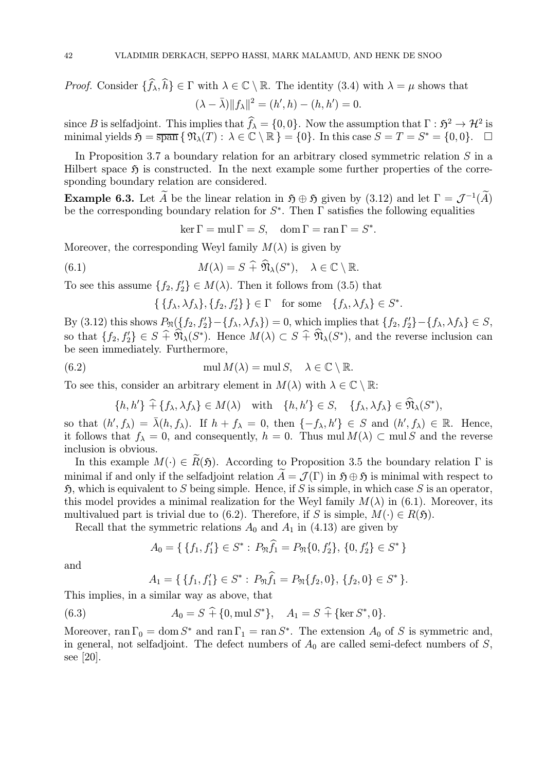*Proof.* Consider $\{\widehat{f}_\lambda, \widehat{h}\} \in \Gamma$ with $\lambda \in \mathbb{C} \setminus \mathbb{R}$. The identity (3.4) with $\lambda = \mu$ shows that

$$(\lambda - \bar{\lambda})\|f_\lambda\|^2 = (h', h) - (h, h') = 0.$$

since $B$ is selfadjoint. This implies that $\widehat{f}_\lambda = \{0, 0\}$. Now the assumption that $\Gamma : \mathfrak{H}^2 \to \mathcal{H}^2$ is minimal yields $\mathfrak{H} = \overline{\operatorname{span}}\, \{ \mathfrak{N}_\lambda(T) : \lambda \in \mathbb{C} \setminus \mathbb{R} \} = \{0\}$. In this case $S = T = S^* = \{0, 0\}$. $\square$

In Proposition 3.7 a boundary relation for an arbitrary closed symmetric relation $S$ in a Hilbert space $\mathfrak{H}$ is constructed. In the next example some further properties of the corresponding boundary relation are considered.

**Example 6.3.** Let $\widetilde{A}$ be the linear relation in $\mathfrak{H} \oplus \mathfrak{H}$ given by (3.12) and let $\Gamma = \mathcal{J}^{-1}(\widetilde{A})$ be the corresponding boundary relation for $S^*$. Then $\Gamma$ satisfies the following equalities

$$\ker \Gamma = \operatorname{mul} \Gamma = S, \quad \operatorname{dom} \Gamma = \operatorname{ran} \Gamma = S^*.$$

Moreover, the corresponding Weyl family $M(\lambda)$ is given by

$$M(\lambda) = S \,\widehat{+}\, \widehat{\mathfrak{N}}_\lambda(S^*), \quad \lambda \in \mathbb{C} \setminus \mathbb{R}. \tag{6.1}$$

To see this assume $\{f_2, f_2'\} \in M(\lambda)$. Then it follows from (3.5) that

$$\{ \{f_\lambda, \lambda f_\lambda\}, \{f_2, f_2'\} \} \in \Gamma \quad \text{for some} \quad \{f_\lambda, \lambda f_\lambda\} \in S^*.$$

By (3.12) this shows $P_{\mathfrak{N}}(\{f_2, f_2'\} - \{f_\lambda, \lambda f_\lambda\}) = 0$, which implies that $\{f_2, f_2'\} - \{f_\lambda, \lambda f_\lambda\} \in S$, so that $\{f_2, f_2'\} \in S \,\widehat{+}\, \widehat{\mathfrak{N}}_\lambda(S^*)$. Hence $M(\lambda) \subset S \,\widehat{+}\, \widehat{\mathfrak{N}}_\lambda(S^*)$, and the reverse inclusion can be seen immediately. Furthermore,

$$\operatorname{mul} M(\lambda) = \operatorname{mul} S, \quad \lambda \in \mathbb{C} \setminus \mathbb{R}. \tag{6.2}$$

To see this, consider an arbitrary element in $M(\lambda)$ with $\lambda \in \mathbb{C} \setminus \mathbb{R}$:

$$\{h, h'\} \,\widehat{+}\, \{f_\lambda, \lambda f_\lambda\} \in M(\lambda) \quad \text{with} \quad \{h, h'\} \in S, \quad \{f_\lambda, \lambda f_\lambda\} \in \widehat{\mathfrak{N}}_\lambda(S^*),$$

so that $(h', f_\lambda) = \bar{\lambda}(h, f_\lambda)$. If $h + f_\lambda = 0$, then $\{-f_\lambda, h'\} \in S$ and $(h', f_\lambda) \in \mathbb{R}$. Hence, it follows that $f_\lambda = 0$, and consequently, $h = 0$. Thus $\operatorname{mul} M(\lambda) \subset \operatorname{mul} S$ and the reverse inclusion is obvious.

In this example $M(\cdot) \in \widetilde{R}(\mathfrak{H})$. According to Proposition 3.5 the boundary relation $\Gamma$ is minimal if and only if the selfadjoint relation $\widetilde{A} = \mathcal{J}(\Gamma)$ in $\mathfrak{H} \oplus \mathfrak{H}$ is minimal with respect to $\mathfrak{H}$, which is equivalent to $S$ being simple. Hence, if $S$ is simple, in which case $S$ is an operator, this model provides a minimal realization for the Weyl family $M(\lambda)$ in (6.1). Moreover, its multivalued part is trivial due to (6.2). Therefore, if $S$ is simple, $M(\cdot) \in R(\mathfrak{H})$.

Recall that the symmetric relations $A_0$ and $A_1$ in (4.13) are given by

$$A_0 = \{ \{f_1, f_1'\} \in S^* : P_{\mathfrak{N}} \widehat{f}_1 = P_{\mathfrak{N}}\{0, f_2'\}, \{0, f_2'\} \in S^* \}$$

and

$$A_1 = \{ \{f_1, f_1'\} \in S^* : P_{\mathfrak{N}} \widehat{f}_1 = P_{\mathfrak{N}}\{f_2, 0\}, \{f_2, 0\} \in S^* \}.$$

This implies, in a similar way as above, that

$$A_0 = S \,\widehat{+}\, \{0, \operatorname{mul} S^*\}, \quad A_1 = S \,\widehat{+}\, \{\ker S^*, 0\}. \tag{6.3}$$

Moreover, $\operatorname{ran} \Gamma_0 = \operatorname{dom} S^*$ and $\operatorname{ran} \Gamma_1 = \operatorname{ran} S^*$. The extension $A_0$ of $S$ is symmetric and, in general, not selfadjoint. The defect numbers of $A_0$ are called semi-defect numbers of $S$, see [20].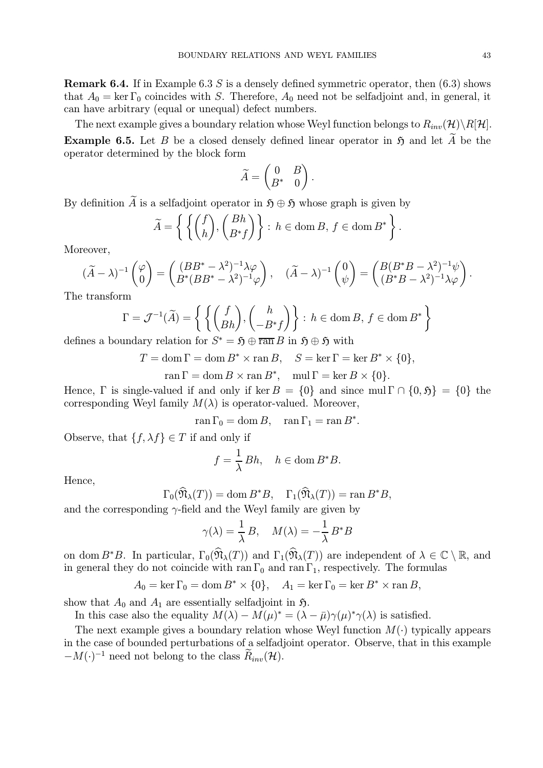**Remark 6.4.** If in Example 6.3 $S$ is a densely defined symmetric operator, then (6.3) shows that $A_0 = \ker \Gamma_0$ coincides with $S$. Therefore, $A_0$ need not be selfadjoint and, in general, it can have arbitrary (equal or unequal) defect numbers.

The next example gives a boundary relation whose Weyl function belongs to $R_{inv}(\mathcal{H})\backslash R[\mathcal{H}]$.

**Example 6.5.** Let $B$ be a closed densely defined linear operator in $\mathfrak{H}$ and let $\widetilde{A}$ be the operator determined by the block form

$$\widetilde{A} = \begin{pmatrix} 0 & B \\ B^* & 0 \end{pmatrix}.$$

By definition $\widetilde{A}$ is a selfadjoint operator in $\mathfrak{H} \oplus \mathfrak{H}$ whose graph is given by

$$\widetilde{A} = \left\{ \left\{ \begin{pmatrix} f \\ h \end{pmatrix}, \begin{pmatrix} Bh \\ B^* f \end{pmatrix} \right\} : \, h \in \operatorname{dom} B, \, f \in \operatorname{dom} B^* \right\}.$$

Moreover,

$$(\widetilde{A} - \lambda)^{-1} \begin{pmatrix} \varphi \\ 0 \end{pmatrix} = \begin{pmatrix} (BB^* - \lambda^2)^{-1} \lambda \varphi \\ B^*(BB^* - \lambda^2)^{-1} \varphi \end{pmatrix}, \quad (\widetilde{A} - \lambda)^{-1} \begin{pmatrix} 0 \\ \psi \end{pmatrix} = \begin{pmatrix} B(B^*B - \lambda^2)^{-1} \psi \\ (B^*B - \lambda^2)^{-1} \lambda \varphi \end{pmatrix}.$$

The transform

$$\Gamma = \mathcal{J}^{-1}(\widetilde{A}) = \left\{ \left\{ \begin{pmatrix} f \\ Bh \end{pmatrix}, \begin{pmatrix} h \\ -B^* f \end{pmatrix} \right\} : \, h \in \operatorname{dom} B, \, f \in \operatorname{dom} B^* \right\}$$

defines a boundary relation for $S^* = \mathfrak{H} \oplus \overline{\operatorname{ran}}\, B$ in $\mathfrak{H} \oplus \mathfrak{H}$ with

$$T = \operatorname{dom} \Gamma = \operatorname{dom} B^* \times \operatorname{ran} B, \quad S = \ker \Gamma = \ker B^* \times \{0\},$$

$$\operatorname{ran} \Gamma = \operatorname{dom} B \times \operatorname{ran} B^*, \quad \operatorname{mul} \Gamma = \ker B \times \{0\}.$$

Hence, $\Gamma$ is single-valued if and only if $\ker B = \{0\}$ and since $\operatorname{mul} \Gamma \cap \{0, \mathfrak{H}\} = \{0\}$ the corresponding Weyl family $M(\lambda)$ is operator-valued. Moreover,

$$\operatorname{ran} \Gamma_0 = \operatorname{dom} B, \quad \operatorname{ran} \Gamma_1 = \operatorname{ran} B^*.$$

Observe, that $\{f, \lambda f\} \in T$ if and only if

$$f = \frac{1}{\lambda} Bh, \quad h \in \operatorname{dom} B^*B.$$

Hence,

$$\Gamma_0(\widehat{\mathfrak{N}}_\lambda(T)) = \operatorname{dom} B^*B, \quad \Gamma_1(\widehat{\mathfrak{N}}_\lambda(T)) = \operatorname{ran} B^*B,$$

and the corresponding $\gamma$-field and the Weyl family are given by

$$\gamma(\lambda) = \frac{1}{\lambda} B, \quad M(\lambda) = -\frac{1}{\lambda} B^*B$$

on $\operatorname{dom} B^*B$. In particular, $\Gamma_0(\widehat{\mathfrak{N}}_\lambda(T))$ and $\Gamma_1(\widehat{\mathfrak{N}}_\lambda(T))$ are independent of $\lambda \in \mathbb{C} \setminus \mathbb{R}$, and in general they do not coincide with $\operatorname{ran} \Gamma_0$ and $\operatorname{ran} \Gamma_1$, respectively. The formulas

$$A_0 = \ker \Gamma_0 = \operatorname{dom} B^* \times \{0\}, \quad A_1 = \ker \Gamma_0 = \ker B^* \times \operatorname{ran} B,$$

show that $A_0$ and $A_1$ are essentially selfadjoint in $\mathfrak{H}$.

In this case also the equality $M(\lambda) - M(\mu)^* = (\lambda - \bar{\mu}) \gamma(\mu)^* \gamma(\lambda)$ is satisfied.

The next example gives a boundary relation whose Weyl function $M(\cdot)$ typically appears in the case of bounded perturbations of a selfadjoint operator. Observe, that in this example $-M(\cdot)^{-1}$ need not belong to the class $\widetilde{R}_{inv}(\mathcal{H})$.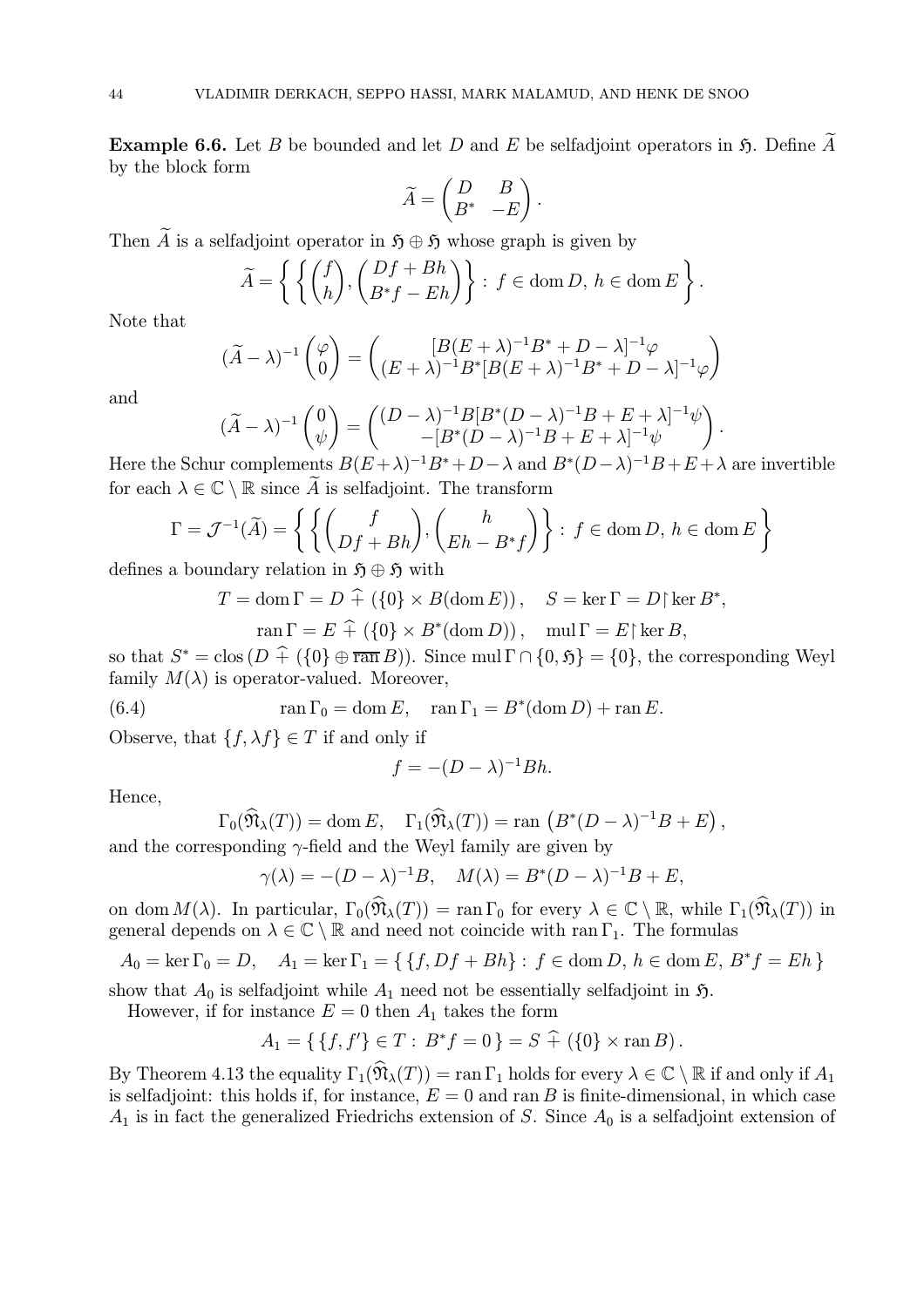**Example 6.6.** Let $B$ be bounded and let $D$ and $E$ be selfadjoint operators in $\mathfrak{H}$. Define $\widetilde{A}$ by the block form

$$\widetilde{A} = \begin{pmatrix} D & B \\ B^* & -E \end{pmatrix}.$$

Then $\widetilde{A}$ is a selfadjoint operator in $\mathfrak{H} \oplus \mathfrak{H}$ whose graph is given by

$$\widetilde{A} = \left\{ \left\{ \begin{pmatrix} f \\ h \end{pmatrix}, \begin{pmatrix} Df + Bh \\ B^* f - Eh \end{pmatrix} \right\} : \, f \in \operatorname{dom} D, \, h \in \operatorname{dom} E \right\}.$$

Note that

$$(\widetilde{A} - \lambda)^{-1} \begin{pmatrix} \varphi \\ 0 \end{pmatrix} = \begin{pmatrix} [B(E+\lambda)^{-1}B^* + D - \lambda]^{-1}\varphi \\ (E+\lambda)^{-1}B^*[B(E+\lambda)^{-1}B^* + D - \lambda]^{-1}\varphi \end{pmatrix}$$

and

$$(\widetilde{A} - \lambda)^{-1} \begin{pmatrix} 0 \\ \psi \end{pmatrix} = \begin{pmatrix} (D-\lambda)^{-1}B[B^*(D-\lambda)^{-1}B + E + \lambda]^{-1}\psi \\ -[B^*(D-\lambda)^{-1}B + E + \lambda]^{-1}\psi \end{pmatrix}.$$

Here the Schur complements $B(E+\lambda)^{-1}B^* + D - \lambda$ and $B^*(D-\lambda)^{-1}B + E + \lambda$ are invertible for each $\lambda \in \mathbb{C} \setminus \mathbb{R}$ since $\widetilde{A}$ is selfadjoint. The transform

$$\Gamma = \mathcal{J}^{-1}(\widetilde{A}) = \left\{ \left\{ \begin{pmatrix} f \\ Df + Bh \end{pmatrix}, \begin{pmatrix} h \\ Eh - B^* f \end{pmatrix} \right\} : \, f \in \operatorname{dom} D, \, h \in \operatorname{dom} E \right\}$$

defines a boundary relation in $\mathfrak{H} \oplus \mathfrak{H}$ with

$$T = \operatorname{dom} \Gamma = D \,\widehat{+}\, (\{0\} \times B(\operatorname{dom} E)), \quad S = \ker \Gamma = D \upharpoonright \ker B^*,$$

$$\operatorname{ran} \Gamma = E \,\widehat{+}\, (\{0\} \times B^*(\operatorname{dom} D)), \quad \operatorname{mul} \Gamma = E \upharpoonright \ker B,$$

so that $S^* = \operatorname{clos}(D \,\widehat{+}\, (\{0\} \oplus \overline{\operatorname{ran}}\, B))$. Since $\operatorname{mul} \Gamma \cap \{0, \mathfrak{H}\} = \{0\}$, the corresponding Weyl family $M(\lambda)$ is operator-valued. Moreover,

$$\operatorname{ran} \Gamma_0 = \operatorname{dom} E, \quad \operatorname{ran} \Gamma_1 = B^*(\operatorname{dom} D) + \operatorname{ran} E. \tag{6.4}$$

Observe, that $\{f, \lambda f\} \in T$ if and only if

$$f = -(D-\lambda)^{-1}Bh.$$

Hence,

$$\Gamma_0(\widehat{\mathfrak{N}}_\lambda(T)) = \operatorname{dom} E, \quad \Gamma_1(\widehat{\mathfrak{N}}_\lambda(T)) = \operatorname{ran}\left(B^*(D-\lambda)^{-1}B + E\right),$$

and the corresponding $\gamma$-field and the Weyl family are given by

$$\gamma(\lambda) = -(D-\lambda)^{-1}B, \quad M(\lambda) = B^*(D-\lambda)^{-1}B + E,$$

on $\operatorname{dom} M(\lambda)$. In particular, $\Gamma_0(\widehat{\mathfrak{N}}_\lambda(T)) = \operatorname{ran} \Gamma_0$ for every $\lambda \in \mathbb{C} \setminus \mathbb{R}$, while $\Gamma_1(\widehat{\mathfrak{N}}_\lambda(T))$ in general depends on $\lambda \in \mathbb{C} \setminus \mathbb{R}$ and need not coincide with $\operatorname{ran} \Gamma_1$. The formulas

$$A_0 = \ker \Gamma_0 = D, \quad A_1 = \ker \Gamma_1 = \{\, \{f, Df + Bh\} : \, f \in \operatorname{dom} D, \, h \in \operatorname{dom} E, \, B^* f = Eh \,\}$$

show that $A_0$ is selfadjoint while $A_1$ need not be essentially selfadjoint in $\mathfrak{H}$.

However, if for instance $E = 0$ then $A_1$ takes the form

$$A_1 = \{\, \{f, f'\} \in T : \, B^* f = 0 \,\} = S \,\widehat{+}\, (\{0\} \times \operatorname{ran} B).$$

By Theorem 4.13 the equality $\Gamma_1(\widehat{\mathfrak{N}}_\lambda(T)) = \operatorname{ran} \Gamma_1$ holds for every $\lambda \in \mathbb{C} \setminus \mathbb{R}$ if and only if $A_1$ is selfadjoint: this holds if, for instance, $E = 0$ and $\operatorname{ran} B$ is finite-dimensional, in which case $A_1$ is in fact the generalized Friedrichs extension of $S$. Since $A_0$ is a selfadjoint extension of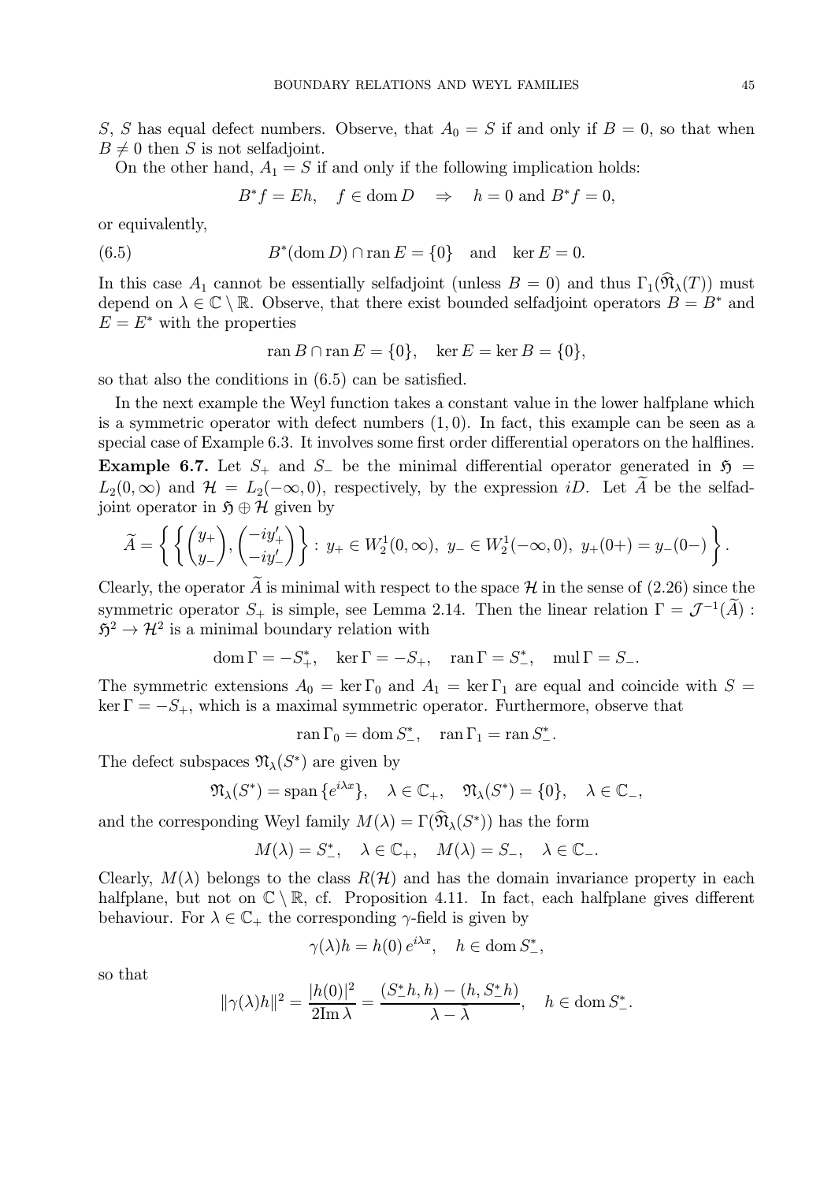$S$, $S$ has equal defect numbers. Observe, that $A_0 = S$ if and only if $B = 0$, so that when $B \neq 0$ then $S$ is not selfadjoint.

On the other hand, $A_1 = S$ if and only if the following implication holds:

$$B^* f = Eh, \quad f \in \operatorname{dom} D \quad \Rightarrow \quad h = 0 \text{ and } B^* f = 0,$$

or equivalently,

$$B^*(\operatorname{dom} D) \cap \operatorname{ran} E = \{0\} \quad \text{and} \quad \ker E = 0. \tag{6.5}$$

In this case $A_1$ cannot be essentially selfadjoint (unless $B = 0$) and thus $\Gamma_1(\widehat{\mathfrak{N}}_\lambda(T))$ must depend on $\lambda \in \mathbb{C} \setminus \mathbb{R}$. Observe, that there exist bounded selfadjoint operators $B = B^*$ and $E = E^*$ with the properties

$$\operatorname{ran} B \cap \operatorname{ran} E = \{0\}, \quad \ker E = \ker B = \{0\},$$

so that also the conditions in (6.5) can be satisfied.

In the next example the Weyl function takes a constant value in the lower halfplane which is a symmetric operator with defect numbers $(1, 0)$. In fact, this example can be seen as a special case of Example 6.3. It involves some first order differential operators on the halflines.

**Example 6.7.** Let $S_+$ and $S_-$ be the minimal differential operator generated in $\mathfrak{H} = L_2(0, \infty)$ and $\mathcal{H} = L_2(-\infty, 0)$, respectively, by the expression $iD$. Let $\widetilde{A}$ be the selfadjoint operator in $\mathfrak{H} \oplus \mathcal{H}$ given by

$$\widetilde{A} = \left\{ \left\{ \begin{pmatrix} y_+ \\ y_- \end{pmatrix}, \begin{pmatrix} -iy_+' \\ -iy_-' \end{pmatrix} \right\} : \, y_+ \in W_2^1(0, \infty), \; y_- \in W_2^1(-\infty, 0), \; y_+(0+) = y_-(0-) \right\}.$$

Clearly, the operator $\widetilde{A}$ is minimal with respect to the space $\mathcal{H}$ in the sense of (2.26) since the symmetric operator $S_+$ is simple, see Lemma 2.14. Then the linear relation $\Gamma = \mathcal{J}^{-1}(\widetilde{A}) : \mathfrak{H}^2 \to \mathcal{H}^2$ is a minimal boundary relation with

$$\operatorname{dom} \Gamma = -S_+^*, \quad \ker \Gamma = -S_+, \quad \operatorname{ran} \Gamma = S_-^*, \quad \operatorname{mul} \Gamma = S_-.$$

The symmetric extensions $A_0 = \ker \Gamma_0$ and $A_1 = \ker \Gamma_1$ are equal and coincide with $S = \ker \Gamma = -S_+$, which is a maximal symmetric operator. Furthermore, observe that

$$\operatorname{ran} \Gamma_0 = \operatorname{dom} S_-^*, \quad \operatorname{ran} \Gamma_1 = \operatorname{ran} S_-^*.$$

The defect subspaces $\mathfrak{N}_\lambda(S^*)$ are given by

$$\mathfrak{N}_\lambda(S^*) = \operatorname{span}\{e^{i\lambda x}\}, \quad \lambda \in \mathbb{C}_+, \quad \mathfrak{N}_\lambda(S^*) = \{0\}, \quad \lambda \in \mathbb{C}_-,$$

and the corresponding Weyl family $M(\lambda) = \Gamma(\widehat{\mathfrak{N}}_\lambda(S^*))$ has the form

$$M(\lambda) = S_-^*, \quad \lambda \in \mathbb{C}_+, \quad M(\lambda) = S_-, \quad \lambda \in \mathbb{C}_-.$$

Clearly, $M(\lambda)$ belongs to the class $R(\mathcal{H})$ and has the domain invariance property in each halfplane, but not on $\mathbb{C} \setminus \mathbb{R}$, cf. Proposition 4.11. In fact, each halfplane gives different behaviour. For $\lambda \in \mathbb{C}_+$ the corresponding $\gamma$-field is given by

$$\gamma(\lambda) h = h(0)\, e^{i\lambda x}, \quad h \in \operatorname{dom} S_-^*,$$

so that

$$\|\gamma(\lambda) h\|^2 = \frac{|h(0)|^2}{2\operatorname{Im} \lambda} = \frac{(S_-^* h, h) - (h, S_-^* h)}{\lambda - \bar{\lambda}}, \quad h \in \operatorname{dom} S_-^*.$$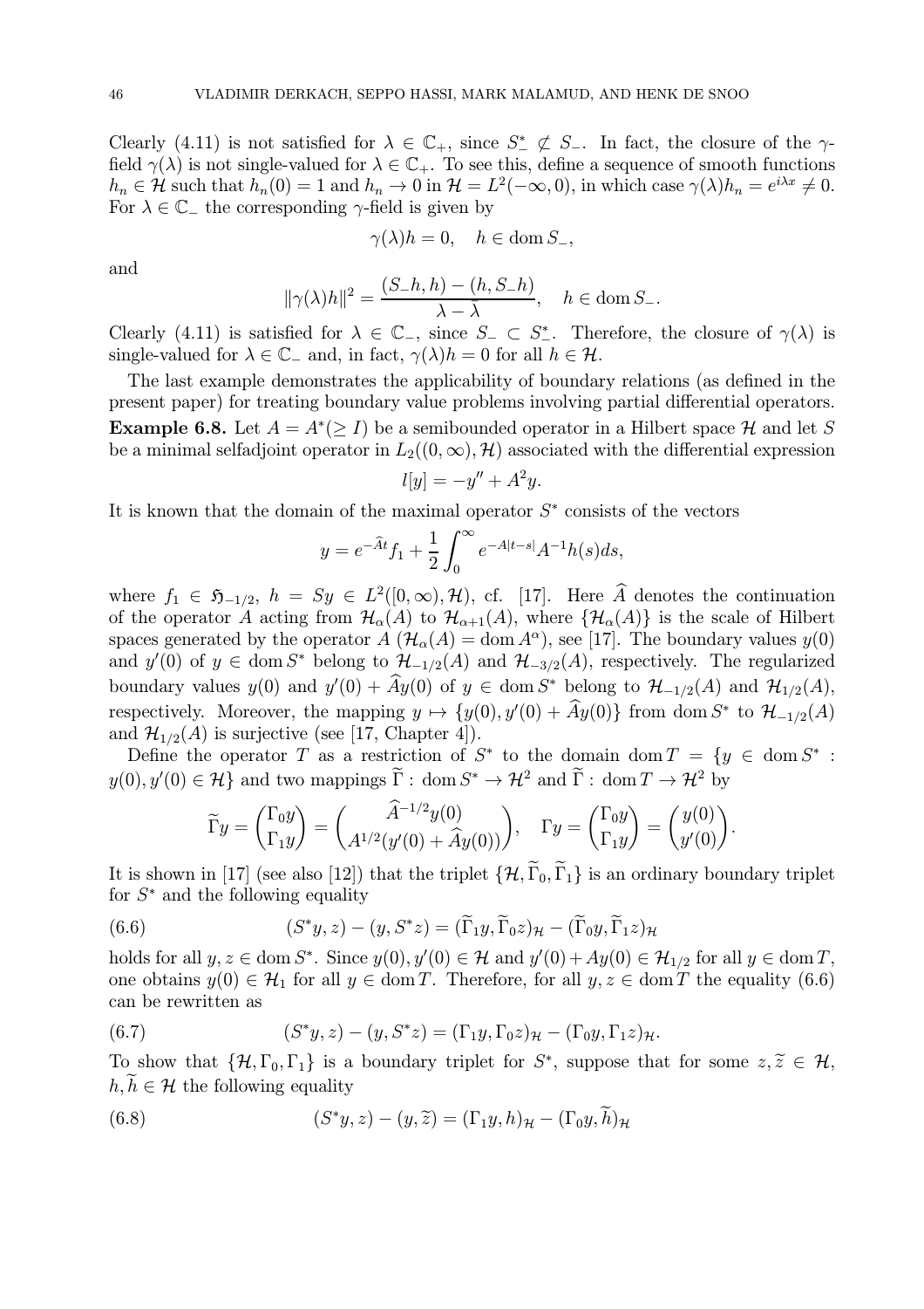Clearly (4.11) is not satisfied for $\lambda \in \mathbb{C}_+$, since $S_-^* \not\subset S_-$. In fact, the closure of the $\gamma$-field $\gamma(\lambda)$ is not single-valued for $\lambda \in \mathbb{C}_+$. To see this, define a sequence of smooth functions $h_n \in \mathcal{H}$ such that $h_n(0) = 1$ and $h_n \to 0$ in $\mathcal{H} = L^2(-\infty, 0)$, in which case $\gamma(\lambda)h_n = e^{i\lambda x} \neq 0$. For $\lambda \in \mathbb{C}_-$ the corresponding $\gamma$-field is given by

$$\gamma(\lambda)h = 0, \quad h \in \operatorname{dom} S_-,$$

and

$$\|\gamma(\lambda)h\|^2 = \frac{(S_-h, h) - (h, S_-h)}{\lambda - \bar{\lambda}}, \quad h \in \operatorname{dom} S_-.$$

Clearly (4.11) is satisfied for $\lambda \in \mathbb{C}_-$, since $S_- \subset S_-^*$. Therefore, the closure of $\gamma(\lambda)$ is single-valued for $\lambda \in \mathbb{C}_-$ and, in fact, $\gamma(\lambda)h = 0$ for all $h \in \mathcal{H}$.

The last example demonstrates the applicability of boundary relations (as defined in the present paper) for treating boundary value problems involving partial differential operators.

**Example 6.8.** Let $A = A^*(\geq I)$ be a semibounded operator in a Hilbert space $\mathcal{H}$ and let $S$ be a minimal selfadjoint operator in $L_2((0,\infty), \mathcal{H})$ associated with the differential expression

$$l[y] = -y'' + A^2 y.$$

It is known that the domain of the maximal operator $S^*$ consists of the vectors

$$y = e^{-\widehat{A}t} f_1 + \frac{1}{2} \int_0^\infty e^{-A|t-s|} A^{-1} h(s) ds,$$

where $f_1 \in \mathfrak{H}_{-1/2}$, $h = Sy \in L^2([0,\infty), \mathcal{H})$, cf. [17]. Here $\widehat{A}$ denotes the continuation of the operator $A$ acting from $\mathcal{H}_\alpha(A)$ to $\mathcal{H}_{\alpha+1}(A)$, where $\{\mathcal{H}_\alpha(A)\}$ is the scale of Hilbert spaces generated by the operator $A$ ($\mathcal{H}_\alpha(A) = \operatorname{dom} A^\alpha$), see [17]. The boundary values $y(0)$ and $y'(0)$ of $y \in \operatorname{dom} S^*$ belong to $\mathcal{H}_{-1/2}(A)$ and $\mathcal{H}_{-3/2}(A)$, respectively. The regularized boundary values $y(0)$ and $y'(0) + \widehat{A}y(0)$ of $y \in \operatorname{dom} S^*$ belong to $\mathcal{H}_{-1/2}(A)$ and $\mathcal{H}_{1/2}(A)$, respectively. Moreover, the mapping $y \mapsto \{y(0), y'(0) + \widehat{A}y(0)\}$ from $\operatorname{dom} S^*$ to $\mathcal{H}_{-1/2}(A)$ and $\mathcal{H}_{1/2}(A)$ is surjective (see [17, Chapter 4]).

Define the operator $T$ as a restriction of $S^*$ to the domain $\operatorname{dom} T = \{y \in \operatorname{dom} S^* : y(0), y'(0) \in \mathcal{H}\}$ and two mappings $\widetilde{\Gamma} : \operatorname{dom} S^* \to \mathcal{H}^2$ and $\widetilde{\Gamma} : \operatorname{dom} T \to \mathcal{H}^2$ by

$$\widetilde{\Gamma} y = \begin{pmatrix} \Gamma_0 y \\ \Gamma_1 y \end{pmatrix} = \begin{pmatrix} \widehat{A}^{-1/2} y(0) \\ A^{1/2}(y'(0) + \widehat{A} y(0)) \end{pmatrix}, \quad \Gamma y = \begin{pmatrix} \Gamma_0 y \\ \Gamma_1 y \end{pmatrix} = \begin{pmatrix} y(0) \\ y'(0) \end{pmatrix}.$$

It is shown in [17] (see also [12]) that the triplet $\{\mathcal{H}, \widetilde{\Gamma}_0, \widetilde{\Gamma}_1\}$ is an ordinary boundary triplet for $S^*$ and the following equality

$$(S^*y, z) - (y, S^*z) = (\widetilde{\Gamma}_1 y, \widetilde{\Gamma}_0 z)_{\mathcal{H}} - (\widetilde{\Gamma}_0 y, \widetilde{\Gamma}_1 z)_{\mathcal{H}} \tag{6.6}$$

holds for all $y, z \in \operatorname{dom} S^*$. Since $y(0), y'(0) \in \mathcal{H}$ and $y'(0) + Ay(0) \in \mathcal{H}_{1/2}$ for all $y \in \operatorname{dom} T$, one obtains $y(0) \in \mathcal{H}_1$ for all $y \in \operatorname{dom} T$. Therefore, for all $y, z \in \operatorname{dom} T$ the equality (6.6) can be rewritten as

$$(S^*y, z) - (y, S^*z) = (\Gamma_1 y, \Gamma_0 z)_{\mathcal{H}} - (\Gamma_0 y, \Gamma_1 z)_{\mathcal{H}}. \tag{6.7}$$

To show that $\{\mathcal{H}, \Gamma_0, \Gamma_1\}$ is a boundary triplet for $S^*$, suppose that for some $z, \widetilde{z} \in \mathcal{H}$, $h, \widetilde{h} \in \mathcal{H}$ the following equality

$$(S^*y, z) - (y, \widetilde{z}) = (\Gamma_1 y, h)_{\mathcal{H}} - (\Gamma_0 y, \widetilde{h})_{\mathcal{H}} \tag{6.8}$$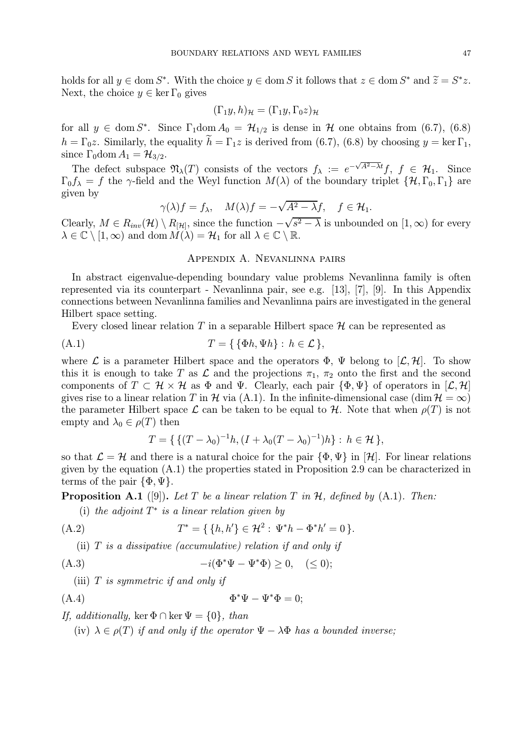holds for all $y \in \operatorname{dom} S^*$. With the choice $y \in \operatorname{dom} S$ it follows that $z \in \operatorname{dom} S^*$ and $\widetilde{z} = S^* z$. Next, the choice $y \in \ker \Gamma_0$ gives

$$(\Gamma_1 y, h)_{\mathcal{H}} = (\Gamma_1 y, \Gamma_0 z)_{\mathcal{H}}$$

for all $y \in \operatorname{dom} S^*$. Since $\Gamma_1 \operatorname{dom} A_0 = \mathcal{H}_{1/2}$ is dense in $\mathcal{H}$ one obtains from (6.7), (6.8) $h = \Gamma_0 z$. Similarly, the equality $\widetilde{h} = \Gamma_1 z$ is derived from (6.7), (6.8) by choosing $y = \ker \Gamma_1$, since $\Gamma_0 \operatorname{dom} A_1 = \mathcal{H}_{3/2}$.

The defect subspace $\mathfrak{N}_\lambda(T)$ consists of the vectors $f_\lambda := e^{-\sqrt{A^2-\lambda}t} f$, $f \in \mathcal{H}_1$. Since $\Gamma_0 f_\lambda = f$ the $\gamma$-field and the Weyl function $M(\lambda)$ of the boundary triplet $\{\mathcal{H}, \Gamma_0, \Gamma_1\}$ are given by

$$\gamma(\lambda) f = f_\lambda, \quad M(\lambda) f = -\sqrt{A^2 - \lambda} f, \quad f \in \mathcal{H}_1.$$

Clearly, $M \in R_{inv}(\mathcal{H}) \setminus R_{[\mathcal{H}]}$, since the function $-\sqrt{s^2 - \lambda}$ is unbounded on $[1, \infty)$ for every $\lambda \in \mathbb{C} \setminus [1, \infty)$ and $\operatorname{dom} M(\lambda) = \mathcal{H}_1$ for all $\lambda \in \mathbb{C} \setminus \mathbb{R}$.

## Appendix A. Nevanlinna pairs

In abstract eigenvalue-depending boundary value problems Nevanlinna family is often represented via its counterpart - Nevanlinna pair, see e.g. [13], [7], [9]. In this Appendix connections between Nevanlinna families and Nevanlinna pairs are investigated in the general Hilbert space setting.

Every closed linear relation $T$ in a separable Hilbert space $\mathcal{H}$ can be represented as

$$T = \{\, \{\Phi h, \Psi h\} : h \in \mathcal{L} \,\}, \tag{A.1}$$

where $\mathcal{L}$ is a parameter Hilbert space and the operators $\Phi$, $\Psi$ belong to $[\mathcal{L}, \mathcal{H}]$. To show this it is enough to take $T$ as $\mathcal{L}$ and the projections $\pi_1$, $\pi_2$ onto the first and the second components of $T \subset \mathcal{H} \times \mathcal{H}$ as $\Phi$ and $\Psi$. Clearly, each pair $\{\Phi, \Psi\}$ of operators in $[\mathcal{L}, \mathcal{H}]$ gives rise to a linear relation $T$ in $\mathcal{H}$ via (A.1). In the infinite-dimensional case ($\dim \mathcal{H} = \infty$) the parameter Hilbert space $\mathcal{L}$ can be taken to be equal to $\mathcal{H}$. Note that when $\rho(T)$ is not empty and $\lambda_0 \in \rho(T)$ then

$$T = \{\, \{(T - \lambda_0)^{-1} h, (I + \lambda_0 (T - \lambda_0)^{-1}) h\} : h \in \mathcal{H} \,\},$$

so that $\mathcal{L} = \mathcal{H}$ and there is a natural choice for the pair $\{\Phi, \Psi\}$ in $[\mathcal{H}]$. For linear relations given by the equation (A.1) the properties stated in Proposition 2.9 can be characterized in terms of the pair $\{\Phi, \Psi\}$.

**Proposition A.1** ([9]). *Let $T$ be a linear relation $T$ in $\mathcal{H}$, defined by* (A.1). *Then:*

(i) *the adjoint $T^*$ is a linear relation given by*

$$T^* = \{\, \{h, h'\} \in \mathcal{H}^2 : \Psi^* h - \Phi^* h' = 0 \,\}. \tag{A.2}$$

(ii) *$T$ is a dissipative (accumulative) relation if and only if*

$$-i(\Phi^* \Psi - \Psi^* \Phi) \geq 0, \quad (\leq 0); \tag{A.3}$$

(iii) *$T$ is symmetric if and only if*

$$\Phi^* \Psi - \Psi^* \Phi = 0; \tag{A.4}$$

*If, additionally,* $\ker \Phi \cap \ker \Psi = \{0\}$*, than*

(iv) *$\lambda \in \rho(T)$ if and only if the operator $\Psi - \lambda \Phi$ has a bounded inverse;*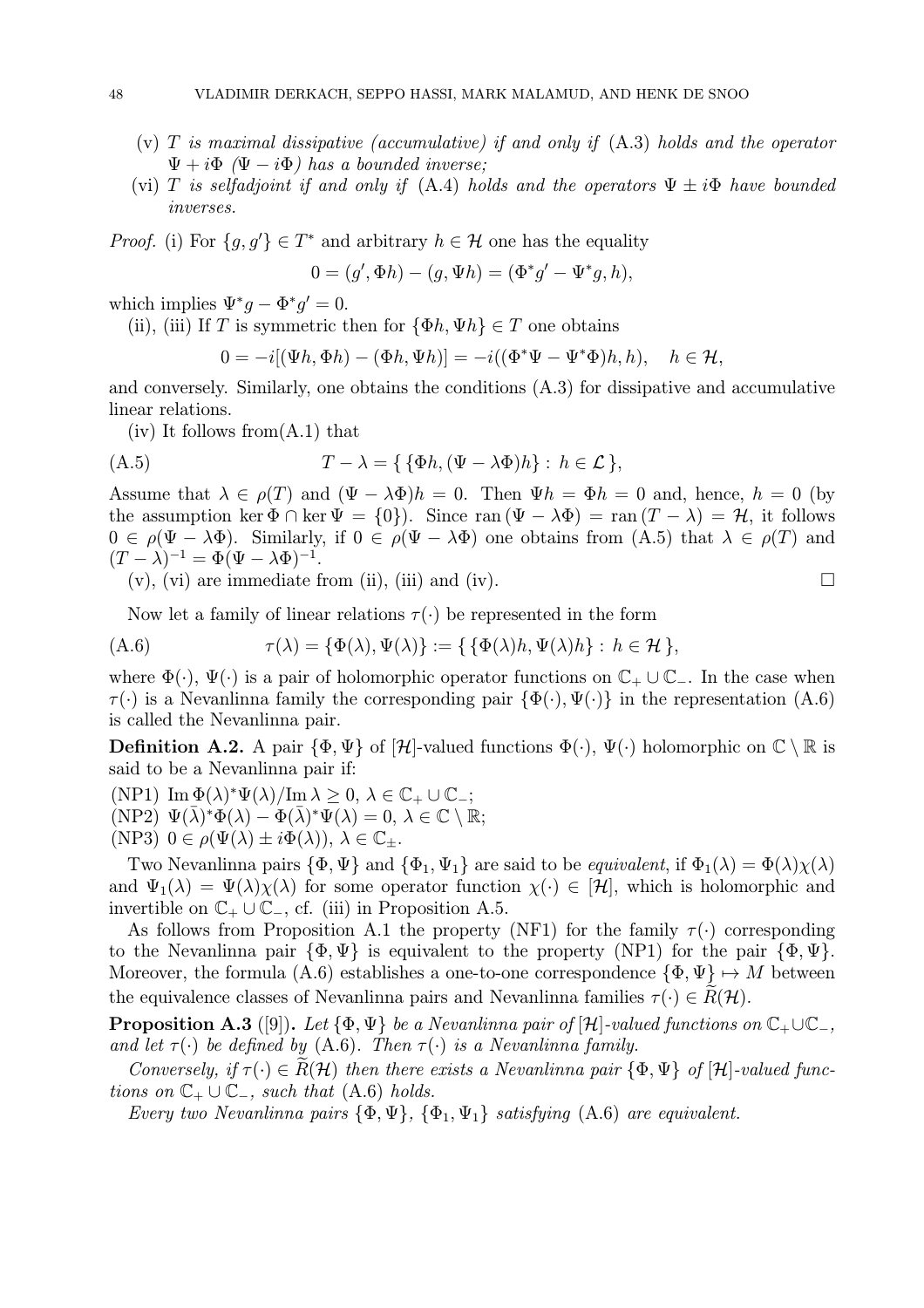(v) *$T$ is maximal dissipative (accumulative) if and only if* (A.3) *holds and the operator $\Psi + i\Phi$ ($\Psi - i\Phi$) has a bounded inverse;*

(vi) *$T$ is selfadjoint if and only if* (A.4) *holds and the operators $\Psi \pm i\Phi$ have bounded inverses.*

*Proof.* (i) For $\{g, g'\} \in T^*$ and arbitrary $h \in \mathcal{H}$ one has the equality

$$0 = (g', \Phi h) - (g, \Psi h) = (\Phi^* g' - \Psi^* g, h),$$

which implies $\Psi^* g - \Phi^* g' = 0$.

(ii), (iii) If $T$ is symmetric then for $\{\Phi h, \Psi h\} \in T$ one obtains

$$0 = -i[(\Psi h, \Phi h) - (\Phi h, \Psi h)] = -i((\Phi^*\Psi - \Psi^*\Phi)h, h), \quad h \in \mathcal{H},$$

and conversely. Similarly, one obtains the conditions (A.3) for dissipative and accumulative linear relations.

(iv) It follows from(A.1) that

$$T - \lambda = \{\, \{\Phi h, (\Psi - \lambda\Phi)h\} : h \in \mathcal{L}\,\}, \tag{A.5}$$

Assume that $\lambda \in \rho(T)$ and $(\Psi - \lambda\Phi)h = 0$. Then $\Psi h = \Phi h = 0$ and, hence, $h = 0$ (by the assumption $\ker \Phi \cap \ker \Psi = \{0\}$). Since $\operatorname{ran}(\Psi - \lambda\Phi) = \operatorname{ran}(T - \lambda) = \mathcal{H}$, it follows $0 \in \rho(\Psi - \lambda\Phi)$. Similarly, if $0 \in \rho(\Psi - \lambda\Phi)$ one obtains from (A.5) that $\lambda \in \rho(T)$ and $(T - \lambda)^{-1} = \Phi(\Psi - \lambda\Phi)^{-1}$.

(v), (vi) are immediate from (ii), (iii) and (iv). $\square$

Now let a family of linear relations $\tau(\cdot)$ be represented in the form

$$\tau(\lambda) = \{\Phi(\lambda), \Psi(\lambda)\} := \{\, \{\Phi(\lambda)h, \Psi(\lambda)h\} : h \in \mathcal{H}\,\}, \tag{A.6}$$

where $\Phi(\cdot)$, $\Psi(\cdot)$ is a pair of holomorphic operator functions on $\mathbb{C}_+ \cup \mathbb{C}_-$. In the case when $\tau(\cdot)$ is a Nevanlinna family the corresponding pair $\{\Phi(\cdot), \Psi(\cdot)\}$ in the representation (A.6) is called the Nevanlinna pair.

**Definition A.2.** A pair $\{\Phi, \Psi\}$ of $[\mathcal{H}]$-valued functions $\Phi(\cdot)$, $\Psi(\cdot)$ holomorphic on $\mathbb{C} \setminus \mathbb{R}$ is said to be a Nevanlinna pair if:

(NP1) $\operatorname{Im} \Phi(\lambda)^*\Psi(\lambda)/\operatorname{Im} \lambda \geq 0$, $\lambda \in \mathbb{C}_+ \cup \mathbb{C}_-$;
(NP2) $\Psi(\bar{\lambda})^*\Phi(\lambda) - \Phi(\bar{\lambda})^*\Psi(\lambda) = 0$, $\lambda \in \mathbb{C} \setminus \mathbb{R}$;
(NP3) $0 \in \rho(\Psi(\lambda) \pm i\Phi(\lambda))$, $\lambda \in \mathbb{C}_\pm$.

Two Nevanlinna pairs $\{\Phi, \Psi\}$ and $\{\Phi_1, \Psi_1\}$ are said to be *equivalent*, if $\Phi_1(\lambda) = \Phi(\lambda)\chi(\lambda)$ and $\Psi_1(\lambda) = \Psi(\lambda)\chi(\lambda)$ for some operator function $\chi(\cdot) \in [\mathcal{H}]$, which is holomorphic and invertible on $\mathbb{C}_+ \cup \mathbb{C}_-$, cf. (iii) in Proposition A.5.

As follows from Proposition A.1 the property (NF1) for the family $\tau(\cdot)$ corresponding to the Nevanlinna pair $\{\Phi, \Psi\}$ is equivalent to the property (NP1) for the pair $\{\Phi, \Psi\}$. Moreover, the formula (A.6) establishes a one-to-one correspondence $\{\Phi, \Psi\} \mapsto M$ between the equivalence classes of Nevanlinna pairs and Nevanlinna families $\tau(\cdot) \in \widetilde{R}(\mathcal{H})$.

**Proposition A.3** ([9]). *Let $\{\Phi, \Psi\}$ be a Nevanlinna pair of $[\mathcal{H}]$-valued functions on $\mathbb{C}_+ \cup \mathbb{C}_-$, and let $\tau(\cdot)$ be defined by* (A.6)*. Then $\tau(\cdot)$ is a Nevanlinna family.*

*Conversely, if $\tau(\cdot) \in \widetilde{R}(\mathcal{H})$ then there exists a Nevanlinna pair $\{\Phi, \Psi\}$ of $[\mathcal{H}]$-valued functions on $\mathbb{C}_+ \cup \mathbb{C}_-$, such that* (A.6) *holds.*

*Every two Nevanlinna pairs $\{\Phi, \Psi\}$, $\{\Phi_1, \Psi_1\}$ satisfying* (A.6) *are equivalent.*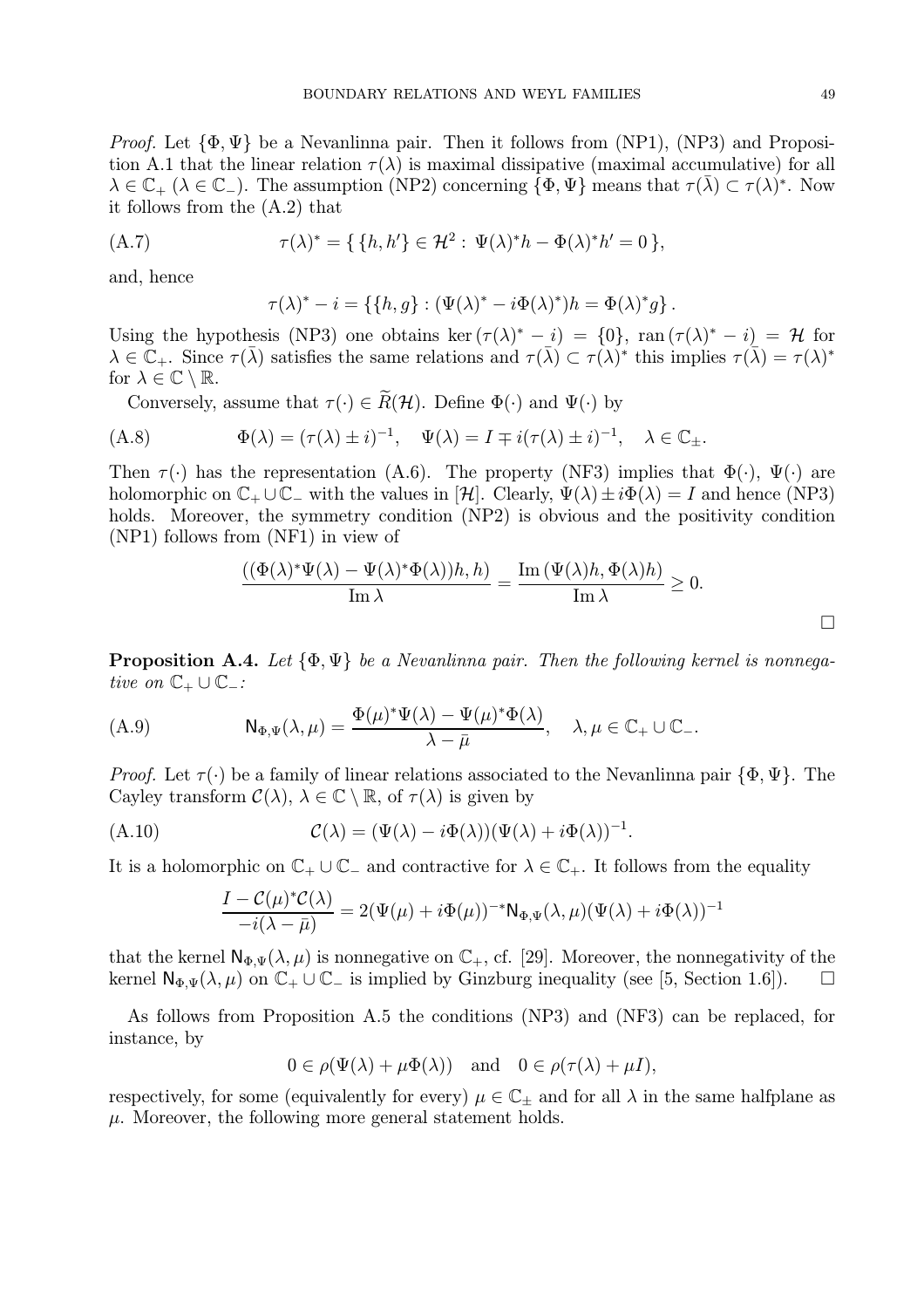*Proof.* Let $\{\Phi, \Psi\}$ be a Nevanlinna pair. Then it follows from (NP1), (NP3) and Proposition A.1 that the linear relation $\tau(\lambda)$ is maximal dissipative (maximal accumulative) for all $\lambda \in \mathbb{C}_+$ ($\lambda \in \mathbb{C}_-$). The assumption (NP2) concerning $\{\Phi, \Psi\}$ means that $\tau(\bar{\lambda}) \subset \tau(\lambda)^*$. Now it follows from the (A.2) that

$$\tau(\lambda)^* = \{ \{h, h'\} \in \mathcal{H}^2 : \Psi(\lambda)^* h - \Phi(\lambda)^* h' = 0 \}, \tag{A.7}$$

and, hence

$$\tau(\lambda)^* - i = \{\{h, g\} : (\Psi(\lambda)^* - i\Phi(\lambda)^*)h = \Phi(\lambda)^* g\}.$$

Using the hypothesis (NP3) one obtains $\ker(\tau(\lambda)^* - i) = \{0\}$, $\operatorname{ran}(\tau(\lambda)^* - i) = \mathcal{H}$ for $\lambda \in \mathbb{C}_+$. Since $\tau(\bar{\lambda})$ satisfies the same relations and $\tau(\bar{\lambda}) \subset \tau(\lambda)^*$ this implies $\tau(\bar{\lambda}) = \tau(\lambda)^*$ for $\lambda \in \mathbb{C} \setminus \mathbb{R}$.

Conversely, assume that $\tau(\cdot) \in \widetilde{R}(\mathcal{H})$. Define $\Phi(\cdot)$ and $\Psi(\cdot)$ by

$$\Phi(\lambda) = (\tau(\lambda) \pm i)^{-1}, \quad \Psi(\lambda) = I \mp i(\tau(\lambda) \pm i)^{-1}, \quad \lambda \in \mathbb{C}_\pm. \tag{A.8}$$

Then $\tau(\cdot)$ has the representation (A.6). The property (NF3) implies that $\Phi(\cdot)$, $\Psi(\cdot)$ are holomorphic on $\mathbb{C}_+ \cup \mathbb{C}_-$ with the values in $[\mathcal{H}]$. Clearly, $\Psi(\lambda) \pm i\Phi(\lambda) = I$ and hence (NP3) holds. Moreover, the symmetry condition (NP2) is obvious and the positivity condition (NP1) follows from (NF1) in view of

$$\frac{((\Phi(\lambda)^*\Psi(\lambda) - \Psi(\lambda)^*\Phi(\lambda))h, h)}{\operatorname{Im} \lambda} = \frac{\operatorname{Im}(\Psi(\lambda)h, \Phi(\lambda)h)}{\operatorname{Im} \lambda} \geq 0.$$

□

**Proposition A.4.** *Let $\{\Phi, \Psi\}$ be a Nevanlinna pair. Then the following kernel is nonnegative on $\mathbb{C}_+ \cup \mathbb{C}_-$:*

$$\mathsf{N}_{\Phi,\Psi}(\lambda, \mu) = \frac{\Phi(\mu)^*\Psi(\lambda) - \Psi(\mu)^*\Phi(\lambda)}{\lambda - \bar{\mu}}, \quad \lambda, \mu \in \mathbb{C}_+ \cup \mathbb{C}_-. \tag{A.9}$$

*Proof.* Let $\tau(\cdot)$ be a family of linear relations associated to the Nevanlinna pair $\{\Phi, \Psi\}$. The Cayley transform $\mathcal{C}(\lambda)$, $\lambda \in \mathbb{C} \setminus \mathbb{R}$, of $\tau(\lambda)$ is given by

$$\mathcal{C}(\lambda) = (\Psi(\lambda) - i\Phi(\lambda))(\Psi(\lambda) + i\Phi(\lambda))^{-1}. \tag{A.10}$$

It is a holomorphic on $\mathbb{C}_+ \cup \mathbb{C}_-$ and contractive for $\lambda \in \mathbb{C}_+$. It follows from the equality

$$\frac{I - \mathcal{C}(\mu)^*\mathcal{C}(\lambda)}{-i(\lambda - \bar{\mu})} = 2(\Psi(\mu) + i\Phi(\mu))^{-*}\mathsf{N}_{\Phi,\Psi}(\lambda, \mu)(\Psi(\lambda) + i\Phi(\lambda))^{-1}$$

that the kernel $\mathsf{N}_{\Phi,\Psi}(\lambda, \mu)$ is nonnegative on $\mathbb{C}_+$, cf. [29]. Moreover, the nonnegativity of the kernel $\mathsf{N}_{\Phi,\Psi}(\lambda, \mu)$ on $\mathbb{C}_+ \cup \mathbb{C}_-$ is implied by Ginzburg inequality (see [5, Section 1.6]). □

As follows from Proposition A.5 the conditions (NP3) and (NF3) can be replaced, for instance, by

$$0 \in \rho(\Psi(\lambda) + \mu\Phi(\lambda)) \quad \text{and} \quad 0 \in \rho(\tau(\lambda) + \mu I),$$

respectively, for some (equivalently for every) $\mu \in \mathbb{C}_\pm$ and for all $\lambda$ in the same halfplane as $\mu$. Moreover, the following more general statement holds.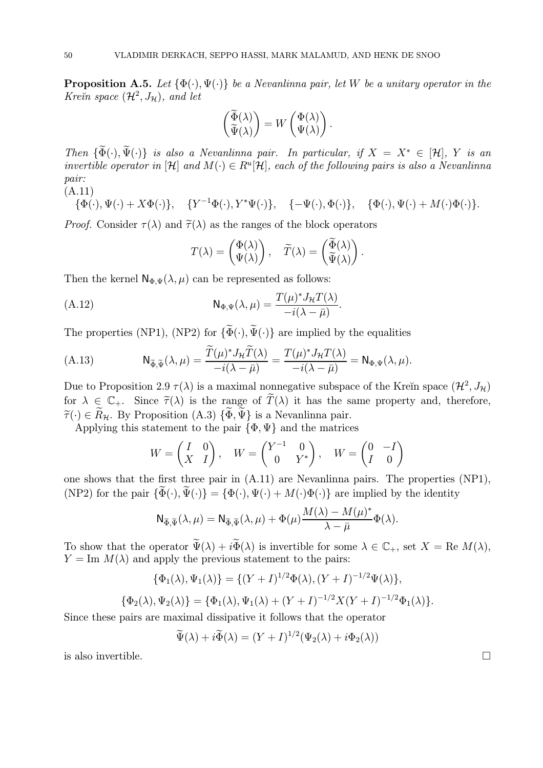**Proposition A.5.** *Let $\{\Phi(\cdot), \Psi(\cdot)\}$ be a Nevanlinna pair, let $W$ be a unitary operator in the Kreĭn space $(\mathcal{H}^2, J_{\mathcal{H}})$, and let*

$$\begin{pmatrix} \widetilde{\Phi}(\lambda) \\ \widetilde{\Psi}(\lambda) \end{pmatrix} = W \begin{pmatrix} \Phi(\lambda) \\ \Psi(\lambda) \end{pmatrix}.$$

*Then $\{\widetilde{\Phi}(\cdot), \widetilde{\Psi}(\cdot)\}$ is also a Nevanlinna pair. In particular, if $X = X^* \in [\mathcal{H}]$, $Y$ is an invertible operator in $[\mathcal{H}]$ and $M(\cdot) \in R^u[\mathcal{H}]$, each of the following pairs is also a Nevanlinna pair:*

(A.11)
$$\{\Phi(\cdot), \Psi(\cdot) + X\Phi(\cdot)\}, \quad \{Y^{-1}\Phi(\cdot), Y^*\Psi(\cdot)\}, \quad \{-\Psi(\cdot), \Phi(\cdot)\}, \quad \{\Phi(\cdot), \Psi(\cdot) + M(\cdot)\Phi(\cdot)\}.$$

*Proof.* Consider $\tau(\lambda)$ and $\widetilde{\tau}(\lambda)$ as the ranges of the block operators

$$T(\lambda) = \begin{pmatrix} \Phi(\lambda) \\ \Psi(\lambda) \end{pmatrix}, \quad \widetilde{T}(\lambda) = \begin{pmatrix} \widetilde{\Phi}(\lambda) \\ \widetilde{\Psi}(\lambda) \end{pmatrix}.$$

Then the kernel $\mathsf{N}_{\Phi,\Psi}(\lambda, \mu)$ can be represented as follows:

$$\mathsf{N}_{\Phi,\Psi}(\lambda, \mu) = \frac{T(\mu)^* J_{\mathcal{H}} T(\lambda)}{-i(\lambda - \bar{\mu})}. \tag{A.12}$$

The properties (NP1), (NP2) for $\{\widetilde{\Phi}(\cdot), \widetilde{\Psi}(\cdot)\}$ are implied by the equalities

$$\mathsf{N}_{\widetilde{\Phi},\widetilde{\Psi}}(\lambda, \mu) = \frac{\widetilde{T}(\mu)^* J_{\mathcal{H}} \widetilde{T}(\lambda)}{-i(\lambda - \bar{\mu})} = \frac{T(\mu)^* J_{\mathcal{H}} T(\lambda)}{-i(\lambda - \bar{\mu})} = \mathsf{N}_{\Phi,\Psi}(\lambda, \mu). \tag{A.13}$$

Due to Proposition 2.9 $\tau(\lambda)$ is a maximal nonnegative subspace of the Kreĭn space $(\mathcal{H}^2, J_{\mathcal{H}})$ for $\lambda \in \mathbb{C}_+$. Since $\widetilde{\tau}(\lambda)$ is the range of $\widetilde{T}(\lambda)$ it has the same property and, therefore, $\widetilde{\tau}(\cdot) \in \widetilde{R}_{\mathcal{H}}$. By Proposition (A.3) $\{\widetilde{\Phi}, \widetilde{\Psi}\}$ is a Nevanlinna pair.

Applying this statement to the pair $\{\Phi, \Psi\}$ and the matrices

$$W = \begin{pmatrix} I & 0 \\ X & I \end{pmatrix}, \quad W = \begin{pmatrix} Y^{-1} & 0 \\ 0 & Y^* \end{pmatrix}, \quad W = \begin{pmatrix} 0 & -I \\ I & 0 \end{pmatrix}$$

one shows that the first three pair in (A.11) are Nevanlinna pairs. The properties (NP1), (NP2) for the pair $\{\widetilde{\Phi}(\cdot), \widetilde{\Psi}(\cdot)\} = \{\Phi(\cdot), \Psi(\cdot) + M(\cdot)\Phi(\cdot)\}$ are implied by the identity

$$\mathsf{N}_{\widetilde{\Phi},\widetilde{\Psi}}(\lambda, \mu) = \mathsf{N}_{\widetilde{\Phi},\widetilde{\Psi}}(\lambda, \mu) + \Phi(\mu)\frac{M(\lambda) - M(\mu)^*}{\lambda - \bar{\mu}}\Phi(\lambda).$$

To show that the operator $\widetilde{\Psi}(\lambda) + i\widetilde{\Phi}(\lambda)$ is invertible for some $\lambda \in \mathbb{C}_+$, set $X = \text{Re } M(\lambda)$, $Y = \text{Im } M(\lambda)$ and apply the previous statement to the pairs:

$$\{\Phi_1(\lambda), \Psi_1(\lambda)\} = \{(Y + I)^{1/2}\Phi(\lambda), (Y + I)^{-1/2}\Psi(\lambda)\},$$

$$\{\Phi_2(\lambda), \Psi_2(\lambda)\} = \{\Phi_1(\lambda), \Psi_1(\lambda) + (Y + I)^{-1/2}X(Y + I)^{-1/2}\Phi_1(\lambda)\}.$$

Since these pairs are maximal dissipative it follows that the operator

$$\widetilde{\Psi}(\lambda) + i\widetilde{\Phi}(\lambda) = (Y + I)^{1/2}(\Psi_2(\lambda) + i\Phi_2(\lambda))$$

is also invertible. $\square$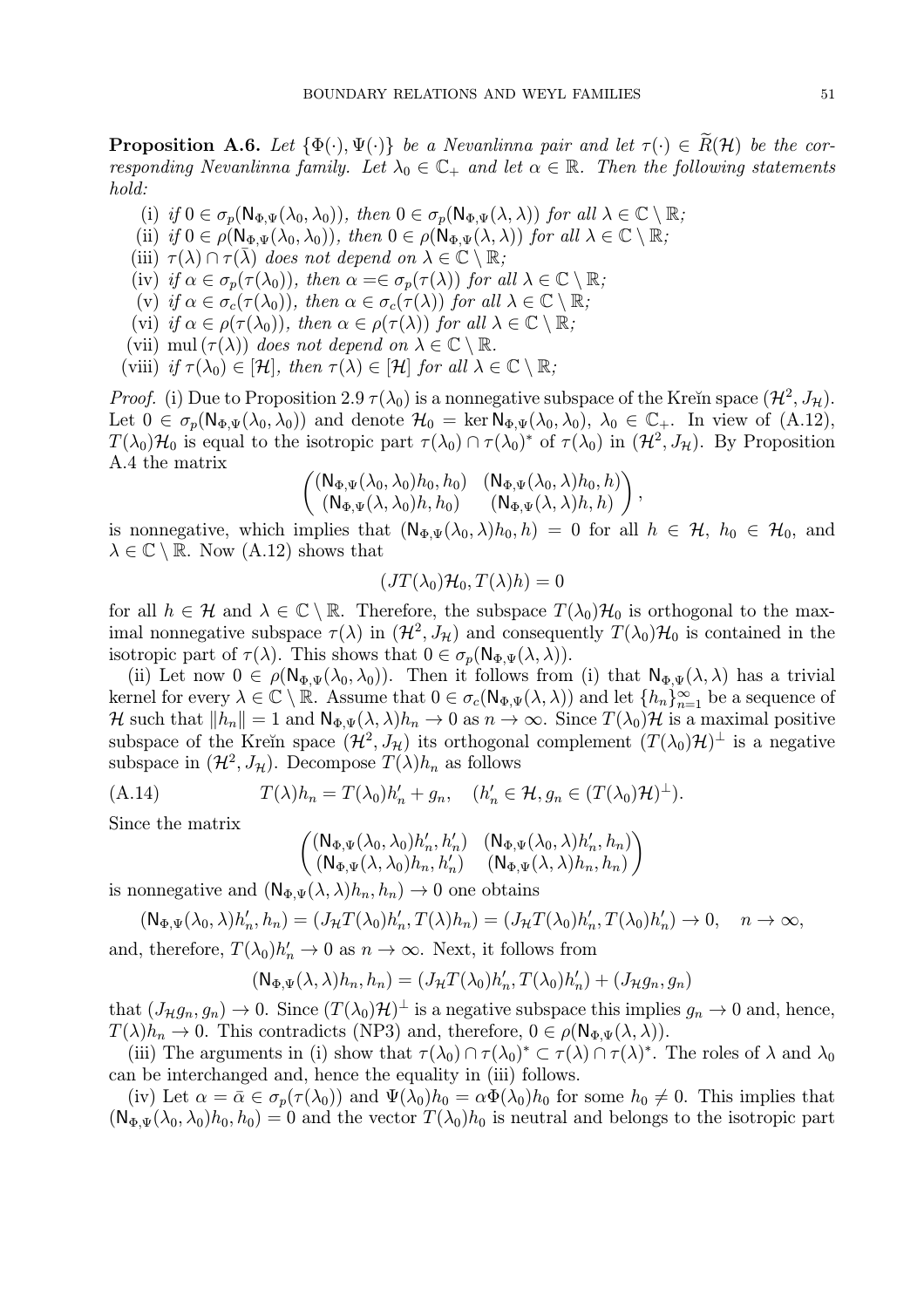**Proposition A.6.** *Let $\{\Phi(\cdot), \Psi(\cdot)\}$ be a Nevanlinna pair and let $\tau(\cdot) \in \widetilde{R}(\mathcal{H})$ be the corresponding Nevanlinna family. Let $\lambda_0 \in \mathbb{C}_+$ and let $\alpha \in \mathbb{R}$. Then the following statements hold:*

(i) *if $0 \in \sigma_p(\mathsf{N}_{\Phi,\Psi}(\lambda_0, \lambda_0))$, then $0 \in \sigma_p(\mathsf{N}_{\Phi,\Psi}(\lambda, \lambda))$ for all $\lambda \in \mathbb{C} \setminus \mathbb{R}$;*

(ii) *if $0 \in \rho(\mathsf{N}_{\Phi,\Psi}(\lambda_0, \lambda_0))$, then $0 \in \rho(\mathsf{N}_{\Phi,\Psi}(\lambda, \lambda))$ for all $\lambda \in \mathbb{C} \setminus \mathbb{R}$;*

(iii) *$\tau(\lambda) \cap \tau(\bar{\lambda})$ does not depend on $\lambda \in \mathbb{C} \setminus \mathbb{R}$;*

(iv) *if $\alpha \in \sigma_p(\tau(\lambda_0))$, then $\alpha = \in \sigma_p(\tau(\lambda))$ for all $\lambda \in \mathbb{C} \setminus \mathbb{R}$;*

(v) *if $\alpha \in \sigma_c(\tau(\lambda_0))$, then $\alpha \in \sigma_c(\tau(\lambda))$ for all $\lambda \in \mathbb{C} \setminus \mathbb{R}$;*

(vi) *if $\alpha \in \rho(\tau(\lambda_0))$, then $\alpha \in \rho(\tau(\lambda))$ for all $\lambda \in \mathbb{C} \setminus \mathbb{R}$;*

(vii) *$\operatorname{mul}(\tau(\lambda))$ does not depend on $\lambda \in \mathbb{C} \setminus \mathbb{R}$.*

(viii) *if $\tau(\lambda_0) \in [\mathcal{H}]$, then $\tau(\lambda) \in [\mathcal{H}]$ for all $\lambda \in \mathbb{C} \setminus \mathbb{R}$;*

*Proof.* (i) Due to Proposition 2.9 $\tau(\lambda_0)$ is a nonnegative subspace of the Kreĭn space $(\mathcal{H}^2, J_{\mathcal{H}})$. Let $0 \in \sigma_p(\mathsf{N}_{\Phi,\Psi}(\lambda_0, \lambda_0))$ and denote $\mathcal{H}_0 = \ker \mathsf{N}_{\Phi,\Psi}(\lambda_0, \lambda_0)$, $\lambda_0 \in \mathbb{C}_+$. In view of (A.12), $T(\lambda_0)\mathcal{H}_0$ is equal to the isotropic part $\tau(\lambda_0) \cap \tau(\lambda_0)^*$ of $\tau(\lambda_0)$ in $(\mathcal{H}^2, J_{\mathcal{H}})$. By Proposition A.4 the matrix

$$\begin{pmatrix} (\mathsf{N}_{\Phi,\Psi}(\lambda_0, \lambda_0)h_0, h_0) & (\mathsf{N}_{\Phi,\Psi}(\lambda_0, \lambda)h_0, h) \\ (\mathsf{N}_{\Phi,\Psi}(\lambda, \lambda_0)h, h_0) & (\mathsf{N}_{\Phi,\Psi}(\lambda, \lambda)h, h) \end{pmatrix},$$

is nonnegative, which implies that $(\mathsf{N}_{\Phi,\Psi}(\lambda_0, \lambda)h_0, h) = 0$ for all $h \in \mathcal{H}$, $h_0 \in \mathcal{H}_0$, and $\lambda \in \mathbb{C} \setminus \mathbb{R}$. Now (A.12) shows that

$$(JT(\lambda_0)\mathcal{H}_0, T(\lambda)h) = 0$$

for all $h \in \mathcal{H}$ and $\lambda \in \mathbb{C} \setminus \mathbb{R}$. Therefore, the subspace $T(\lambda_0)\mathcal{H}_0$ is orthogonal to the maximal nonnegative subspace $\tau(\lambda)$ in $(\mathcal{H}^2, J_{\mathcal{H}})$ and consequently $T(\lambda_0)\mathcal{H}_0$ is contained in the isotropic part of $\tau(\lambda)$. This shows that $0 \in \sigma_p(\mathsf{N}_{\Phi,\Psi}(\lambda, \lambda))$.

(ii) Let now $0 \in \rho(\mathsf{N}_{\Phi,\Psi}(\lambda_0, \lambda_0))$. Then it follows from (i) that $\mathsf{N}_{\Phi,\Psi}(\lambda, \lambda)$ has a trivial kernel for every $\lambda \in \mathbb{C} \setminus \mathbb{R}$. Assume that $0 \in \sigma_c(\mathsf{N}_{\Phi,\Psi}(\lambda, \lambda))$ and let $\{h_n\}_{n=1}^\infty$ be a sequence of $\mathcal{H}$ such that $\|h_n\| = 1$ and $\mathsf{N}_{\Phi,\Psi}(\lambda, \lambda)h_n \to 0$ as $n \to \infty$. Since $T(\lambda_0)\mathcal{H}$ is a maximal positive subspace of the Kreĭn space $(\mathcal{H}^2, J_{\mathcal{H}})$ its orthogonal complement $(T(\lambda_0)\mathcal{H})^\perp$ is a negative subspace in $(\mathcal{H}^2, J_{\mathcal{H}})$. Decompose $T(\lambda)h_n$ as follows

$$T(\lambda)h_n = T(\lambda_0)h_n' + g_n, \quad (h_n' \in \mathcal{H}, g_n \in (T(\lambda_0)\mathcal{H})^\perp). \tag{A.14}$$

Since the matrix

$$\begin{pmatrix} (\mathsf{N}_{\Phi,\Psi}(\lambda_0, \lambda_0)h_n', h_n') & (\mathsf{N}_{\Phi,\Psi}(\lambda_0, \lambda)h_n', h_n) \\ (\mathsf{N}_{\Phi,\Psi}(\lambda, \lambda_0)h_n, h_n') & (\mathsf{N}_{\Phi,\Psi}(\lambda, \lambda)h_n, h_n) \end{pmatrix}$$

is nonnegative and $(\mathsf{N}_{\Phi,\Psi}(\lambda, \lambda)h_n, h_n) \to 0$ one obtains

$$(\mathsf{N}_{\Phi,\Psi}(\lambda_0, \lambda)h_n', h_n) = (J_{\mathcal{H}}T(\lambda_0)h_n', T(\lambda)h_n) = (J_{\mathcal{H}}T(\lambda_0)h_n', T(\lambda_0)h_n') \to 0, \quad n \to \infty,$$

and, therefore, $T(\lambda_0)h_n' \to 0$ as $n \to \infty$. Next, it follows from

$$(\mathsf{N}_{\Phi,\Psi}(\lambda, \lambda)h_n, h_n) = (J_{\mathcal{H}}T(\lambda_0)h_n', T(\lambda_0)h_n') + (J_{\mathcal{H}}g_n, g_n)$$

that $(J_{\mathcal{H}}g_n, g_n) \to 0$. Since $(T(\lambda_0)\mathcal{H})^\perp$ is a negative subspace this implies $g_n \to 0$ and, hence, $T(\lambda)h_n \to 0$. This contradicts (NP3) and, therefore, $0 \in \rho(\mathsf{N}_{\Phi,\Psi}(\lambda, \lambda))$.

(iii) The arguments in (i) show that $\tau(\lambda_0) \cap \tau(\lambda_0)^* \subset \tau(\lambda) \cap \tau(\lambda)^*$. The roles of $\lambda$ and $\lambda_0$ can be interchanged and, hence the equality in (iii) follows.

(iv) Let $\alpha = \bar{\alpha} \in \sigma_p(\tau(\lambda_0))$ and $\Psi(\lambda_0)h_0 = \alpha\Phi(\lambda_0)h_0$ for some $h_0 \neq 0$. This implies that $(\mathsf{N}_{\Phi,\Psi}(\lambda_0, \lambda_0)h_0, h_0) = 0$ and the vector $T(\lambda_0)h_0$ is neutral and belongs to the isotropic part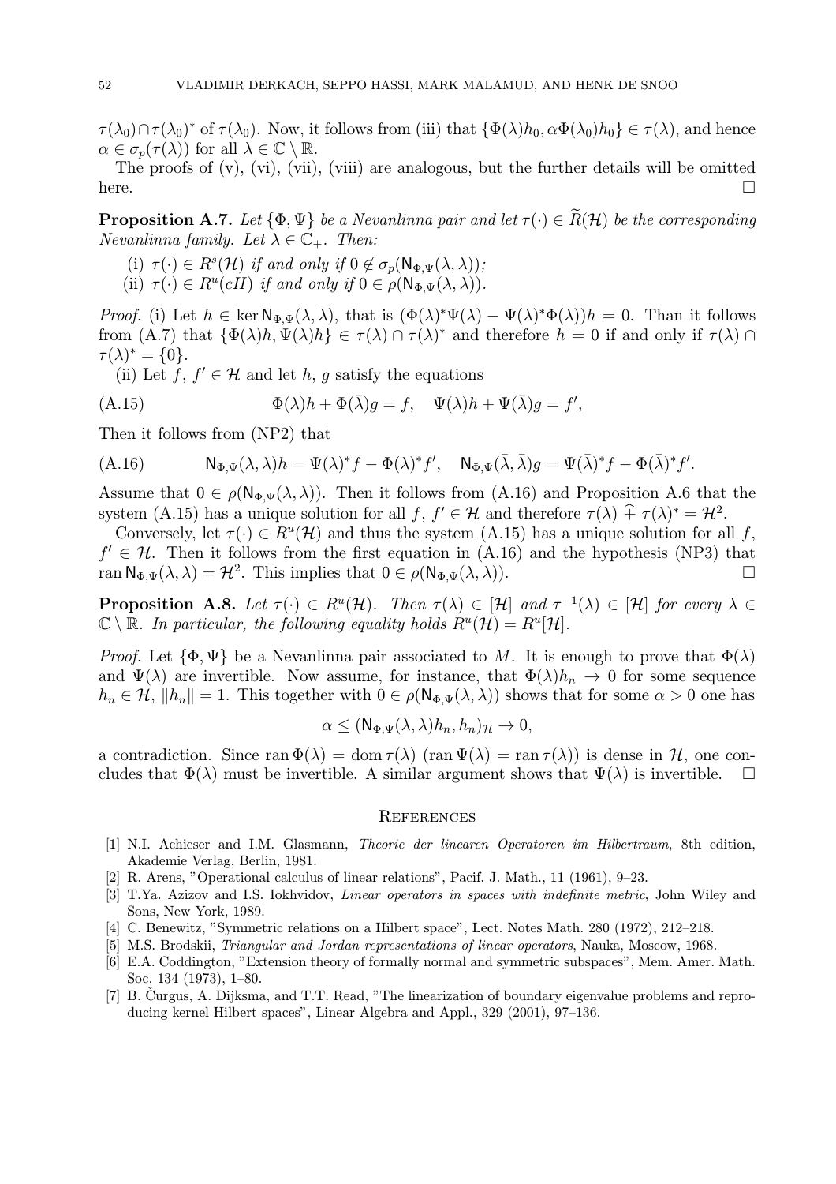$\tau(\lambda_0) \cap \tau(\lambda_0)^*$ of $\tau(\lambda_0)$. Now, it follows from (iii) that $\{\Phi(\lambda)h_0, \alpha\Phi(\lambda_0)h_0\} \in \tau(\lambda)$, and hence $\alpha \in \sigma_p(\tau(\lambda))$ for all $\lambda \in \mathbb{C} \setminus \mathbb{R}$.

The proofs of (v), (vi), (vii), (viii) are analogous, but the further details will be omitted here. $\square$

**Proposition A.7.** *Let $\{\Phi, \Psi\}$ be a Nevanlinna pair and let $\tau(\cdot) \in \widetilde{R}(\mathcal{H})$ be the corresponding Nevanlinna family. Let $\lambda \in \mathbb{C}_+$. Then:*

(i) *$\tau(\cdot) \in R^s(\mathcal{H})$ if and only if $0 \notin \sigma_p(\mathsf{N}_{\Phi,\Psi}(\lambda, \lambda))$;*

(ii) *$\tau(\cdot) \in R^u(cH)$ if and only if $0 \in \rho(\mathsf{N}_{\Phi,\Psi}(\lambda, \lambda))$.*

*Proof.* (i) Let $h \in \ker \mathsf{N}_{\Phi,\Psi}(\lambda, \lambda)$, that is $(\Phi(\lambda)^*\Psi(\lambda) - \Psi(\lambda)^*\Phi(\lambda))h = 0$. Than it follows from (A.7) that $\{\Phi(\lambda)h, \Psi(\lambda)h\} \in \tau(\lambda) \cap \tau(\lambda)^*$ and therefore $h = 0$ if and only if $\tau(\lambda) \cap \tau(\lambda)^* = \{0\}$.

(ii) Let $f$, $f' \in \mathcal{H}$ and let $h$, $g$ satisfy the equations

$$\Phi(\lambda)h + \Phi(\bar{\lambda})g = f, \quad \Psi(\lambda)h + \Psi(\bar{\lambda})g = f', \tag{A.15}$$

Then it follows from (NP2) that

$$\mathsf{N}_{\Phi,\Psi}(\lambda, \lambda)h = \Psi(\lambda)^*f - \Phi(\lambda)^*f', \quad \mathsf{N}_{\Phi,\Psi}(\bar{\lambda}, \bar{\lambda})g = \Psi(\bar{\lambda})^*f - \Phi(\bar{\lambda})^*f'. \tag{A.16}$$

Assume that $0 \in \rho(\mathsf{N}_{\Phi,\Psi}(\lambda, \lambda))$. Then it follows from (A.16) and Proposition A.6 that the system (A.15) has a unique solution for all $f$, $f' \in \mathcal{H}$ and therefore $\tau(\lambda) \widehat{+} \tau(\lambda)^* = \mathcal{H}^2$.

Conversely, let $\tau(\cdot) \in R^u(\mathcal{H})$ and thus the system (A.15) has a unique solution for all $f$, $f' \in \mathcal{H}$. Then it follows from the first equation in (A.16) and the hypothesis (NP3) that $\operatorname{ran} \mathsf{N}_{\Phi,\Psi}(\lambda, \lambda) = \mathcal{H}^2$. This implies that $0 \in \rho(\mathsf{N}_{\Phi,\Psi}(\lambda, \lambda))$. $\square$

**Proposition A.8.** *Let $\tau(\cdot) \in R^u(\mathcal{H})$. Then $\tau(\lambda) \in [\mathcal{H}]$ and $\tau^{-1}(\lambda) \in [\mathcal{H}]$ for every $\lambda \in \mathbb{C} \setminus \mathbb{R}$. In particular, the following equality holds $R^u(\mathcal{H}) = R^u[\mathcal{H}]$.*

*Proof.* Let $\{\Phi, \Psi\}$ be a Nevanlinna pair associated to $M$. It is enough to prove that $\Phi(\lambda)$ and $\Psi(\lambda)$ are invertible. Now assume, for instance, that $\Phi(\lambda)h_n \to 0$ for some sequence $h_n \in \mathcal{H}$, $\|h_n\| = 1$. This together with $0 \in \rho(\mathsf{N}_{\Phi,\Psi}(\lambda, \lambda))$ shows that for some $\alpha > 0$ one has

$$\alpha \leq (\mathsf{N}_{\Phi,\Psi}(\lambda, \lambda)h_n, h_n)_{\mathcal{H}} \to 0,$$

a contradiction. Since $\operatorname{ran} \Phi(\lambda) = \operatorname{dom} \tau(\lambda)$ ($\operatorname{ran} \Psi(\lambda) = \operatorname{ran} \tau(\lambda)$) is dense in $\mathcal{H}$, one concludes that $\Phi(\lambda)$ must be invertible. A similar argument shows that $\Psi(\lambda)$ is invertible. $\square$

## References

[1] N.I. Achieser and I.M. Glasmann, *Theorie der linearen Operatoren im Hilbertraum*, 8th edition, Akademie Verlag, Berlin, 1981.

[2] R. Arens, "Operational calculus of linear relations", Pacif. J. Math., 11 (1961), 9–23.

[3] T.Ya. Azizov and I.S. Iokhvidov, *Linear operators in spaces with indefinite metric*, John Wiley and Sons, New York, 1989.

[4] C. Benewitz, "Symmetric relations on a Hilbert space", Lect. Notes Math. 280 (1972), 212–218.

[5] M.S. Brodskii, *Triangular and Jordan representations of linear operators*, Nauka, Moscow, 1968.

[6] E.A. Coddington, "Extension theory of formally normal and symmetric subspaces", Mem. Amer. Math. Soc. 134 (1973), 1–80.

[7] B. Ćurgus, A. Dijksma, and T.T. Read, "The linearization of boundary eigenvalue problems and reproducing kernel Hilbert spaces", Linear Algebra and Appl., 329 (2001), 97–136.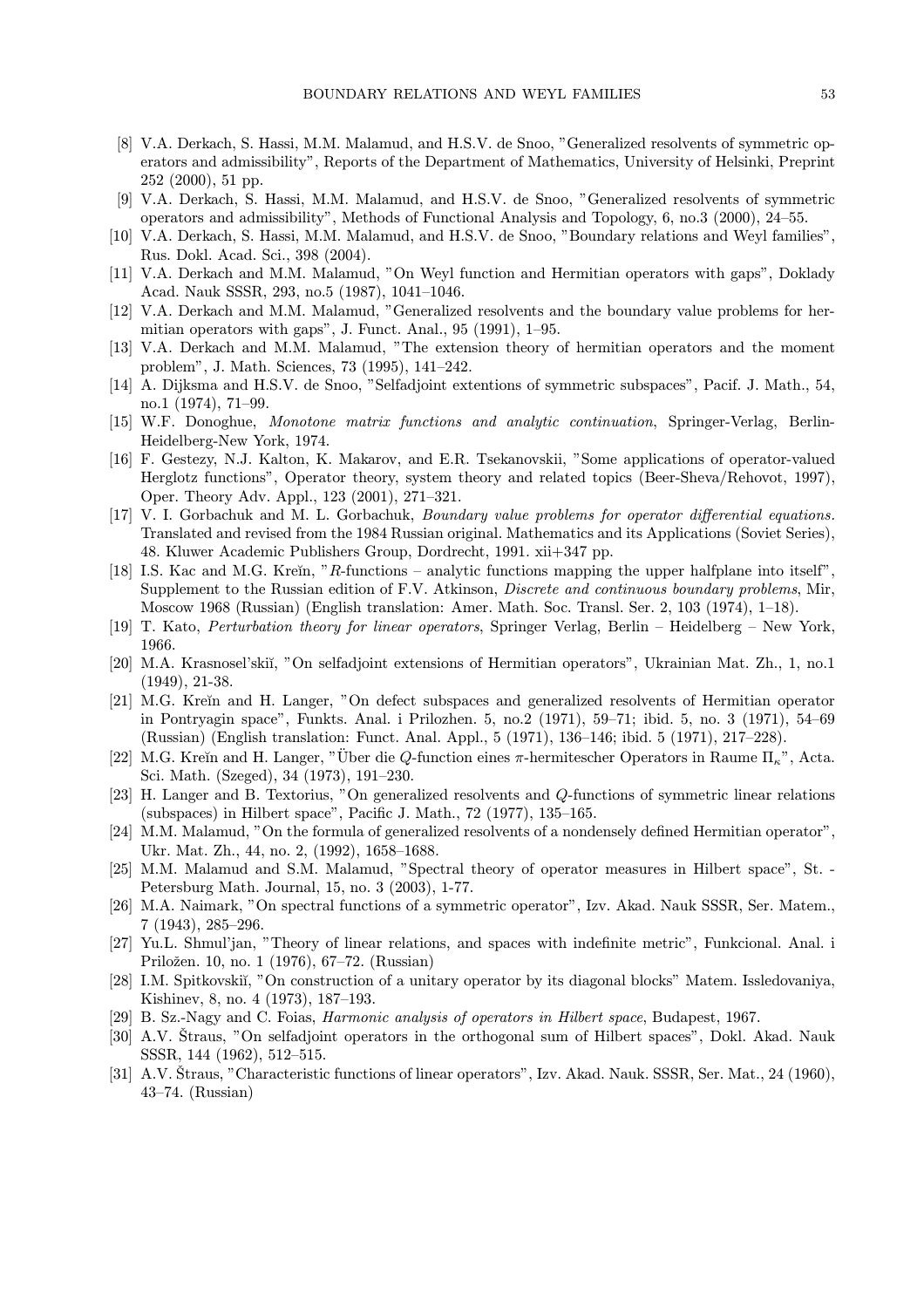[8] V.A. Derkach, S. Hassi, M.M. Malamud, and H.S.V. de Snoo, "Generalized resolvents of symmetric operators and admissibility", Reports of the Department of Mathematics, University of Helsinki, Preprint 252 (2000), 51 pp.

[9] V.A. Derkach, S. Hassi, M.M. Malamud, and H.S.V. de Snoo, "Generalized resolvents of symmetric operators and admissibility", Methods of Functional Analysis and Topology, 6, no.3 (2000), 24–55.

[10] V.A. Derkach, S. Hassi, M.M. Malamud, and H.S.V. de Snoo, "Boundary relations and Weyl families", Rus. Dokl. Acad. Sci., 398 (2004).

[11] V.A. Derkach and M.M. Malamud, "On Weyl function and Hermitian operators with gaps", Doklady Acad. Nauk SSSR, 293, no.5 (1987), 1041–1046.

[12] V.A. Derkach and M.M. Malamud, "Generalized resolvents and the boundary value problems for hermitian operators with gaps", J. Funct. Anal., 95 (1991), 1–95.

[13] V.A. Derkach and M.M. Malamud, "The extension theory of hermitian operators and the moment problem", J. Math. Sciences, 73 (1995), 141–242.

[14] A. Dijksma and H.S.V. de Snoo, "Selfadjoint extentions of symmetric subspaces", Pacif. J. Math., 54, no.1 (1974), 71–99.

[15] W.F. Donoghue, *Monotone matrix functions and analytic continuation*, Springer-Verlag, Berlin-Heidelberg-New York, 1974.

[16] F. Gestezy, N.J. Kalton, K. Makarov, and E.R. Tsekanovskii, "Some applications of operator-valued Herglotz functions", Operator theory, system theory and related topics (Beer-Sheva/Rehovot, 1997), Oper. Theory Adv. Appl., 123 (2001), 271–321.

[17] V. I. Gorbachuk and M. L. Gorbachuk, *Boundary value problems for operator differential equations.* Translated and revised from the 1984 Russian original. Mathematics and its Applications (Soviet Series), 48. Kluwer Academic Publishers Group, Dordrecht, 1991. xii+347 pp.

[18] I.S. Kac and M.G. Kreĭn, "$R$-functions – analytic functions mapping the upper halfplane into itself", Supplement to the Russian edition of F.V. Atkinson, *Discrete and continuous boundary problems*, Mir, Moscow 1968 (Russian) (English translation: Amer. Math. Soc. Transl. Ser. 2, 103 (1974), 1–18).

[19] T. Kato, *Perturbation theory for linear operators*, Springer Verlag, Berlin – Heidelberg – New York, 1966.

[20] M.A. Krasnosel'skiĭ, "On selfadjoint extensions of Hermitian operators", Ukrainian Mat. Zh., 1, no.1 (1949), 21-38.

[21] M.G. Kreĭn and H. Langer, "On defect subspaces and generalized resolvents of Hermitian operator in Pontryagin space", Funkts. Anal. i Prilozhen. 5, no.2 (1971), 59–71; ibid. 5, no. 3 (1971), 54–69 (Russian) (English translation: Funct. Anal. Appl., 5 (1971), 136–146; ibid. 5 (1971), 217–228).

[22] M.G. Kreĭn and H. Langer, "Über die $Q$-function eines $\pi$-hermitescher Operators in Raume $\Pi_\kappa$", Acta. Sci. Math. (Szeged), 34 (1973), 191–230.

[23] H. Langer and B. Textorius, "On generalized resolvents and $Q$-functions of symmetric linear relations (subspaces) in Hilbert space", Pacific J. Math., 72 (1977), 135–165.

[24] M.M. Malamud, "On the formula of generalized resolvents of a nondensely defined Hermitian operator", Ukr. Mat. Zh., 44, no. 2, (1992), 1658–1688.

[25] M.M. Malamud and S.M. Malamud, "Spectral theory of operator measures in Hilbert space", St. - Petersburg Math. Journal, 15, no. 3 (2003), 1-77.

[26] M.A. Naimark, "On spectral functions of a symmetric operator", Izv. Akad. Nauk SSSR, Ser. Matem., 7 (1943), 285–296.

[27] Yu.L. Shmul'jan, "Theory of linear relations, and spaces with indefinite metric", Funkcional. Anal. i Priložen. 10, no. 1 (1976), 67–72. (Russian)

[28] I.M. Spitkovskiĭ, "On construction of a unitary operator by its diagonal blocks" Matem. Issledovaniya, Kishinev, 8, no. 4 (1973), 187–193.

[29] B. Sz.-Nagy and C. Foias, *Harmonic analysis of operators in Hilbert space*, Budapest, 1967.

[30] A.V. Štraus, "On selfadjoint operators in the orthogonal sum of Hilbert spaces", Dokl. Akad. Nauk SSSR, 144 (1962), 512–515.

[31] A.V. Štraus, "Characteristic functions of linear operators", Izv. Akad. Nauk. SSSR, Ser. Mat., 24 (1960), 43–74. (Russian)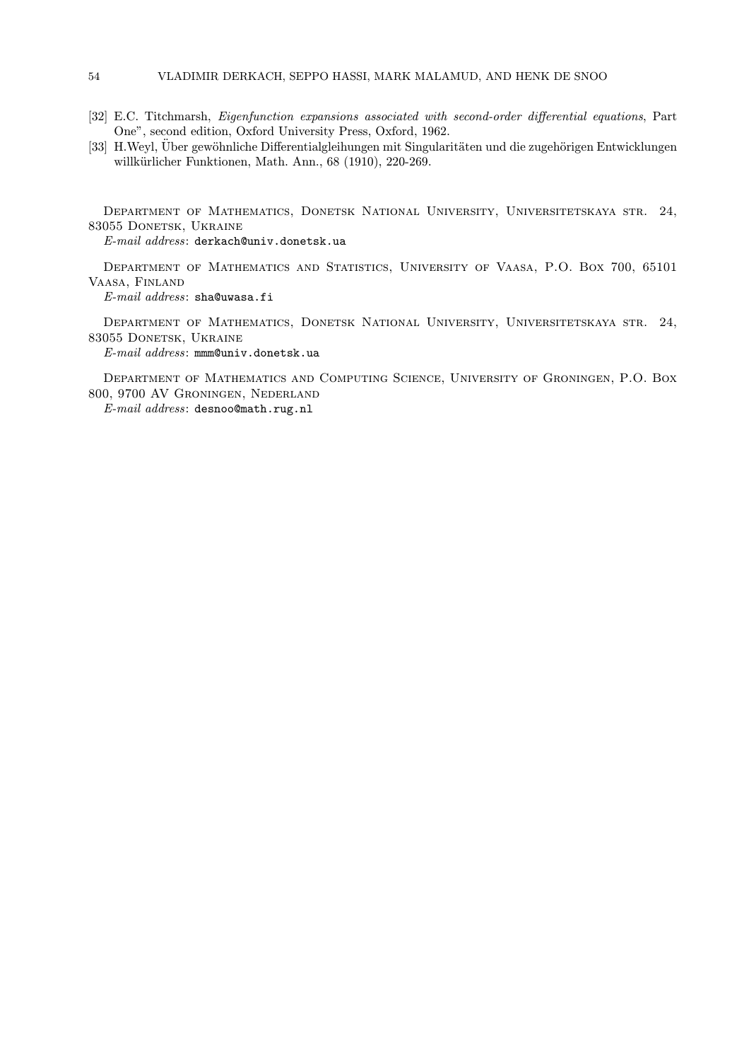[32] E.C. Titchmarsh, *Eigenfunction expansions associated with second-order differential equations*, Part One", second edition, Oxford University Press, Oxford, 1962.

[33] H.Weyl, Über gewöhnliche Differentialgleihungen mit Singularitäten und die zugehörigen Entwicklungen willkürlicher Funktionen, Math. Ann., 68 (1910), 220-269.

Department of Mathematics, Donetsk National University, Universitetskaya str. 24, 83055 Donetsk, Ukraine

*E-mail address*: derkach@univ.donetsk.ua

Department of Mathematics and Statistics, University of Vaasa, P.O. Box 700, 65101 Vaasa, Finland

*E-mail address*: sha@uwasa.fi

Department of Mathematics, Donetsk National University, Universitetskaya str. 24, 83055 Donetsk, Ukraine

*E-mail address*: mmm@univ.donetsk.ua

Department of Mathematics and Computing Science, University of Groningen, P.O. Box 800, 9700 AV Groningen, Nederland

*E-mail address*: desnoo@math.rug.nl